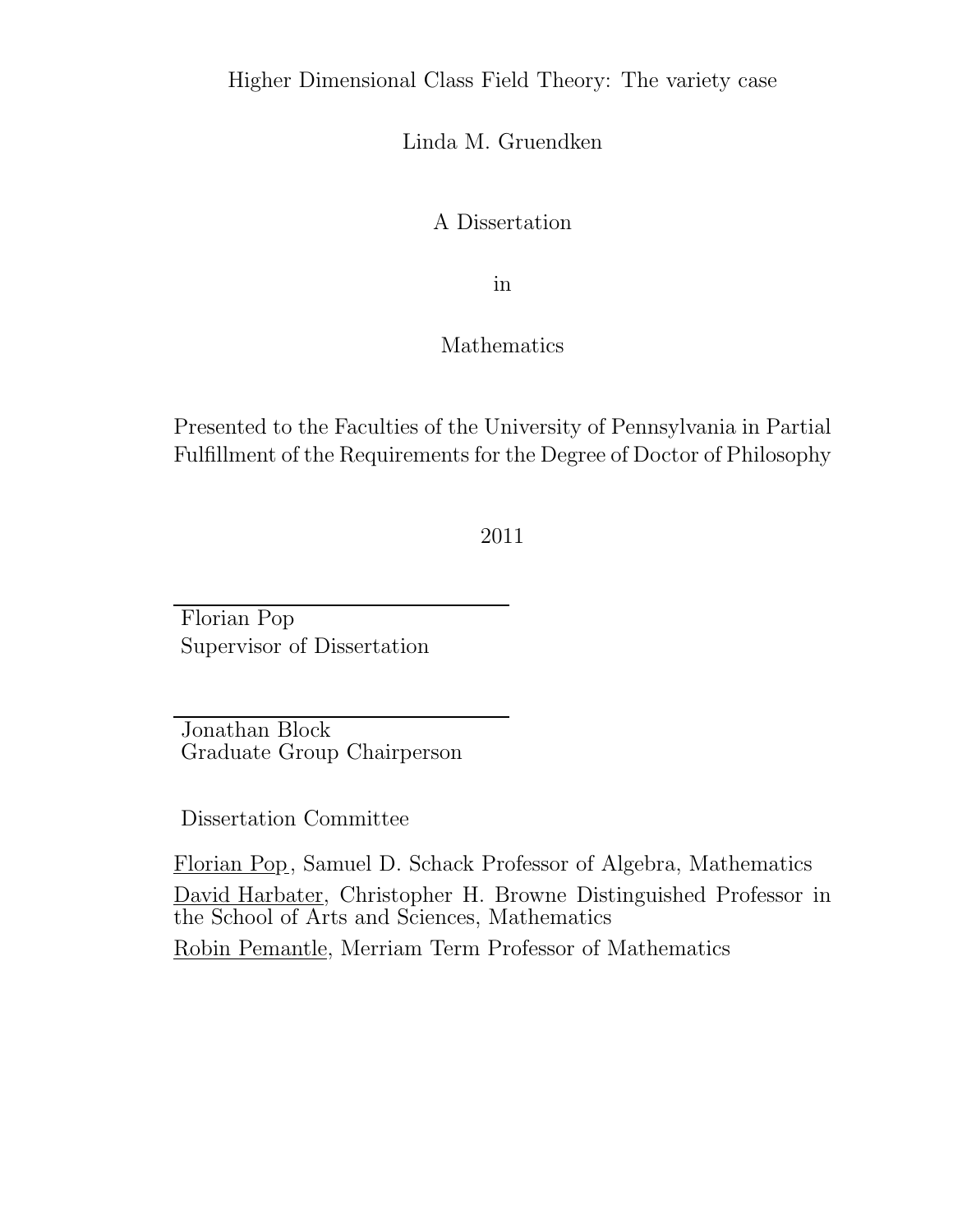# Higher Dimensional Class Field Theory: The variety case

Linda M. Gruendken

A Dissertation

in

Mathematics

Presented to the Faculties of the University of Pennsylvania in Partial Fulfillment of the Requirements for the Degree of Doctor of Philosophy

2011

Florian Pop
Supervisor of Dissertation

Jonathan Block
Graduate Group Chairperson

Dissertation Committee

Florian Pop, Samuel D. Schack Professor of Algebra, Mathematics

David Harbater, Christopher H. Browne Distinguished Professor in the School of Arts and Sciences, Mathematics

Robin Pemantle, Merriam Term Professor of Mathematics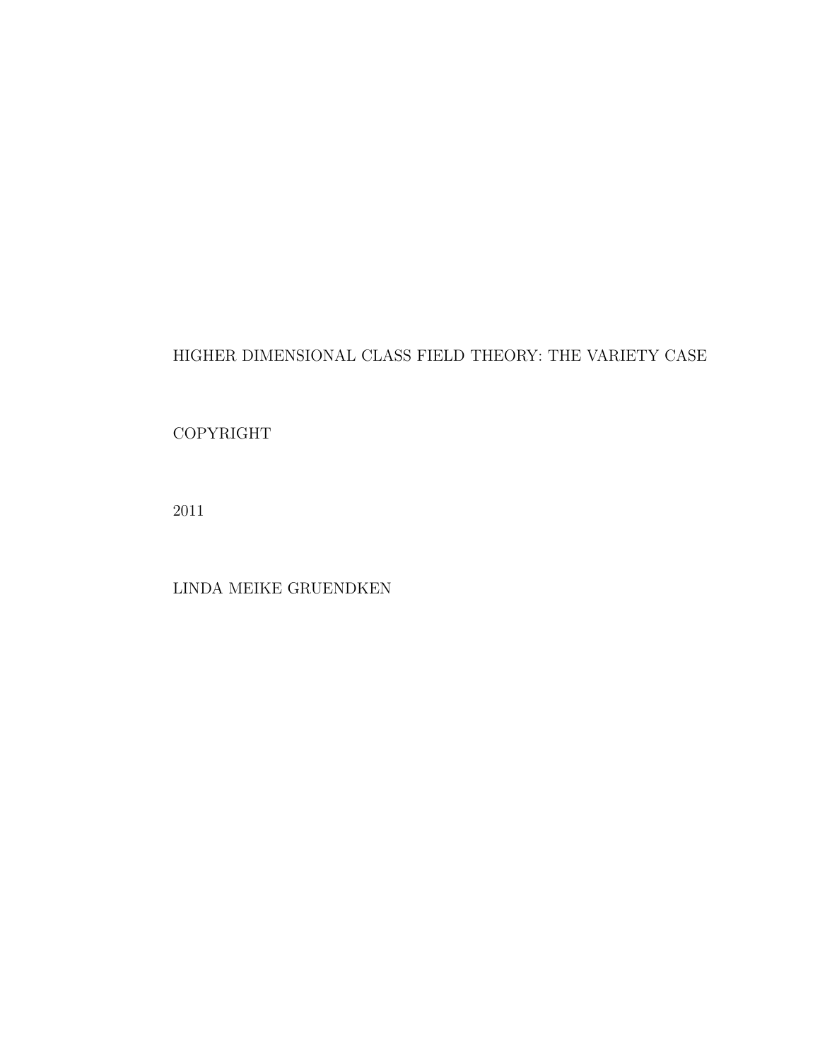HIGHER DIMENSIONAL CLASS FIELD THEORY: THE VARIETY CASE

COPYRIGHT

2011

LINDA MEIKE GRUENDKEN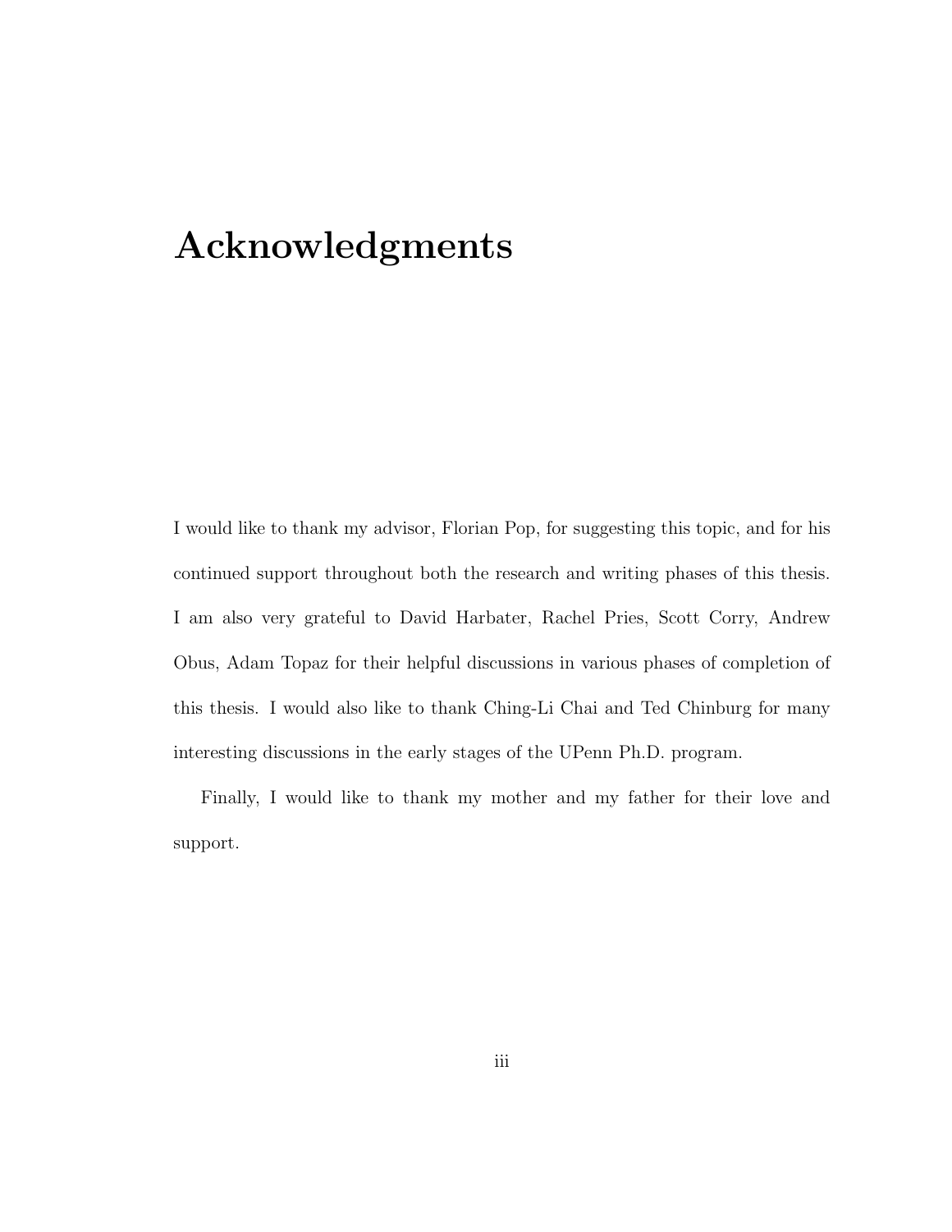# Acknowledgments

I would like to thank my advisor, Florian Pop, for suggesting this topic, and for his continued support throughout both the research and writing phases of this thesis. I am also very grateful to David Harbater, Rachel Pries, Scott Corry, Andrew Obus, Adam Topaz for their helpful discussions in various phases of completion of this thesis. I would also like to thank Ching-Li Chai and Ted Chinburg for many interesting discussions in the early stages of the UPenn Ph.D. program.

Finally, I would like to thank my mother and my father for their love and support.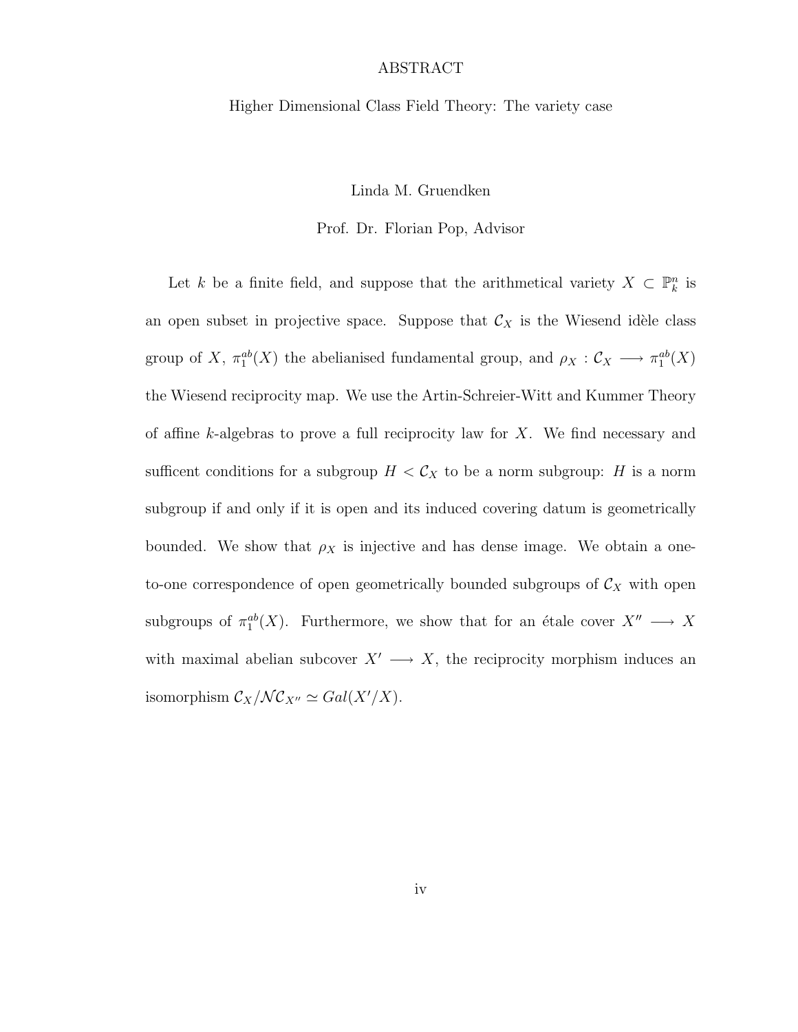# ABSTRACT

Higher Dimensional Class Field Theory: The variety case

Linda M. Gruendken

Prof. Dr. Florian Pop, Advisor

Let $k$ be a finite field, and suppose that the arithmetical variety $X \subset \mathbb{P}_k^n$ is an open subset in projective space. Suppose that $\mathcal{C}_X$ is the Wiesend idèle class group of $X$, $\pi_1^{ab}(X)$ the abelianised fundamental group, and $\rho_X : \mathcal{C}_X \longrightarrow \pi_1^{ab}(X)$ the Wiesend reciprocity map. We use the Artin-Schreier-Witt and Kummer Theory of affine $k$-algebras to prove a full reciprocity law for $X$. We find necessary and sufficent conditions for a subgroup $H < \mathcal{C}_X$ to be a norm subgroup: $H$ is a norm subgroup if and only if it is open and its induced covering datum is geometrically bounded. We show that $\rho_X$ is injective and has dense image. We obtain a one-to-one correspondence of open geometrically bounded subgroups of $\mathcal{C}_X$ with open subgroups of $\pi_1^{ab}(X)$. Furthermore, we show that for an étale cover $X'' \longrightarrow X$ with maximal abelian subcover $X' \longrightarrow X$, the reciprocity morphism induces an isomorphism $\mathcal{C}_X/\mathcal{N}\mathcal{C}_{X''} \simeq Gal(X'/X)$.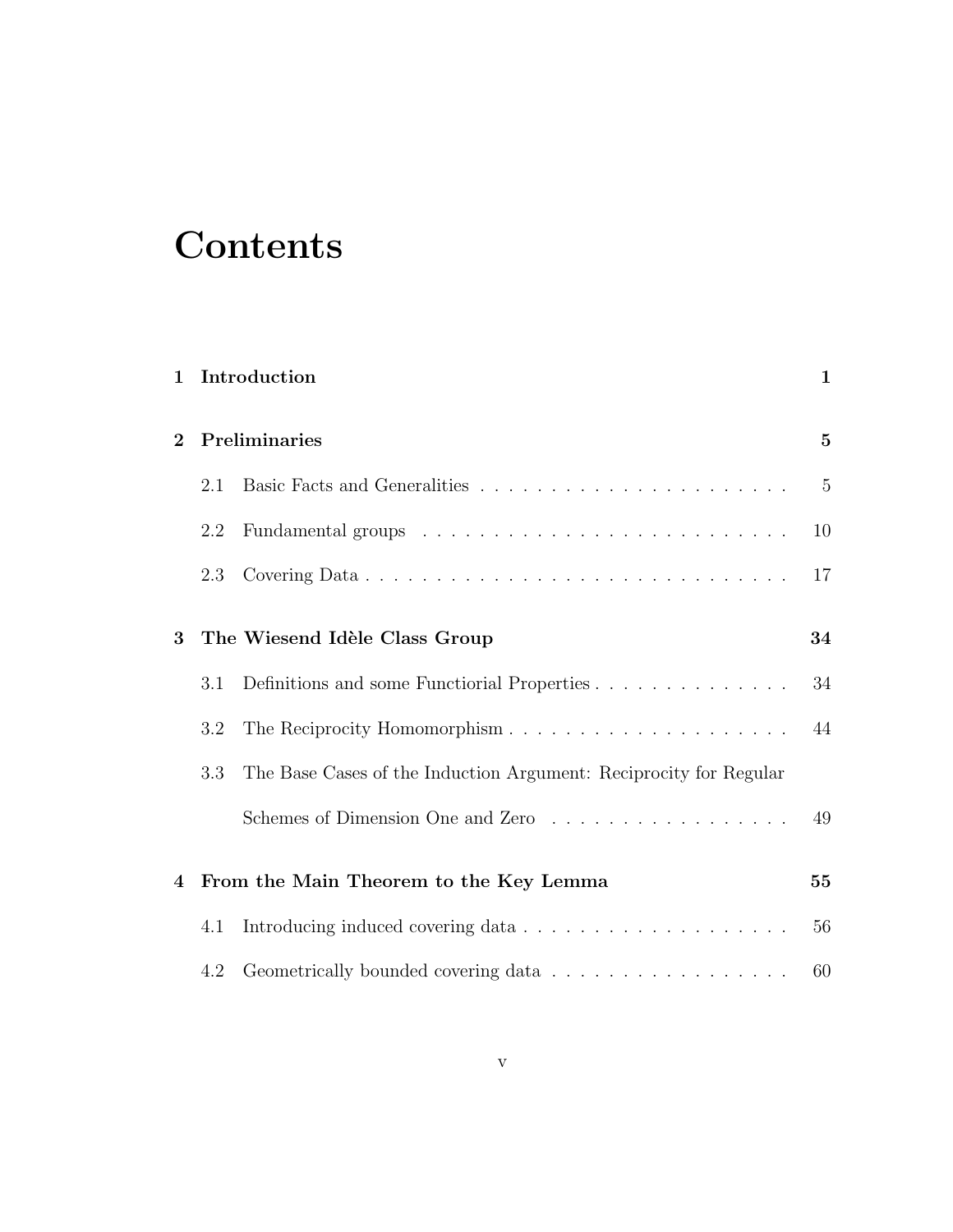# Contents

| | | |
|---|---|---|
| **1** | **Introduction** | **1** |
| **2** | **Preliminaries** | **5** |
| 2.1 | Basic Facts and Generalities | 5 |
| 2.2 | Fundamental groups | 10 |
| 2.3 | Covering Data | 17 |
| **3** | **The Wiesend Idèle Class Group** | **34** |
| 3.1 | Definitions and some Functiorial Properties | 34 |
| 3.2 | The Reciprocity Homomorphism | 44 |
| 3.3 | The Base Cases of the Induction Argument: Reciprocity for Regular Schemes of Dimension One and Zero | 49 |
| **4** | **From the Main Theorem to the Key Lemma** | **55** |
| 4.1 | Introducing induced covering data | 56 |
| 4.2 | Geometrically bounded covering data | 60 |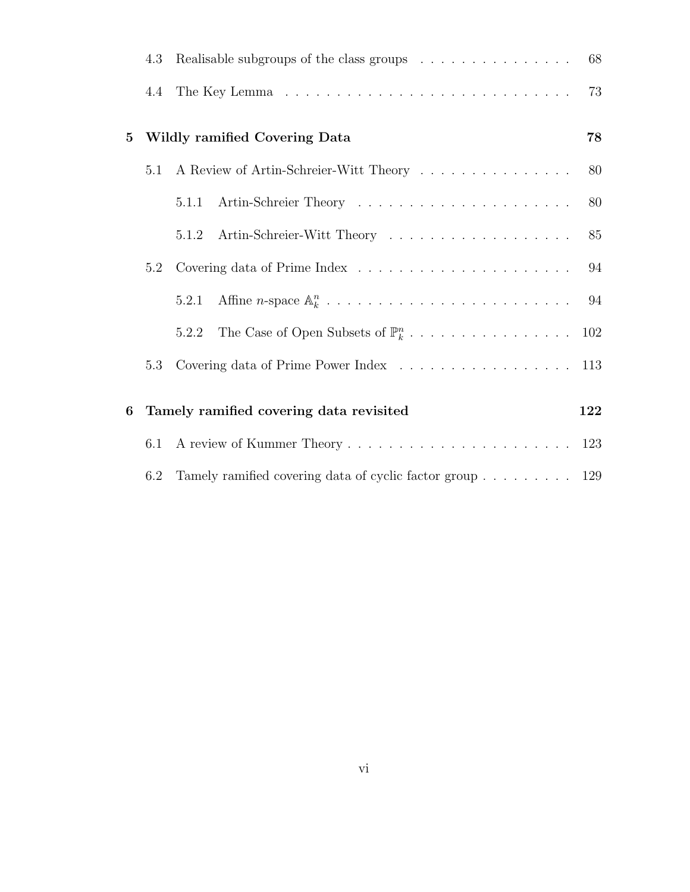4.3 Realisable subgroups of the class groups . . . . . . . . . . . . . . . . 68

4.4 The Key Lemma . . . . . . . . . . . . . . . . . . . . . . . . . . . . . 73

**5 Wildly ramified Covering Data** **78**

5.1 A Review of Artin-Schreier-Witt Theory . . . . . . . . . . . . . . . . 80

5.1.1 Artin-Schreier Theory . . . . . . . . . . . . . . . . . . . . . . 80

5.1.2 Artin-Schreier-Witt Theory . . . . . . . . . . . . . . . . . . . 85

5.2 Covering data of Prime Index . . . . . . . . . . . . . . . . . . . . . . 94

5.2.1 Affine $n$-space $\mathbb{A}_k^n$ . . . . . . . . . . . . . . . . . . . . . . . . . . 94

5.2.2 The Case of Open Subsets of $\mathbb{P}_k^n$ . . . . . . . . . . . . . . . . . 102

5.3 Covering data of Prime Power Index . . . . . . . . . . . . . . . . . . 113

**6 Tamely ramified covering data revisited** **122**

6.1 A review of Kummer Theory . . . . . . . . . . . . . . . . . . . . . . . 123

6.2 Tamely ramified covering data of cyclic factor group . . . . . . . . . 129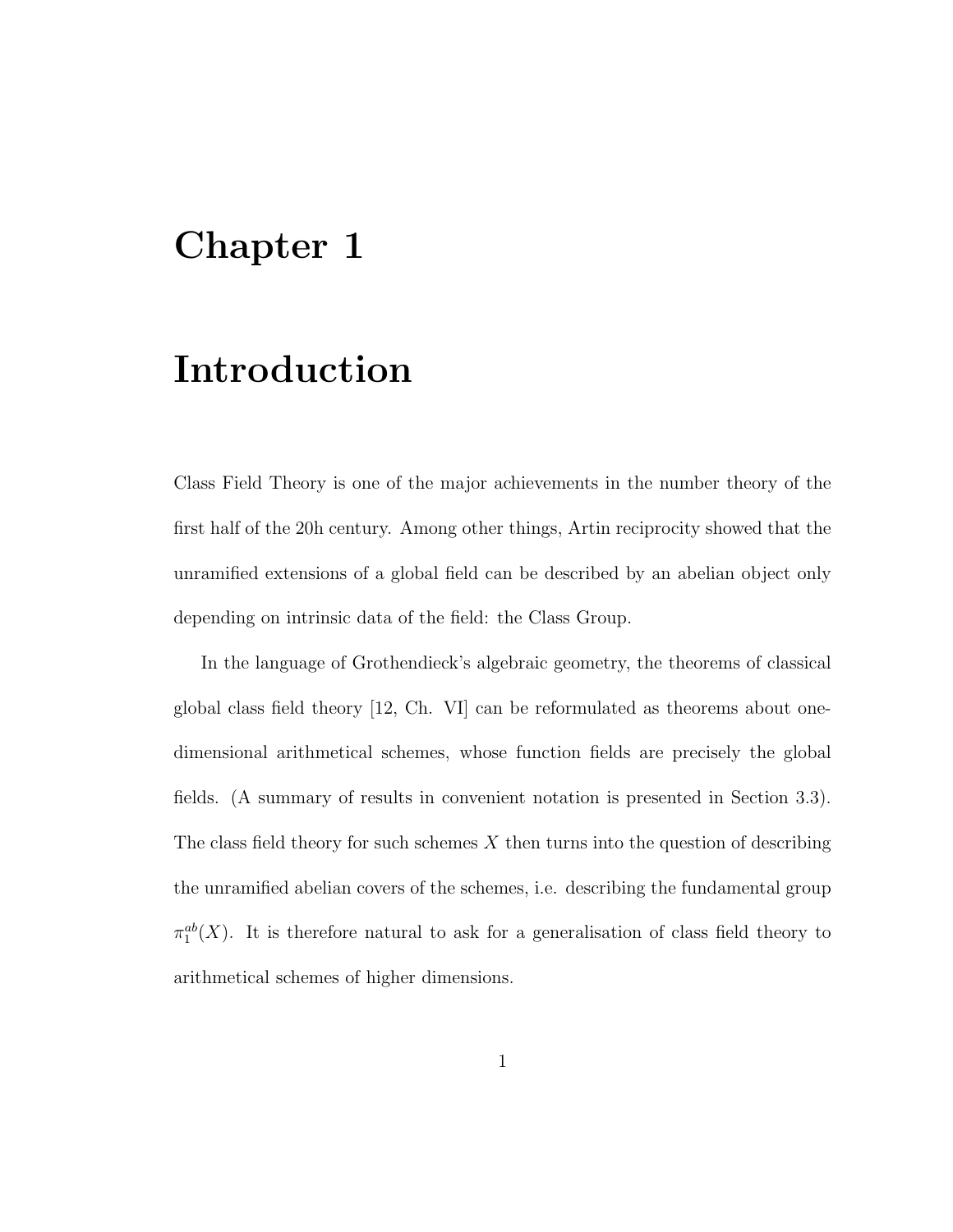# Chapter 1

# Introduction

Class Field Theory is one of the major achievements in the number theory of the first half of the 20h century. Among other things, Artin reciprocity showed that the unramified extensions of a global field can be described by an abelian object only depending on intrinsic data of the field: the Class Group.

In the language of Grothendieck's algebraic geometry, the theorems of classical global class field theory [12, Ch. VI] can be reformulated as theorems about one-dimensional arithmetical schemes, whose function fields are precisely the global fields. (A summary of results in convenient notation is presented in Section 3.3). The class field theory for such schemes $X$ then turns into the question of describing the unramified abelian covers of the schemes, i.e. describing the fundamental group $\pi_1^{ab}(X)$. It is therefore natural to ask for a generalisation of class field theory to arithmetical schemes of higher dimensions.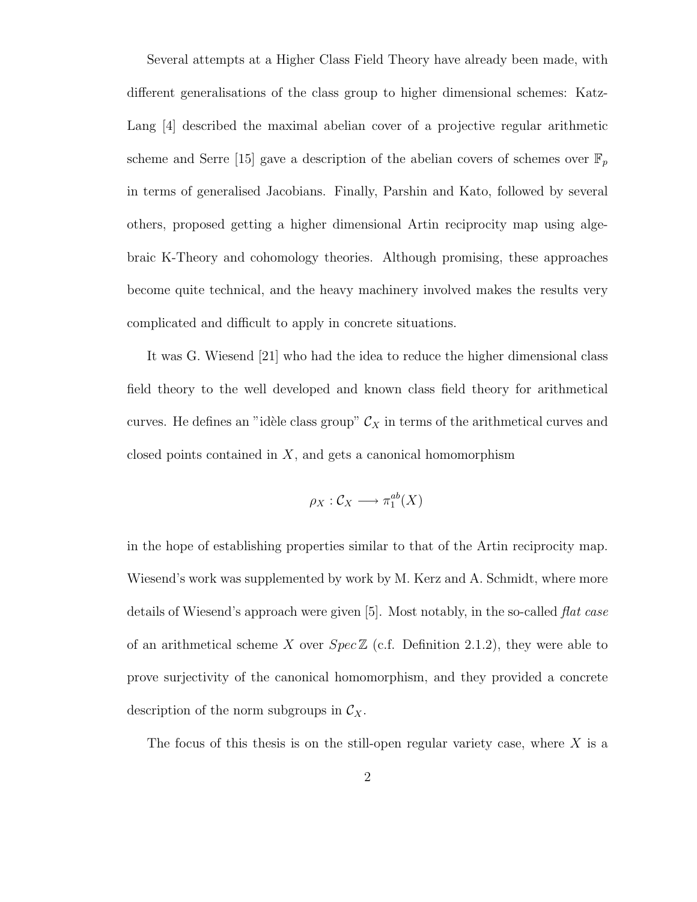Several attempts at a Higher Class Field Theory have already been made, with different generalisations of the class group to higher dimensional schemes: Katz-Lang [4] described the maximal abelian cover of a projective regular arithmetic scheme and Serre [15] gave a description of the abelian covers of schemes over $\mathbb{F}_p$ in terms of generalised Jacobians. Finally, Parshin and Kato, followed by several others, proposed getting a higher dimensional Artin reciprocity map using algebraic K-Theory and cohomology theories. Although promising, these approaches become quite technical, and the heavy machinery involved makes the results very complicated and difficult to apply in concrete situations.

It was G. Wiesend [21] who had the idea to reduce the higher dimensional class field theory to the well developed and known class field theory for arithmetical curves. He defines an "idèle class group" $\mathcal{C}_X$ in terms of the arithmetical curves and closed points contained in $X$, and gets a canonical homomorphism

$$\rho_X : \mathcal{C}_X \longrightarrow \pi_1^{ab}(X)$$

in the hope of establishing properties similar to that of the Artin reciprocity map. Wiesend's work was supplemented by work by M. Kerz and A. Schmidt, where more details of Wiesend's approach were given [5]. Most notably, in the so-called *flat case* of an arithmetical scheme $X$ over $Spec\,\mathbb{Z}$ (c.f. Definition 2.1.2), they were able to prove surjectivity of the canonical homomorphism, and they provided a concrete description of the norm subgroups in $\mathcal{C}_X$.

The focus of this thesis is on the still-open regular variety case, where $X$ is a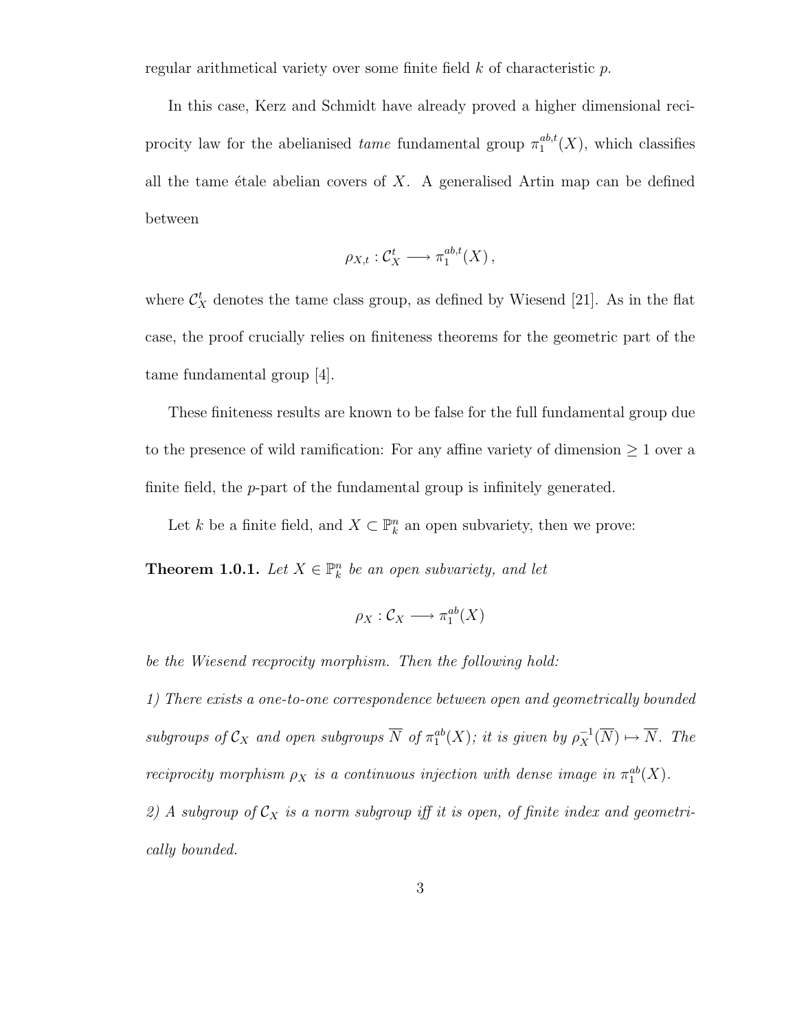regular arithmetical variety over some finite field $k$ of characteristic $p$.

In this case, Kerz and Schmidt have already proved a higher dimensional reciprocity law for the abelianised *tame* fundamental group $\pi_1^{ab,t}(X)$, which classifies all the tame étale abelian covers of $X$. A generalised Artin map can be defined between

$$\rho_{X,t} : \mathcal{C}_X^t \longrightarrow \pi_1^{ab,t}(X)\,,$$

where $\mathcal{C}_X^t$ denotes the tame class group, as defined by Wiesend [21]. As in the flat case, the proof crucially relies on finiteness theorems for the geometric part of the tame fundamental group [4].

These finiteness results are known to be false for the full fundamental group due to the presence of wild ramification: For any affine variety of dimension $\geq 1$ over a finite field, the $p$-part of the fundamental group is infinitely generated.

Let $k$ be a finite field, and $X \subset \mathbb{P}_k^n$ an open subvariety, then we prove:

**Theorem 1.0.1.** *Let $X \in \mathbb{P}_k^n$ be an open subvariety, and let*

$$\rho_X : \mathcal{C}_X \longrightarrow \pi_1^{ab}(X)$$

*be the Wiesend recprocity morphism. Then the following hold:*

*1) There exists a one-to-one correspondence between open and geometrically bounded subgroups of $\mathcal{C}_X$ and open subgroups $\overline{N}$ of $\pi_1^{ab}(X)$; it is given by $\rho_X^{-1}(\overline{N}) \mapsto \overline{N}$. The reciprocity morphism $\rho_X$ is a continuous injection with dense image in $\pi_1^{ab}(X)$.*

*2) A subgroup of $\mathcal{C}_X$ is a norm subgroup iff it is open, of finite index and geometrically bounded.*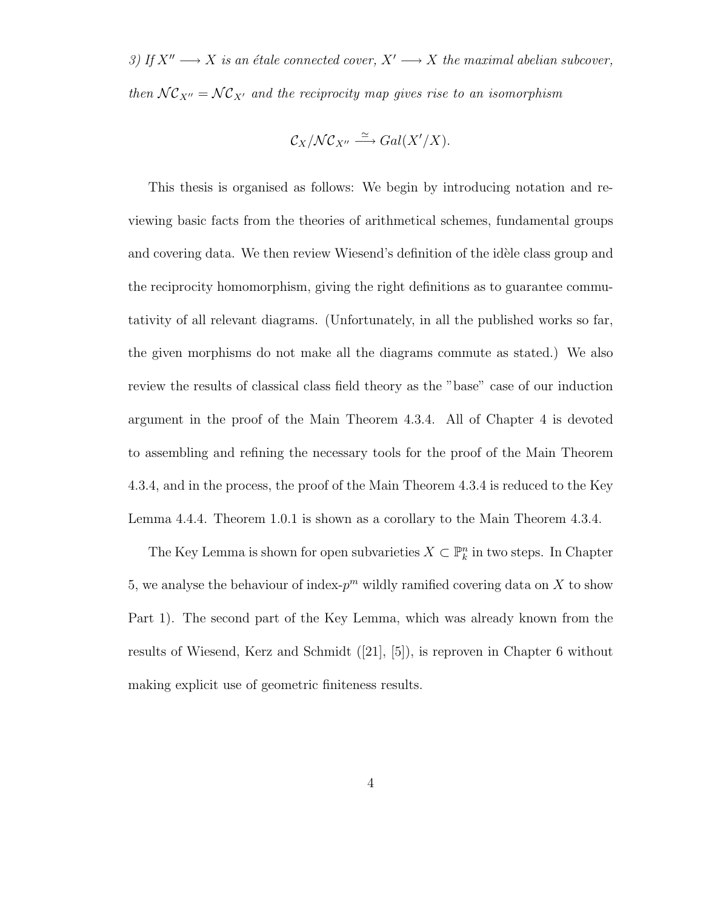*3) If $X'' \longrightarrow X$ is an étale connected cover, $X' \longrightarrow X$ the maximal abelian subcover, then $\mathcal{NC}_{X''} = \mathcal{NC}_{X'}$ and the reciprocity map gives rise to an isomorphism*

$$\mathcal{C}_X/\mathcal{NC}_{X''} \xrightarrow{\simeq} Gal(X'/X).$$

This thesis is organised as follows: We begin by introducing notation and reviewing basic facts from the theories of arithmetical schemes, fundamental groups and covering data. We then review Wiesend's definition of the idèle class group and the reciprocity homomorphism, giving the right definitions as to guarantee commutativity of all relevant diagrams. (Unfortunately, in all the published works so far, the given morphisms do not make all the diagrams commute as stated.) We also review the results of classical class field theory as the "base" case of our induction argument in the proof of the Main Theorem 4.3.4. All of Chapter 4 is devoted to assembling and refining the necessary tools for the proof of the Main Theorem 4.3.4, and in the process, the proof of the Main Theorem 4.3.4 is reduced to the Key Lemma 4.4.4. Theorem 1.0.1 is shown as a corollary to the Main Theorem 4.3.4.

The Key Lemma is shown for open subvarieties $X \subset \mathbb{P}^n_k$ in two steps. In Chapter 5, we analyse the behaviour of index-$p^m$ wildly ramified covering data on $X$ to show Part 1). The second part of the Key Lemma, which was already known from the results of Wiesend, Kerz and Schmidt ([21], [5]), is reproven in Chapter 6 without making explicit use of geometric finiteness results.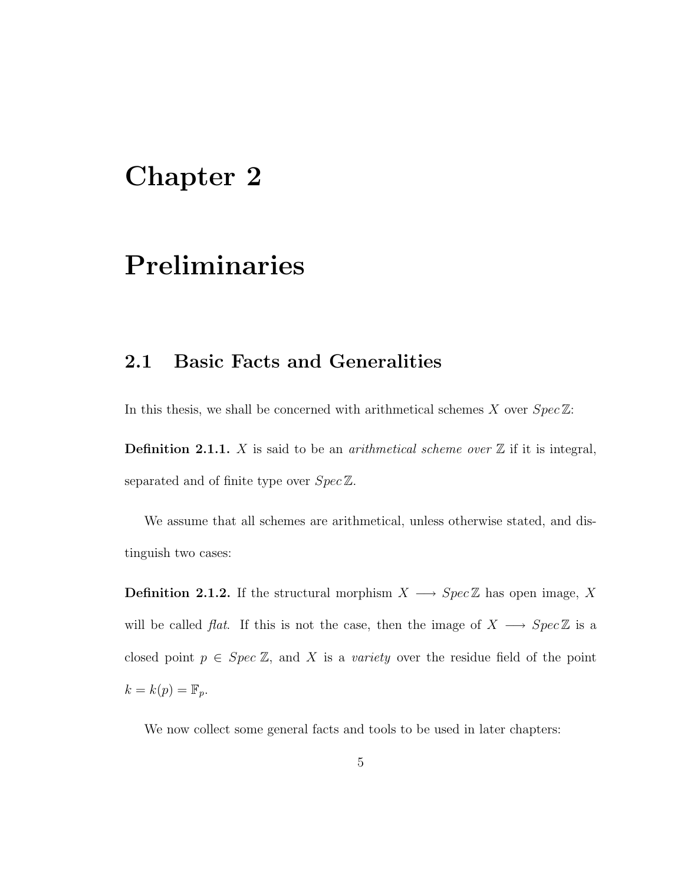# Chapter 2

# Preliminaries

## 2.1 Basic Facts and Generalities

In this thesis, we shall be concerned with arithmetical schemes $X$ over $Spec\,\mathbb{Z}$:

**Definition 2.1.1.** $X$ is said to be an *arithmetical scheme over* $\mathbb{Z}$ if it is integral, separated and of finite type over $Spec\,\mathbb{Z}$.

We assume that all schemes are arithmetical, unless otherwise stated, and distinguish two cases:

**Definition 2.1.2.** If the structural morphism $X \longrightarrow Spec\,\mathbb{Z}$ has open image, $X$ will be called *flat*. If this is not the case, then the image of $X \longrightarrow Spec\,\mathbb{Z}$ is a closed point $p \in Spec\,\mathbb{Z}$, and $X$ is a *variety* over the residue field of the point $k = k(p) = \mathbb{F}_p$.

We now collect some general facts and tools to be used in later chapters: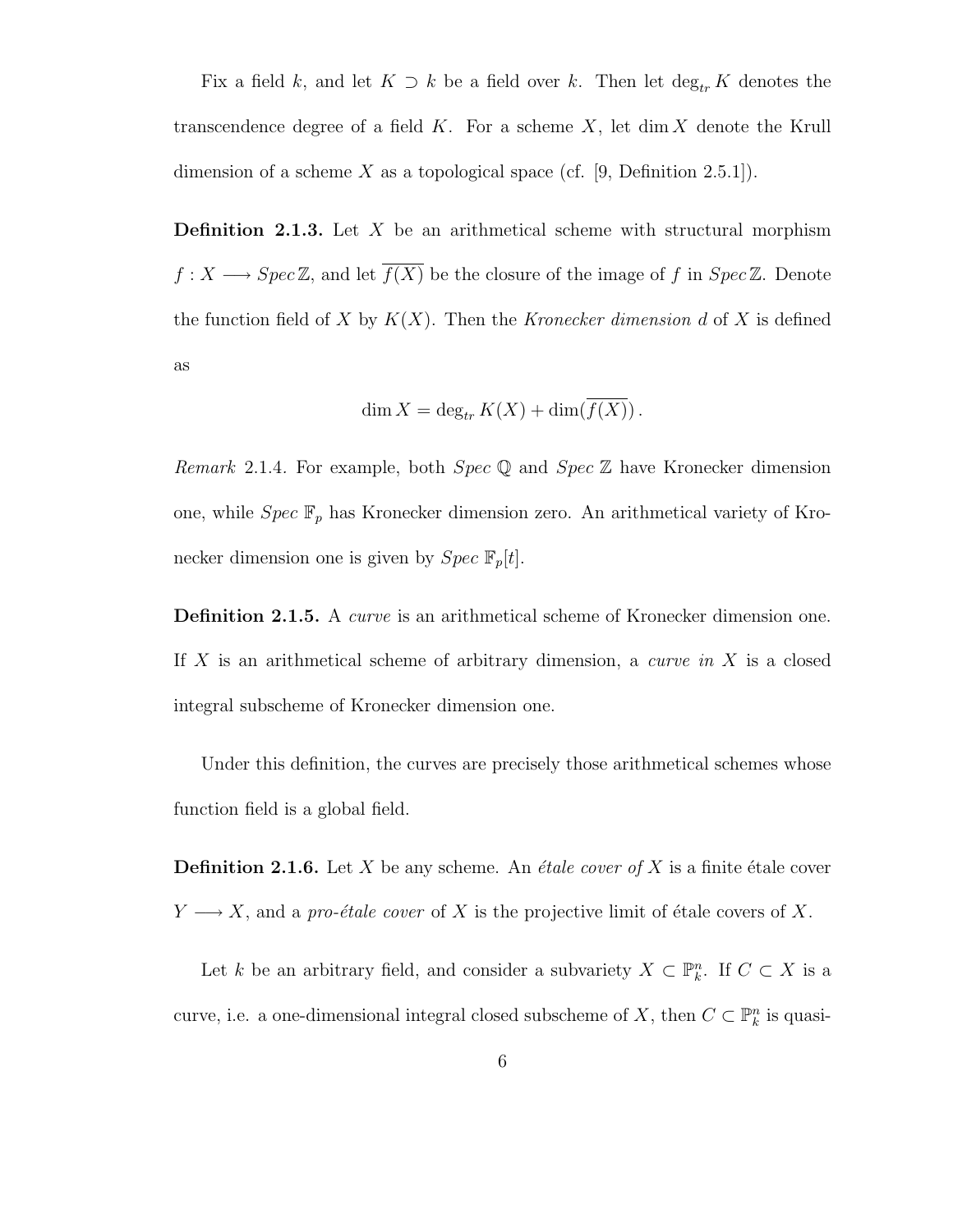Fix a field $k$, and let $K \supset k$ be a field over $k$. Then let $\deg_{tr} K$ denotes the transcendence degree of a field $K$. For a scheme $X$, let $\dim X$ denote the Krull dimension of a scheme $X$ as a topological space (cf. [9, Definition 2.5.1]).

**Definition 2.1.3.** Let $X$ be an arithmetical scheme with structural morphism $f : X \longrightarrow Spec\,\mathbb{Z}$, and let $\overline{f(X)}$ be the closure of the image of $f$ in $Spec\,\mathbb{Z}$. Denote the function field of $X$ by $K(X)$. Then the *Kronecker dimension* $d$ of $X$ is defined as

$$\dim X = \deg_{tr} K(X) + \dim(\overline{f(X)})\,.$$

*Remark* 2.1.4. For example, both $Spec\ \mathbb{Q}$ and $Spec\ \mathbb{Z}$ have Kronecker dimension one, while $Spec\ \mathbb{F}_p$ has Kronecker dimension zero. An arithmetical variety of Kronecker dimension one is given by $Spec\ \mathbb{F}_p[t]$.

**Definition 2.1.5.** A *curve* is an arithmetical scheme of Kronecker dimension one. If $X$ is an arithmetical scheme of arbitrary dimension, a *curve in* $X$ is a closed integral subscheme of Kronecker dimension one.

Under this definition, the curves are precisely those arithmetical schemes whose function field is a global field.

**Definition 2.1.6.** Let $X$ be any scheme. An *étale cover of* $X$ is a finite étale cover $Y \longrightarrow X$, and a *pro-étale cover* of $X$ is the projective limit of étale covers of $X$.

Let $k$ be an arbitrary field, and consider a subvariety $X \subset \mathbb{P}^n_k$. If $C \subset X$ is a curve, i.e. a one-dimensional integral closed subscheme of $X$, then $C \subset \mathbb{P}^n_k$ is quasi-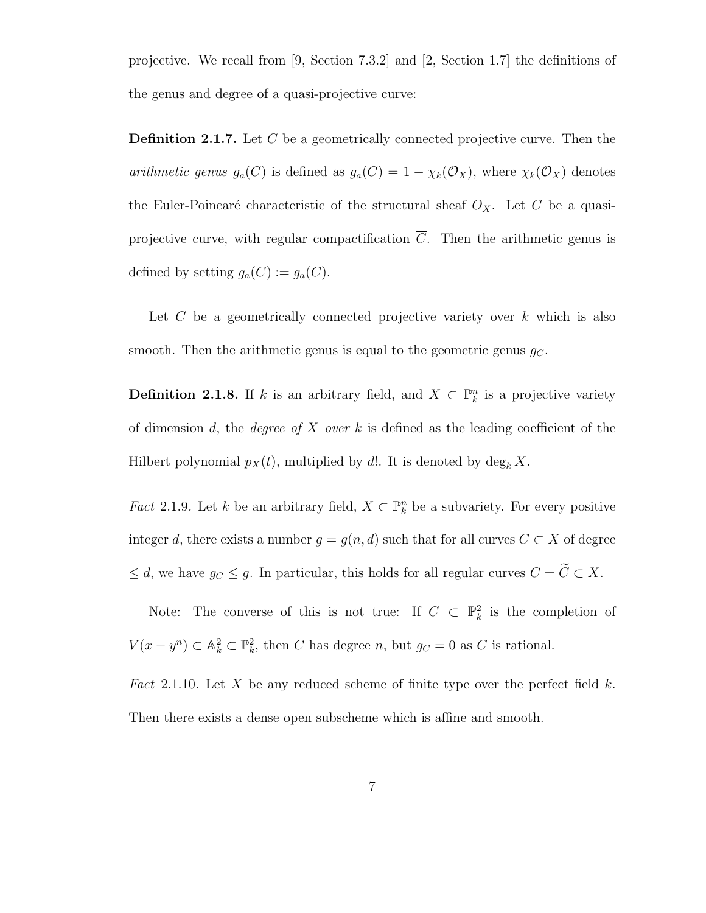projective. We recall from [9, Section 7.3.2] and [2, Section 1.7] the definitions of the genus and degree of a quasi-projective curve:

**Definition 2.1.7.** Let $C$ be a geometrically connected projective curve. Then the *arithmetic genus* $g_a(C)$ is defined as $g_a(C) = 1 - \chi_k(\mathcal{O}_X)$, where $\chi_k(\mathcal{O}_X)$ denotes the Euler-Poincaré characteristic of the structural sheaf $O_X$. Let $C$ be a quasi-projective curve, with regular compactification $\overline{C}$. Then the arithmetic genus is defined by setting $g_a(C) := g_a(\overline{C})$.

Let $C$ be a geometrically connected projective variety over $k$ which is also smooth. Then the arithmetic genus is equal to the geometric genus $g_C$.

**Definition 2.1.8.** If $k$ is an arbitrary field, and $X \subset \mathbb{P}^n_k$ is a projective variety of dimension $d$, the *degree of $X$ over $k$* is defined as the leading coefficient of the Hilbert polynomial $p_X(t)$, multiplied by $d!$. It is denoted by $\deg_k X$.

*Fact* 2.1.9. Let $k$ be an arbitrary field, $X \subset \mathbb{P}^n_k$ be a subvariety. For every positive integer $d$, there exists a number $g = g(n, d)$ such that for all curves $C \subset X$ of degree $\leq d$, we have $g_C \leq g$. In particular, this holds for all regular curves $C = \widetilde{C} \subset X$.

Note: The converse of this is not true: If $C \subset \mathbb{P}^2_k$ is the completion of $V(x - y^n) \subset \mathbb{A}^2_k \subset \mathbb{P}^2_k$, then $C$ has degree $n$, but $g_C = 0$ as $C$ is rational.

*Fact* 2.1.10. Let $X$ be any reduced scheme of finite type over the perfect field $k$. Then there exists a dense open subscheme which is affine and smooth.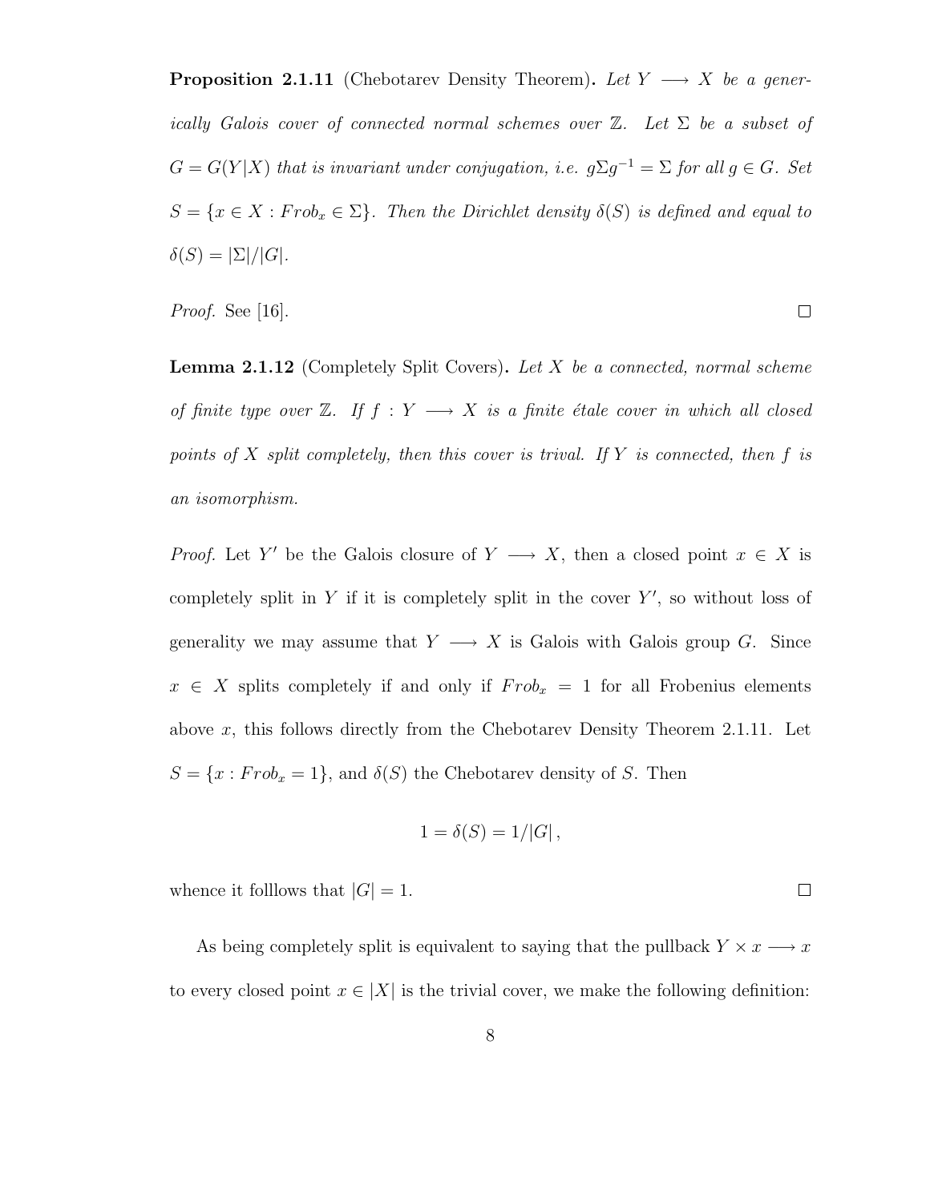**Proposition 2.1.11** (Chebotarev Density Theorem)**.** *Let $Y \longrightarrow X$ be a generically Galois cover of connected normal schemes over $\mathbb{Z}$. Let $\Sigma$ be a subset of $G = G(Y|X)$ that is invariant under conjugation, i.e. $g\Sigma g^{-1} = \Sigma$ for all $g \in G$. Set $S = \{x \in X : Frob_x \in \Sigma\}$. Then the Dirichlet density $\delta(S)$ is defined and equal to $\delta(S) = |\Sigma|/|G|$.*

*Proof.* See [16]. $\square$

**Lemma 2.1.12** (Completely Split Covers)**.** *Let $X$ be a connected, normal scheme of finite type over $\mathbb{Z}$. If $f : Y \longrightarrow X$ is a finite étale cover in which all closed points of $X$ split completely, then this cover is trival. If $Y$ is connected, then $f$ is an isomorphism.*

*Proof.* Let $Y'$ be the Galois closure of $Y \longrightarrow X$, then a closed point $x \in X$ is completely split in $Y$ if it is completely split in the cover $Y'$, so without loss of generality we may assume that $Y \longrightarrow X$ is Galois with Galois group $G$. Since $x \in X$ splits completely if and only if $Frob_x = 1$ for all Frobenius elements above $x$, this follows directly from the Chebotarev Density Theorem 2.1.11. Let $S = \{x : Frob_x = 1\}$, and $\delta(S)$ the Chebotarev density of $S$. Then

$$1 = \delta(S) = 1/|G|\,,$$

whence it folllows that $|G| = 1$. $\square$

As being completely split is equivalent to saying that the pullback $Y \times x \longrightarrow x$ to every closed point $x \in |X|$ is the trivial cover, we make the following definition: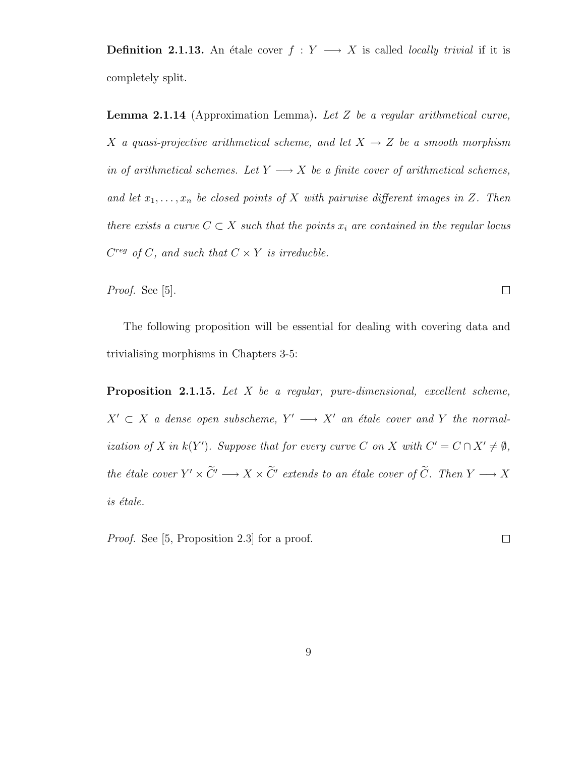**Definition 2.1.13.** An étale cover $f : Y \longrightarrow X$ is called *locally trivial* if it is completely split.

**Lemma 2.1.14** (Approximation Lemma)**.** *Let $Z$ be a regular arithmetical curve, $X$ a quasi-projective arithmetical scheme, and let $X \to Z$ be a smooth morphism in of arithmetical schemes. Let $Y \longrightarrow X$ be a finite cover of arithmetical schemes, and let $x_1, \ldots, x_n$ be closed points of $X$ with pairwise different images in $Z$. Then there exists a curve $C \subset X$ such that the points $x_i$ are contained in the regular locus $C^{reg}$ of $C$, and such that $C \times Y$ is irreducble.*

*Proof.* See [5]. □

The following proposition will be essential for dealing with covering data and trivialising morphisms in Chapters 3-5:

**Proposition 2.1.15.** *Let $X$ be a regular, pure-dimensional, excellent scheme, $X' \subset X$ a dense open subscheme, $Y' \longrightarrow X'$ an étale cover and $Y$ the normalization of $X$ in $k(Y')$. Suppose that for every curve $C$ on $X$ with $C' = C \cap X' \neq \emptyset$, the étale cover $Y' \times \widetilde{C}' \longrightarrow X \times \widetilde{C}'$ extends to an étale cover of $\widetilde{C}$. Then $Y \longrightarrow X$ is étale.*

*Proof.* See [5, Proposition 2.3] for a proof. □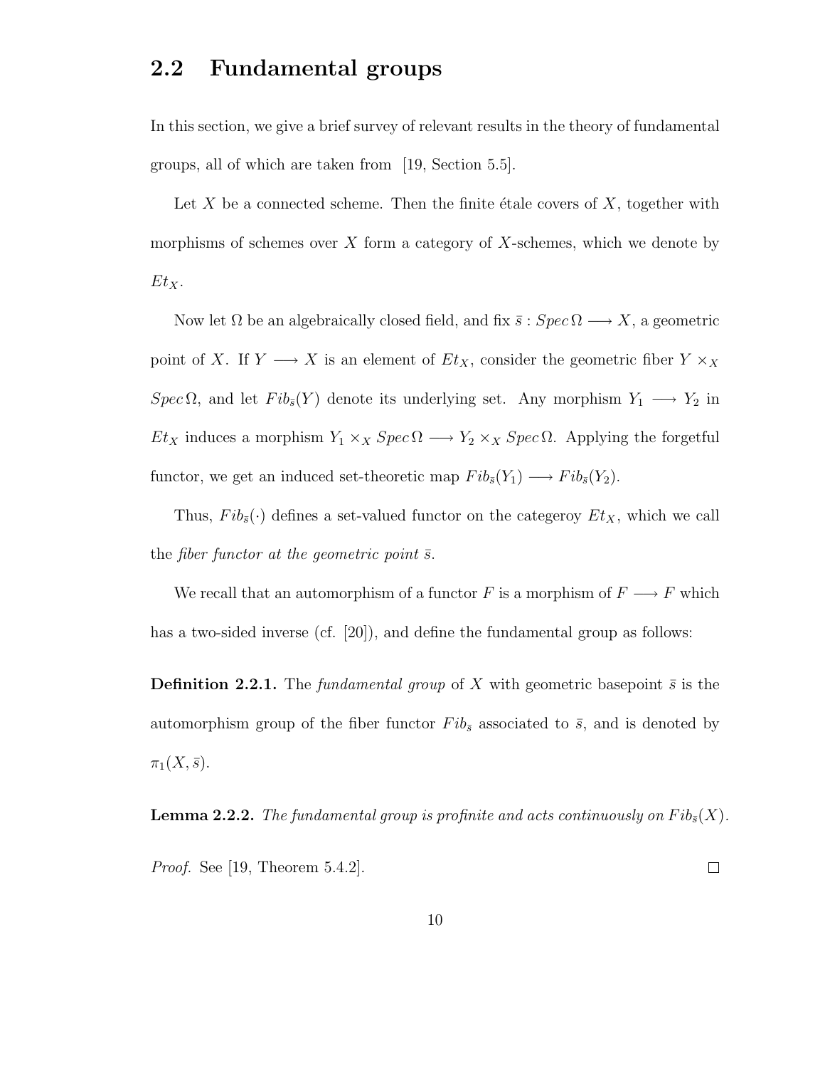## 2.2 Fundamental groups

In this section, we give a brief survey of relevant results in the theory of fundamental groups, all of which are taken from [19, Section 5.5].

Let $X$ be a connected scheme. Then the finite étale covers of $X$, together with morphisms of schemes over $X$ form a category of $X$-schemes, which we denote by $Et_X$.

Now let $\Omega$ be an algebraically closed field, and fix $\bar{s} : Spec\,\Omega \longrightarrow X$, a geometric point of $X$. If $Y \longrightarrow X$ is an element of $Et_X$, consider the geometric fiber $Y \times_X Spec\,\Omega$, and let $Fib_{\bar{s}}(Y)$ denote its underlying set. Any morphism $Y_1 \longrightarrow Y_2$ in $Et_X$ induces a morphism $Y_1 \times_X Spec\,\Omega \longrightarrow Y_2 \times_X Spec\,\Omega$. Applying the forgetful functor, we get an induced set-theoretic map $Fib_{\bar{s}}(Y_1) \longrightarrow Fib_{\bar{s}}(Y_2)$.

Thus, $Fib_{\bar{s}}(\cdot)$ defines a set-valued functor on the categeroy $Et_X$, which we call the *fiber functor at the geometric point* $\bar{s}$.

We recall that an automorphism of a functor $F$ is a morphism of $F \longrightarrow F$ which has a two-sided inverse (cf. [20]), and define the fundamental group as follows:

**Definition 2.2.1.** The *fundamental group* of $X$ with geometric basepoint $\bar{s}$ is the automorphism group of the fiber functor $Fib_{\bar{s}}$ associated to $\bar{s}$, and is denoted by $\pi_1(X, \bar{s})$.

**Lemma 2.2.2.** *The fundamental group is profinite and acts continuously on* $Fib_{\bar{s}}(X)$.

*Proof.* See [19, Theorem 5.4.2]. $\square$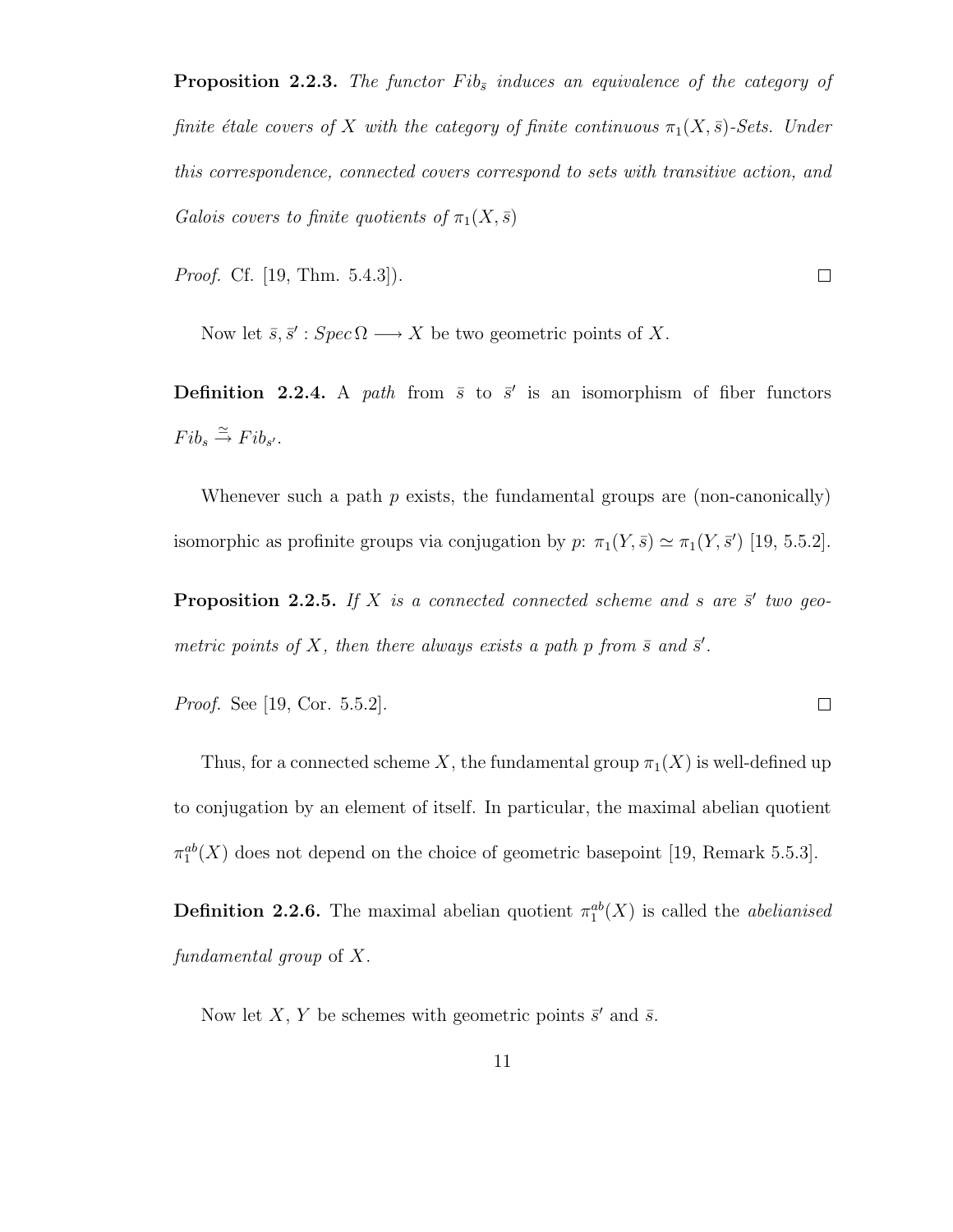**Proposition 2.2.3.** *The functor $Fib_{\bar{s}}$ induces an equivalence of the category of finite étale covers of $X$ with the category of finite continuous $\pi_1(X, \bar{s})$-Sets. Under this correspondence, connected covers correspond to sets with transitive action, and Galois covers to finite quotients of $\pi_1(X, \bar{s})$*

*Proof.* Cf. [19, Thm. 5.4.3]). □

Now let $\bar{s}, \bar{s}' : Spec\,\Omega \longrightarrow X$ be two geometric points of $X$.

**Definition 2.2.4.** A *path* from $\bar{s}$ to $\bar{s}'$ is an isomorphism of fiber functors $Fib_s \overset{\simeq}{\to} Fib_{s'}$.

Whenever such a path $p$ exists, the fundamental groups are (non-canonically) isomorphic as profinite groups via conjugation by $p$: $\pi_1(Y, \bar{s}) \simeq \pi_1(Y, \bar{s}')$ [19, 5.5.2].

**Proposition 2.2.5.** *If $X$ is a connected connected scheme and $s$ are $\bar{s}'$ two geometric points of $X$, then there always exists a path $p$ from $\bar{s}$ and $\bar{s}'$.*

*Proof.* See [19, Cor. 5.5.2]. □

Thus, for a connected scheme $X$, the fundamental group $\pi_1(X)$ is well-defined up to conjugation by an element of itself. In particular, the maximal abelian quotient $\pi_1^{ab}(X)$ does not depend on the choice of geometric basepoint [19, Remark 5.5.3].

**Definition 2.2.6.** The maximal abelian quotient $\pi_1^{ab}(X)$ is called the *abelianised fundamental group* of $X$.

Now let $X$, $Y$ be schemes with geometric points $\bar{s}'$ and $\bar{s}$.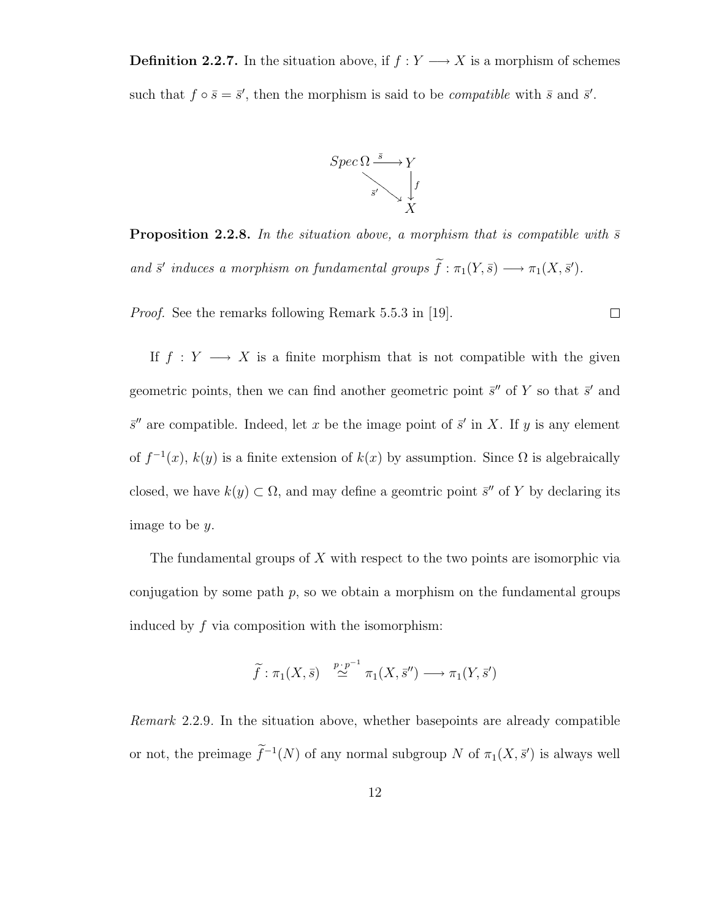**Definition 2.2.7.** In the situation above, if $f : Y \longrightarrow X$ is a morphism of schemes such that $f \circ \bar{s} = \bar{s}'$, then the morphism is said to be *compatible* with $\bar{s}$ and $\bar{s}'$.

$$\begin{array}{ccc} Spec\,\Omega & \xrightarrow{\bar{s}} & Y \\ & \searrow^{\bar{s}'} & \downarrow f \\ & & X \end{array}$$

**Proposition 2.2.8.** *In the situation above, a morphism that is compatible with $\bar{s}$ and $\bar{s}'$ induces a morphism on fundamental groups $\widetilde{f} : \pi_1(Y, \bar{s}) \longrightarrow \pi_1(X, \bar{s}')$.*

*Proof.* See the remarks following Remark 5.5.3 in [19]. □

If $f : Y \longrightarrow X$ is a finite morphism that is not compatible with the given geometric points, then we can find another geometric point $\bar{s}''$ of $Y$ so that $\bar{s}'$ and $\bar{s}''$ are compatible. Indeed, let $x$ be the image point of $\bar{s}'$ in $X$. If $y$ is any element of $f^{-1}(x)$, $k(y)$ is a finite extension of $k(x)$ by assumption. Since $\Omega$ is algebraically closed, we have $k(y) \subset \Omega$, and may define a geomtric point $\bar{s}''$ of $Y$ by declaring its image to be $y$.

The fundamental groups of $X$ with respect to the two points are isomorphic via conjugation by some path $p$, so we obtain a morphism on the fundamental groups induced by $f$ via composition with the isomorphism:

$$\widetilde{f} : \pi_1(X, \bar{s}) \overset{p \cdot p^{-1}}{\simeq} \pi_1(X, \bar{s}'') \longrightarrow \pi_1(Y, \bar{s}')$$

*Remark* 2.2.9. In the situation above, whether basepoints are already compatible or not, the preimage $\widetilde{f}^{-1}(N)$ of any normal subgroup $N$ of $\pi_1(X, \bar{s}')$ is always well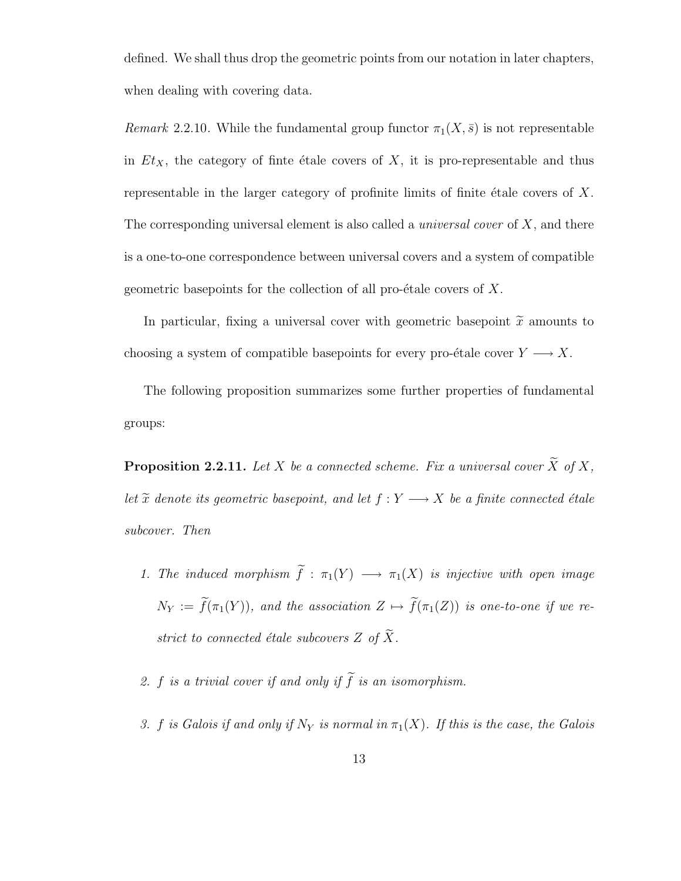defined. We shall thus drop the geometric points from our notation in later chapters, when dealing with covering data.

*Remark* 2.2.10. While the fundamental group functor $\pi_1(X, \bar{s})$ is not representable in $Et_X$, the category of finte étale covers of $X$, it is pro-representable and thus representable in the larger category of profinite limits of finite étale covers of $X$. The corresponding universal element is also called a *universal cover* of $X$, and there is a one-to-one correspondence between universal covers and a system of compatible geometric basepoints for the collection of all pro-étale covers of $X$.

In particular, fixing a universal cover with geometric basepoint $\widetilde{x}$ amounts to choosing a system of compatible basepoints for every pro-étale cover $Y \longrightarrow X$.

The following proposition summarizes some further properties of fundamental groups:

**Proposition 2.2.11.** *Let $X$ be a connected scheme. Fix a universal cover $\widetilde{X}$ of $X$, let $\widetilde{x}$ denote its geometric basepoint, and let $f : Y \longrightarrow X$ be a finite connected étale subcover. Then*

1. *The induced morphism $\widetilde{f} : \pi_1(Y) \longrightarrow \pi_1(X)$ is injective with open image $N_Y := \widetilde{f}(\pi_1(Y))$, and the association $Z \mapsto \widetilde{f}(\pi_1(Z))$ is one-to-one if we restrict to connected étale subcovers $Z$ of $\widetilde{X}$.*

2. *$f$ is a trivial cover if and only if $\widetilde{f}$ is an isomorphism.*

3. *$f$ is Galois if and only if $N_Y$ is normal in $\pi_1(X)$. If this is the case, the Galois*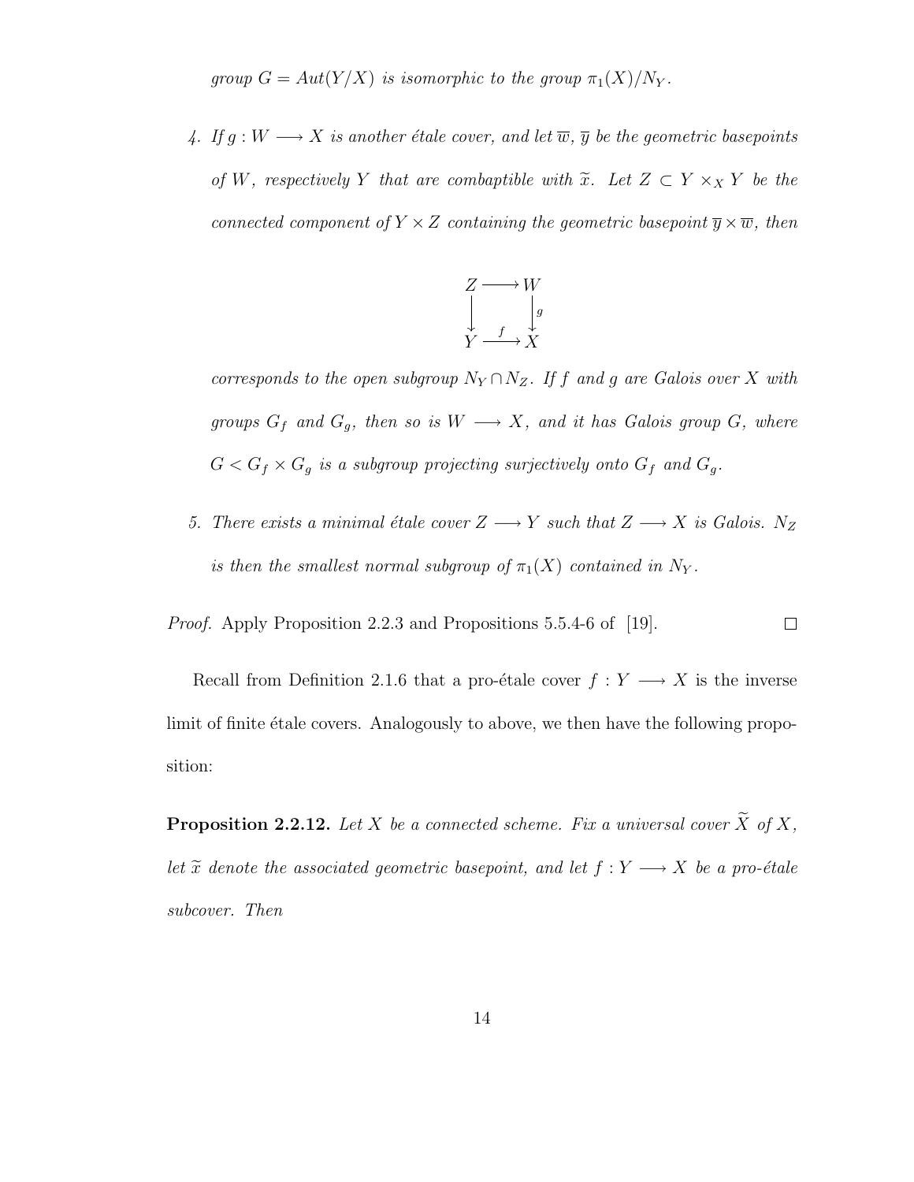*group $G = Aut(Y/X)$ is isomorphic to the group $\pi_1(X)/N_Y$.*

4. *If $g : W \longrightarrow X$ is another étale cover, and let $\overline{w}$, $\overline{y}$ be the geometric basepoints of $W$, respectively $Y$ that are combaptible with $\widetilde{x}$. Let $Z \subset Y \times_X Y$ be the connected component of $Y \times Z$ containing the geometric basepoint $\overline{y} \times \overline{w}$, then*

$$\begin{array}{ccc} Z & \longrightarrow & W \\ \downarrow & & \downarrow g \\ Y & \xrightarrow{f} & X \end{array}$$

*corresponds to the open subgroup $N_Y \cap N_Z$. If $f$ and $g$ are Galois over $X$ with groups $G_f$ and $G_g$, then so is $W \longrightarrow X$, and it has Galois group $G$, where $G < G_f \times G_g$ is a subgroup projecting surjectively onto $G_f$ and $G_g$.*

5. *There exists a minimal étale cover $Z \longrightarrow Y$ such that $Z \longrightarrow X$ is Galois. $N_Z$ is then the smallest normal subgroup of $\pi_1(X)$ contained in $N_Y$.*

*Proof.* Apply Proposition 2.2.3 and Propositions 5.5.4-6 of [19]. □

Recall from Definition 2.1.6 that a pro-étale cover $f : Y \longrightarrow X$ is the inverse limit of finite étale covers. Analogously to above, we then have the following proposition:

**Proposition 2.2.12.** *Let $X$ be a connected scheme. Fix a universal cover $\widetilde{X}$ of $X$, let $\widetilde{x}$ denote the associated geometric basepoint, and let $f : Y \longrightarrow X$ be a pro-étale subcover. Then*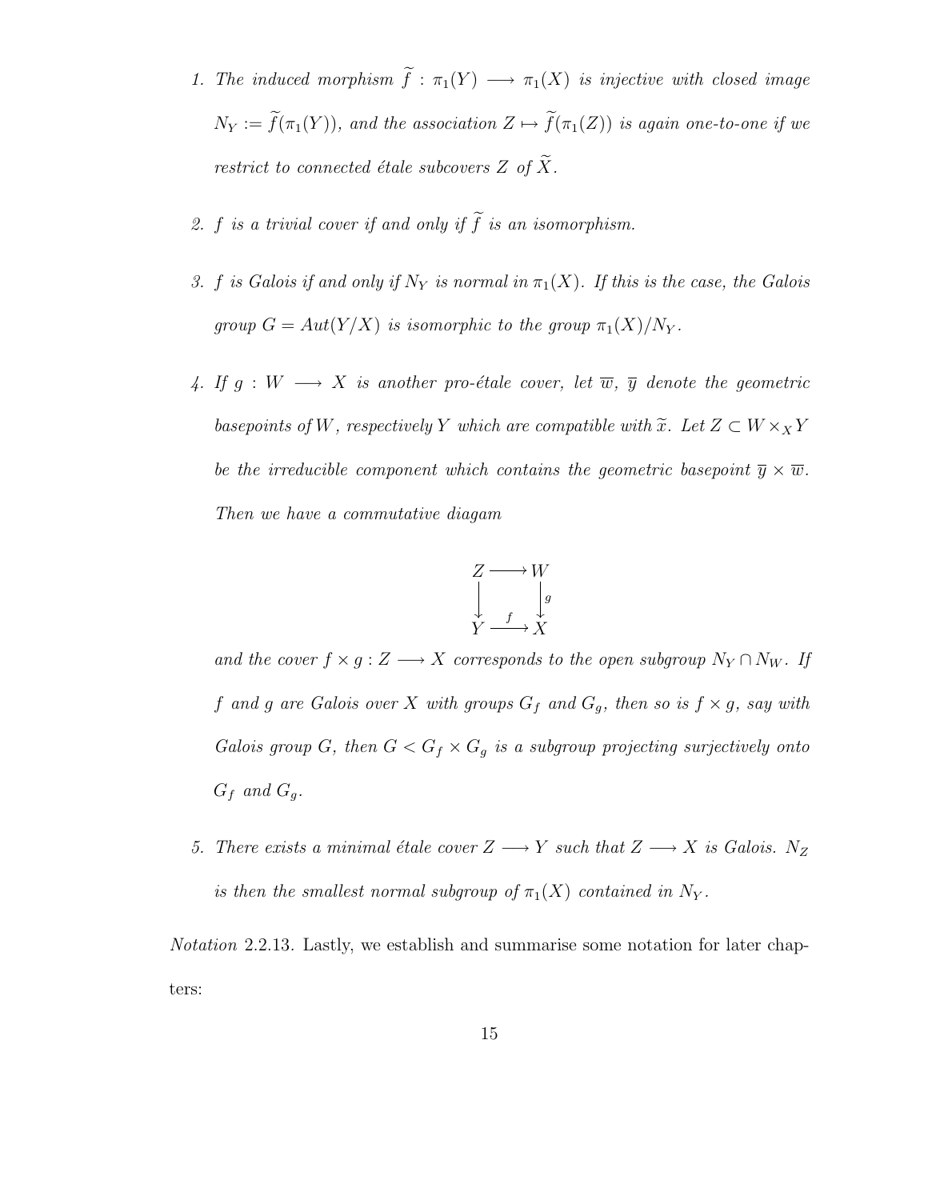1. *The induced morphism $\widetilde{f} : \pi_1(Y) \longrightarrow \pi_1(X)$ is injective with closed image $N_Y := \widetilde{f}(\pi_1(Y))$, and the association $Z \mapsto \widetilde{f}(\pi_1(Z))$ is again one-to-one if we restrict to connected étale subcovers $Z$ of $\widetilde{X}$.*

2. *$f$ is a trivial cover if and only if $\widetilde{f}$ is an isomorphism.*

3. *$f$ is Galois if and only if $N_Y$ is normal in $\pi_1(X)$. If this is the case, the Galois group $G = Aut(Y/X)$ is isomorphic to the group $\pi_1(X)/N_Y$.*

4. *If $g : W \longrightarrow X$ is another pro-étale cover, let $\overline{w}$, $\overline{y}$ denote the geometric basepoints of $W$, respectively $Y$ which are compatible with $\widetilde{x}$. Let $Z \subset W \times_X Y$ be the irreducible component which contains the geometric basepoint $\overline{y} \times \overline{w}$. Then we have a commutative diagam*

$$\begin{array}{ccc} Z & \longrightarrow & W \\ \downarrow & & \downarrow g \\ Y & \xrightarrow{f} & X \end{array}$$

*and the cover $f \times g : Z \longrightarrow X$ corresponds to the open subgroup $N_Y \cap N_W$. If $f$ and $g$ are Galois over $X$ with groups $G_f$ and $G_g$, then so is $f \times g$, say with Galois group $G$, then $G < G_f \times G_g$ is a subgroup projecting surjectively onto $G_f$ and $G_g$.*

5. *There exists a minimal étale cover $Z \longrightarrow Y$ such that $Z \longrightarrow X$ is Galois. $N_Z$ is then the smallest normal subgroup of $\pi_1(X)$ contained in $N_Y$.*

*Notation* 2.2.13. Lastly, we establish and summarise some notation for later chapters: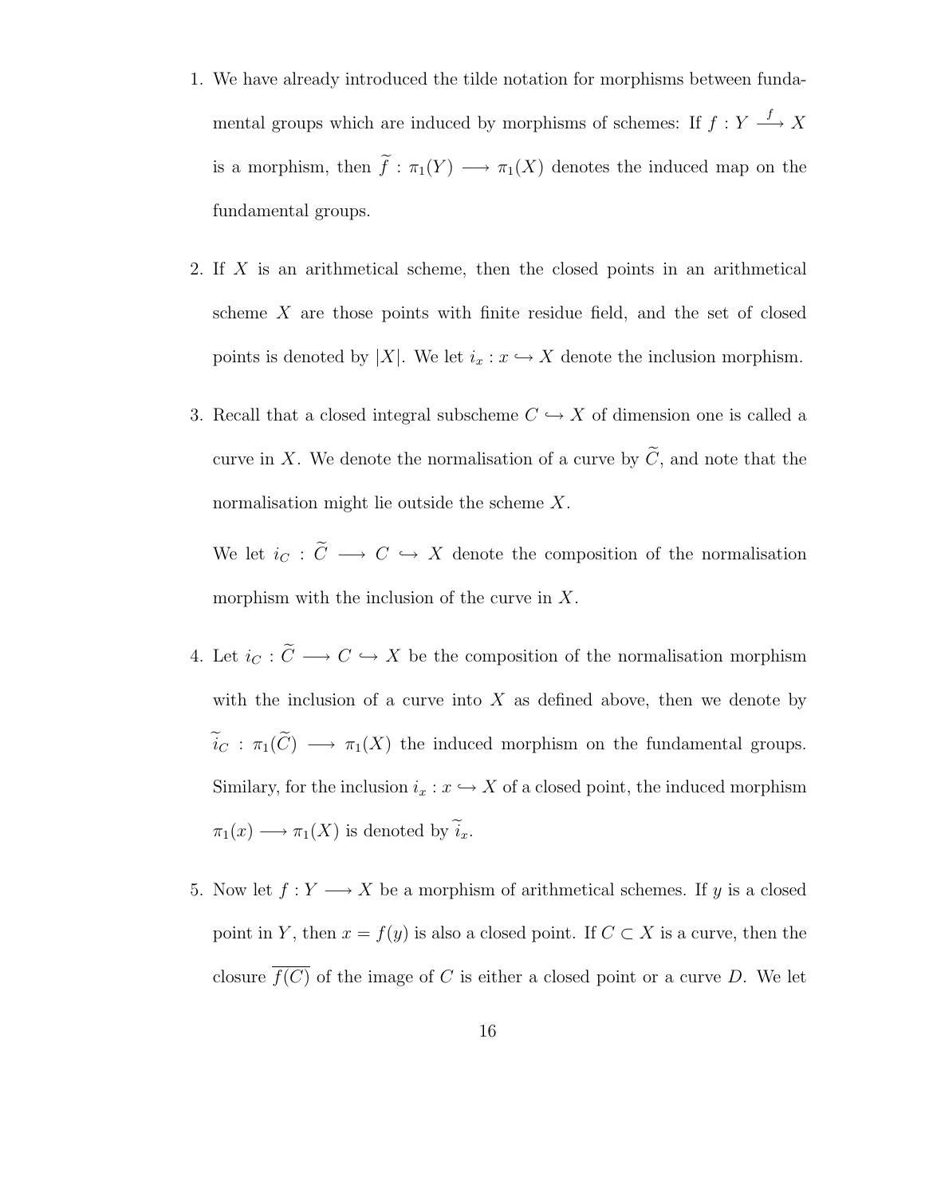1. We have already introduced the tilde notation for morphisms between fundamental groups which are induced by morphisms of schemes: If $f : Y \xrightarrow{f} X$ is a morphism, then $\widetilde{f} : \pi_1(Y) \longrightarrow \pi_1(X)$ denotes the induced map on the fundamental groups.

2. If $X$ is an arithmetical scheme, then the closed points in an arithmetical scheme $X$ are those points with finite residue field, and the set of closed points is denoted by $|X|$. We let $i_x : x \hookrightarrow X$ denote the inclusion morphism.

3. Recall that a closed integral subscheme $C \hookrightarrow X$ of dimension one is called a curve in $X$. We denote the normalisation of a curve by $\widetilde{C}$, and note that the normalisation might lie outside the scheme $X$.

   We let $i_C : \widetilde{C} \longrightarrow C \hookrightarrow X$ denote the composition of the normalisation morphism with the inclusion of the curve in $X$.

4. Let $i_C : \widetilde{C} \longrightarrow C \hookrightarrow X$ be the composition of the normalisation morphism with the inclusion of a curve into $X$ as defined above, then we denote by $\widetilde{i_C} : \pi_1(\widetilde{C}) \longrightarrow \pi_1(X)$ the induced morphism on the fundamental groups. Similary, for the inclusion $i_x : x \hookrightarrow X$ of a closed point, the induced morphism $\pi_1(x) \longrightarrow \pi_1(X)$ is denoted by $\widetilde{i_x}$.

5. Now let $f : Y \longrightarrow X$ be a morphism of arithmetical schemes. If $y$ is a closed point in $Y$, then $x = f(y)$ is also a closed point. If $C \subset X$ is a curve, then the closure $\overline{f(C)}$ of the image of $C$ is either a closed point or a curve $D$. We let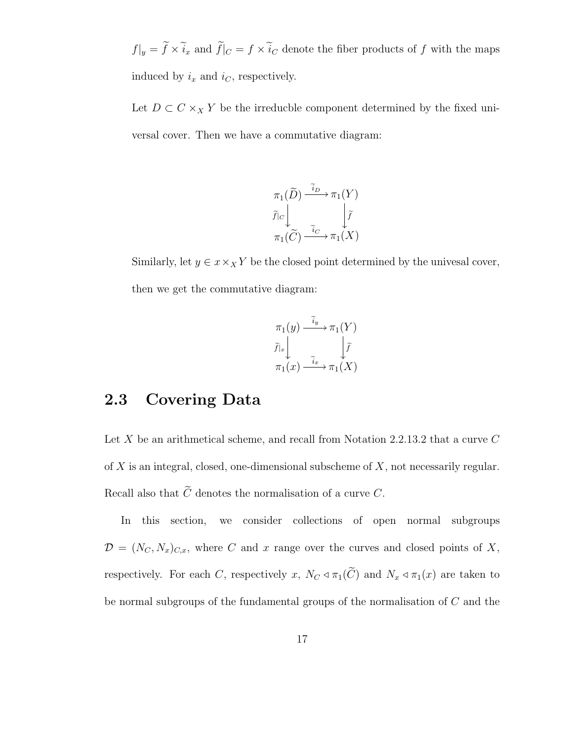$f|_y = \widetilde{f} \times \widetilde{i}_x$ and $\widetilde{f}|_C = f \times \widetilde{i}_C$ denote the fiber products of $f$ with the maps induced by $i_x$ and $i_C$, respectively.

Let $D \subset C \times_X Y$ be the irreducble component determined by the fixed universal cover. Then we have a commutative diagram:

$$\begin{array}{ccc} \pi_1(\widetilde{D}) & \xrightarrow{\widetilde{i}_D} & \pi_1(Y) \\ \downarrow{\scriptstyle \widetilde{f}|_C} & & \downarrow{\scriptstyle \widetilde{f}} \\ \pi_1(\widetilde{C}) & \xrightarrow{\widetilde{i}_C} & \pi_1(X) \end{array}$$

Similarly, let $y \in x \times_X Y$ be the closed point determined by the univesal cover, then we get the commutative diagram:

$$\begin{array}{ccc} \pi_1(y) & \xrightarrow{\widetilde{i}_y} & \pi_1(Y) \\ \downarrow{\scriptstyle \widetilde{f}|_x} & & \downarrow{\scriptstyle \widetilde{f}} \\ \pi_1(x) & \xrightarrow{\widetilde{i}_x} & \pi_1(X) \end{array}$$

## 2.3 Covering Data

Let $X$ be an arithmetical scheme, and recall from Notation 2.2.13.2 that a curve $C$ of $X$ is an integral, closed, one-dimensional subscheme of $X$, not necessarily regular. Recall also that $\widetilde{C}$ denotes the normalisation of a curve $C$.

In this section, we consider collections of open normal subgroups $\mathcal{D} = (N_C, N_x)_{C,x}$, where $C$ and $x$ range over the curves and closed points of $X$, respectively. For each $C$, respectively $x$, $N_C \lhd \pi_1(\widetilde{C})$ and $N_x \lhd \pi_1(x)$ are taken to be normal subgroups of the fundamental groups of the normalisation of $C$ and the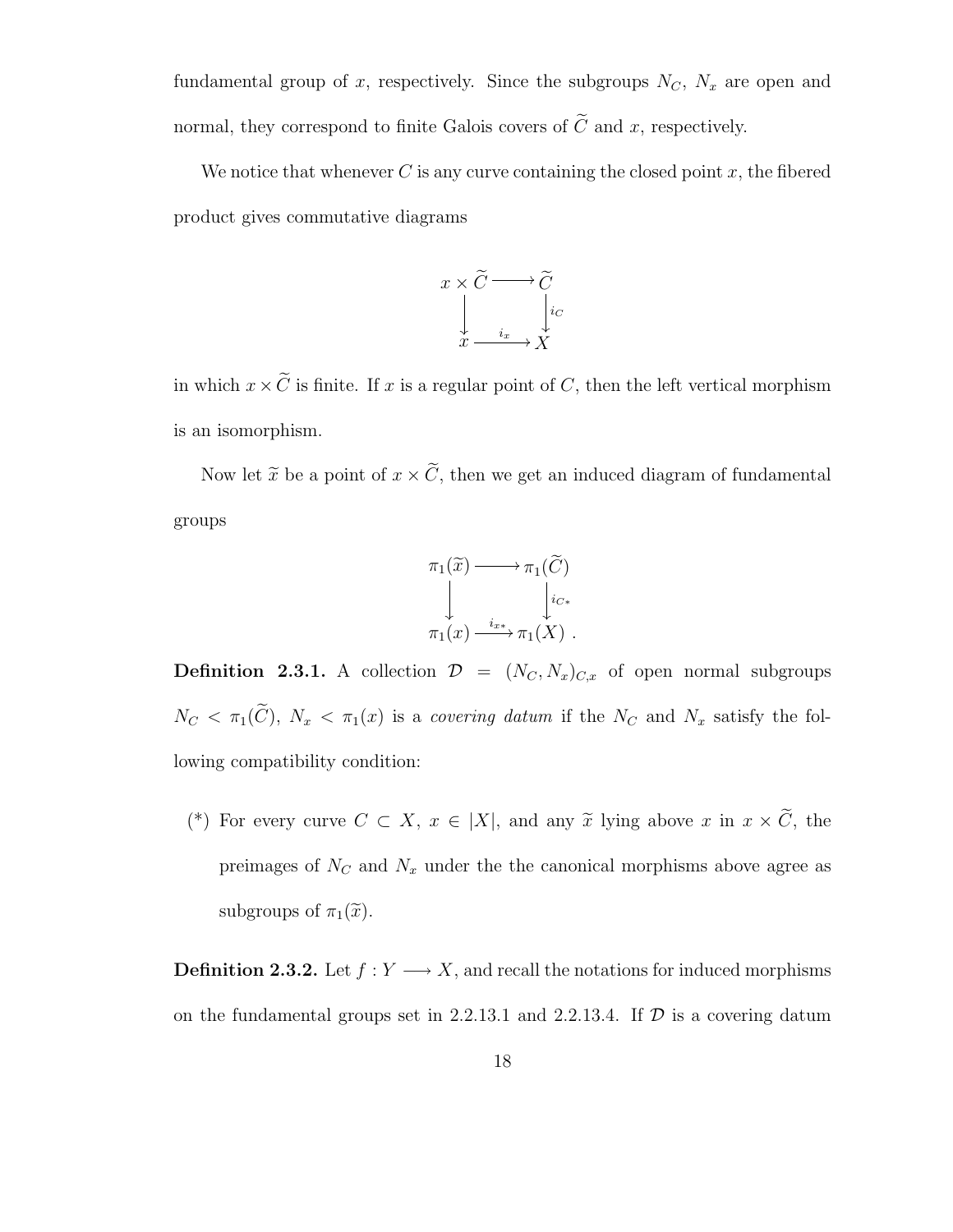fundamental group of $x$, respectively. Since the subgroups $N_C$, $N_x$ are open and normal, they correspond to finite Galois covers of $\widetilde{C}$ and $x$, respectively.

We notice that whenever $C$ is any curve containing the closed point $x$, the fibered product gives commutative diagrams

$$\begin{array}{ccc} x \times \widetilde{C} & \longrightarrow & \widetilde{C} \\ \downarrow & & \downarrow{\scriptstyle i_C} \\ x & \xrightarrow{i_x} & X \end{array}$$

in which $x \times \widetilde{C}$ is finite. If $x$ is a regular point of $C$, then the left vertical morphism is an isomorphism.

Now let $\widetilde{x}$ be a point of $x \times \widetilde{C}$, then we get an induced diagram of fundamental groups

$$\begin{array}{ccc} \pi_1(\widetilde{x}) & \longrightarrow & \pi_1(\widetilde{C}) \\ \downarrow & & \downarrow{\scriptstyle i_{C*}} \\ \pi_1(x) & \xrightarrow{i_{x*}} & \pi_1(X) \end{array} .$$

**Definition 2.3.1.** A collection $\mathcal{D} = (N_C, N_x)_{C,x}$ of open normal subgroups $N_C < \pi_1(\widetilde{C})$, $N_x < \pi_1(x)$ is a *covering datum* if the $N_C$ and $N_x$ satisfy the following compatibility condition:

(*) For every curve $C \subset X$, $x \in |X|$, and any $\widetilde{x}$ lying above $x$ in $x \times \widetilde{C}$, the preimages of $N_C$ and $N_x$ under the the canonical morphisms above agree as subgroups of $\pi_1(\widetilde{x})$.

**Definition 2.3.2.** Let $f : Y \longrightarrow X$, and recall the notations for induced morphisms on the fundamental groups set in 2.2.13.1 and 2.2.13.4. If $\mathcal{D}$ is a covering datum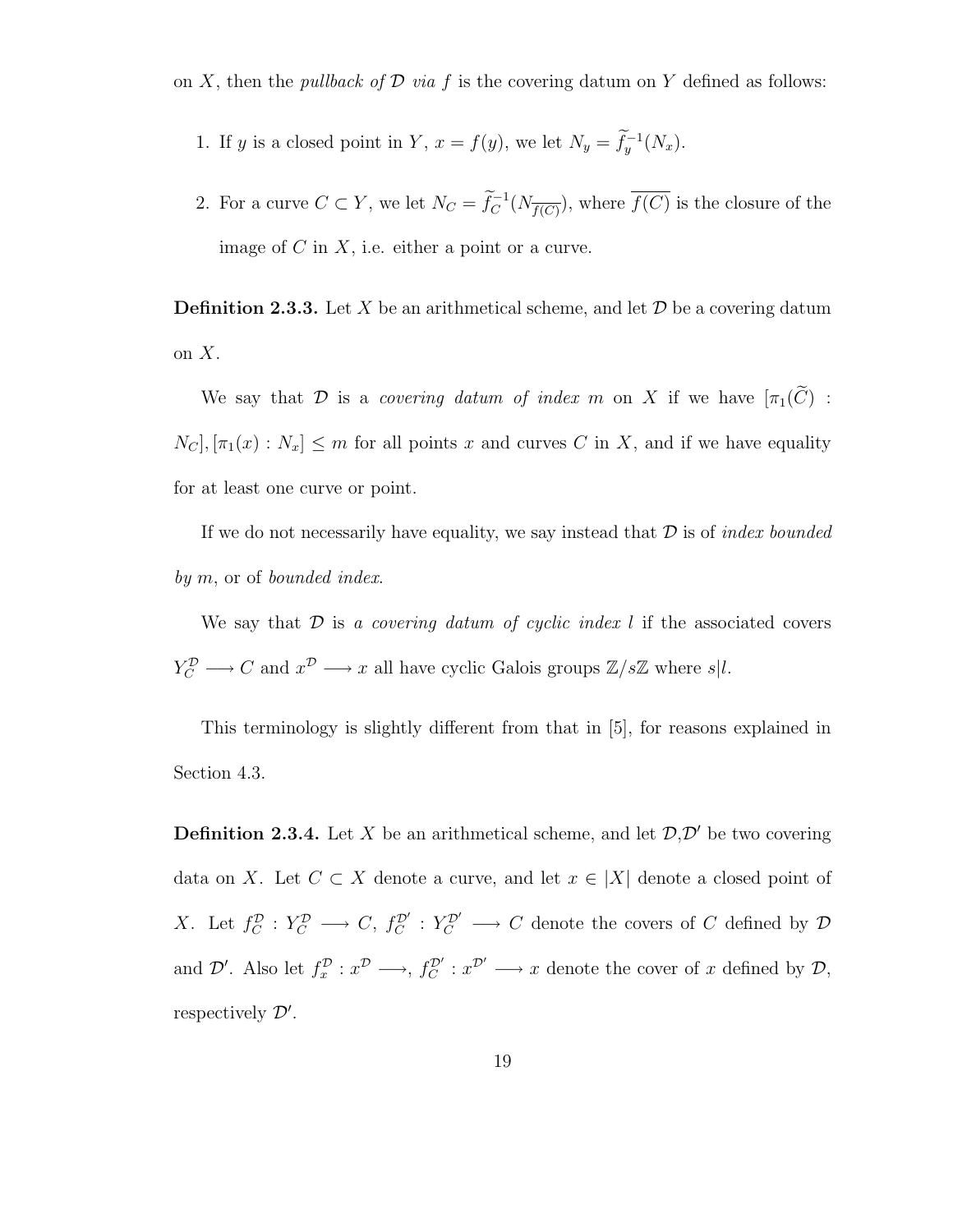on $X$, then the *pullback of $\mathcal{D}$ via $f$* is the covering datum on $Y$ defined as follows:

1. If $y$ is a closed point in $Y$, $x = f(y)$, we let $N_y = \widetilde{f}_y^{-1}(N_x)$.

2. For a curve $C \subset Y$, we let $N_C = \widetilde{f}_C^{-1}(N_{\overline{f(C)}})$, where $\overline{f(C)}$ is the closure of the image of $C$ in $X$, i.e. either a point or a curve.

**Definition 2.3.3.** Let $X$ be an arithmetical scheme, and let $\mathcal{D}$ be a covering datum on $X$.

We say that $\mathcal{D}$ is a *covering datum of index $m$* on $X$ if we have $[\pi_1(\widetilde{C}) : N_C], [\pi_1(x) : N_x] \leq m$ for all points $x$ and curves $C$ in $X$, and if we have equality for at least one curve or point.

If we do not necessarily have equality, we say instead that $\mathcal{D}$ is of *index bounded by $m$*, or of *bounded index*.

We say that $\mathcal{D}$ is *a covering datum of cyclic index $l$* if the associated covers $Y_C^{\mathcal{D}} \longrightarrow C$ and $x^{\mathcal{D}} \longrightarrow x$ all have cyclic Galois groups $\mathbb{Z}/s\mathbb{Z}$ where $s|l$.

This terminology is slightly different from that in [5], for reasons explained in Section 4.3.

**Definition 2.3.4.** Let $X$ be an arithmetical scheme, and let $\mathcal{D}$,$\mathcal{D}'$ be two covering data on $X$. Let $C \subset X$ denote a curve, and let $x \in |X|$ denote a closed point of $X$. Let $f_C^{\mathcal{D}} : Y_C^{\mathcal{D}} \longrightarrow C$, $f_C^{\mathcal{D}'} : Y_C^{\mathcal{D}'} \longrightarrow C$ denote the covers of $C$ defined by $\mathcal{D}$ and $\mathcal{D}'$. Also let $f_x^{\mathcal{D}} : x^{\mathcal{D}} \longrightarrow$, $f_C^{\mathcal{D}'} : x^{\mathcal{D}'} \longrightarrow x$ denote the cover of $x$ defined by $\mathcal{D}$, respectively $\mathcal{D}'$.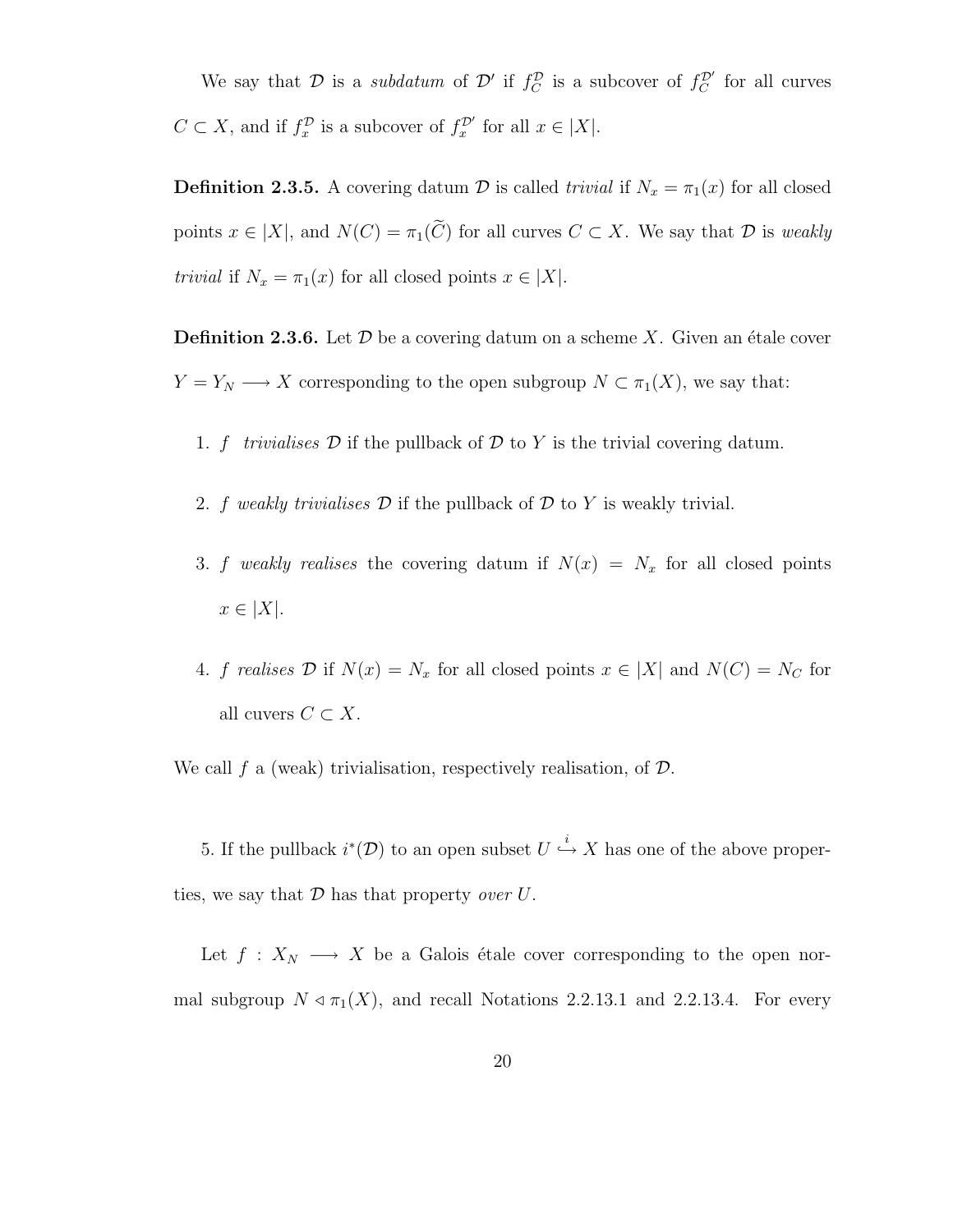We say that $\mathcal{D}$ is a *subdatum* of $\mathcal{D}'$ if $f_C^{\mathcal{D}}$ is a subcover of $f_C^{\mathcal{D}'}$ for all curves $C \subset X$, and if $f_x^{\mathcal{D}}$ is a subcover of $f_x^{\mathcal{D}'}$ for all $x \in |X|$.

**Definition 2.3.5.** A covering datum $\mathcal{D}$ is called *trivial* if $N_x = \pi_1(x)$ for all closed points $x \in |X|$, and $N(C) = \pi_1(\widetilde{C})$ for all curves $C \subset X$. We say that $\mathcal{D}$ is *weakly trivial* if $N_x = \pi_1(x)$ for all closed points $x \in |X|$.

**Definition 2.3.6.** Let $\mathcal{D}$ be a covering datum on a scheme $X$. Given an étale cover $Y = Y_N \longrightarrow X$ corresponding to the open subgroup $N \subset \pi_1(X)$, we say that:

1. $f$ *trivialises* $\mathcal{D}$ if the pullback of $\mathcal{D}$ to $Y$ is the trivial covering datum.
2. $f$ *weakly trivialises* $\mathcal{D}$ if the pullback of $\mathcal{D}$ to $Y$ is weakly trivial.
3. $f$ *weakly realises* the covering datum if $N(x) = N_x$ for all closed points $x \in |X|$.
4. $f$ *realises* $\mathcal{D}$ if $N(x) = N_x$ for all closed points $x \in |X|$ and $N(C) = N_C$ for all cuvers $C \subset X$.

We call $f$ a (weak) trivialisation, respectively realisation, of $\mathcal{D}$.

5. If the pullback $i^*(\mathcal{D})$ to an open subset $U \overset{i}{\hookrightarrow} X$ has one of the above properties, we say that $\mathcal{D}$ has that property *over* $U$.

Let $f : X_N \longrightarrow X$ be a Galois étale cover corresponding to the open normal subgroup $N \triangleleft \pi_1(X)$, and recall Notations 2.2.13.1 and 2.2.13.4. For every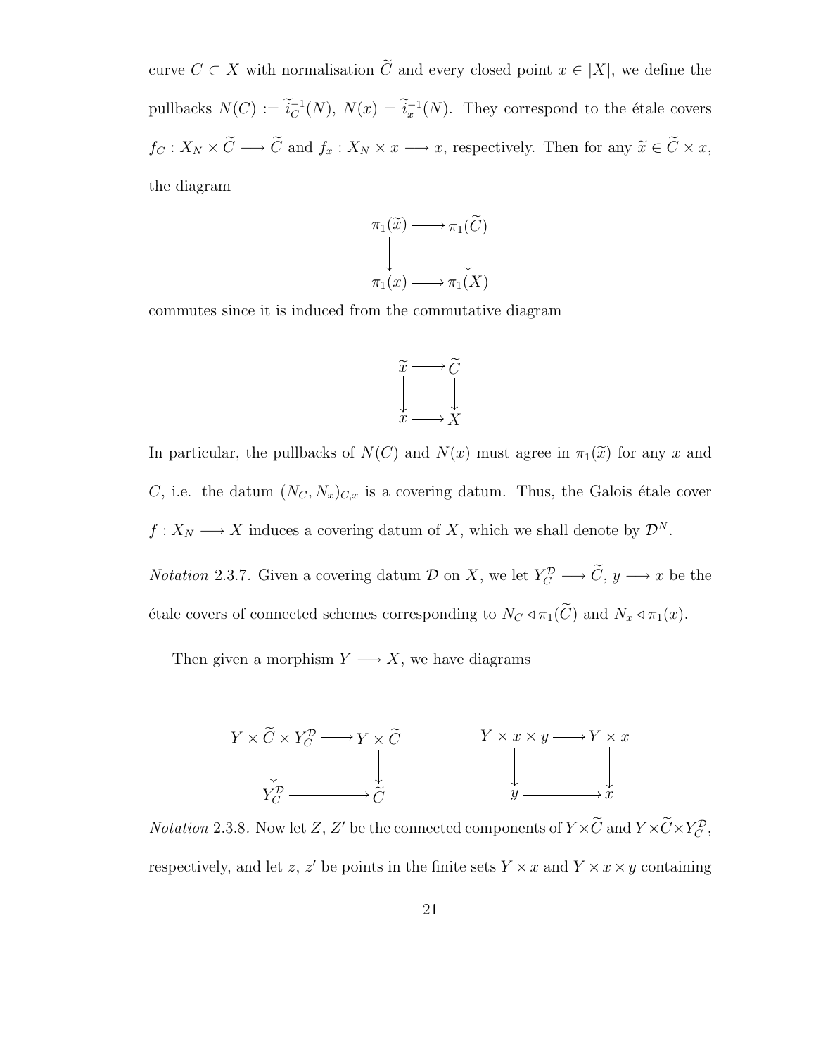curve $C \subset X$ with normalisation $\widetilde{C}$ and every closed point $x \in |X|$, we define the pullbacks $N(C) := \widetilde{i}_C^{-1}(N)$, $N(x) = \widetilde{i}_x^{-1}(N)$. They correspond to the étale covers $f_C : X_N \times \widetilde{C} \longrightarrow \widetilde{C}$ and $f_x : X_N \times x \longrightarrow x$, respectively. Then for any $\widetilde{x} \in \widetilde{C} \times x$, the diagram

$$\begin{array}{ccc} \pi_1(\widetilde{x}) & \longrightarrow & \pi_1(\widetilde{C}) \\ \downarrow & & \downarrow \\ \pi_1(x) & \longrightarrow & \pi_1(X) \end{array}$$

commutes since it is induced from the commutative diagram

$$\begin{array}{ccc} \widetilde{x} & \longrightarrow & \widetilde{C} \\ \downarrow & & \downarrow \\ x & \longrightarrow & X \end{array}$$

In particular, the pullbacks of $N(C)$ and $N(x)$ must agree in $\pi_1(\widetilde{x})$ for any $x$ and $C$, i.e. the datum $(N_C, N_x)_{C,x}$ is a covering datum. Thus, the Galois étale cover $f : X_N \longrightarrow X$ induces a covering datum of $X$, which we shall denote by $\mathcal{D}^N$.

*Notation* 2.3.7. Given a covering datum $\mathcal{D}$ on $X$, we let $Y_C^{\mathcal{D}} \longrightarrow \widetilde{C}$, $y \longrightarrow x$ be the étale covers of connected schemes corresponding to $N_C \triangleleft \pi_1(\widetilde{C})$ and $N_x \triangleleft \pi_1(x)$.

Then given a morphism $Y \longrightarrow X$, we have diagrams

$$\begin{array}{ccc} Y \times \widetilde{C} \times Y_C^{\mathcal{D}} & \longrightarrow & Y \times \widetilde{C} \\ \downarrow & & \downarrow \\ Y_C^{\mathcal{D}} & \longrightarrow & \widetilde{C} \end{array} \qquad \begin{array}{ccc} Y \times x \times y & \longrightarrow & Y \times x \\ \downarrow & & \downarrow \\ y & \longrightarrow & x \end{array}$$

*Notation* 2.3.8. Now let $Z$, $Z'$ be the connected components of $Y \times \widetilde{C}$ and $Y \times \widetilde{C} \times Y_C^{\mathcal{D}}$, respectively, and let $z$, $z'$ be points in the finite sets $Y \times x$ and $Y \times x \times y$ containing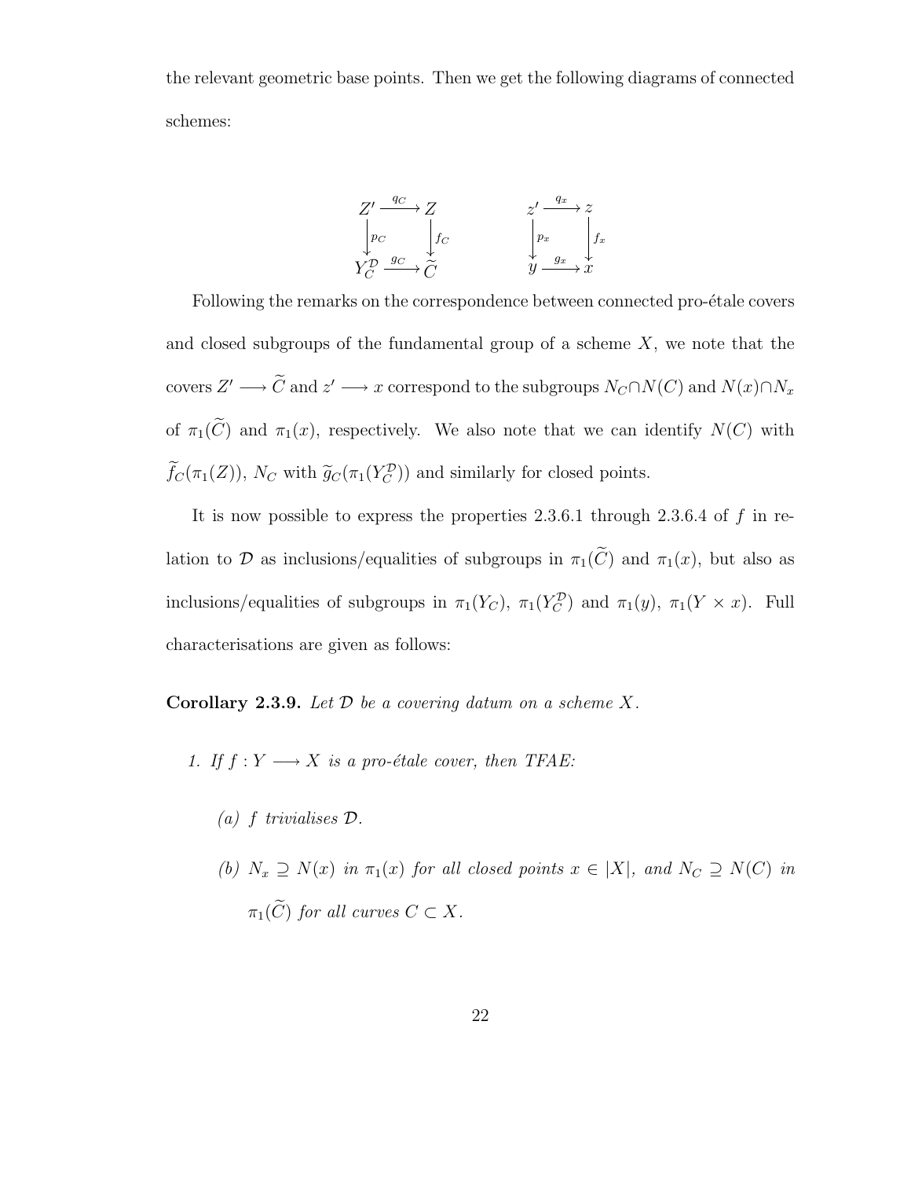the relevant geometric base points. Then we get the following diagrams of connected schemes:

$$
\begin{array}{ccc}
Z' & \xrightarrow{q_C} & Z \\
\downarrow{\scriptstyle p_C} & & \downarrow{\scriptstyle f_C} \\
Y_C^{\mathcal{D}} & \xrightarrow{g_C} & \widetilde{C}
\end{array}
\qquad\qquad
\begin{array}{ccc}
z' & \xrightarrow{q_x} & z \\
\downarrow{\scriptstyle p_x} & & \downarrow{\scriptstyle f_x} \\
y & \xrightarrow{g_x} & x
\end{array}
$$

Following the remarks on the correspondence between connected pro-étale covers and closed subgroups of the fundamental group of a scheme $X$, we note that the covers $Z' \longrightarrow \widetilde{C}$ and $z' \longrightarrow x$ correspond to the subgroups $N_C \cap N(C)$ and $N(x) \cap N_x$ of $\pi_1(\widetilde{C})$ and $\pi_1(x)$, respectively. We also note that we can identify $N(C)$ with $\widetilde{f}_C(\pi_1(Z))$, $N_C$ with $\widetilde{g}_C(\pi_1(Y_C^{\mathcal{D}}))$ and similarly for closed points.

It is now possible to express the properties 2.3.6.1 through 2.3.6.4 of $f$ in relation to $\mathcal{D}$ as inclusions/equalities of subgroups in $\pi_1(\widetilde{C})$ and $\pi_1(x)$, but also as inclusions/equalities of subgroups in $\pi_1(Y_C)$, $\pi_1(Y_C^{\mathcal{D}})$ and $\pi_1(y)$, $\pi_1(Y \times x)$. Full characterisations are given as follows:

**Corollary 2.3.9.** *Let $\mathcal{D}$ be a covering datum on a scheme $X$.*

1. *If $f : Y \longrightarrow X$ is a pro-étale cover, then TFAE:*
   - *(a) $f$ trivialises $\mathcal{D}$.*
   - *(b) $N_x \supseteq N(x)$ in $\pi_1(x)$ for all closed points $x \in |X|$, and $N_C \supseteq N(C)$ in $\pi_1(\widetilde{C})$ for all curves $C \subset X$.*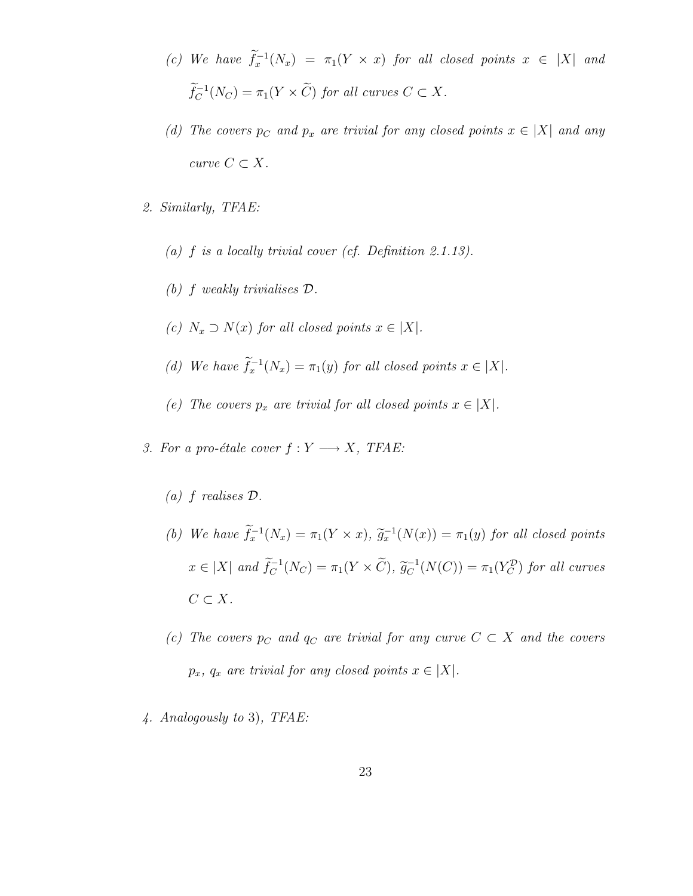(c) *We have* $\widetilde{f}_x^{-1}(N_x) = \pi_1(Y \times x)$ *for all closed points* $x \in |X|$ *and* $\widetilde{f}_C^{-1}(N_C) = \pi_1(Y \times \widetilde{C})$ *for all curves* $C \subset X$.

(d) *The covers* $p_C$ *and* $p_x$ *are trivial for any closed points* $x \in |X|$ *and any curve* $C \subset X$.

2. *Similarly, TFAE:*

   (a) $f$ *is a locally trivial cover (cf. Definition 2.1.13).*

   (b) $f$ *weakly trivialises* $\mathcal{D}$.

   (c) $N_x \supset N(x)$ *for all closed points* $x \in |X|$.

   (d) *We have* $\widetilde{f}_x^{-1}(N_x) = \pi_1(y)$ *for all closed points* $x \in |X|$.

   (e) *The covers* $p_x$ *are trivial for all closed points* $x \in |X|$.

3. *For a pro-étale cover* $f : Y \longrightarrow X$, *TFAE:*

   (a) $f$ *realises* $\mathcal{D}$.

   (b) *We have* $\widetilde{f}_x^{-1}(N_x) = \pi_1(Y \times x)$, $\widetilde{g}_x^{-1}(N(x)) = \pi_1(y)$ *for all closed points* $x \in |X|$ *and* $\widetilde{f}_C^{-1}(N_C) = \pi_1(Y \times \widetilde{C})$, $\widetilde{g}_C^{-1}(N(C)) = \pi_1(Y_C^{\mathcal{D}})$ *for all curves* $C \subset X$.

   (c) *The covers* $p_C$ *and* $q_C$ *are trivial for any curve* $C \subset X$ *and the covers* $p_x$, $q_x$ *are trivial for any closed points* $x \in |X|$.

4. *Analogously to* 3), *TFAE:*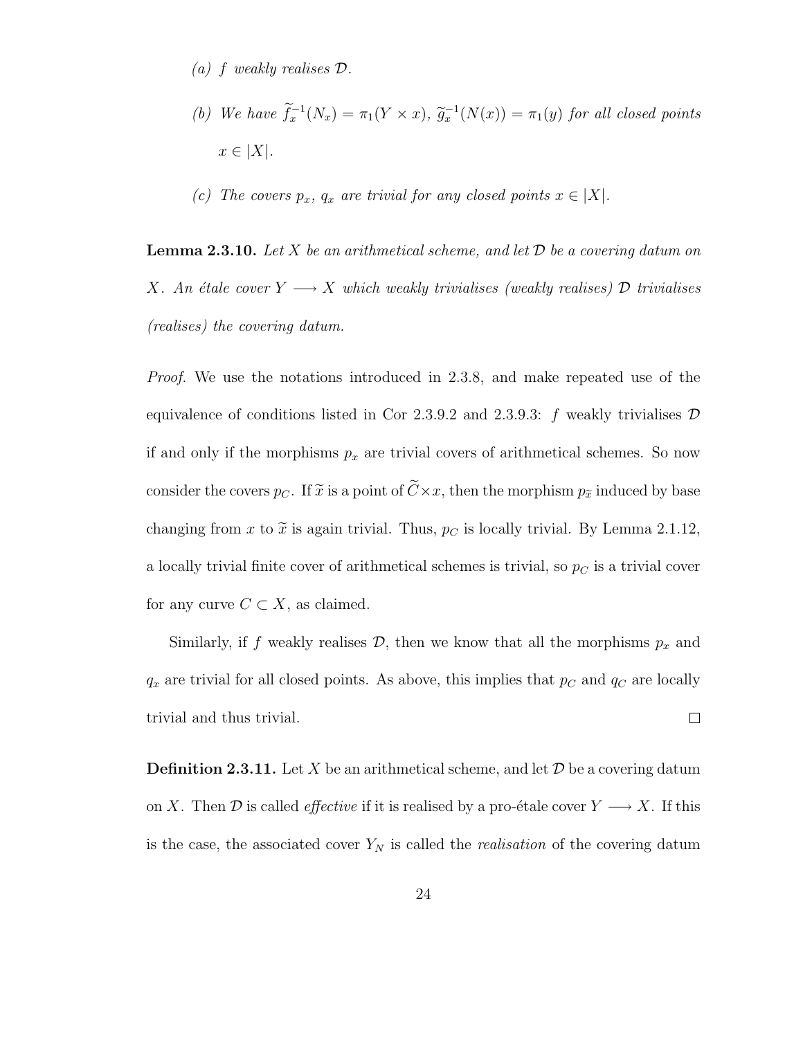(a) $f$ weakly realises $\mathcal{D}$.

(b) We have $\widetilde{f}_x^{-1}(N_x) = \pi_1(Y \times x)$, $\widetilde{g}_x^{-1}(N(x)) = \pi_1(y)$ for all closed points $x \in |X|$.

(c) The covers $p_x$, $q_x$ are trivial for any closed points $x \in |X|$.

**Lemma 2.3.10.** *Let $X$ be an arithmetical scheme, and let $\mathcal{D}$ be a covering datum on $X$. An étale cover $Y \longrightarrow X$ which weakly trivialises (weakly realises) $\mathcal{D}$ trivialises (realises) the covering datum.*

*Proof.* We use the notations introduced in 2.3.8, and make repeated use of the equivalence of conditions listed in Cor 2.3.9.2 and 2.3.9.3: $f$ weakly trivialises $\mathcal{D}$ if and only if the morphisms $p_x$ are trivial covers of arithmetical schemes. So now consider the covers $p_C$. If $\widetilde{x}$ is a point of $\widetilde{C} \times x$, then the morphism $p_{\widetilde{x}}$ induced by base changing from $x$ to $\widetilde{x}$ is again trivial. Thus, $p_C$ is locally trivial. By Lemma 2.1.12, a locally trivial finite cover of arithmetical schemes is trivial, so $p_C$ is a trivial cover for any curve $C \subset X$, as claimed.

Similarly, if $f$ weakly realises $\mathcal{D}$, then we know that all the morphisms $p_x$ and $q_x$ are trivial for all closed points. As above, this implies that $p_C$ and $q_C$ are locally trivial and thus trivial. □

**Definition 2.3.11.** Let $X$ be an arithmetical scheme, and let $\mathcal{D}$ be a covering datum on $X$. Then $\mathcal{D}$ is called *effective* if it is realised by a pro-étale cover $Y \longrightarrow X$. If this is the case, the associated cover $Y_N$ is called the *realisation* of the covering datum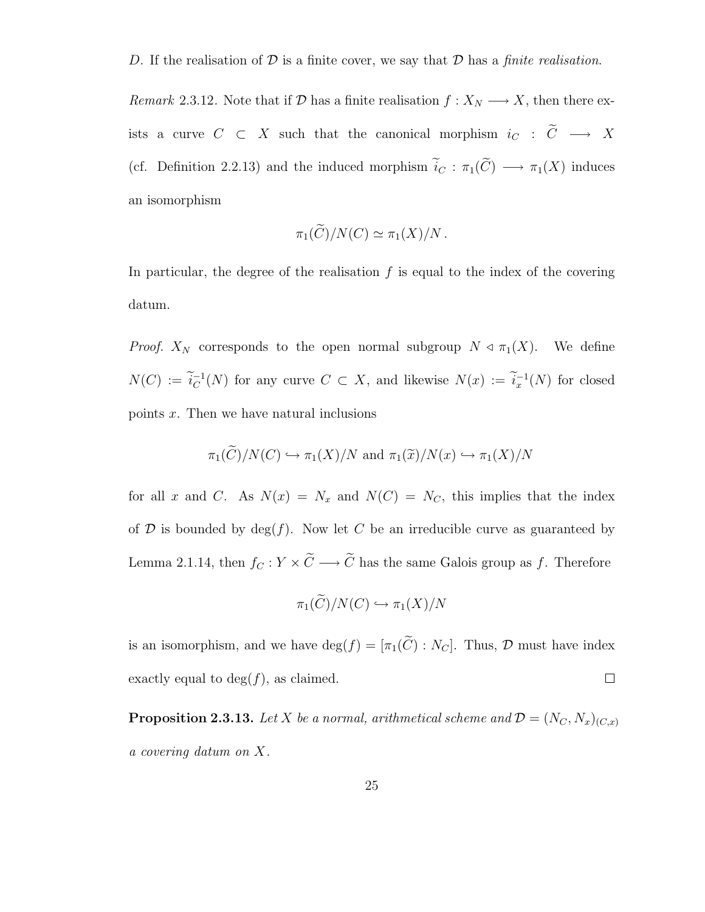$D$. If the realisation of $\mathcal{D}$ is a finite cover, we say that $\mathcal{D}$ has a *finite realisation*.

*Remark* 2.3.12. Note that if $\mathcal{D}$ has a finite realisation $f : X_N \longrightarrow X$, then there exists a curve $C \subset X$ such that the canonical morphism $i_C : \widetilde{C} \longrightarrow X$ (cf. Definition 2.2.13) and the induced morphism $\widetilde{i}_C : \pi_1(\widetilde{C}) \longrightarrow \pi_1(X)$ induces an isomorphism

$$\pi_1(\widetilde{C})/N(C) \simeq \pi_1(X)/N \,.$$

In particular, the degree of the realisation $f$ is equal to the index of the covering datum.

*Proof.* $X_N$ corresponds to the open normal subgroup $N \lhd \pi_1(X)$. We define $N(C) := \widetilde{i}_C^{-1}(N)$ for any curve $C \subset X$, and likewise $N(x) := \widetilde{i}_x^{-1}(N)$ for closed points $x$. Then we have natural inclusions

$$\pi_1(\widetilde{C})/N(C) \hookrightarrow \pi_1(X)/N \text{ and } \pi_1(\widetilde{x})/N(x) \hookrightarrow \pi_1(X)/N$$

for all $x$ and $C$. As $N(x) = N_x$ and $N(C) = N_C$, this implies that the index of $\mathcal{D}$ is bounded by $\deg(f)$. Now let $C$ be an irreducible curve as guaranteed by Lemma 2.1.14, then $f_C : Y \times \widetilde{C} \longrightarrow \widetilde{C}$ has the same Galois group as $f$. Therefore

$$\pi_1(\widetilde{C})/N(C) \hookrightarrow \pi_1(X)/N$$

is an isomorphism, and we have $\deg(f) = [\pi_1(\widetilde{C}) : N_C]$. Thus, $\mathcal{D}$ must have index exactly equal to $\deg(f)$, as claimed. $\square$

**Proposition 2.3.13.** *Let $X$ be a normal, arithmetical scheme and $\mathcal{D} = (N_C, N_x)_{(C,x)}$ a covering datum on $X$.*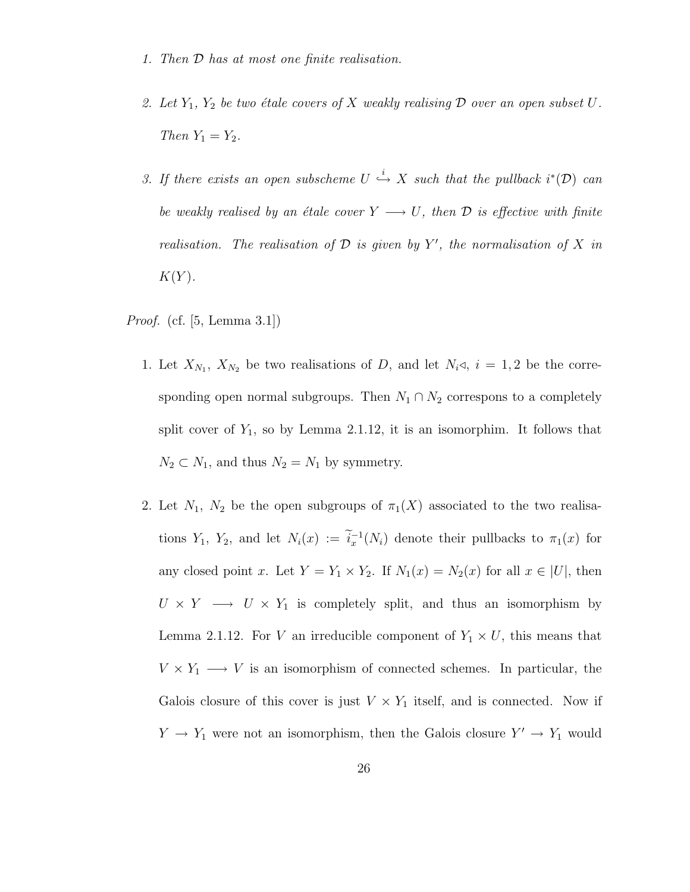1. *Then $\mathcal{D}$ has at most one finite realisation.*

2. *Let $Y_1$, $Y_2$ be two étale covers of $X$ weakly realising $\mathcal{D}$ over an open subset $U$. Then $Y_1 = Y_2$.*

3. *If there exists an open subscheme $U \overset{i}{\hookrightarrow} X$ such that the pullback $i^*(\mathcal{D})$ can be weakly realised by an étale cover $Y \longrightarrow U$, then $\mathcal{D}$ is effective with finite realisation. The realisation of $\mathcal{D}$ is given by $Y'$, the normalisation of $X$ in $K(Y)$.*

*Proof.* (cf. [5, Lemma 3.1])

1. Let $X_{N_1}$, $X_{N_2}$ be two realisations of $D$, and let $N_i \triangleleft$, $i = 1, 2$ be the corresponding open normal subgroups. Then $N_1 \cap N_2$ correspons to a completely split cover of $Y_1$, so by Lemma 2.1.12, it is an isomorphim. It follows that $N_2 \subset N_1$, and thus $N_2 = N_1$ by symmetry.

2. Let $N_1$, $N_2$ be the open subgroups of $\pi_1(X)$ associated to the two realisations $Y_1$, $Y_2$, and let $N_i(x) := \widetilde{i}_x^{-1}(N_i)$ denote their pullbacks to $\pi_1(x)$ for any closed point $x$. Let $Y = Y_1 \times Y_2$. If $N_1(x) = N_2(x)$ for all $x \in |U|$, then $U \times Y \longrightarrow U \times Y_1$ is completely split, and thus an isomorphism by Lemma 2.1.12. For $V$ an irreducible component of $Y_1 \times U$, this means that $V \times Y_1 \longrightarrow V$ is an isomorphism of connected schemes. In particular, the Galois closure of this cover is just $V \times Y_1$ itself, and is connected. Now if $Y \to Y_1$ were not an isomorphism, then the Galois closure $Y' \to Y_1$ would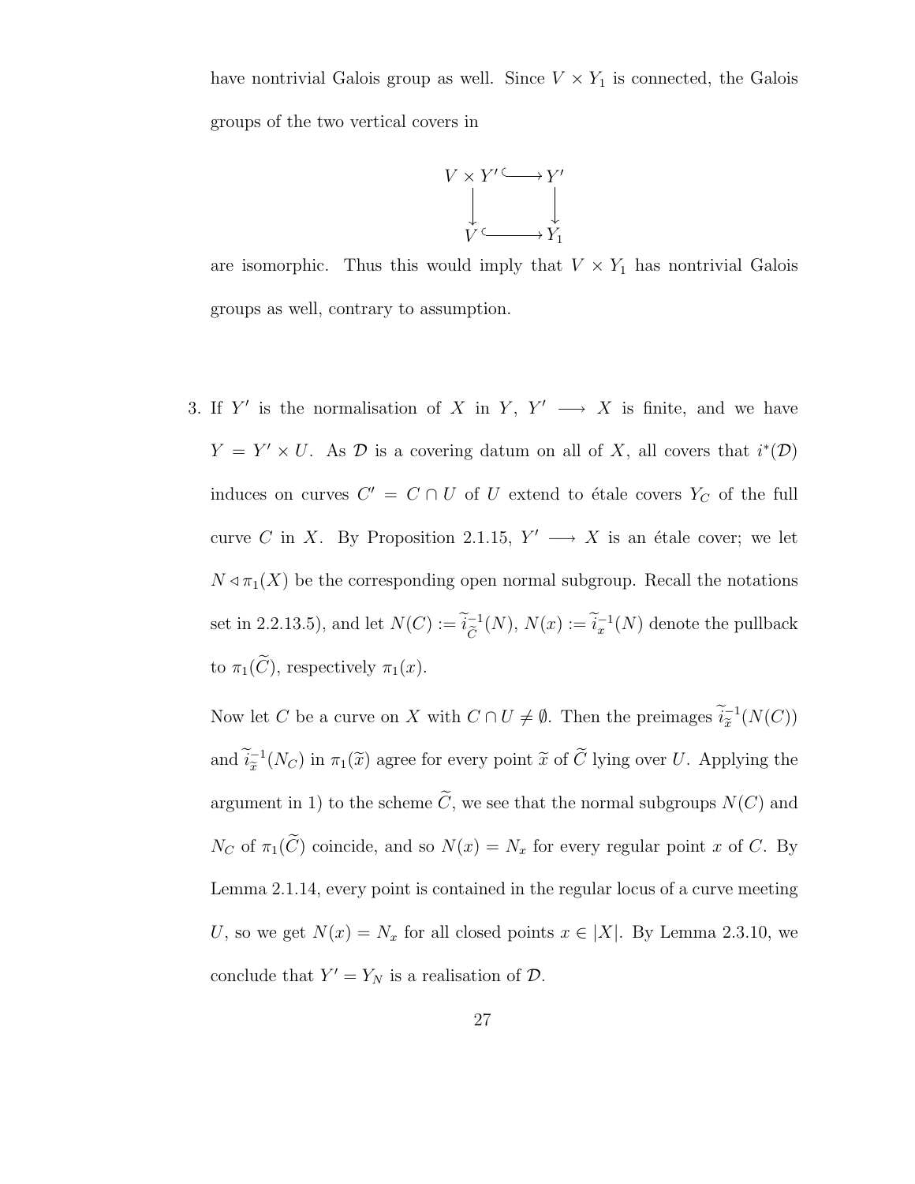have nontrivial Galois group as well. Since $V \times Y_1$ is connected, the Galois groups of the two vertical covers in

$$\begin{array}{ccc} V \times Y' & \hookrightarrow & Y' \\ \downarrow & & \downarrow \\ V & \hookrightarrow & Y_1 \end{array}$$

are isomorphic. Thus this would imply that $V \times Y_1$ has nontrivial Galois groups as well, contrary to assumption.

3. If $Y'$ is the normalisation of $X$ in $Y$, $Y' \longrightarrow X$ is finite, and we have $Y = Y' \times U$. As $\mathcal{D}$ is a covering datum on all of $X$, all covers that $i^*(\mathcal{D})$ induces on curves $C' = C \cap U$ of $U$ extend to étale covers $Y_C$ of the full curve $C$ in $X$. By Proposition 2.1.15, $Y' \longrightarrow X$ is an étale cover; we let $N \triangleleft \pi_1(X)$ be the corresponding open normal subgroup. Recall the notations set in 2.2.13.5), and let $N(C) := \widetilde{i}_{\widetilde{C}}^{-1}(N)$, $N(x) := \widetilde{i}_x^{-1}(N)$ denote the pullback to $\pi_1(\widetilde{C})$, respectively $\pi_1(x)$.

   Now let $C$ be a curve on $X$ with $C \cap U \neq \emptyset$. Then the preimages $\widetilde{i}_{\widetilde{x}}^{-1}(N(C))$ and $\widetilde{i}_{\widetilde{x}}^{-1}(N_C)$ in $\pi_1(\widetilde{x})$ agree for every point $\widetilde{x}$ of $\widetilde{C}$ lying over $U$. Applying the argument in 1) to the scheme $\widetilde{C}$, we see that the normal subgroups $N(C)$ and $N_C$ of $\pi_1(\widetilde{C})$ coincide, and so $N(x) = N_x$ for every regular point $x$ of $C$. By Lemma 2.1.14, every point is contained in the regular locus of a curve meeting $U$, so we get $N(x) = N_x$ for all closed points $x \in |X|$. By Lemma 2.3.10, we conclude that $Y' = Y_N$ is a realisation of $\mathcal{D}$.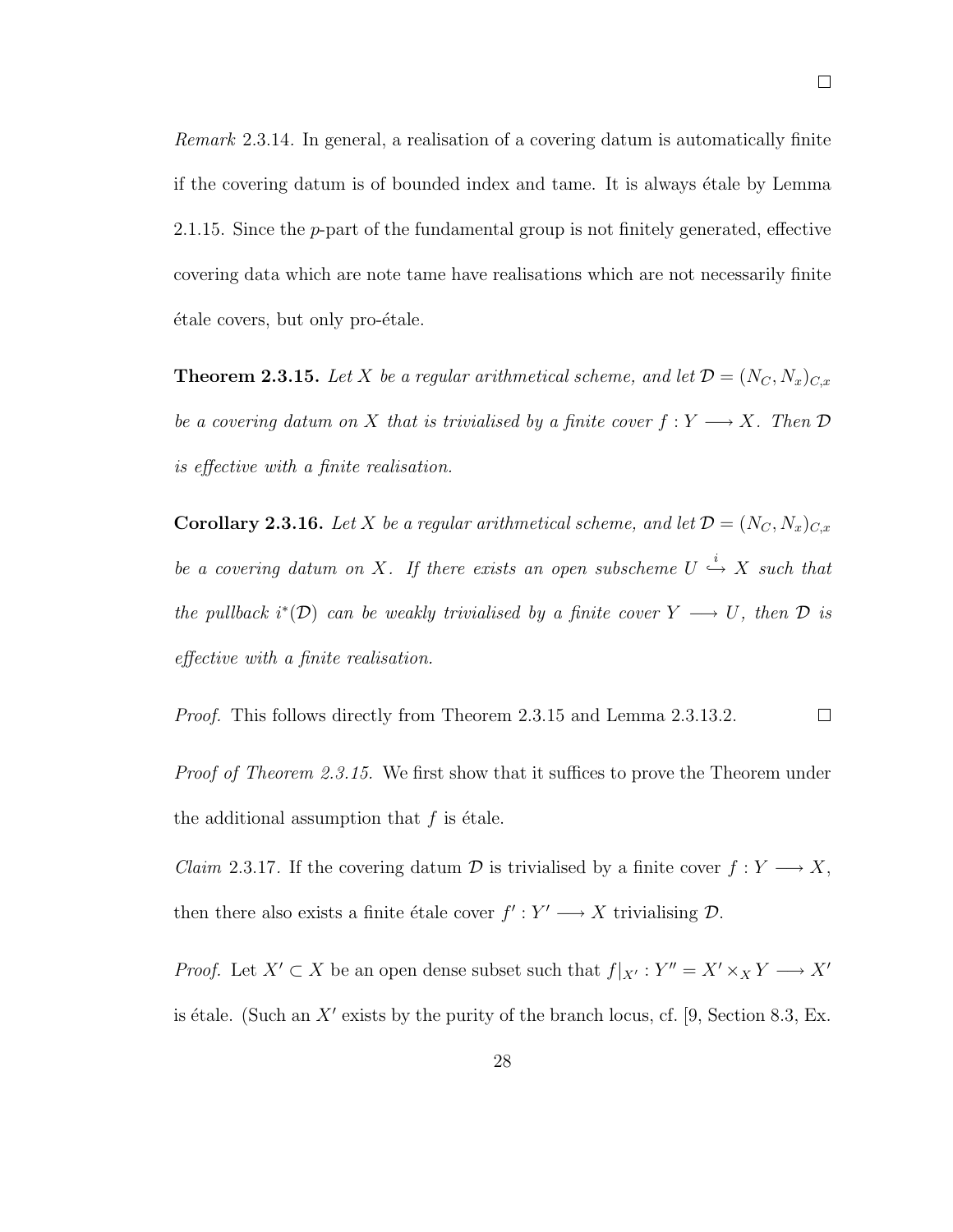□

*Remark* 2.3.14. In general, a realisation of a covering datum is automatically finite if the covering datum is of bounded index and tame. It is always étale by Lemma 2.1.15. Since the $p$-part of the fundamental group is not finitely generated, effective covering data which are note tame have realisations which are not necessarily finite étale covers, but only pro-étale.

**Theorem 2.3.15.** *Let $X$ be a regular arithmetical scheme, and let $\mathcal{D} = (N_C, N_x)_{C,x}$ be a covering datum on $X$ that is trivialised by a finite cover $f : Y \longrightarrow X$. Then $\mathcal{D}$ is effective with a finite realisation.*

**Corollary 2.3.16.** *Let $X$ be a regular arithmetical scheme, and let $\mathcal{D} = (N_C, N_x)_{C,x}$ be a covering datum on $X$. If there exists an open subscheme $U \overset{i}{\hookrightarrow} X$ such that the pullback $i^*(\mathcal{D})$ can be weakly trivialised by a finite cover $Y \longrightarrow U$, then $\mathcal{D}$ is effective with a finite realisation.*

*Proof.* This follows directly from Theorem 2.3.15 and Lemma 2.3.13.2. □

*Proof of Theorem 2.3.15.* We first show that it suffices to prove the Theorem under the additional assumption that $f$ is étale.

*Claim* 2.3.17. If the covering datum $\mathcal{D}$ is trivialised by a finite cover $f : Y \longrightarrow X$, then there also exists a finite étale cover $f' : Y' \longrightarrow X$ trivialising $\mathcal{D}$.

*Proof.* Let $X' \subset X$ be an open dense subset such that $f|_{X'} : Y'' = X' \times_X Y \longrightarrow X'$ is étale. (Such an $X'$ exists by the purity of the branch locus, cf. [9, Section 8.3, Ex.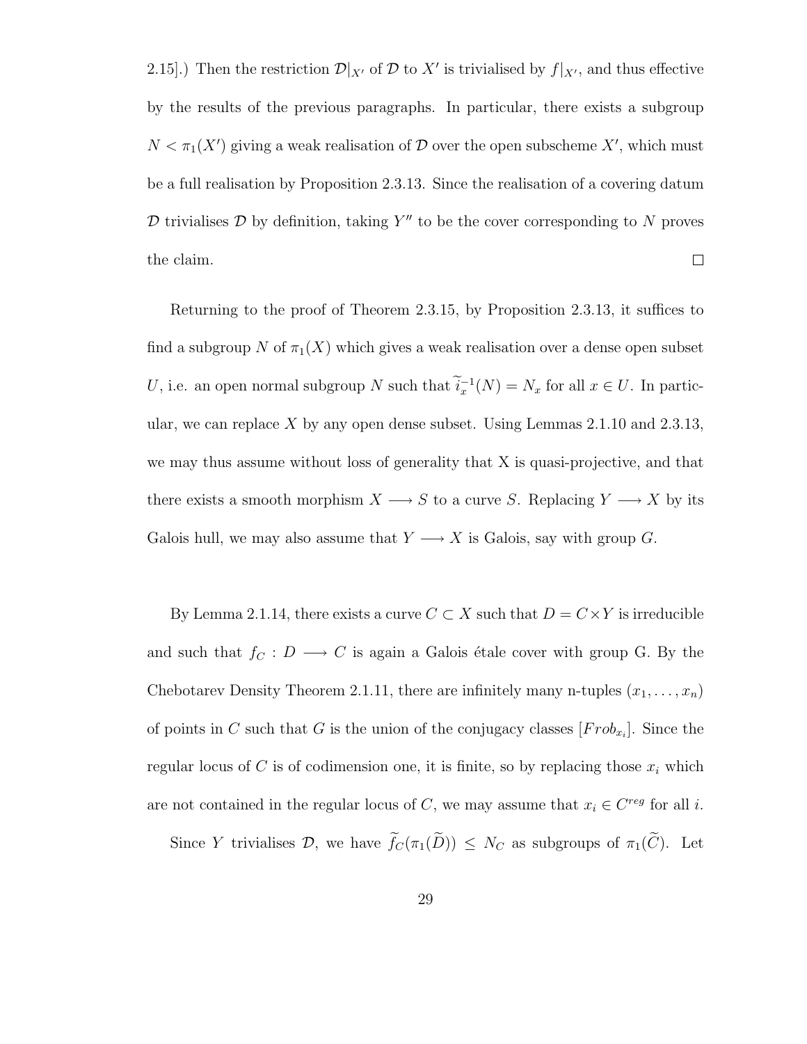2.15].) Then the restriction $\mathcal{D}|_{X'}$ of $\mathcal{D}$ to $X'$ is trivialised by $f|_{X'}$, and thus effective by the results of the previous paragraphs. In particular, there exists a subgroup $N < \pi_1(X')$ giving a weak realisation of $\mathcal{D}$ over the open subscheme $X'$, which must be a full realisation by Proposition 2.3.13. Since the realisation of a covering datum $\mathcal{D}$ trivialises $\mathcal{D}$ by definition, taking $Y''$ to be the cover corresponding to $N$ proves the claim. $\square$

Returning to the proof of Theorem 2.3.15, by Proposition 2.3.13, it suffices to find a subgroup $N$ of $\pi_1(X)$ which gives a weak realisation over a dense open subset $U$, i.e. an open normal subgroup $N$ such that $\widetilde{i}_x^{-1}(N) = N_x$ for all $x \in U$. In particular, we can replace $X$ by any open dense subset. Using Lemmas 2.1.10 and 2.3.13, we may thus assume without loss of generality that X is quasi-projective, and that there exists a smooth morphism $X \longrightarrow S$ to a curve $S$. Replacing $Y \longrightarrow X$ by its Galois hull, we may also assume that $Y \longrightarrow X$ is Galois, say with group $G$.

By Lemma 2.1.14, there exists a curve $C \subset X$ such that $D = C \times Y$ is irreducible and such that $f_C : D \longrightarrow C$ is again a Galois étale cover with group G. By the Chebotarev Density Theorem 2.1.11, there are infinitely many n-tuples $(x_1, \ldots, x_n)$ of points in $C$ such that $G$ is the union of the conjugacy classes $[Frob_{x_i}]$. Since the regular locus of $C$ is of codimension one, it is finite, so by replacing those $x_i$ which are not contained in the regular locus of $C$, we may assume that $x_i \in C^{reg}$ for all $i$.

Since $Y$ trivialises $\mathcal{D}$, we have $\widetilde{f}_C(\pi_1(\widetilde{D})) \leq N_C$ as subgroups of $\pi_1(\widetilde{C})$. Let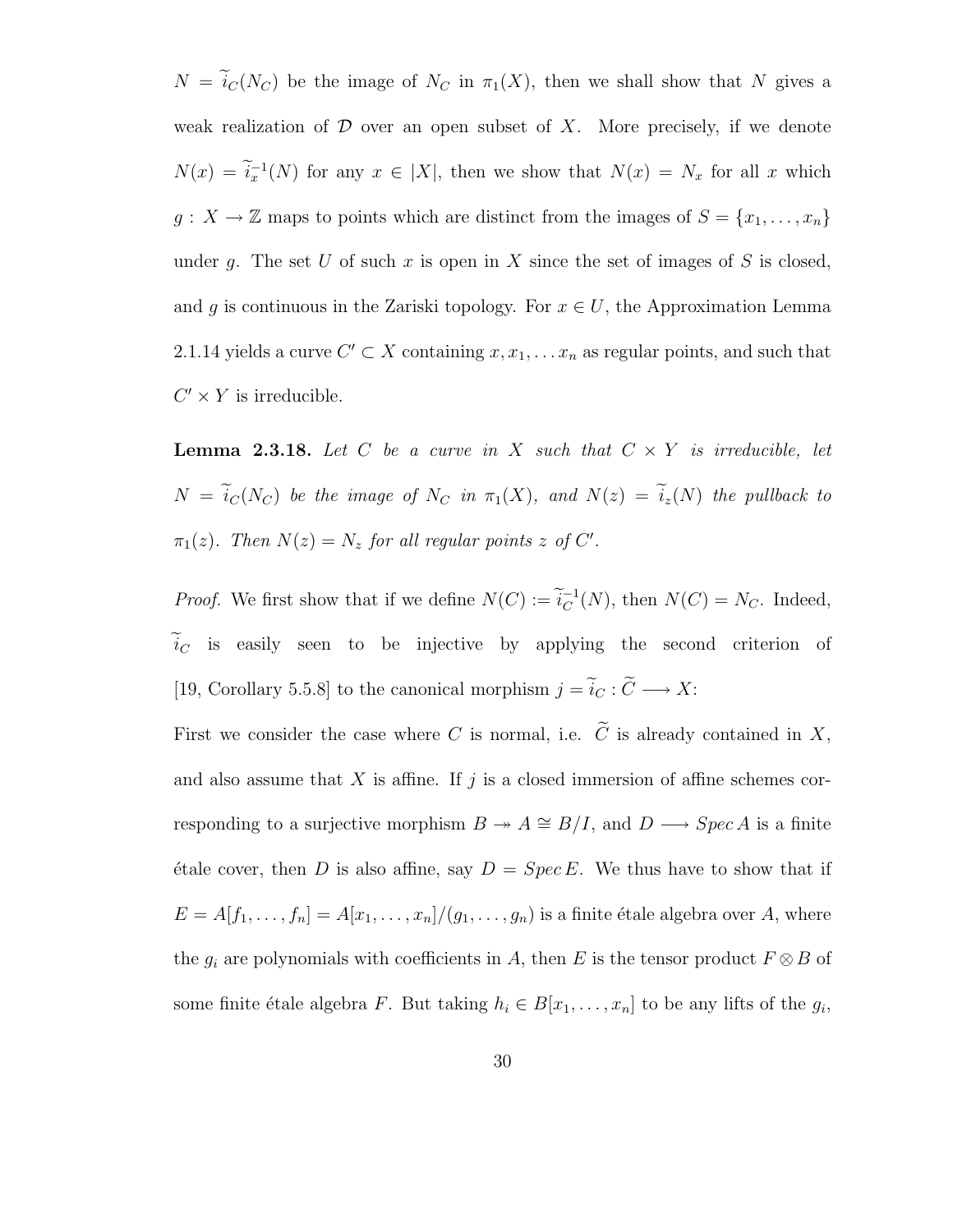$N = \widetilde{i}_C(N_C)$ be the image of $N_C$ in $\pi_1(X)$, then we shall show that $N$ gives a weak realization of $\mathcal{D}$ over an open subset of $X$. More precisely, if we denote $N(x) = \widetilde{i}_x^{-1}(N)$ for any $x \in |X|$, then we show that $N(x) = N_x$ for all $x$ which $g : X \to \mathbb{Z}$ maps to points which are distinct from the images of $S = \{x_1, \dots, x_n\}$ under $g$. The set $U$ of such $x$ is open in $X$ since the set of images of $S$ is closed, and $g$ is continuous in the Zariski topology. For $x \in U$, the Approximation Lemma 2.1.14 yields a curve $C' \subset X$ containing $x, x_1, \dots x_n$ as regular points, and such that $C' \times Y$ is irreducible.

**Lemma 2.3.18.** *Let $C$ be a curve in $X$ such that $C \times Y$ is irreducible, let $N = \widetilde{i}_C(N_C)$ be the image of $N_C$ in $\pi_1(X)$, and $N(z) = \widetilde{i}_z(N)$ the pullback to $\pi_1(z)$. Then $N(z) = N_z$ for all regular points $z$ of $C'$.*

*Proof.* We first show that if we define $N(C) := \widetilde{i}_C^{-1}(N)$, then $N(C) = N_C$. Indeed, $\widetilde{i}_C$ is easily seen to be injective by applying the second criterion of [19, Corollary 5.5.8] to the canonical morphism $j = \widetilde{i}_C : \widetilde{C} \longrightarrow X$:

First we consider the case where $C$ is normal, i.e. $\widetilde{C}$ is already contained in $X$, and also assume that $X$ is affine. If $j$ is a closed immersion of affine schemes corresponding to a surjective morphism $B \twoheadrightarrow A \cong B/I$, and $D \longrightarrow Spec\, A$ is a finite étale cover, then $D$ is also affine, say $D = Spec\, E$. We thus have to show that if $E = A[f_1, \dots, f_n] = A[x_1, \dots, x_n]/(g_1, \dots, g_n)$ is a finite étale algebra over $A$, where the $g_i$ are polynomials with coefficients in $A$, then $E$ is the tensor product $F \otimes B$ of some finite étale algebra $F$. But taking $h_i \in B[x_1, \dots, x_n]$ to be any lifts of the $g_i$,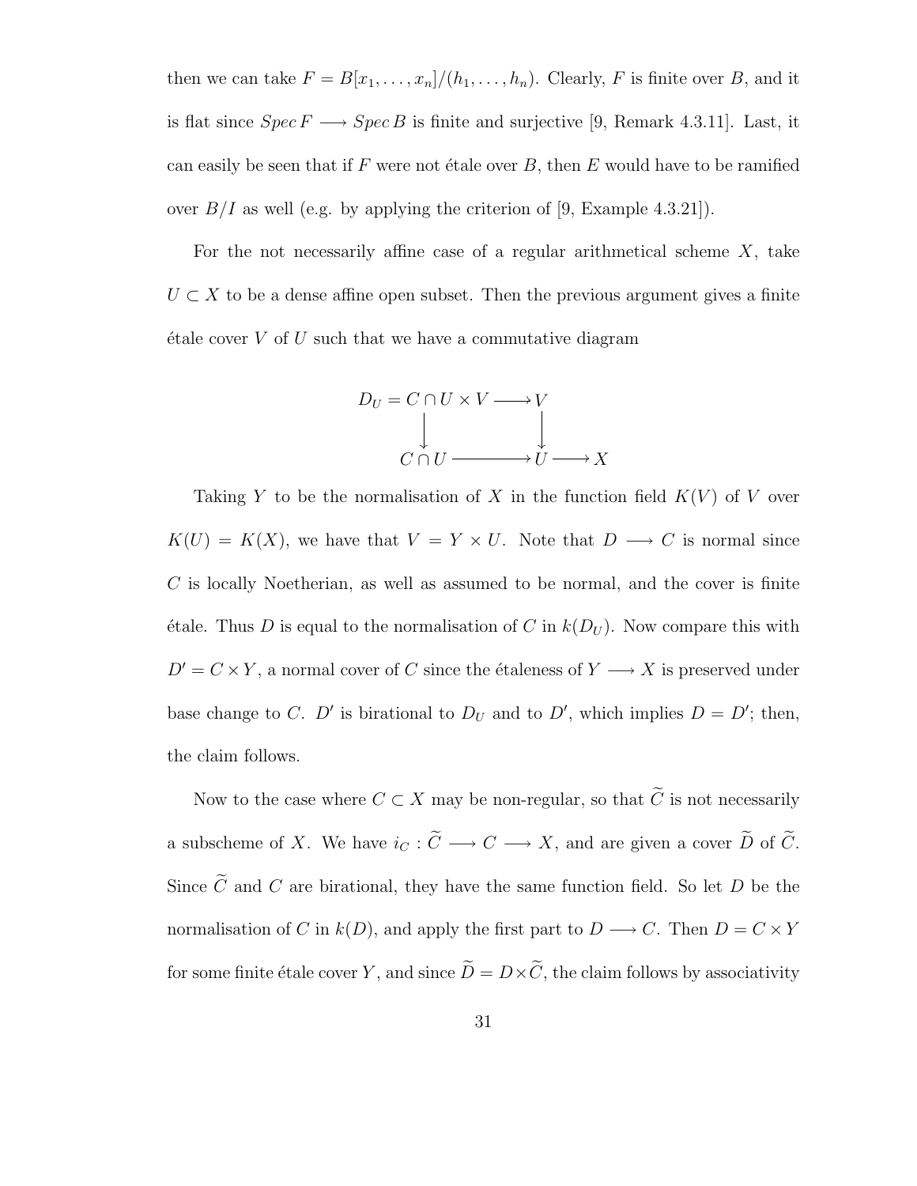then we can take $F = B[x_1, \ldots, x_n]/(h_1, \ldots, h_n)$. Clearly, $F$ is finite over $B$, and it is flat since $Spec\, F \longrightarrow Spec\, B$ is finite and surjective [9, Remark 4.3.11]. Last, it can easily be seen that if $F$ were not étale over $B$, then $E$ would have to be ramified over $B/I$ as well (e.g. by applying the criterion of [9, Example 4.3.21]).

For the not necessarily affine case of a regular arithmetical scheme $X$, take $U \subset X$ to be a dense affine open subset. Then the previous argument gives a finite étale cover $V$ of $U$ such that we have a commutative diagram

$$\begin{array}{ccccc} D_U = C \cap U \times V & \longrightarrow & V & & \\ \downarrow & & \downarrow & & \\ C \cap U & \longrightarrow & U & \longrightarrow & X \end{array}$$

Taking $Y$ to be the normalisation of $X$ in the function field $K(V)$ of $V$ over $K(U) = K(X)$, we have that $V = Y \times U$. Note that $D \longrightarrow C$ is normal since $C$ is locally Noetherian, as well as assumed to be normal, and the cover is finite étale. Thus $D$ is equal to the normalisation of $C$ in $k(D_U)$. Now compare this with $D' = C \times Y$, a normal cover of $C$ since the étaleness of $Y \longrightarrow X$ is preserved under base change to $C$. $D'$ is birational to $D_U$ and to $D'$, which implies $D = D'$; then, the claim follows.

Now to the case where $C \subset X$ may be non-regular, so that $\widetilde{C}$ is not necessarily a subscheme of $X$. We have $i_C : \widetilde{C} \longrightarrow C \longrightarrow X$, and are given a cover $\widetilde{D}$ of $\widetilde{C}$. Since $\widetilde{C}$ and $C$ are birational, they have the same function field. So let $D$ be the normalisation of $C$ in $k(D)$, and apply the first part to $D \longrightarrow C$. Then $D = C \times Y$ for some finite étale cover $Y$, and since $\widetilde{D} = D \times \widetilde{C}$, the claim follows by associativity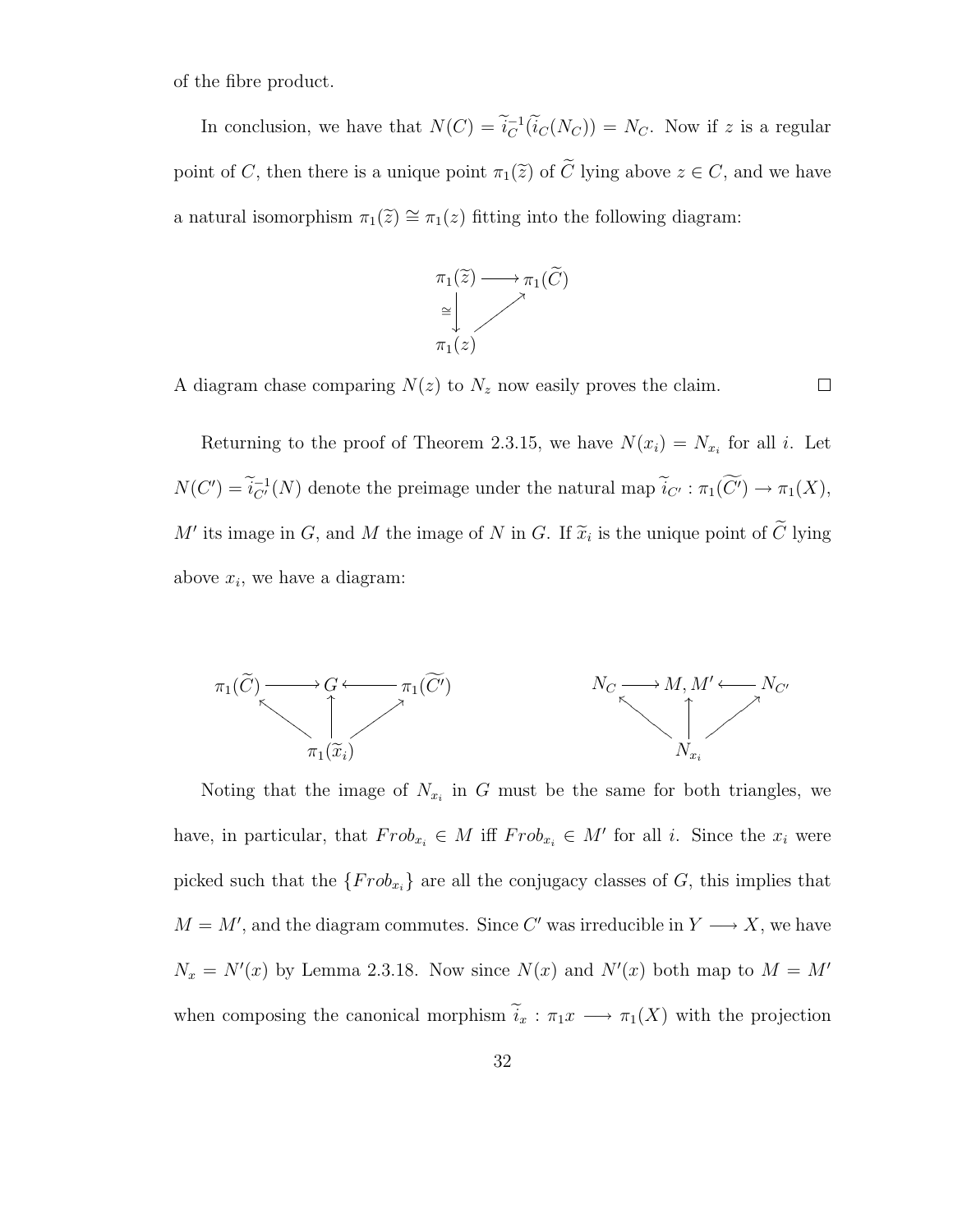of the fibre product.

In conclusion, we have that $N(C) = \widetilde{i}_C^{-1}(\widetilde{i}_C(N_C)) = N_C$. Now if $z$ is a regular point of $C$, then there is a unique point $\pi_1(\widetilde{z})$ of $\widetilde{C}$ lying above $z \in C$, and we have a natural isomorphism $\pi_1(\widetilde{z}) \cong \pi_1(z)$ fitting into the following diagram:

$$\begin{array}{ccc} \pi_1(\widetilde{z}) & \longrightarrow & \pi_1(\widetilde{C}) \\ \cong \downarrow & \nearrow & \\ \pi_1(z) & & \end{array}$$

A diagram chase comparing $N(z)$ to $N_z$ now easily proves the claim. $\square$

Returning to the proof of Theorem 2.3.15, we have $N(x_i) = N_{x_i}$ for all $i$. Let $N(C') = \widetilde{i}_{C'}^{-1}(N)$ denote the preimage under the natural map $\widetilde{i}_{C'} : \pi_1(\widetilde{C'}) \to \pi_1(X)$, $M'$ its image in $G$, and $M$ the image of $N$ in $G$. If $\widetilde{x}_i$ is the unique point of $\widetilde{C}$ lying above $x_i$, we have a diagram:

$$\begin{array}{ccccc} \pi_1(\widetilde{C}) & \longrightarrow & G & \longleftarrow & \pi_1(\widetilde{C'}) \\ & \nwarrow & \uparrow & \nearrow & \\ & & \pi_1(\widetilde{x}_i) & & \end{array} \qquad \begin{array}{ccccc} N_C & \longrightarrow & M, M' & \longleftarrow & N_{C'} \\ & \nwarrow & \uparrow & \nearrow & \\ & & N_{x_i} & & \end{array}$$

Noting that the image of $N_{x_i}$ in $G$ must be the same for both triangles, we have, in particular, that $Frob_{x_i} \in M$ iff $Frob_{x_i} \in M'$ for all $i$. Since the $x_i$ were picked such that the $\{Frob_{x_i}\}$ are all the conjugacy classes of $G$, this implies that $M = M'$, and the diagram commutes. Since $C'$ was irreducible in $Y \longrightarrow X$, we have $N_x = N'(x)$ by Lemma 2.3.18. Now since $N(x)$ and $N'(x)$ both map to $M = M'$ when composing the canonical morphism $\widetilde{i}_x : \pi_1 x \longrightarrow \pi_1(X)$ with the projection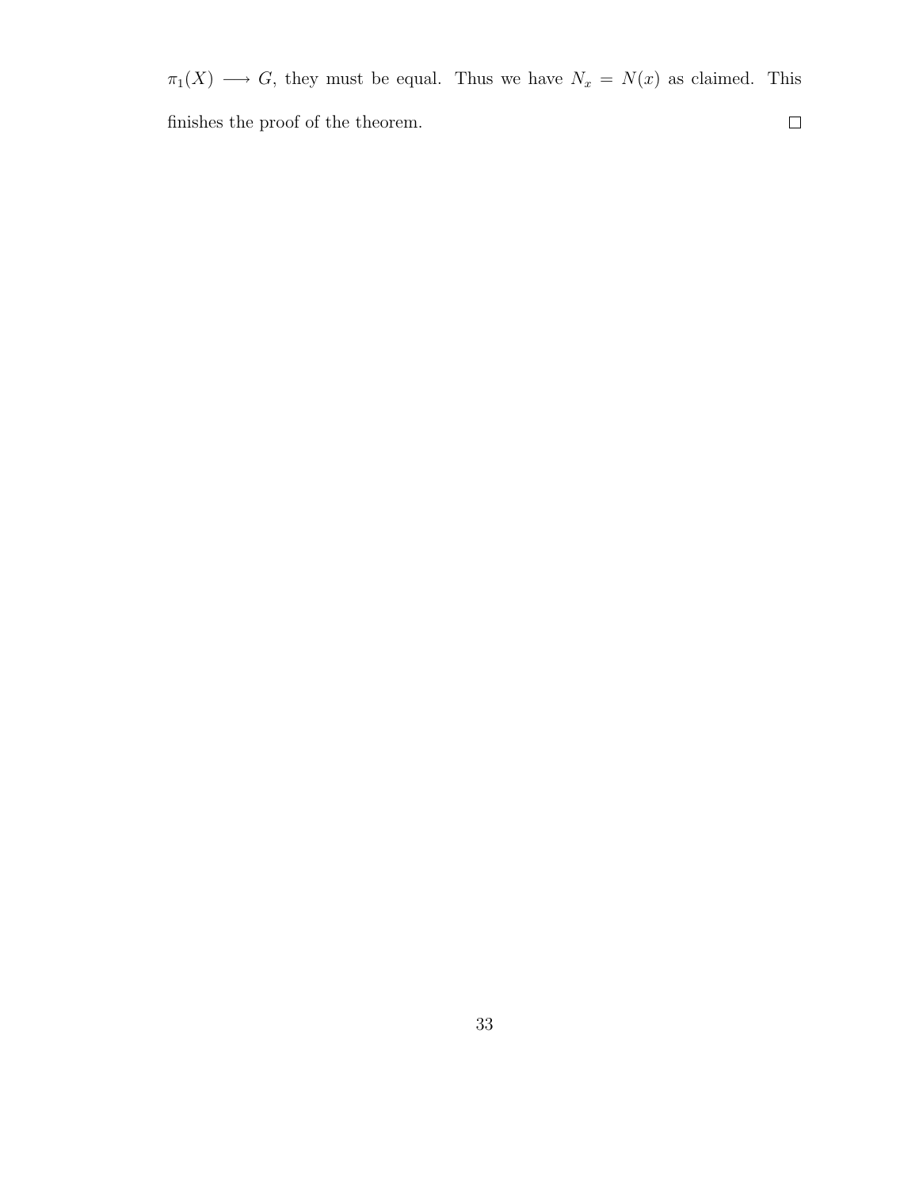$\pi_1(X) \longrightarrow G$, they must be equal. Thus we have $N_x = N(x)$ as claimed. This finishes the proof of the theorem. $\square$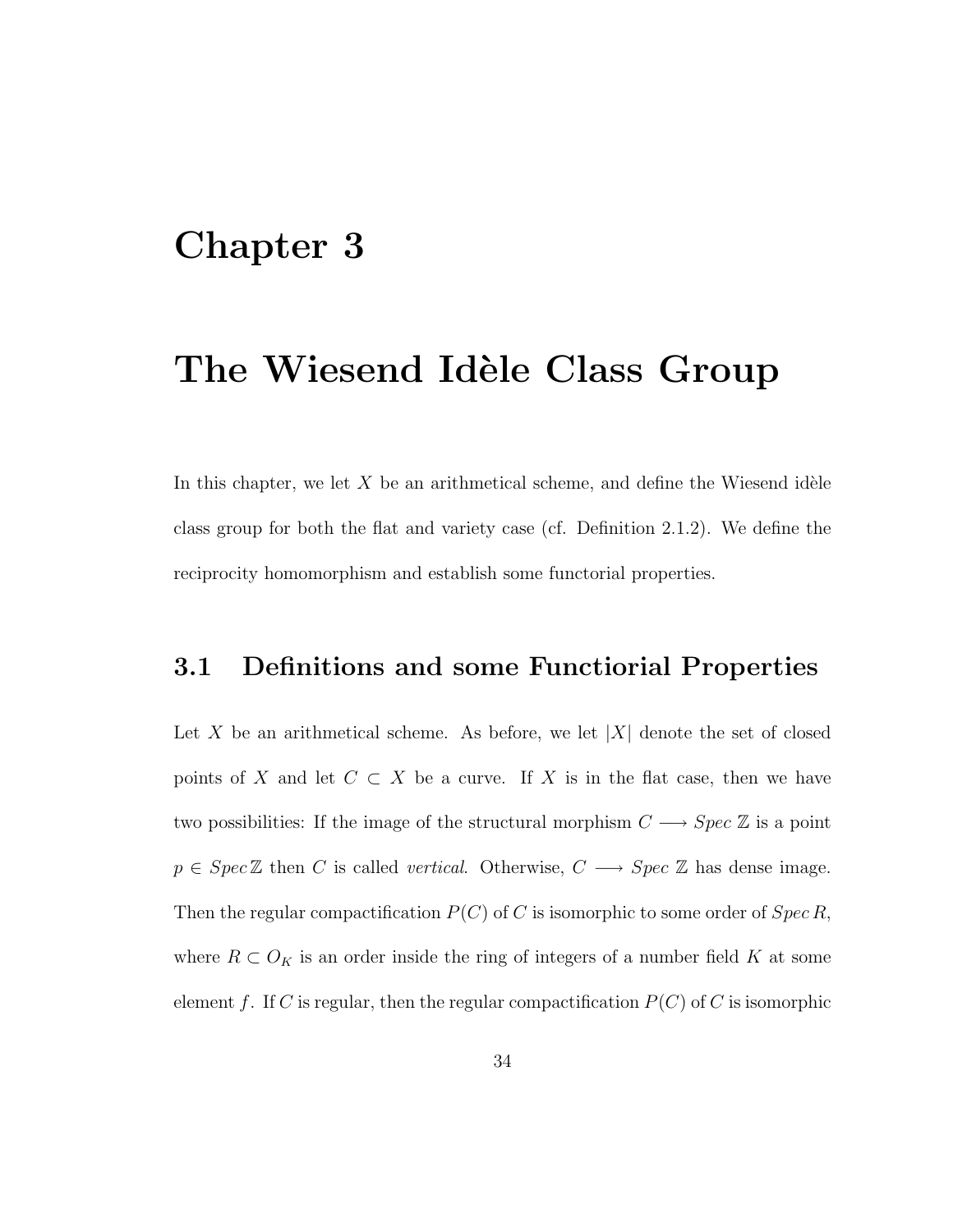# Chapter 3

# The Wiesend Idèle Class Group

In this chapter, we let $X$ be an arithmetical scheme, and define the Wiesend idèle class group for both the flat and variety case (cf. Definition 2.1.2). We define the reciprocity homomorphism and establish some functorial properties.

## 3.1 Definitions and some Functiorial Properties

Let $X$ be an arithmetical scheme. As before, we let $|X|$ denote the set of closed points of $X$ and let $C \subset X$ be a curve. If $X$ is in the flat case, then we have two possibilities: If the image of the structural morphism $C \longrightarrow Spec\ \mathbb{Z}$ is a point $p \in Spec\,\mathbb{Z}$ then $C$ is called *vertical*. Otherwise, $C \longrightarrow Spec\ \mathbb{Z}$ has dense image. Then the regular compactification $P(C)$ of $C$ is isomorphic to some order of $Spec\, R$, where $R \subset O_K$ is an order inside the ring of integers of a number field $K$ at some element $f$. If $C$ is regular, then the regular compactification $P(C)$ of $C$ is isomorphic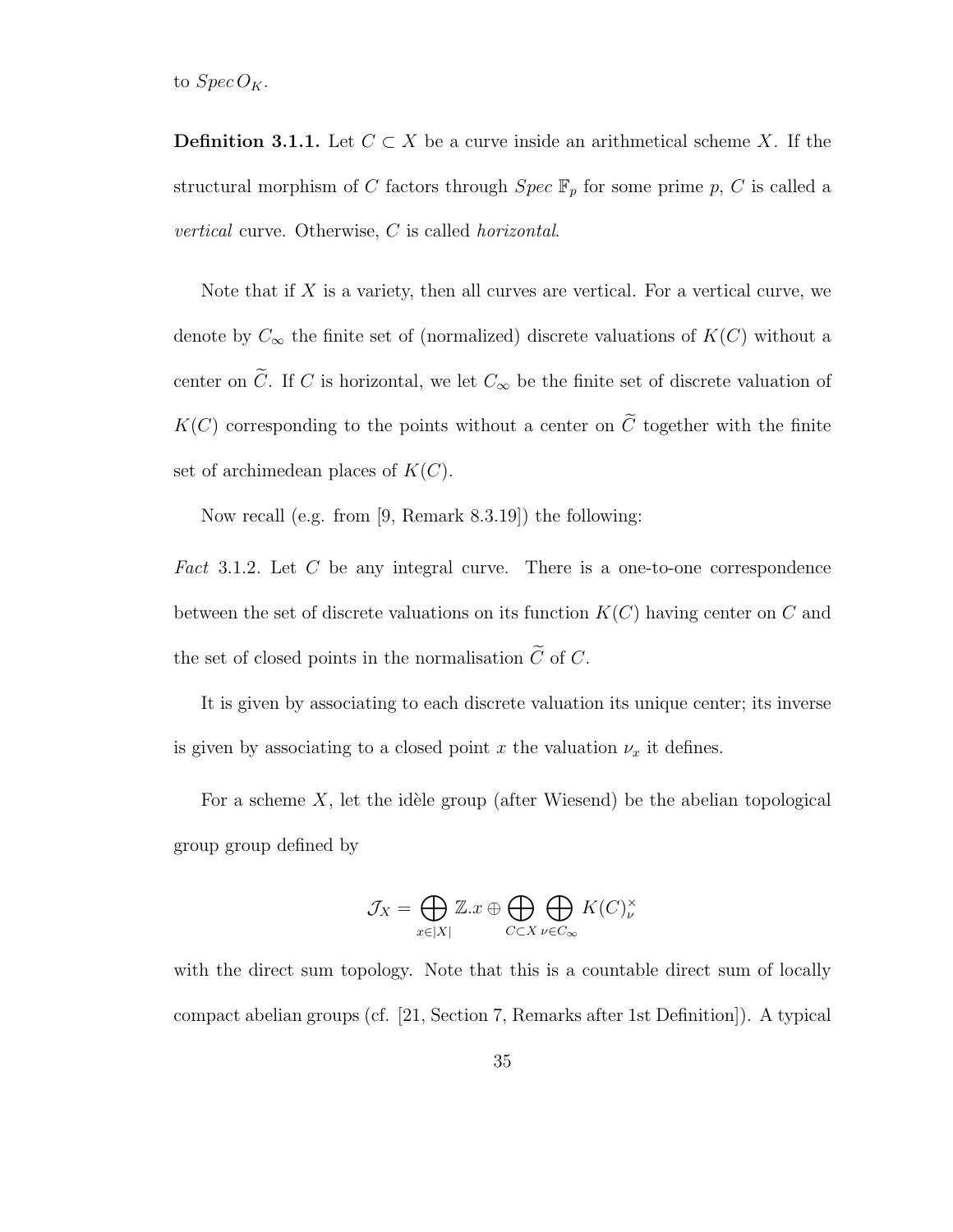to $Spec\, O_K$.

**Definition 3.1.1.** Let $C \subset X$ be a curve inside an arithmetical scheme $X$. If the structural morphism of $C$ factors through $Spec\, \mathbb{F}_p$ for some prime $p$, $C$ is called a *vertical* curve. Otherwise, $C$ is called *horizontal*.

Note that if $X$ is a variety, then all curves are vertical. For a vertical curve, we denote by $C_\infty$ the finite set of (normalized) discrete valuations of $K(C)$ without a center on $\widetilde{C}$. If $C$ is horizontal, we let $C_\infty$ be the finite set of discrete valuation of $K(C)$ corresponding to the points without a center on $\widetilde{C}$ together with the finite set of archimedean places of $K(C)$.

Now recall (e.g. from [9, Remark 8.3.19]) the following:

*Fact* 3.1.2. Let $C$ be any integral curve. There is a one-to-one correspondence between the set of discrete valuations on its function $K(C)$ having center on $C$ and the set of closed points in the normalisation $\widetilde{C}$ of $C$.

It is given by associating to each discrete valuation its unique center; its inverse is given by associating to a closed point $x$ the valuation $\nu_x$ it defines.

For a scheme $X$, let the idèle group (after Wiesend) be the abelian topological group group defined by

$$\mathcal{J}_X = \bigoplus_{x \in |X|} \mathbb{Z}.x \oplus \bigoplus_{C \subset X} \bigoplus_{\nu \in C_\infty} K(C)_\nu^\times$$

with the direct sum topology. Note that this is a countable direct sum of locally compact abelian groups (cf. [21, Section 7, Remarks after 1st Definition]). A typical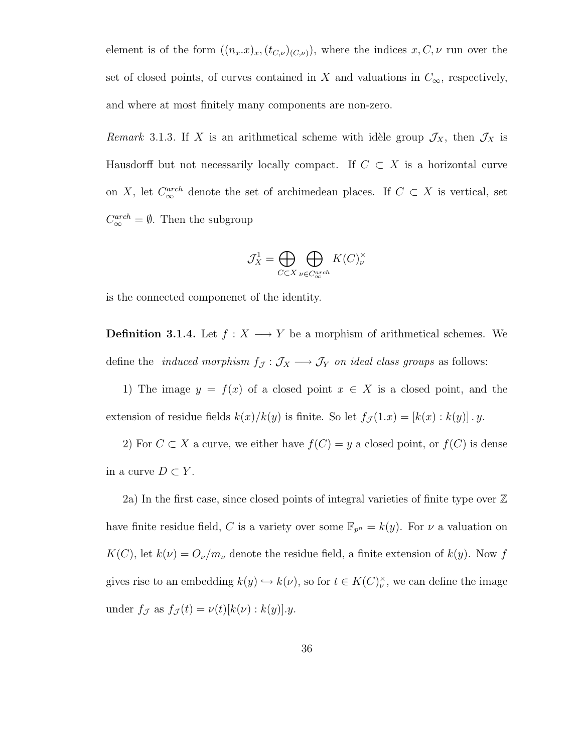element is of the form $((n_x.x)_x, (t_{C,\nu})_{(C,\nu)})$, where the indices $x, C, \nu$ run over the set of closed points, of curves contained in $X$ and valuations in $C_\infty$, respectively, and where at most finitely many components are non-zero.

*Remark* 3.1.3. If $X$ is an arithmetical scheme with idèle group $\mathcal{J}_X$, then $\mathcal{J}_X$ is Hausdorff but not necessarily locally compact. If $C \subset X$ is a horizontal curve on $X$, let $C_\infty^{arch}$ denote the set of archimedean places. If $C \subset X$ is vertical, set $C_\infty^{arch} = \emptyset$. Then the subgroup

$$\mathcal{J}_X^1 = \bigoplus_{C \subset X} \bigoplus_{\nu \in C_\infty^{arch}} K(C)_\nu^\times$$

is the connected componenet of the identity.

**Definition 3.1.4.** Let $f : X \longrightarrow Y$ be a morphism of arithmetical schemes. We define the *induced morphism* $f_{\mathcal{J}} : \mathcal{J}_X \longrightarrow \mathcal{J}_Y$ *on ideal class groups* as follows:

1) The image $y = f(x)$ of a closed point $x \in X$ is a closed point, and the extension of residue fields $k(x)/k(y)$ is finite. So let $f_{\mathcal{J}}(1.x) = [k(x) : k(y)] \, .y$.

2) For $C \subset X$ a curve, we either have $f(C) = y$ a closed point, or $f(C)$ is dense in a curve $D \subset Y$.

2a) In the first case, since closed points of integral varieties of finite type over $\mathbb{Z}$ have finite residue field, $C$ is a variety over some $\mathbb{F}_{p^n} = k(y)$. For $\nu$ a valuation on $K(C)$, let $k(\nu) = O_\nu/m_\nu$ denote the residue field, a finite extension of $k(y)$. Now $f$ gives rise to an embedding $k(y) \hookrightarrow k(\nu)$, so for $t \in K(C)_\nu^\times$, we can define the image under $f_{\mathcal{J}}$ as $f_{\mathcal{J}}(t) = \nu(t)[k(\nu) : k(y)].y$.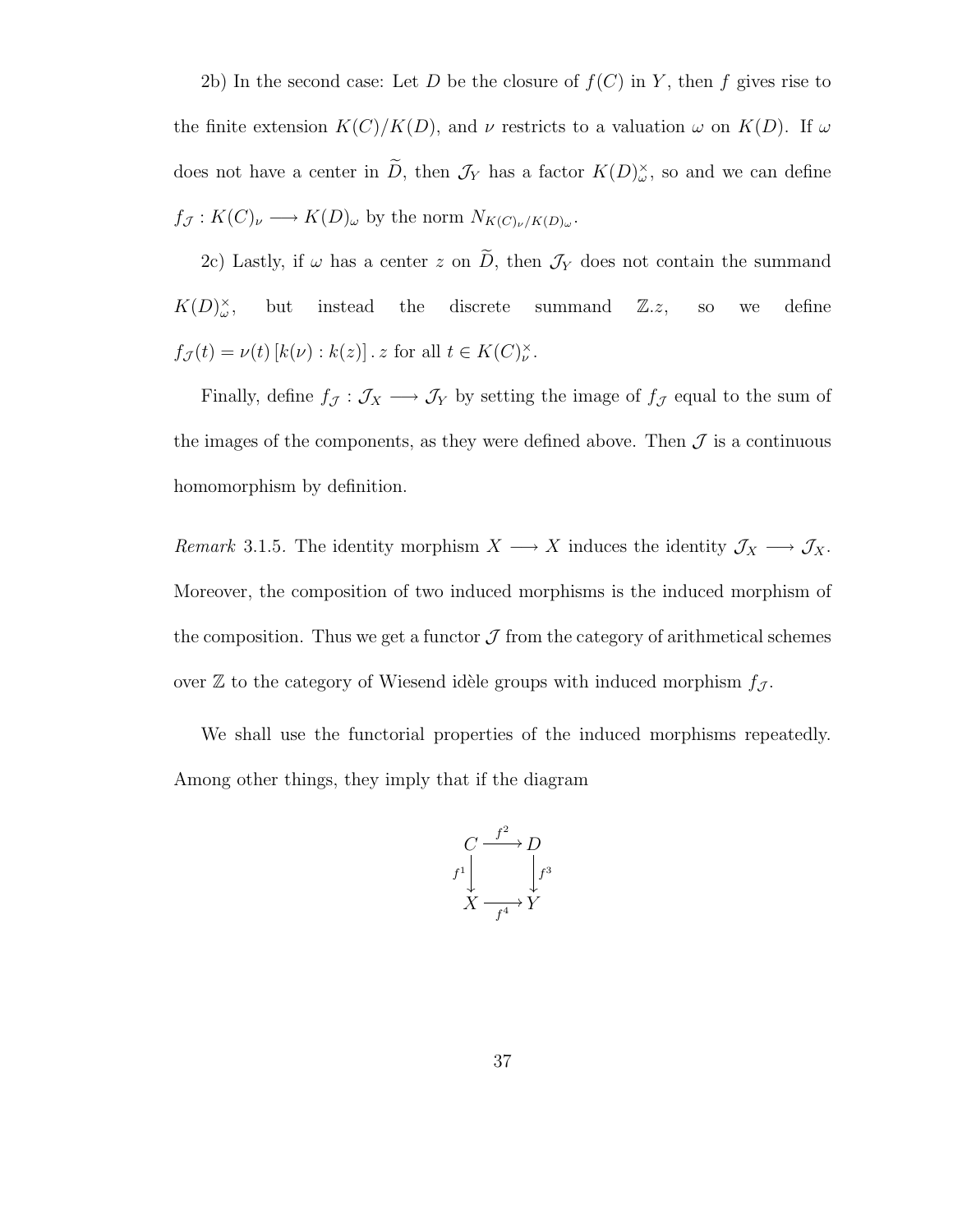2b) In the second case: Let $D$ be the closure of $f(C)$ in $Y$, then $f$ gives rise to the finite extension $K(C)/K(D)$, and $\nu$ restricts to a valuation $\omega$ on $K(D)$. If $\omega$ does not have a center in $\widetilde{D}$, then $\mathcal{J}_Y$ has a factor $K(D)_\omega^\times$, so and we can define $f_\mathcal{J} : K(C)_\nu \longrightarrow K(D)_\omega$ by the norm $N_{K(C)_\nu/K(D)_\omega}$.

2c) Lastly, if $\omega$ has a center $z$ on $\widetilde{D}$, then $\mathcal{J}_Y$ does not contain the summand $K(D)_\omega^\times$, but instead the discrete summand $\mathbb{Z}.z$, so we define $f_\mathcal{J}(t) = \nu(t)\,[k(\nu) : k(z)]\,.\,z$ for all $t \in K(C)_\nu^\times$.

Finally, define $f_\mathcal{J} : \mathcal{J}_X \longrightarrow \mathcal{J}_Y$ by setting the image of $f_\mathcal{J}$ equal to the sum of the images of the components, as they were defined above. Then $\mathcal{J}$ is a continuous homomorphism by definition.

*Remark* 3.1.5. The identity morphism $X \longrightarrow X$ induces the identity $\mathcal{J}_X \longrightarrow \mathcal{J}_X$. Moreover, the composition of two induced morphisms is the induced morphism of the composition. Thus we get a functor $\mathcal{J}$ from the category of arithmetical schemes over $\mathbb{Z}$ to the category of Wiesend idèle groups with induced morphism $f_\mathcal{J}$.

We shall use the functorial properties of the induced morphisms repeatedly. Among other things, they imply that if the diagram

$$\begin{array}{ccc} C & \xrightarrow{f^2} & D \\ {\scriptstyle f^1}\downarrow & & \downarrow{\scriptstyle f^3} \\ X & \xrightarrow[f^4]{} & Y \end{array}$$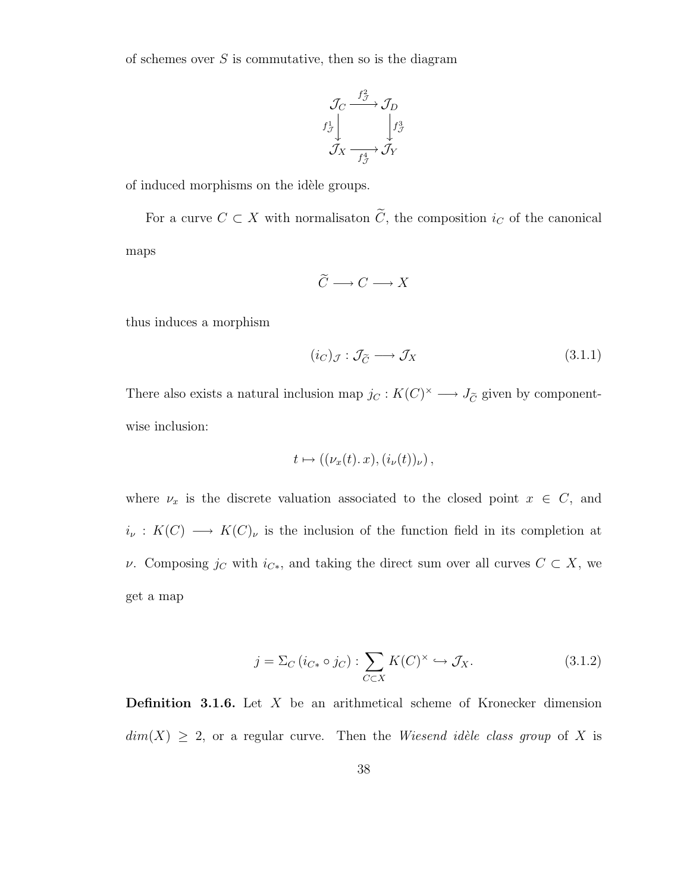of schemes over $S$ is commutative, then so is the diagram

$$\begin{array}{ccc} \mathcal{J}_C & \xrightarrow{f^2_{\mathcal{J}}} & \mathcal{J}_D \\ {\scriptstyle f^1_{\mathcal{J}}}\downarrow & & \downarrow{\scriptstyle f^3_{\mathcal{J}}} \\ \mathcal{J}_X & \xrightarrow[f^4_{\mathcal{J}}]{} & \mathcal{J}_Y \end{array}$$

of induced morphisms on the idèle groups.

For a curve $C \subset X$ with normalisaton $\widetilde{C}$, the composition $i_C$ of the canonical maps

$$\widetilde{C} \longrightarrow C \longrightarrow X$$

thus induces a morphism

$$(i_C)_{\mathcal{J}} : \mathcal{J}_{\widetilde{C}} \longrightarrow \mathcal{J}_X \tag{3.1.1}$$

There also exists a natural inclusion map $j_C : K(C)^\times \longrightarrow J_{\widetilde{C}}$ given by component-wise inclusion:

$$t \mapsto ((\nu_x(t).\, x), (i_\nu(t))_\nu)\,,$$

where $\nu_x$ is the discrete valuation associated to the closed point $x \in C$, and $i_\nu : K(C) \longrightarrow K(C)_\nu$ is the inclusion of the function field in its completion at $\nu$. Composing $j_C$ with $i_{C*}$, and taking the direct sum over all curves $C \subset X$, we get a map

$$j = \Sigma_C\,(i_{C*} \circ j_C) : \sum_{C \subset X} K(C)^\times \hookrightarrow \mathcal{J}_X. \tag{3.1.2}$$

**Definition 3.1.6.** Let $X$ be an arithmetical scheme of Kronecker dimension $dim(X) \geq 2$, or a regular curve. Then the *Wiesend idèle class group* of $X$ is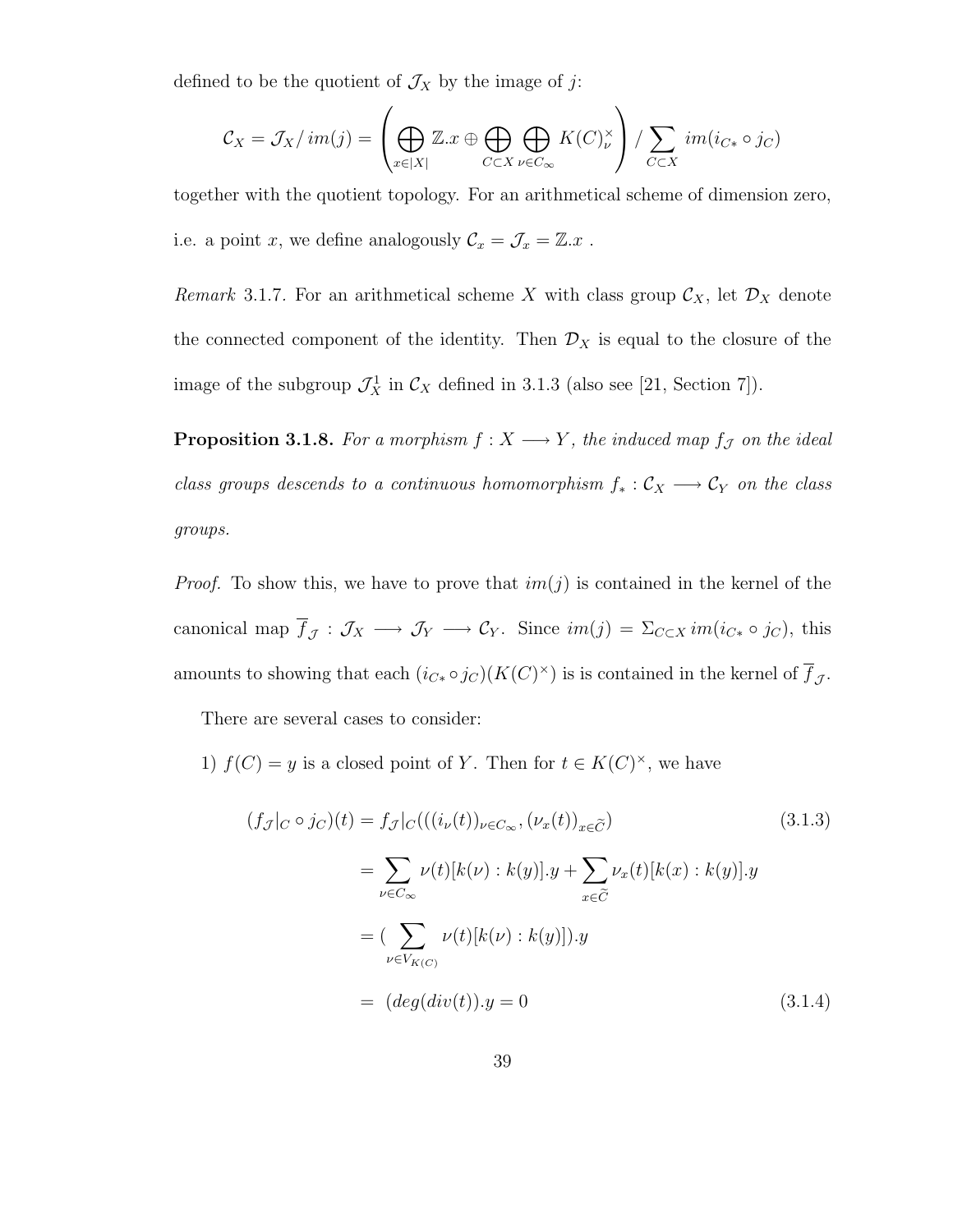defined to be the quotient of $\mathcal{J}_X$ by the image of $j$:

$$\mathcal{C}_X = \mathcal{J}_X / \, im(j) = \left( \bigoplus_{x \in |X|} \mathbb{Z}.x \oplus \bigoplus_{C \subset X} \bigoplus_{\nu \in C_\infty} K(C)_\nu^\times \right) / \sum_{C \subset X} im(i_{C*} \circ j_C)$$

together with the quotient topology. For an arithmetical scheme of dimension zero, i.e. a point $x$, we define analogously $\mathcal{C}_x = \mathcal{J}_x = \mathbb{Z}.x$ .

*Remark* 3.1.7. For an arithmetical scheme $X$ with class group $\mathcal{C}_X$, let $\mathcal{D}_X$ denote the connected component of the identity. Then $\mathcal{D}_X$ is equal to the closure of the image of the subgroup $\mathcal{J}_X^1$ in $\mathcal{C}_X$ defined in 3.1.3 (also see [21, Section 7]).

**Proposition 3.1.8.** *For a morphism $f : X \longrightarrow Y$, the induced map $f_{\mathcal{J}}$ on the ideal class groups descends to a continuous homomorphism $f_* : \mathcal{C}_X \longrightarrow \mathcal{C}_Y$ on the class groups.*

*Proof.* To show this, we have to prove that $im(j)$ is contained in the kernel of the canonical map $\overline{f}_{\mathcal{J}} : \mathcal{J}_X \longrightarrow \mathcal{J}_Y \longrightarrow \mathcal{C}_Y$. Since $im(j) = \Sigma_{C \subset X} \, im(i_{C*} \circ j_C)$, this amounts to showing that each $(i_{C*} \circ j_C)(K(C)^\times)$ is is contained in the kernel of $\overline{f}_{\mathcal{J}}$.

There are several cases to consider:

1) $f(C) = y$ is a closed point of $Y$. Then for $t \in K(C)^\times$, we have

$$\begin{aligned}
(f_{\mathcal{J}}|_C \circ j_C)(t) &= f_{\mathcal{J}}|_C(((i_\nu(t))_{\nu \in C_\infty}, (\nu_x(t))_{x \in \widetilde{C}}) && (3.1.3) \\
&= \sum_{\nu \in C_\infty} \nu(t)[k(\nu) : k(y)].y + \sum_{x \in \widetilde{C}} \nu_x(t)[k(x) : k(y)].y \\
&= (\sum_{\nu \in V_{K(C)}} \nu(t)[k(\nu) : k(y)]).y \\
&= \; (deg(div(t)).y = 0 && (3.1.4)
\end{aligned}$$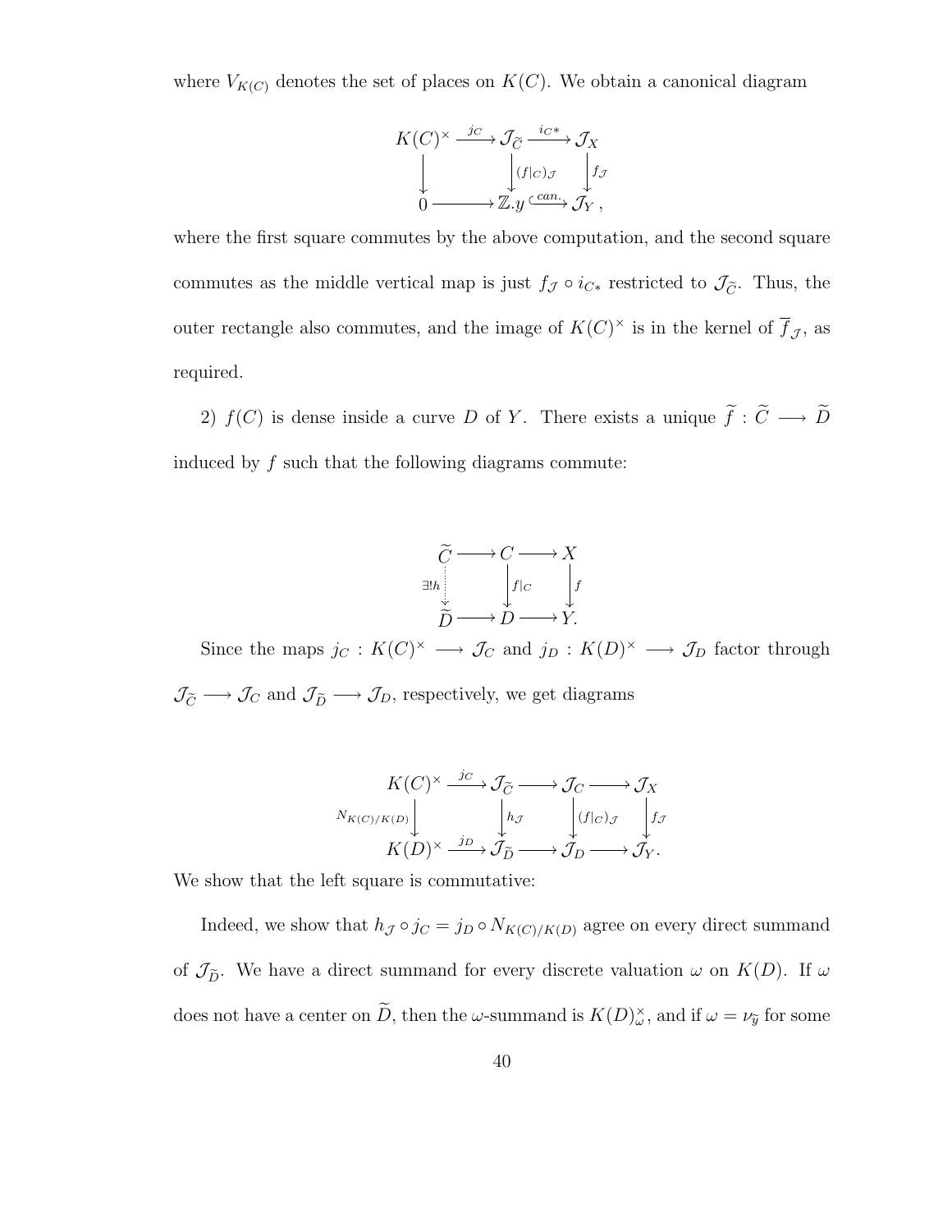where $V_{K(C)}$ denotes the set of places on $K(C)$. We obtain a canonical diagram

$$\begin{array}{ccccc} K(C)^\times & \xrightarrow{j_C} & \mathcal{J}_{\widetilde{C}} & \xrightarrow{i_{C*}} & \mathcal{J}_X \\ \downarrow & & \downarrow (f|_C)_{\mathcal{J}} & & \downarrow f_{\mathcal{J}} \\ 0 & \longrightarrow & \mathbb{Z}.y & \xhookrightarrow{can.} & \mathcal{J}_Y\,, \end{array}$$

where the first square commutes by the above computation, and the second square commutes as the middle vertical map is just $f_{\mathcal{J}} \circ i_{C*}$ restricted to $\mathcal{J}_{\widetilde{C}}$. Thus, the outer rectangle also commutes, and the image of $K(C)^\times$ is in the kernel of $\overline{f}_{\mathcal{J}}$, as required.

2) $f(C)$ is dense inside a curve $D$ of $Y$. There exists a unique $\widetilde{f} : \widetilde{C} \longrightarrow \widetilde{D}$ induced by $f$ such that the following diagrams commute:

$$\begin{array}{ccccc} \widetilde{C} & \longrightarrow & C & \longrightarrow & X \\ \exists! h \downarrow & & \downarrow f|_C & & \downarrow f \\ \widetilde{D} & \longrightarrow & D & \longrightarrow & Y. \end{array}$$

Since the maps $j_C : K(C)^\times \longrightarrow \mathcal{J}_C$ and $j_D : K(D)^\times \longrightarrow \mathcal{J}_D$ factor through $\mathcal{J}_{\widetilde{C}} \longrightarrow \mathcal{J}_C$ and $\mathcal{J}_{\widetilde{D}} \longrightarrow \mathcal{J}_D$, respectively, we get diagrams

$$\begin{array}{ccccccc} K(C)^\times & \xrightarrow{j_C} & \mathcal{J}_{\widetilde{C}} & \longrightarrow & \mathcal{J}_C & \longrightarrow & \mathcal{J}_X \\ N_{K(C)/K(D)} \downarrow & & \downarrow h_{\mathcal{J}} & & \downarrow (f|_C)_{\mathcal{J}} & & \downarrow f_{\mathcal{J}} \\ K(D)^\times & \xrightarrow{j_D} & \mathcal{J}_{\widetilde{D}} & \longrightarrow & \mathcal{J}_D & \longrightarrow & \mathcal{J}_Y. \end{array}$$

We show that the left square is commutative:

Indeed, we show that $h_{\mathcal{J}} \circ j_C = j_D \circ N_{K(C)/K(D)}$ agree on every direct summand of $\mathcal{J}_{\widetilde{D}}$. We have a direct summand for every discrete valuation $\omega$ on $K(D)$. If $\omega$ does not have a center on $\widetilde{D}$, then the $\omega$-summand is $K(D)^\times_\omega$, and if $\omega = \nu_{\widetilde{y}}$ for some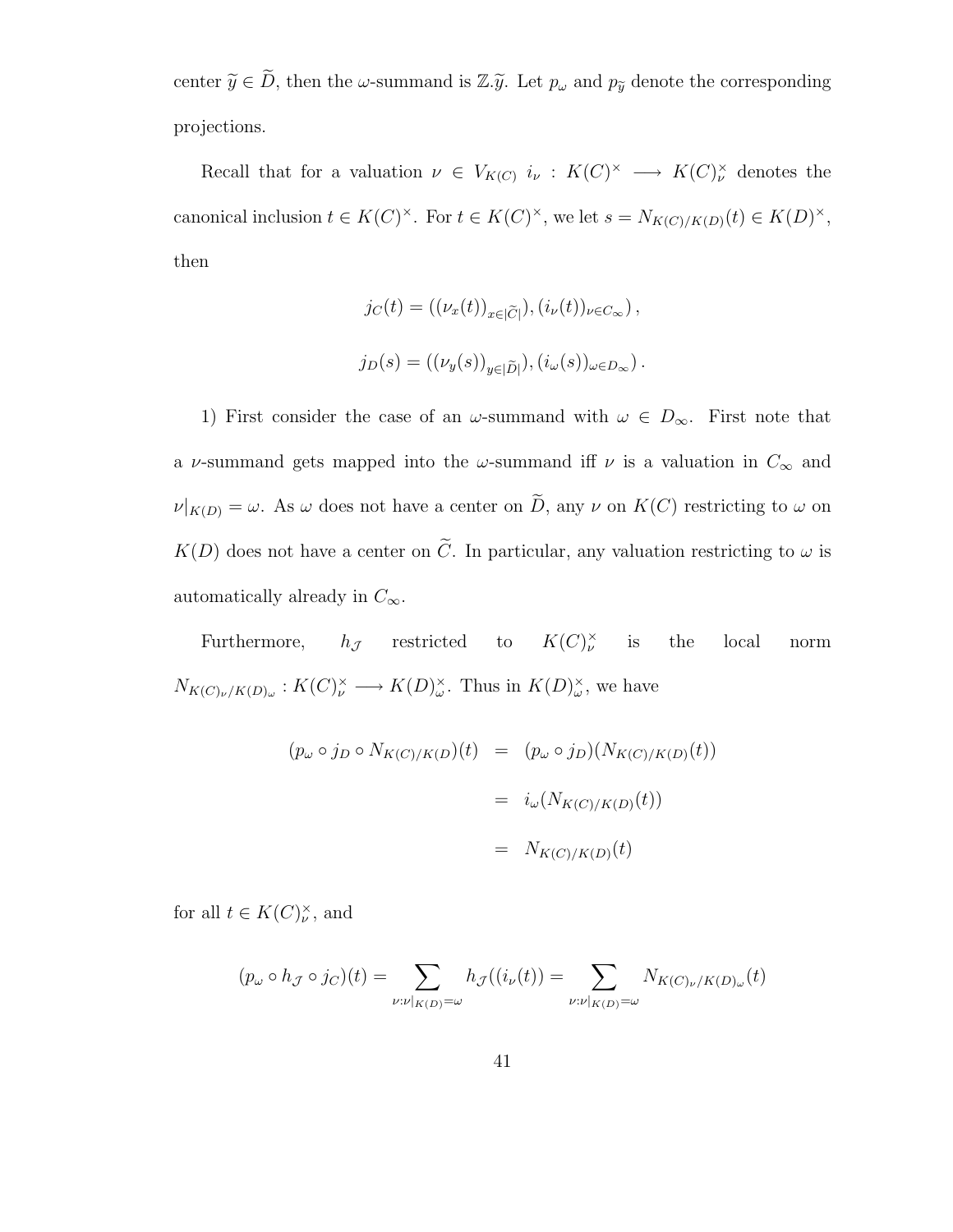center $\widetilde{y} \in \widetilde{D}$, then the $\omega$-summand is $\mathbb{Z}.\widetilde{y}$. Let $p_\omega$ and $p_{\widetilde{y}}$ denote the corresponding projections.

Recall that for a valuation $\nu \in V_{K(C)}$ $i_\nu : K(C)^\times \longrightarrow K(C)_\nu^\times$ denotes the canonical inclusion $t \in K(C)^\times$. For $t \in K(C)^\times$, we let $s = N_{K(C)/K(D)}(t) \in K(D)^\times$, then

$$j_C(t) = \left((\nu_x(t))_{x \in |\widetilde{C}|}), (i_\nu(t))_{\nu \in C_\infty}\right),$$

$$j_D(s) = \left((\nu_y(s))_{y \in |\widetilde{D}|}), (i_\omega(s))_{\omega \in D_\infty}\right).$$

1) First consider the case of an $\omega$-summand with $\omega \in D_\infty$. First note that a $\nu$-summand gets mapped into the $\omega$-summand iff $\nu$ is a valuation in $C_\infty$ and $\nu|_{K(D)} = \omega$. As $\omega$ does not have a center on $\widetilde{D}$, any $\nu$ on $K(C)$ restricting to $\omega$ on $K(D)$ does not have a center on $\widetilde{C}$. In particular, any valuation restricting to $\omega$ is automatically already in $C_\infty$.

Furthermore, $h_\mathcal{J}$ restricted to $K(C)_\nu^\times$ is the local norm $N_{K(C)_\nu/K(D)_\omega} : K(C)_\nu^\times \longrightarrow K(D)_\omega^\times$. Thus in $K(D)_\omega^\times$, we have

$$\begin{aligned}
(p_\omega \circ j_D \circ N_{K(C)/K(D)})(t) &= (p_\omega \circ j_D)(N_{K(C)/K(D)}(t)) \\
&= i_\omega(N_{K(C)/K(D)}(t)) \\
&= N_{K(C)/K(D)}(t)
\end{aligned}$$

for all $t \in K(C)_\nu^\times$, and

$$(p_\omega \circ h_\mathcal{J} \circ j_C)(t) = \sum_{\nu:\nu|_{K(D)}=\omega} h_\mathcal{J}((i_\nu(t)) = \sum_{\nu:\nu|_{K(D)}=\omega} N_{K(C)_\nu/K(D)_\omega}(t)$$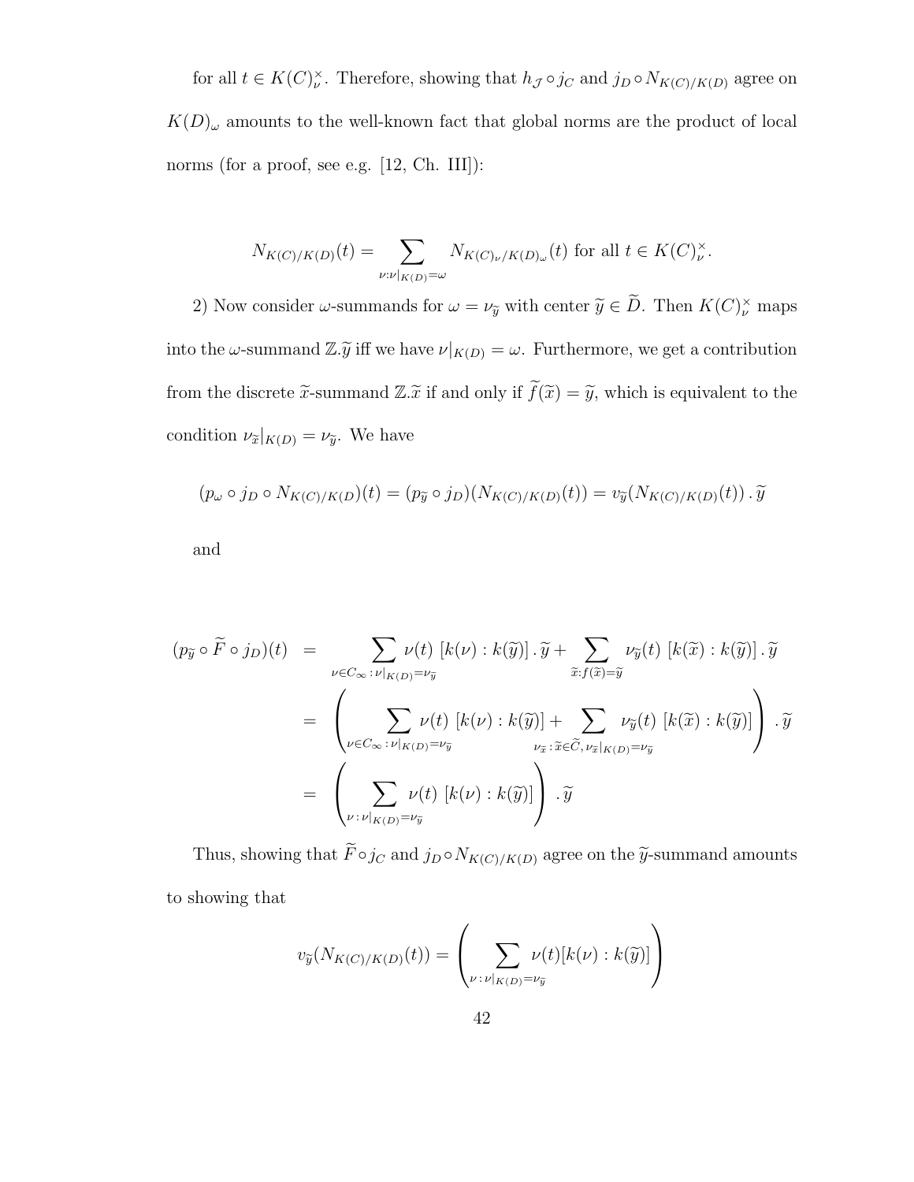for all $t \in K(C)_\nu^\times$. Therefore, showing that $h_{\mathcal{J}} \circ j_C$ and $j_D \circ N_{K(C)/K(D)}$ agree on $K(D)_\omega$ amounts to the well-known fact that global norms are the product of local norms (for a proof, see e.g. [12, Ch. III]):

$$N_{K(C)/K(D)}(t) = \sum_{\nu : \nu|_{K(D)} = \omega} N_{K(C)_\nu/K(D)_\omega}(t) \text{ for all } t \in K(C)_\nu^\times.$$

2) Now consider $\omega$-summands for $\omega = \nu_{\widetilde{y}}$ with center $\widetilde{y} \in \widetilde{D}$. Then $K(C)_\nu^\times$ maps into the $\omega$-summand $\mathbb{Z}.\widetilde{y}$ iff we have $\nu|_{K(D)} = \omega$. Furthermore, we get a contribution from the discrete $\widetilde{x}$-summand $\mathbb{Z}.\widetilde{x}$ if and only if $\widetilde{f}(\widetilde{x}) = \widetilde{y}$, which is equivalent to the condition $\nu_{\widetilde{x}}|_{K(D)} = \nu_{\widetilde{y}}$. We have

$$(p_\omega \circ j_D \circ N_{K(C)/K(D)})(t) = (p_{\widetilde{y}} \circ j_D)(N_{K(C)/K(D)}(t)) = v_{\widetilde{y}}(N_{K(C)/K(D)}(t)) \,.\, \widetilde{y}$$

and

$$\begin{aligned}
(p_{\widetilde{y}} \circ \widetilde{F} \circ j_D)(t) &= \sum_{\nu \in C_\infty : \nu|_{K(D)} = \nu_{\widetilde{y}}} \nu(t) \; [k(\nu) : k(\widetilde{y})] \,.\, \widetilde{y} + \sum_{\widetilde{x} : f(\widetilde{x}) = \widetilde{y}} \nu_{\widetilde{y}}(t) \; [k(\widetilde{x}) : k(\widetilde{y})] \,.\, \widetilde{y} \\
&= \left( \sum_{\nu \in C_\infty : \nu|_{K(D)} = \nu_{\widetilde{y}}} \nu(t) \; [k(\nu) : k(\widetilde{y})] + \sum_{\nu_{\widetilde{x}} : \widetilde{x} \in \widetilde{C}, \nu_{\widetilde{x}}|_{K(D)} = \nu_{\widetilde{y}}} \nu_{\widetilde{y}}(t) \; [k(\widetilde{x}) : k(\widetilde{y})] \right) .\, \widetilde{y} \\
&= \left( \sum_{\nu : \nu|_{K(D)} = \nu_{\widetilde{y}}} \nu(t) \; [k(\nu) : k(\widetilde{y})] \right) .\, \widetilde{y}
\end{aligned}$$

Thus, showing that $\widetilde{F} \circ j_C$ and $j_D \circ N_{K(C)/K(D)}$ agree on the $\widetilde{y}$-summand amounts to showing that

$$v_{\widetilde{y}}(N_{K(C)/K(D)}(t)) = \left( \sum_{\nu : \nu|_{K(D)} = \nu_{\widetilde{y}}} \nu(t) [k(\nu) : k(\widetilde{y})] \right)$$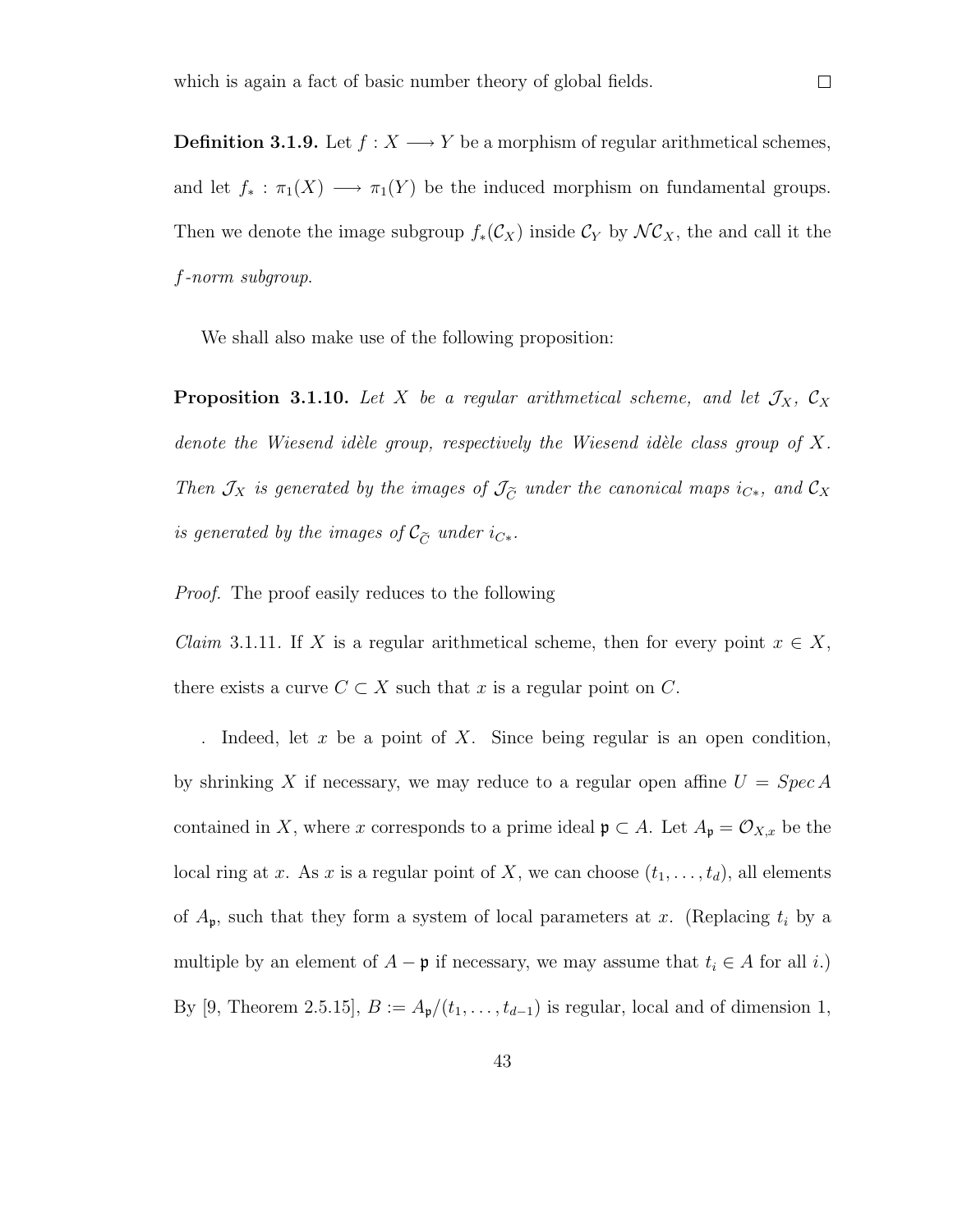which is again a fact of basic number theory of global fields. ∎

**Definition 3.1.9.** Let $f : X \longrightarrow Y$ be a morphism of regular arithmetical schemes, and let $f_* : \pi_1(X) \longrightarrow \pi_1(Y)$ be the induced morphism on fundamental groups. Then we denote the image subgroup $f_*(\mathcal{C}_X)$ inside $\mathcal{C}_Y$ by $\mathcal{N}\mathcal{C}_X$, the and call it the *$f$-norm subgroup.*

We shall also make use of the following proposition:

**Proposition 3.1.10.** *Let $X$ be a regular arithmetical scheme, and let $\mathcal{J}_X$, $\mathcal{C}_X$ denote the Wiesend idèle group, respectively the Wiesend idèle class group of $X$. Then $\mathcal{J}_X$ is generated by the images of $\mathcal{J}_{\widetilde{C}}$ under the canonical maps $i_{C*}$, and $\mathcal{C}_X$ is generated by the images of $\mathcal{C}_{\widetilde{C}}$ under $i_{C*}$.*

*Proof.* The proof easily reduces to the following

*Claim* 3.1.11. If $X$ is a regular arithmetical scheme, then for every point $x \in X$, there exists a curve $C \subset X$ such that $x$ is a regular point on $C$.

. Indeed, let $x$ be a point of $X$. Since being regular is an open condition, by shrinking $X$ if necessary, we may reduce to a regular open affine $U = Spec\, A$ contained in $X$, where $x$ corresponds to a prime ideal $\mathfrak{p} \subset A$. Let $A_{\mathfrak{p}} = \mathcal{O}_{X,x}$ be the local ring at $x$. As $x$ is a regular point of $X$, we can choose $(t_1, \ldots, t_d)$, all elements of $A_{\mathfrak{p}}$, such that they form a system of local parameters at $x$. (Replacing $t_i$ by a multiple by an element of $A - \mathfrak{p}$ if necessary, we may assume that $t_i \in A$ for all $i$.) By [9, Theorem 2.5.15], $B := A_{\mathfrak{p}}/(t_1, \ldots, t_{d-1})$ is regular, local and of dimension 1,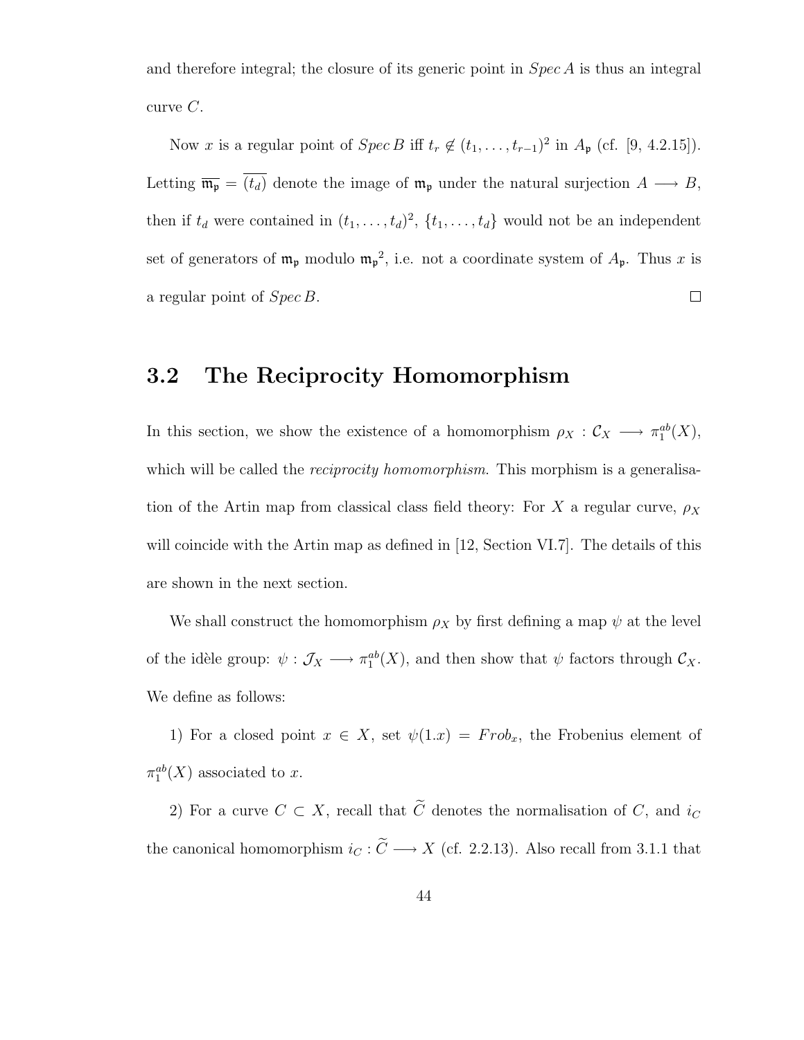and therefore integral; the closure of its generic point in $Spec\,A$ is thus an integral curve $C$.

Now $x$ is a regular point of $Spec\,B$ iff $t_r \notin (t_1, \ldots, t_{r-1})^2$ in $A_{\mathfrak{p}}$ (cf. [9, 4.2.15]). Letting $\overline{\mathfrak{m}_{\mathfrak{p}}} = \overline{(t_d)}$ denote the image of $\mathfrak{m}_{\mathfrak{p}}$ under the natural surjection $A \longrightarrow B$, then if $t_d$ were contained in $(t_1, \ldots, t_d)^2$, $\{t_1, \ldots, t_d\}$ would not be an independent set of generators of $\mathfrak{m}_{\mathfrak{p}}$ modulo ${\mathfrak{m}_{\mathfrak{p}}}^2$, i.e. not a coordinate system of $A_{\mathfrak{p}}$. Thus $x$ is a regular point of $Spec\,B$. $\square$

## 3.2 The Reciprocity Homomorphism

In this section, we show the existence of a homomorphism $\rho_X : \mathcal{C}_X \longrightarrow \pi_1^{ab}(X)$, which will be called the *reciprocity homomorphism*. This morphism is a generalisation of the Artin map from classical class field theory: For $X$ a regular curve, $\rho_X$ will coincide with the Artin map as defined in [12, Section VI.7]. The details of this are shown in the next section.

We shall construct the homomorphism $\rho_X$ by first defining a map $\psi$ at the level of the idèle group: $\psi : \mathcal{J}_X \longrightarrow \pi_1^{ab}(X)$, and then show that $\psi$ factors through $\mathcal{C}_X$. We define as follows:

1) For a closed point $x \in X$, set $\psi(1.x) = Frob_x$, the Frobenius element of $\pi_1^{ab}(X)$ associated to $x$.

2) For a curve $C \subset X$, recall that $\widetilde{C}$ denotes the normalisation of $C$, and $i_C$ the canonical homomorphism $i_C : \widetilde{C} \longrightarrow X$ (cf. 2.2.13). Also recall from 3.1.1 that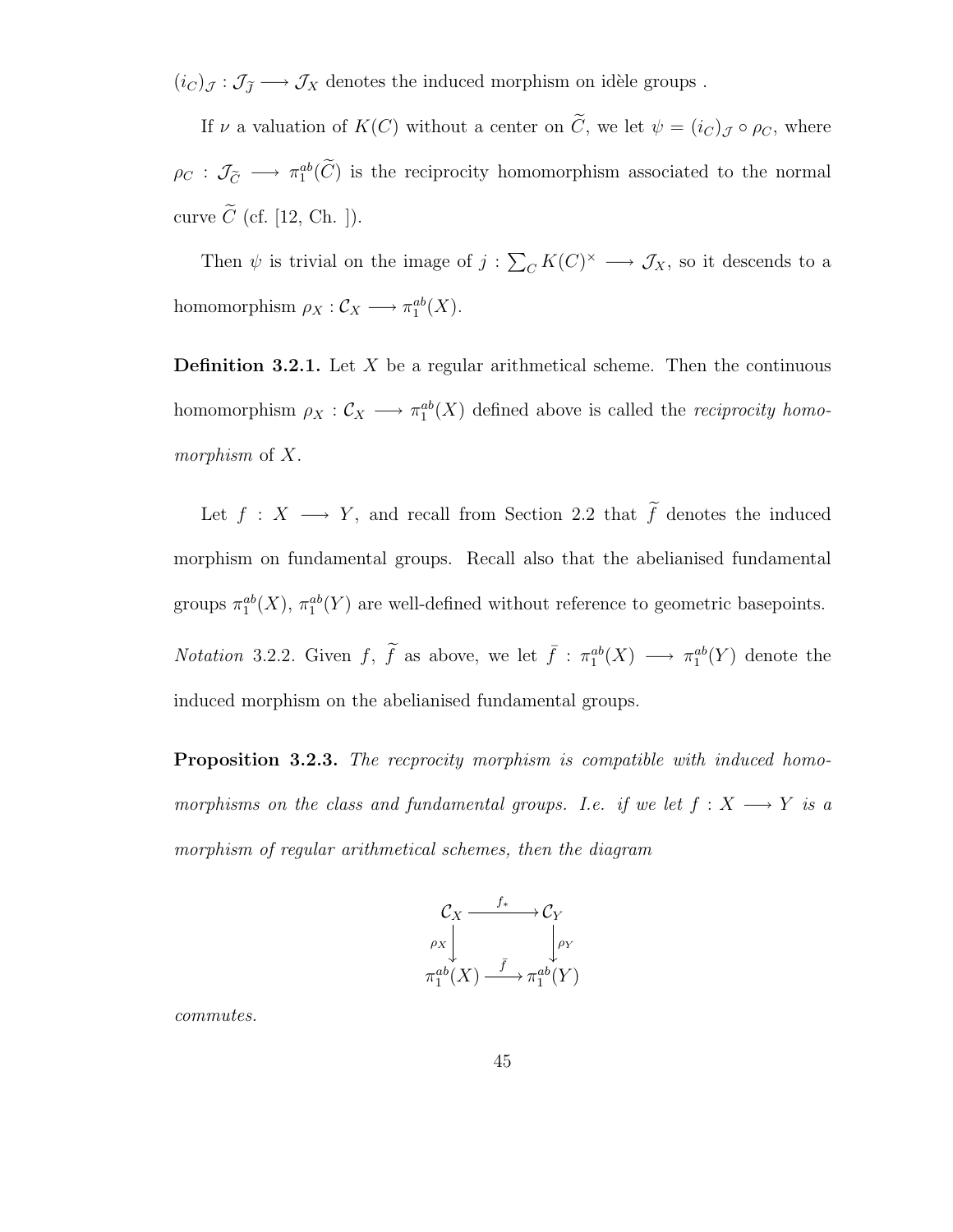$(i_C)_{\mathcal{J}} : \mathcal{J}_{\widetilde{J}} \longrightarrow \mathcal{J}_X$ denotes the induced morphism on idèle groups .

If $\nu$ a valuation of $K(C)$ without a center on $\widetilde{C}$, we let $\psi = (i_C)_{\mathcal{J}} \circ \rho_C$, where $\rho_C : \mathcal{J}_{\widetilde{C}} \longrightarrow \pi_1^{ab}(\widetilde{C})$ is the reciprocity homomorphism associated to the normal curve $\widetilde{C}$ (cf. [12, Ch. ]).

Then $\psi$ is trivial on the image of $j : \sum_C K(C)^\times \longrightarrow \mathcal{J}_X$, so it descends to a homomorphism $\rho_X : \mathcal{C}_X \longrightarrow \pi_1^{ab}(X)$.

**Definition 3.2.1.** Let $X$ be a regular arithmetical scheme. Then the continuous homomorphism $\rho_X : \mathcal{C}_X \longrightarrow \pi_1^{ab}(X)$ defined above is called the *reciprocity homomorphism* of $X$.

Let $f : X \longrightarrow Y$, and recall from Section 2.2 that $\widetilde{f}$ denotes the induced morphism on fundamental groups. Recall also that the abelianised fundamental groups $\pi_1^{ab}(X)$, $\pi_1^{ab}(Y)$ are well-defined without reference to geometric basepoints.

*Notation* 3.2.2. Given $f$, $\widetilde{f}$ as above, we let $\bar{f} : \pi_1^{ab}(X) \longrightarrow \pi_1^{ab}(Y)$ denote the induced morphism on the abelianised fundamental groups.

**Proposition 3.2.3.** *The recprocity morphism is compatible with induced homomorphisms on the class and fundamental groups. I.e. if we let $f : X \longrightarrow Y$ is a morphism of regular arithmetical schemes, then the diagram*

$$\begin{array}{ccc} \mathcal{C}_X & \xrightarrow{f_*} & \mathcal{C}_Y \\ {\scriptstyle \rho_X}\downarrow & & \downarrow{\scriptstyle \rho_Y} \\ \pi_1^{ab}(X) & \xrightarrow{\bar{f}} & \pi_1^{ab}(Y) \end{array}$$

*commutes.*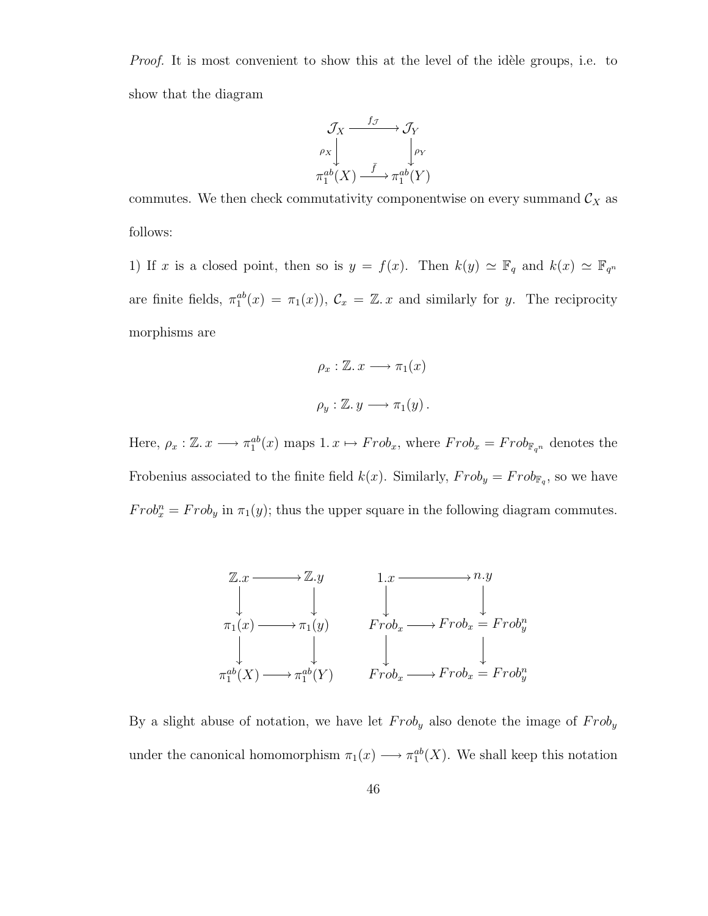*Proof.* It is most convenient to show this at the level of the idèle groups, i.e. to show that the diagram

$$\begin{array}{ccc} \mathcal{J}_X & \xrightarrow{f_{\mathcal{J}}} & \mathcal{J}_Y \\ {\scriptstyle \rho_X}\downarrow & & \downarrow{\scriptstyle \rho_Y} \\ \pi_1^{ab}(X) & \xrightarrow{\bar{f}} & \pi_1^{ab}(Y) \end{array}$$

commutes. We then check commutativity componentwise on every summand $\mathcal{C}_X$ as follows:

1) If $x$ is a closed point, then so is $y = f(x)$. Then $k(y) \simeq \mathbb{F}_q$ and $k(x) \simeq \mathbb{F}_{q^n}$ are finite fields, $\pi_1^{ab}(x) = \pi_1(x))$, $\mathcal{C}_x = \mathbb{Z}.\, x$ and similarly for $y$. The reciprocity morphisms are

$$\rho_x : \mathbb{Z}.\, x \longrightarrow \pi_1(x)$$

$$\rho_y : \mathbb{Z}.\, y \longrightarrow \pi_1(y)\,.$$

Here, $\rho_x : \mathbb{Z}.\, x \longrightarrow \pi_1^{ab}(x)$ maps $1.\, x \mapsto Frob_x$, where $Frob_x = Frob_{\mathbb{F}_{q^n}}$ denotes the Frobenius associated to the finite field $k(x)$. Similarly, $Frob_y = Frob_{\mathbb{F}_q}$, so we have $Frob_x^n = Frob_y$ in $\pi_1(y)$; thus the upper square in the following diagram commutes.

$$\begin{array}{ccc} \mathbb{Z}.x & \longrightarrow & \mathbb{Z}.y \\ \downarrow & & \downarrow \\ \pi_1(x) & \longrightarrow & \pi_1(y) \\ \downarrow & & \downarrow \\ \pi_1^{ab}(X) & \longrightarrow & \pi_1^{ab}(Y) \end{array} \qquad \begin{array}{ccc} 1.x & \longrightarrow & n.y \\ \downarrow & & \downarrow \\ Frob_x & \longrightarrow & Frob_x = Frob_y^n \\ \downarrow & & \downarrow \\ Frob_x & \longrightarrow & Frob_x = Frob_y^n \end{array}$$

By a slight abuse of notation, we have let $Frob_y$ also denote the image of $Frob_y$ under the canonical homomorphism $\pi_1(x) \longrightarrow \pi_1^{ab}(X)$. We shall keep this notation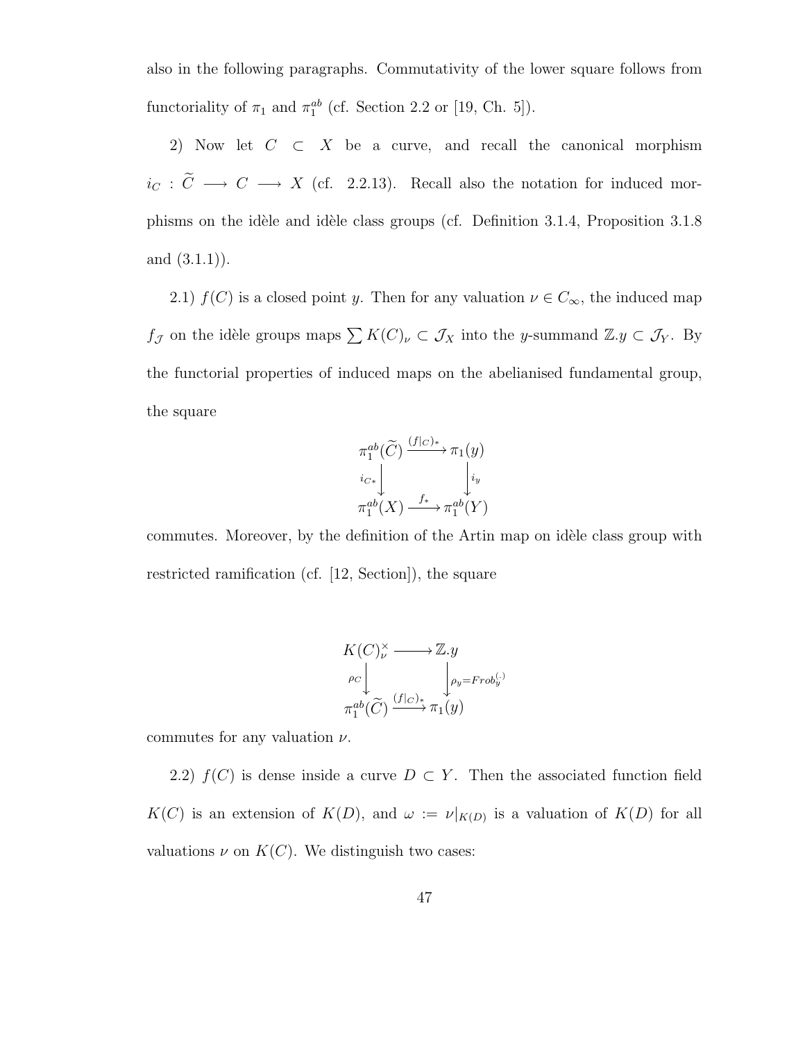also in the following paragraphs. Commutativity of the lower square follows from functoriality of $\pi_1$ and $\pi_1^{ab}$ (cf. Section 2.2 or [19, Ch. 5]).

2) Now let $C \subset X$ be a curve, and recall the canonical morphism $i_C : \widetilde{C} \longrightarrow C \longrightarrow X$ (cf. 2.2.13). Recall also the notation for induced morphisms on the idèle and idèle class groups (cf. Definition 3.1.4, Proposition 3.1.8 and (3.1.1)).

2.1) $f(C)$ is a closed point $y$. Then for any valuation $\nu \in C_\infty$, the induced map $f_{\mathcal{J}}$ on the idèle groups maps $\sum K(C)_\nu \subset \mathcal{J}_X$ into the $y$-summand $\mathbb{Z}.y \subset \mathcal{J}_Y$. By the functorial properties of induced maps on the abelianised fundamental group, the square

$$\begin{array}{ccc}
\pi_1^{ab}(\widetilde{C}) & \xrightarrow{(f|_C)_*} & \pi_1(y) \\
{\scriptstyle i_{C*}}\downarrow & & \downarrow{\scriptstyle i_y} \\
\pi_1^{ab}(X) & \xrightarrow{f_*} & \pi_1^{ab}(Y)
\end{array}$$

commutes. Moreover, by the definition of the Artin map on idèle class group with restricted ramification (cf. [12, Section]), the square

$$\begin{array}{ccc}
K(C)_\nu^\times & \longrightarrow & \mathbb{Z}.y \\
{\scriptstyle \rho_C}\downarrow & & \downarrow{\scriptstyle \rho_y = Frob_y^{(\cdot)}} \\
\pi_1^{ab}(\widetilde{C}) & \xrightarrow{(f|_C)_*} & \pi_1(y)
\end{array}$$

commutes for any valuation $\nu$.

2.2) $f(C)$ is dense inside a curve $D \subset Y$. Then the associated function field $K(C)$ is an extension of $K(D)$, and $\omega := \nu|_{K(D)}$ is a valuation of $K(D)$ for all valuations $\nu$ on $K(C)$. We distinguish two cases: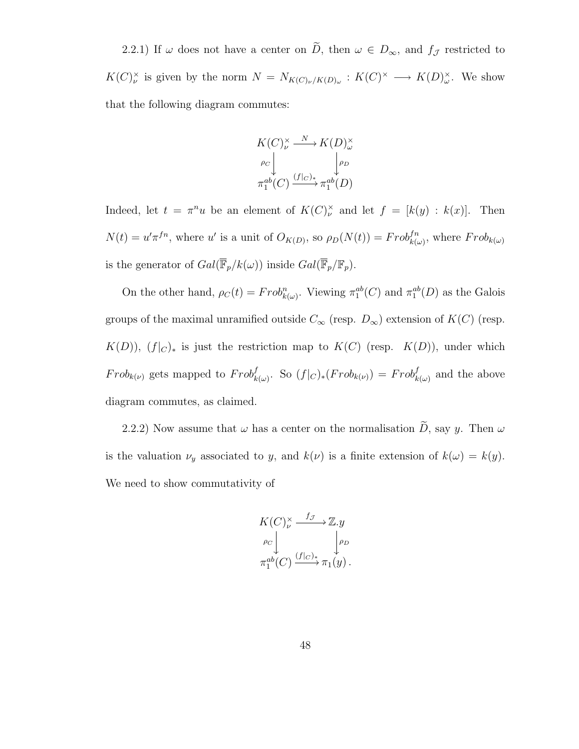2.2.1) If $\omega$ does not have a center on $\widetilde{D}$, then $\omega \in D_\infty$, and $f_{\mathcal{J}}$ restricted to $K(C)^\times_\nu$ is given by the norm $N = N_{K(C)_\nu/K(D)_\omega} : K(C)^\times \longrightarrow K(D)^\times_\omega$. We show that the following diagram commutes:

$$\begin{array}{ccc} K(C)^\times_\nu & \xrightarrow{N} & K(D)^\times_\omega \\ {\scriptstyle \rho_C}\downarrow & & \downarrow{\scriptstyle \rho_D} \\ \pi_1^{ab}(C) & \xrightarrow{(f|_C)_*} & \pi_1^{ab}(D) \end{array}$$

Indeed, let $t = \pi^n u$ be an element of $K(C)^\times_\nu$ and let $f = [k(y) : k(x)]$. Then $N(t) = u'\pi^{fn}$, where $u'$ is a unit of $O_{K(D)}$, so $\rho_D(N(t)) = Frob^{fn}_{k(\omega)}$, where $Frob_{k(\omega)}$ is the generator of $Gal(\overline{\mathbb{F}}_p/k(\omega))$ inside $Gal(\overline{\mathbb{F}}_p/\mathbb{F}_p)$.

On the other hand, $\rho_C(t) = Frob^n_{k(\omega)}$. Viewing $\pi_1^{ab}(C)$ and $\pi_1^{ab}(D)$ as the Galois groups of the maximal unramified outside $C_\infty$ (resp. $D_\infty$) extension of $K(C)$ (resp. $K(D)$), $(f|_C)_*$ is just the restriction map to $K(C)$ (resp. $K(D)$), under which $Frob_{k(\nu)}$ gets mapped to $Frob^f_{k(\omega)}$. So $(f|_C)_*(Frob_{k(\nu)}) = Frob^f_{k(\omega)}$ and the above diagram commutes, as claimed.

2.2.2) Now assume that $\omega$ has a center on the normalisation $\widetilde{D}$, say $y$. Then $\omega$ is the valuation $\nu_y$ associated to $y$, and $k(\nu)$ is a finite extension of $k(\omega) = k(y)$. We need to show commutativity of

$$\begin{array}{ccc} K(C)^\times_\nu & \xrightarrow{f_{\mathcal{J}}} & \mathbb{Z}.y \\ {\scriptstyle \rho_C}\downarrow & & \downarrow{\scriptstyle \rho_D} \\ \pi_1^{ab}(C) & \xrightarrow{(f|_C)_*} & \pi_1(y)\,. \end{array}$$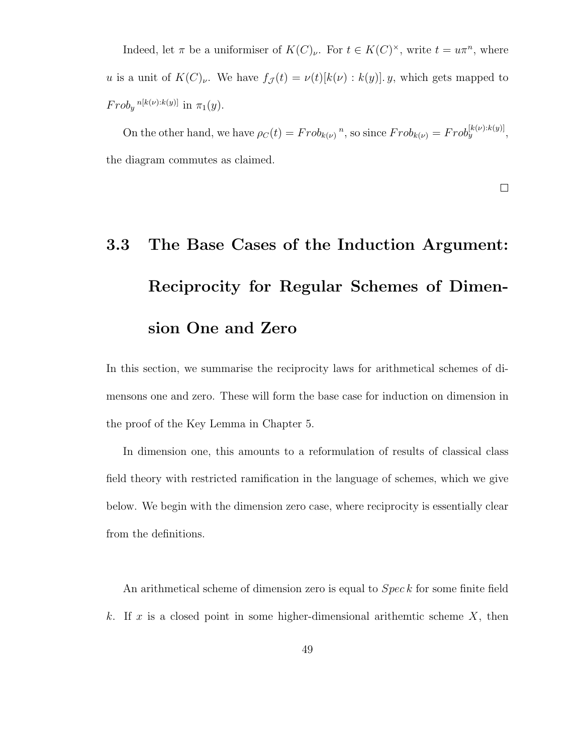Indeed, let $\pi$ be a uniformiser of $K(C)_\nu$. For $t \in K(C)^\times$, write $t = u\pi^n$, where $u$ is a unit of $K(C)_\nu$. We have $f_{\mathcal{J}}(t) = \nu(t)[k(\nu) : k(y)].\, y$, which gets mapped to ${Frob_y}^{n[k(\nu):k(y)]}$ in $\pi_1(y)$.

On the other hand, we have $\rho_C(t) = {Frob_{k(\nu)}}^n$, so since $Frob_{k(\nu)} = Frob_y^{[k(\nu):k(y)]}$, the diagram commutes as claimed.

□

## 3.3 The Base Cases of the Induction Argument: Reciprocity for Regular Schemes of Dimension One and Zero

In this section, we summarise the reciprocity laws for arithmetical schemes of dimensons one and zero. These will form the base case for induction on dimension in the proof of the Key Lemma in Chapter 5.

In dimension one, this amounts to a reformulation of results of classical class field theory with restricted ramification in the language of schemes, which we give below. We begin with the dimension zero case, where reciprocity is essentially clear from the definitions.

An arithmetical scheme of dimension zero is equal to $Spec\, k$ for some finite field $k$. If $x$ is a closed point in some higher-dimensional arithemtic scheme $X$, then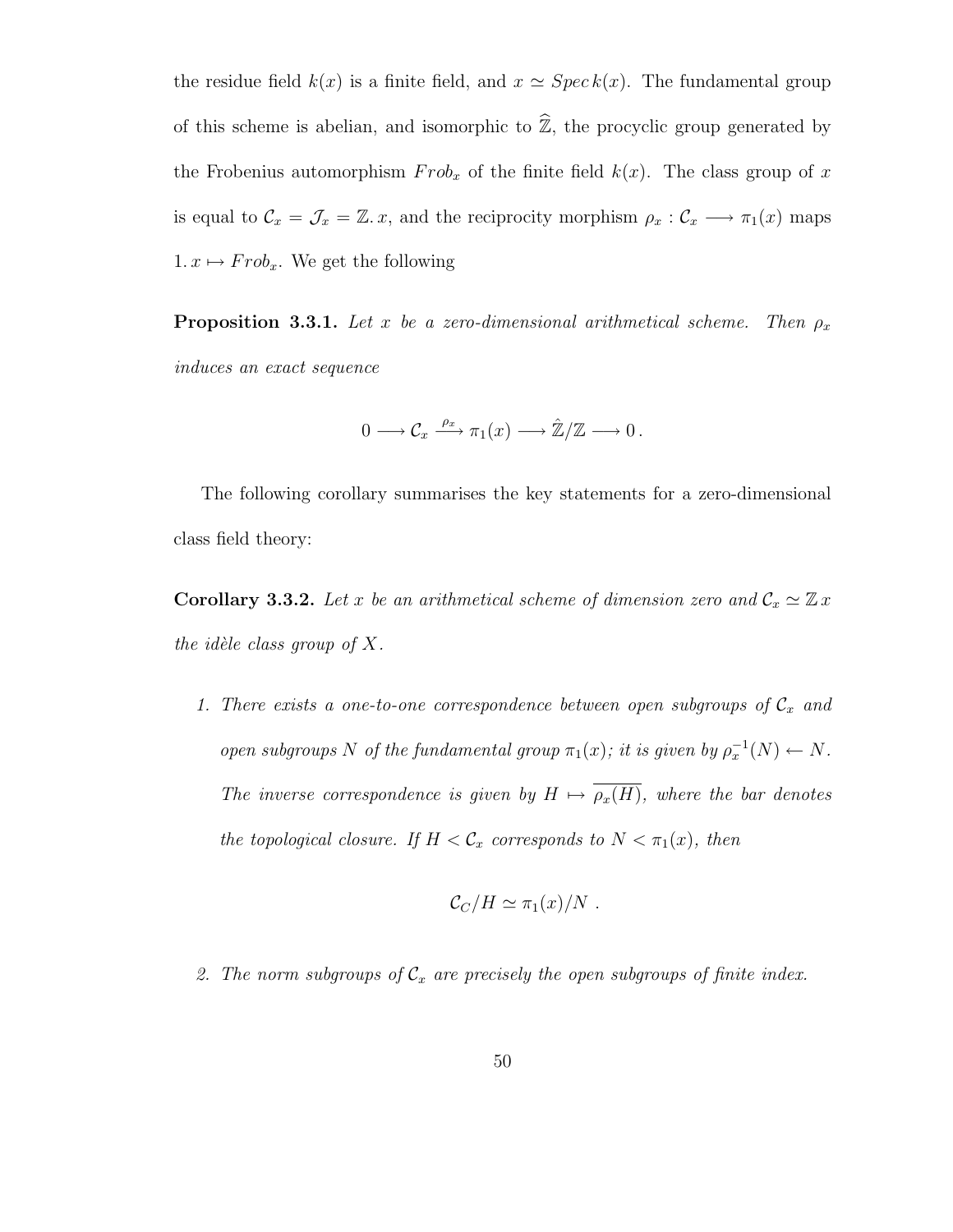the residue field $k(x)$ is a finite field, and $x \simeq Spec\, k(x)$. The fundamental group of this scheme is abelian, and isomorphic to $\widehat{\mathbb{Z}}$, the procyclic group generated by the Frobenius automorphism $Frob_x$ of the finite field $k(x)$. The class group of $x$ is equal to $\mathcal{C}_x = \mathcal{J}_x = \mathbb{Z}.\, x$, and the reciprocity morphism $\rho_x : \mathcal{C}_x \longrightarrow \pi_1(x)$ maps $1.\, x \mapsto Frob_x$. We get the following

**Proposition 3.3.1.** *Let $x$ be a zero-dimensional arithmetical scheme. Then $\rho_x$ induces an exact sequence*

$$0 \longrightarrow \mathcal{C}_x \xrightarrow{\rho_x} \pi_1(x) \longrightarrow \hat{\mathbb{Z}}/\mathbb{Z} \longrightarrow 0\,.$$

The following corollary summarises the key statements for a zero-dimensional class field theory:

**Corollary 3.3.2.** *Let $x$ be an arithmetical scheme of dimension zero and $\mathcal{C}_x \simeq \mathbb{Z}\, x$ the idèle class group of $X$.*

1. *There exists a one-to-one correspondence between open subgroups of $\mathcal{C}_x$ and open subgroups $N$ of the fundamental group $\pi_1(x)$; it is given by $\rho_x^{-1}(N) \leftarrow N$. The inverse correspondence is given by $H \mapsto \overline{\rho_x(H)}$, where the bar denotes the topological closure. If $H < \mathcal{C}_x$ corresponds to $N < \pi_1(x)$, then*

$$\mathcal{C}_C/H \simeq \pi_1(x)/N\ .$$

2. *The norm subgroups of $\mathcal{C}_x$ are precisely the open subgroups of finite index.*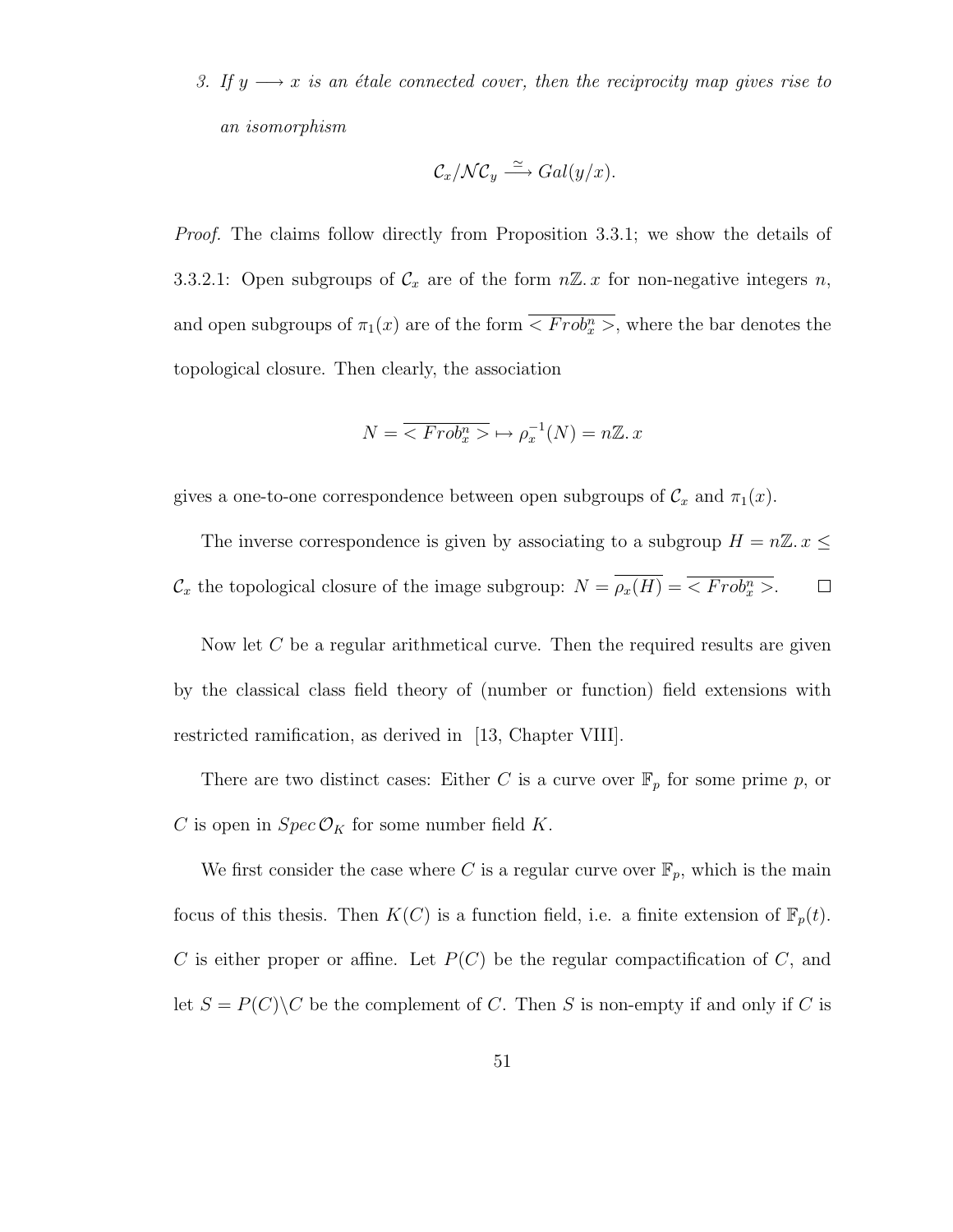3. *If $y \longrightarrow x$ is an étale connected cover, then the reciprocity map gives rise to an isomorphism*

$$\mathcal{C}_x/\mathcal{N}\mathcal{C}_y \xrightarrow{\simeq} Gal(y/x).$$

*Proof.* The claims follow directly from Proposition 3.3.1; we show the details of 3.3.2.1: Open subgroups of $\mathcal{C}_x$ are of the form $n\mathbb{Z}.\,x$ for non-negative integers $n$, and open subgroups of $\pi_1(x)$ are of the form $\overline{< Frob_x^n >}$, where the bar denotes the topological closure. Then clearly, the association

$$N = \overline{< Frob_x^n >} \mapsto \rho_x^{-1}(N) = n\mathbb{Z}.\,x$$

gives a one-to-one correspondence between open subgroups of $\mathcal{C}_x$ and $\pi_1(x)$.

The inverse correspondence is given by associating to a subgroup $H = n\mathbb{Z}.\,x \leq \mathcal{C}_x$ the topological closure of the image subgroup: $N = \overline{\rho_x(H)} = \overline{< Frob_x^n >}$. □

Now let $C$ be a regular arithmetical curve. Then the required results are given by the classical class field theory of (number or function) field extensions with restricted ramification, as derived in [13, Chapter VIII].

There are two distinct cases: Either $C$ is a curve over $\mathbb{F}_p$ for some prime $p$, or $C$ is open in $Spec\,\mathcal{O}_K$ for some number field $K$.

We first consider the case where $C$ is a regular curve over $\mathbb{F}_p$, which is the main focus of this thesis. Then $K(C)$ is a function field, i.e. a finite extension of $\mathbb{F}_p(t)$. $C$ is either proper or affine. Let $P(C)$ be the regular compactification of $C$, and let $S = P(C)\backslash C$ be the complement of $C$. Then $S$ is non-empty if and only if $C$ is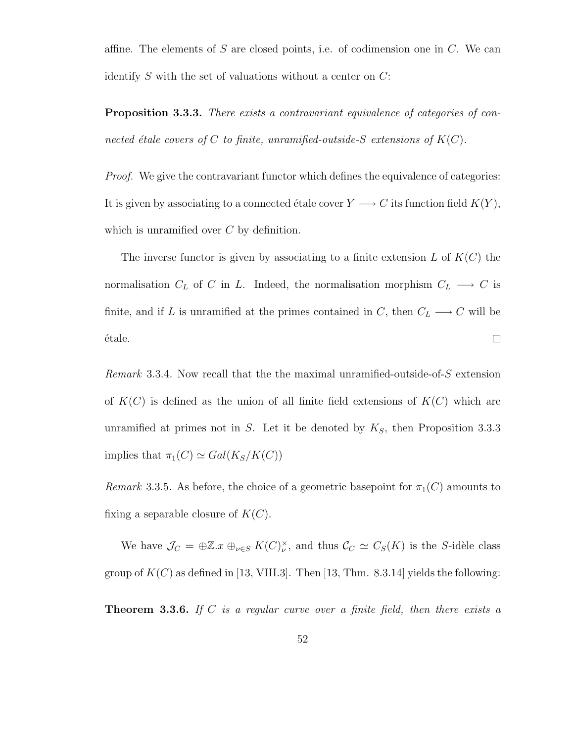affine. The elements of $S$ are closed points, i.e. of codimension one in $C$. We can identify $S$ with the set of valuations without a center on $C$:

**Proposition 3.3.3.** *There exists a contravariant equivalence of categories of connected étale covers of $C$ to finite, unramified-outside-$S$ extensions of $K(C)$.*

*Proof.* We give the contravariant functor which defines the equivalence of categories: It is given by associating to a connected étale cover $Y \longrightarrow C$ its function field $K(Y)$, which is unramified over $C$ by definition.

The inverse functor is given by associating to a finite extension $L$ of $K(C)$ the normalisation $C_L$ of $C$ in $L$. Indeed, the normalisation morphism $C_L \longrightarrow C$ is finite, and if $L$ is unramified at the primes contained in $C$, then $C_L \longrightarrow C$ will be étale. □

*Remark* 3.3.4. Now recall that the the maximal unramified-outside-of-$S$ extension of $K(C)$ is defined as the union of all finite field extensions of $K(C)$ which are unramified at primes not in $S$. Let it be denoted by $K_S$, then Proposition 3.3.3 implies that $\pi_1(C) \simeq Gal(K_S/K(C))$

*Remark* 3.3.5. As before, the choice of a geometric basepoint for $\pi_1(C)$ amounts to fixing a separable closure of $K(C)$.

We have $\mathcal{J}_C = \oplus \mathbb{Z}.x \oplus_{\nu \in S} K(C)^{\times}_{\nu}$, and thus $\mathcal{C}_C \simeq C_S(K)$ is the $S$-idèle class group of $K(C)$ as defined in [13, VIII.3]. Then [13, Thm. 8.3.14] yields the following:

**Theorem 3.3.6.** *If $C$ is a regular curve over a finite field, then there exists a*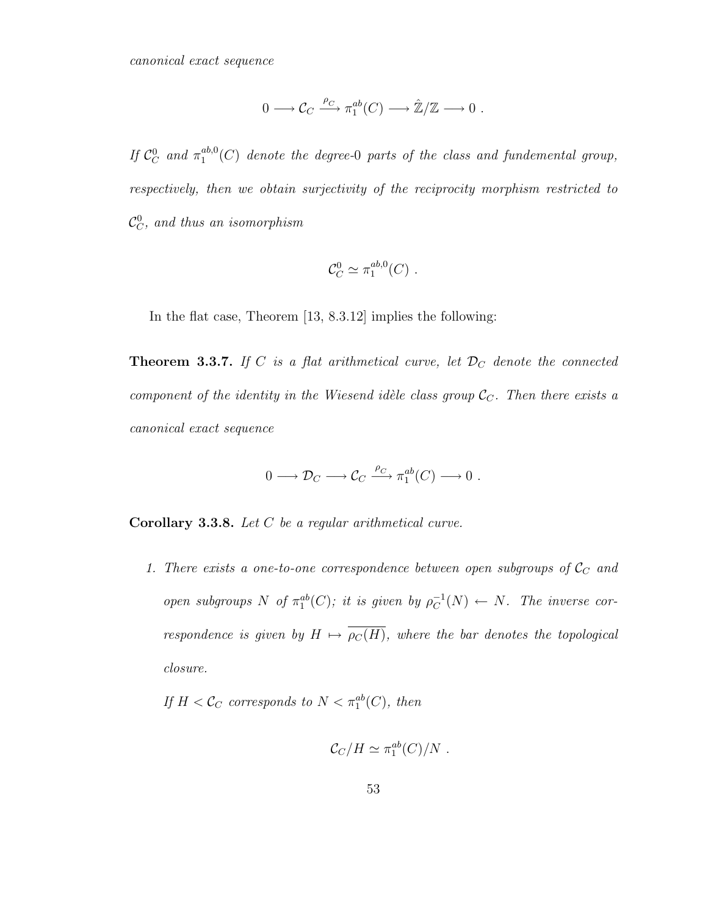*canonical exact sequence*

$$0 \longrightarrow \mathcal{C}_C \xrightarrow{\rho_C} \pi_1^{ab}(C) \longrightarrow \hat{\mathbb{Z}}/\mathbb{Z} \longrightarrow 0 \; .$$

*If $\mathcal{C}_C^0$ and $\pi_1^{ab,0}(C)$ denote the degree-0 parts of the class and fundemental group, respectively, then we obtain surjectivity of the reciprocity morphism restricted to $\mathcal{C}_C^0$, and thus an isomorphism*

$$\mathcal{C}_C^0 \simeq \pi_1^{ab,0}(C) \; .$$

In the flat case, Theorem [13, 8.3.12] implies the following:

**Theorem 3.3.7.** *If $C$ is a flat arithmetical curve, let $\mathcal{D}_C$ denote the connected component of the identity in the Wiesend idèle class group $\mathcal{C}_C$. Then there exists a canonical exact sequence*

$$0 \longrightarrow \mathcal{D}_C \longrightarrow \mathcal{C}_C \xrightarrow{\rho_C} \pi_1^{ab}(C) \longrightarrow 0 \; .$$

**Corollary 3.3.8.** *Let $C$ be a regular arithmetical curve.*

1. *There exists a one-to-one correspondence between open subgroups of $\mathcal{C}_C$ and open subgroups $N$ of $\pi_1^{ab}(C)$; it is given by $\rho_C^{-1}(N) \leftarrow N$. The inverse correspondence is given by $H \mapsto \overline{\rho_C(H)}$, where the bar denotes the topological closure.*

   *If $H < \mathcal{C}_C$ corresponds to $N < \pi_1^{ab}(C)$, then*

$$\mathcal{C}_C/H \simeq \pi_1^{ab}(C)/N \; .$$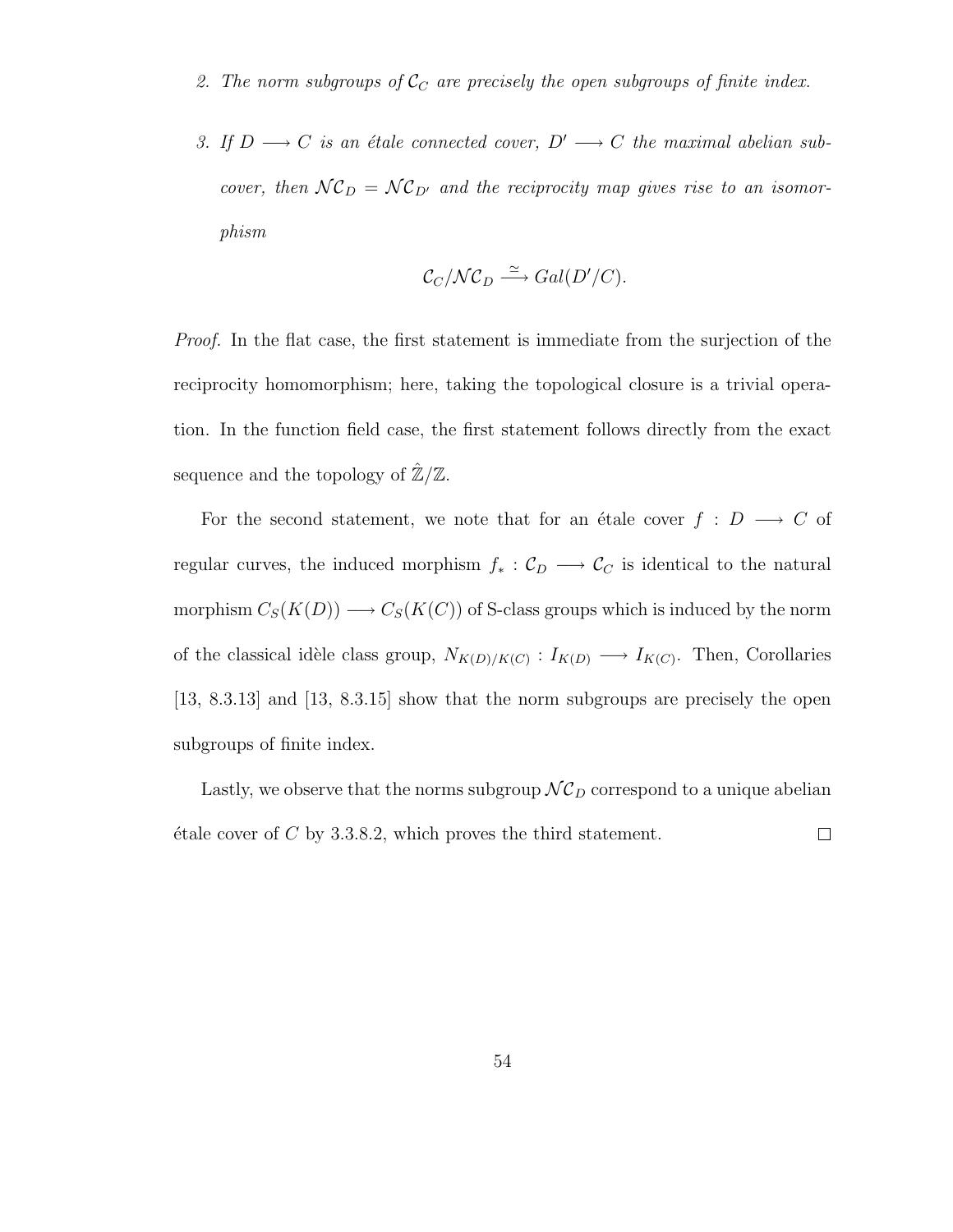2. *The norm subgroups of $\mathcal{C}_C$ are precisely the open subgroups of finite index.*

3. *If $D \longrightarrow C$ is an étale connected cover, $D' \longrightarrow C$ the maximal abelian subcover, then $\mathcal{NC}_D = \mathcal{NC}_{D'}$ and the reciprocity map gives rise to an isomorphism*

$$\mathcal{C}_C/\mathcal{NC}_D \xrightarrow{\simeq} Gal(D'/C).$$

*Proof.* In the flat case, the first statement is immediate from the surjection of the reciprocity homomorphism; here, taking the topological closure is a trivial operation. In the function field case, the first statement follows directly from the exact sequence and the topology of $\hat{\mathbb{Z}}/\mathbb{Z}$.

For the second statement, we note that for an étale cover $f : D \longrightarrow C$ of regular curves, the induced morphism $f_* : \mathcal{C}_D \longrightarrow \mathcal{C}_C$ is identical to the natural morphism $C_S(K(D)) \longrightarrow C_S(K(C))$ of S-class groups which is induced by the norm of the classical idèle class group, $N_{K(D)/K(C)} : I_{K(D)} \longrightarrow I_{K(C)}$. Then, Corollaries [13, 8.3.13] and [13, 8.3.15] show that the norm subgroups are precisely the open subgroups of finite index.

Lastly, we observe that the norms subgroup $\mathcal{NC}_D$ correspond to a unique abelian étale cover of $C$ by 3.3.8.2, which proves the third statement. □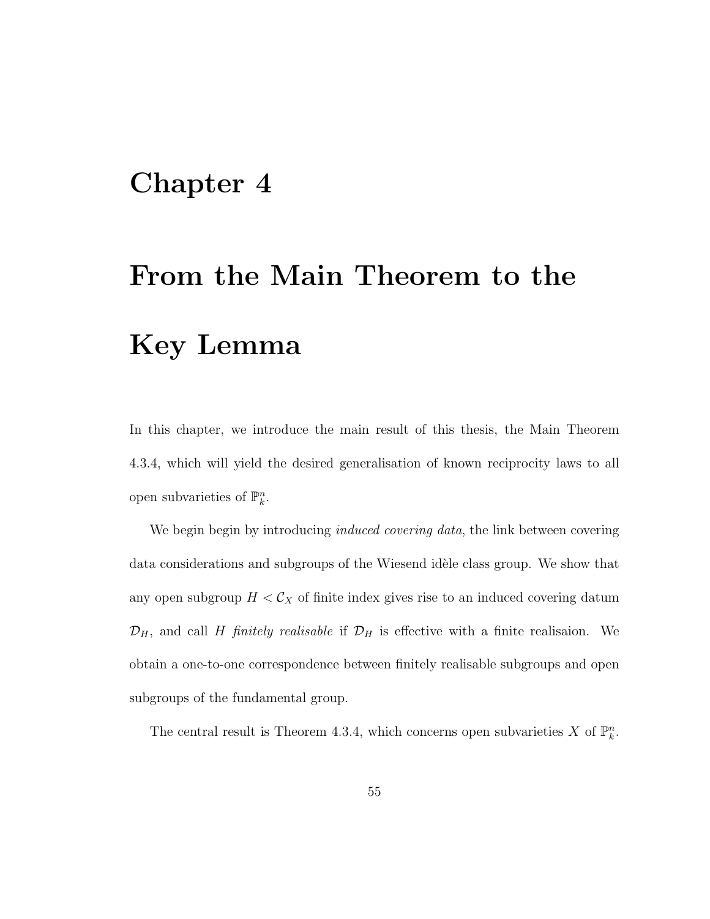# Chapter 4

# From the Main Theorem to the Key Lemma

In this chapter, we introduce the main result of this thesis, the Main Theorem 4.3.4, which will yield the desired generalisation of known reciprocity laws to all open subvarieties of $\mathbb{P}^n_k$.

We begin begin by introducing *induced covering data*, the link between covering data considerations and subgroups of the Wiesend idèle class group. We show that any open subgroup $H < \mathcal{C}_X$ of finite index gives rise to an induced covering datum $\mathcal{D}_H$, and call $H$ *finitely realisable* if $\mathcal{D}_H$ is effective with a finite realisaion. We obtain a one-to-one correspondence between finitely realisable subgroups and open subgroups of the fundamental group.

The central result is Theorem 4.3.4, which concerns open subvarieties $X$ of $\mathbb{P}^n_k$.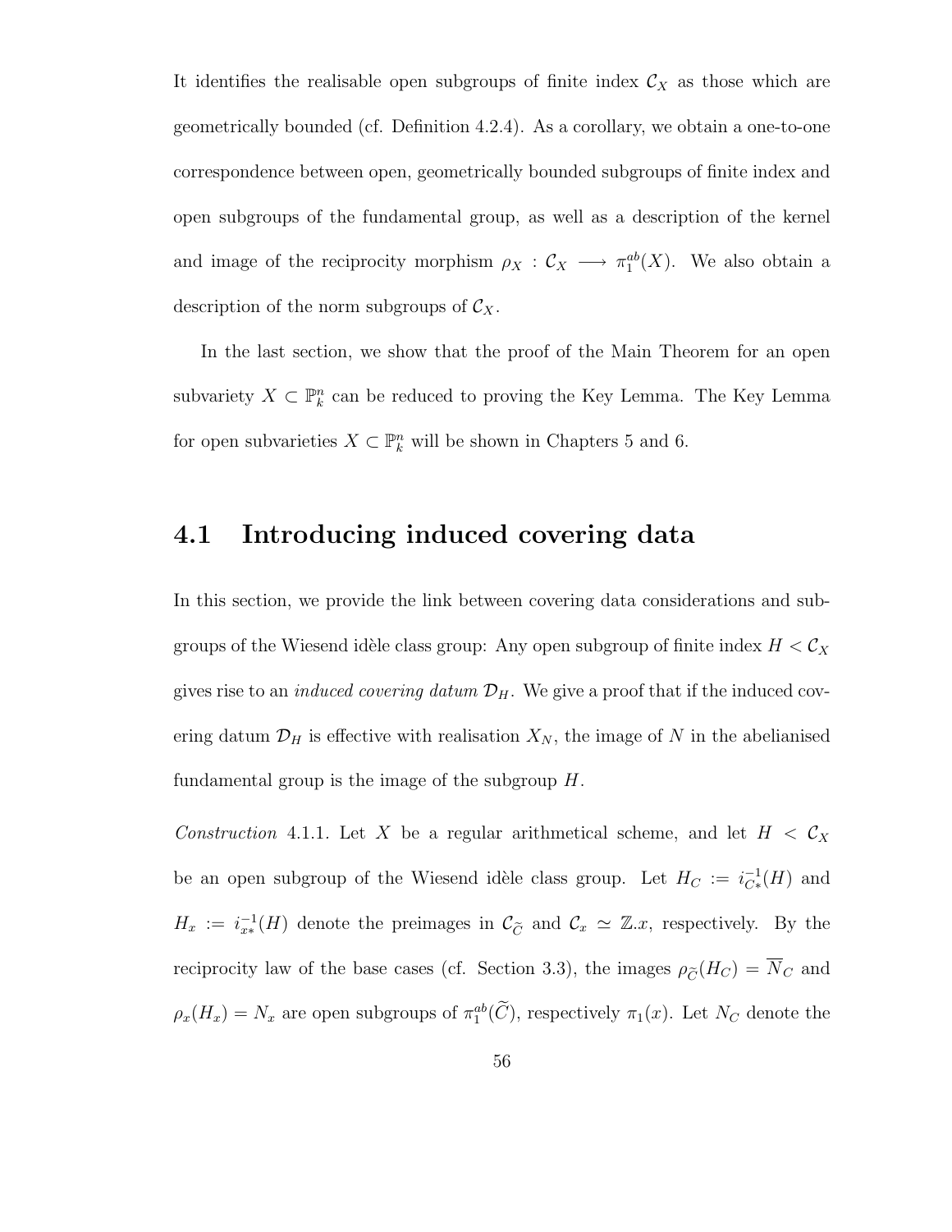It identifies the realisable open subgroups of finite index $\mathcal{C}_X$ as those which are geometrically bounded (cf. Definition 4.2.4). As a corollary, we obtain a one-to-one correspondence between open, geometrically bounded subgroups of finite index and open subgroups of the fundamental group, as well as a description of the kernel and image of the reciprocity morphism $\rho_X : \mathcal{C}_X \longrightarrow \pi_1^{ab}(X)$. We also obtain a description of the norm subgroups of $\mathcal{C}_X$.

In the last section, we show that the proof of the Main Theorem for an open subvariety $X \subset \mathbb{P}_k^n$ can be reduced to proving the Key Lemma. The Key Lemma for open subvarieties $X \subset \mathbb{P}_k^n$ will be shown in Chapters 5 and 6.

## 4.1 Introducing induced covering data

In this section, we provide the link between covering data considerations and subgroups of the Wiesend idèle class group: Any open subgroup of finite index $H < \mathcal{C}_X$ gives rise to an *induced covering datum* $\mathcal{D}_H$. We give a proof that if the induced covering datum $\mathcal{D}_H$ is effective with realisation $X_N$, the image of $N$ in the abelianised fundamental group is the image of the subgroup $H$.

*Construction* 4.1.1. Let $X$ be a regular arithmetical scheme, and let $H < \mathcal{C}_X$ be an open subgroup of the Wiesend idèle class group. Let $H_C := i_{C*}^{-1}(H)$ and $H_x := i_{x*}^{-1}(H)$ denote the preimages in $\mathcal{C}_{\widetilde{C}}$ and $\mathcal{C}_x \simeq \mathbb{Z}.x$, respectively. By the reciprocity law of the base cases (cf. Section 3.3), the images $\rho_{\widetilde{C}}(H_C) = \overline{N}_C$ and $\rho_x(H_x) = N_x$ are open subgroups of $\pi_1^{ab}(\widetilde{C})$, respectively $\pi_1(x)$. Let $N_C$ denote the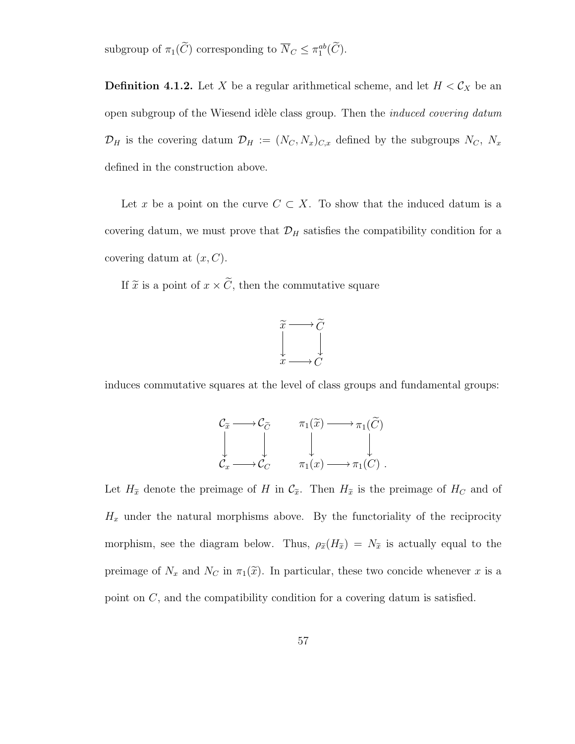subgroup of $\pi_1(\widetilde{C})$ corresponding to $\overline{N}_C \leq \pi_1^{ab}(\widetilde{C})$.

**Definition 4.1.2.** Let $X$ be a regular arithmetical scheme, and let $H < \mathcal{C}_X$ be an open subgroup of the Wiesend idèle class group. Then the *induced covering datum* $\mathcal{D}_H$ is the covering datum $\mathcal{D}_H := (N_C, N_x)_{C,x}$ defined by the subgroups $N_C$, $N_x$ defined in the construction above.

Let $x$ be a point on the curve $C \subset X$. To show that the induced datum is a covering datum, we must prove that $\mathcal{D}_H$ satisfies the compatibility condition for a covering datum at $(x, C)$.

If $\widetilde{x}$ is a point of $x \times \widetilde{C}$, then the commutative square

$$\begin{array}{ccc} \widetilde{x} & \longrightarrow & \widetilde{C} \\ \downarrow & & \downarrow \\ x & \longrightarrow & C \end{array}$$

induces commutative squares at the level of class groups and fundamental groups:

$$\begin{array}{ccc} \mathcal{C}_{\widetilde{x}} & \longrightarrow & \mathcal{C}_{\widetilde{C}} \\ \downarrow & & \downarrow \\ \mathcal{C}_x & \longrightarrow & \mathcal{C}_C \end{array} \qquad \begin{array}{ccc} \pi_1(\widetilde{x}) & \longrightarrow & \pi_1(\widetilde{C}) \\ \downarrow & & \downarrow \\ \pi_1(x) & \longrightarrow & \pi_1(C) \end{array}.$$

Let $H_{\widetilde{x}}$ denote the preimage of $H$ in $\mathcal{C}_{\widetilde{x}}$. Then $H_{\widetilde{x}}$ is the preimage of $H_C$ and of $H_x$ under the natural morphisms above. By the functoriality of the reciprocity morphism, see the diagram below. Thus, $\rho_{\widetilde{x}}(H_{\widetilde{x}}) = N_{\widetilde{x}}$ is actually equal to the preimage of $N_x$ and $N_C$ in $\pi_1(\widetilde{x})$. In particular, these two concide whenever $x$ is a point on $C$, and the compatibility condition for a covering datum is satisfied.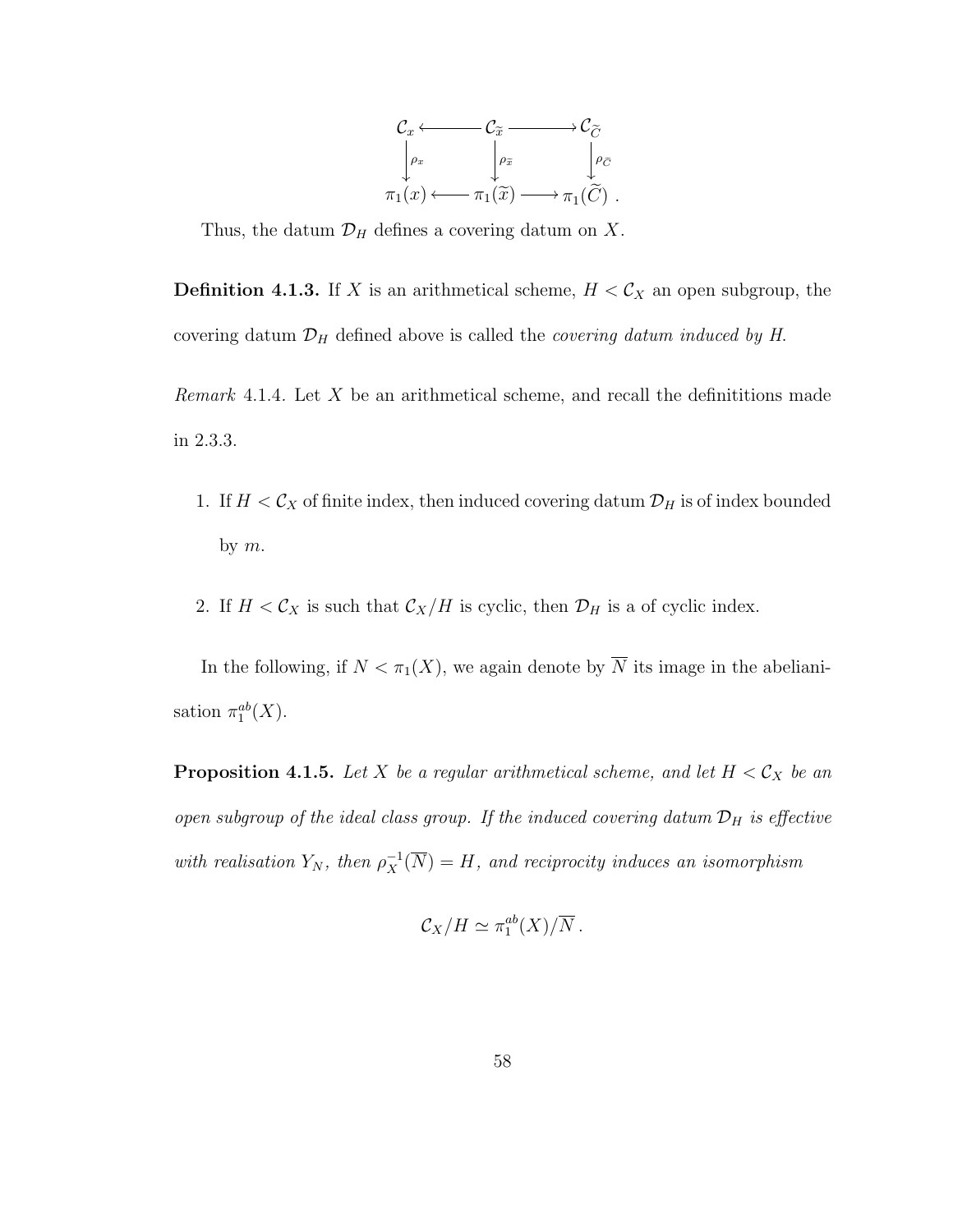$$\begin{array}{ccccc}
\mathcal{C}_x & \longleftarrow & \mathcal{C}_{\widetilde{x}} & \longrightarrow & \mathcal{C}_{\widetilde{C}} \\
\downarrow{\scriptstyle \rho_x} & & \downarrow{\scriptstyle \rho_{\widetilde{x}}} & & \downarrow{\scriptstyle \rho_{\widetilde{C}}} \\
\pi_1(x) & \longleftarrow & \pi_1(\widetilde{x}) & \longrightarrow & \pi_1(\widetilde{C})
\end{array} .$$

Thus, the datum $\mathcal{D}_H$ defines a covering datum on $X$.

**Definition 4.1.3.** If $X$ is an arithmetical scheme, $H < \mathcal{C}_X$ an open subgroup, the covering datum $\mathcal{D}_H$ defined above is called the *covering datum induced by H.*

*Remark* 4.1.4. Let $X$ be an arithmetical scheme, and recall the defintitions made in 2.3.3.

1. If $H < \mathcal{C}_X$ of finite index, then induced covering datum $\mathcal{D}_H$ is of index bounded by $m$.

2. If $H < \mathcal{C}_X$ is such that $\mathcal{C}_X/H$ is cyclic, then $\mathcal{D}_H$ is a of cyclic index.

In the following, if $N < \pi_1(X)$, we again denote by $\overline{N}$ its image in the abelianisation $\pi_1^{ab}(X)$.

**Proposition 4.1.5.** *Let $X$ be a regular arithmetical scheme, and let $H < \mathcal{C}_X$ be an open subgroup of the ideal class group. If the induced covering datum $\mathcal{D}_H$ is effective with realisation $Y_N$, then $\rho_X^{-1}(\overline{N}) = H$, and reciprocity induces an isomorphism*

$$\mathcal{C}_X/H \simeq \pi_1^{ab}(X)/\overline{N}\,.$$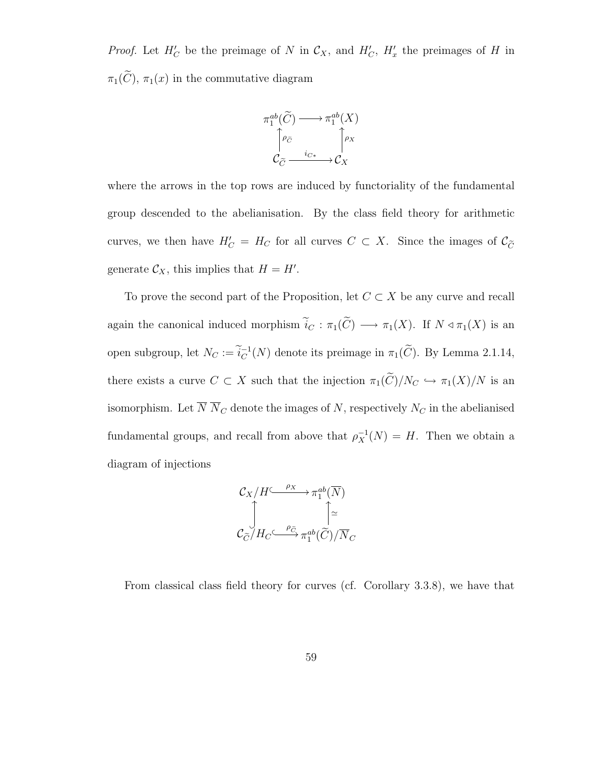*Proof.* Let $H'_C$ be the preimage of $N$ in $\mathcal{C}_X$, and $H'_C$, $H'_x$ the preimages of $H$ in $\pi_1(\widetilde{C})$, $\pi_1(x)$ in the commutative diagram

$$\begin{array}{ccc}
\pi_1^{ab}(\widetilde{C}) & \longrightarrow & \pi_1^{ab}(X) \\
\uparrow \rho_{\widetilde{C}} & & \uparrow \rho_X \\
\mathcal{C}_{\widetilde{C}} & \xrightarrow{\ i_{C*}\ } & \mathcal{C}_X
\end{array}$$

where the arrows in the top rows are induced by functoriality of the fundamental group descended to the abelianisation. By the class field theory for arithmetic curves, we then have $H'_C = H_C$ for all curves $C \subset X$. Since the images of $\mathcal{C}_{\widetilde{C}}$ generate $\mathcal{C}_X$, this implies that $H = H'$.

To prove the second part of the Proposition, let $C \subset X$ be any curve and recall again the canonical induced morphism $\widetilde{i}_C : \pi_1(\widetilde{C}) \longrightarrow \pi_1(X)$. If $N \triangleleft \pi_1(X)$ is an open subgroup, let $N_C := \widetilde{i}_C^{-1}(N)$ denote its preimage in $\pi_1(\widetilde{C})$. By Lemma 2.1.14, there exists a curve $C \subset X$ such that the injection $\pi_1(\widetilde{C})/N_C \hookrightarrow \pi_1(X)/N$ is an isomorphism. Let $\overline{N}$ $\overline{N}_C$ denote the images of $N$, respectively $N_C$ in the abelianised fundamental groups, and recall from above that $\rho_X^{-1}(N) = H$. Then we obtain a diagram of injections

$$\begin{array}{ccc}
\mathcal{C}_X/H & \xhookrightarrow{\ \rho_X\ } & \pi_1^{ab}(\overline{N}) \\
\uparrow & & \uparrow \simeq \\
\mathcal{C}_{\widetilde{C}}/H_C & \xhookrightarrow{\ \rho_{\bar{C}}\ } & \pi_1^{ab}(\widetilde{C})/\overline{N}_C
\end{array}$$

From classical class field theory for curves (cf. Corollary 3.3.8), we have that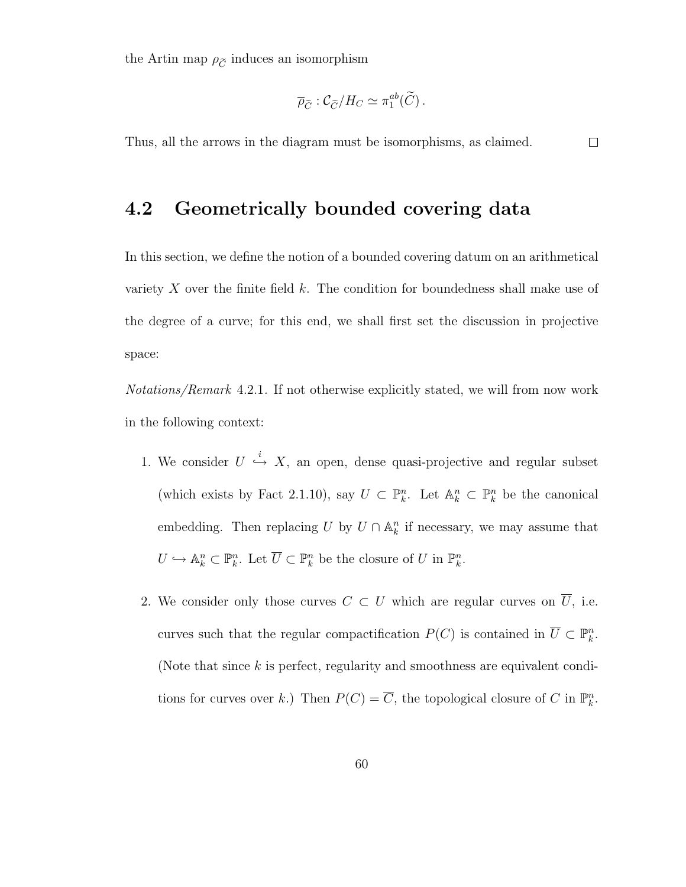the Artin map $\rho_{\widetilde{C}}$ induces an isomorphism

$$\overline{\rho}_{\widetilde{C}} : \mathcal{C}_{\widetilde{C}}/H_C \simeq \pi_1^{ab}(\widetilde{C})\,.$$

Thus, all the arrows in the diagram must be isomorphisms, as claimed. □

## 4.2 Geometrically bounded covering data

In this section, we define the notion of a bounded covering datum on an arithmetical variety $X$ over the finite field $k$. The condition for boundedness shall make use of the degree of a curve; for this end, we shall first set the discussion in projective space:

*Notations/Remark* 4.2.1. If not otherwise explicitly stated, we will from now work in the following context:

1. We consider $U \overset{i}{\hookrightarrow} X$, an open, dense quasi-projective and regular subset (which exists by Fact 2.1.10), say $U \subset \mathbb{P}^n_k$. Let $\mathbb{A}^n_k \subset \mathbb{P}^n_k$ be the canonical embedding. Then replacing $U$ by $U \cap \mathbb{A}^n_k$ if necessary, we may assume that $U \hookrightarrow \mathbb{A}^n_k \subset \mathbb{P}^n_k$. Let $\overline{U} \subset \mathbb{P}^n_k$ be the closure of $U$ in $\mathbb{P}^n_k$.

2. We consider only those curves $C \subset U$ which are regular curves on $\overline{U}$, i.e. curves such that the regular compactification $P(C)$ is contained in $\overline{U} \subset \mathbb{P}^n_k$. (Note that since $k$ is perfect, regularity and smoothness are equivalent conditions for curves over $k$.) Then $P(C) = \overline{C}$, the topological closure of $C$ in $\mathbb{P}^n_k$.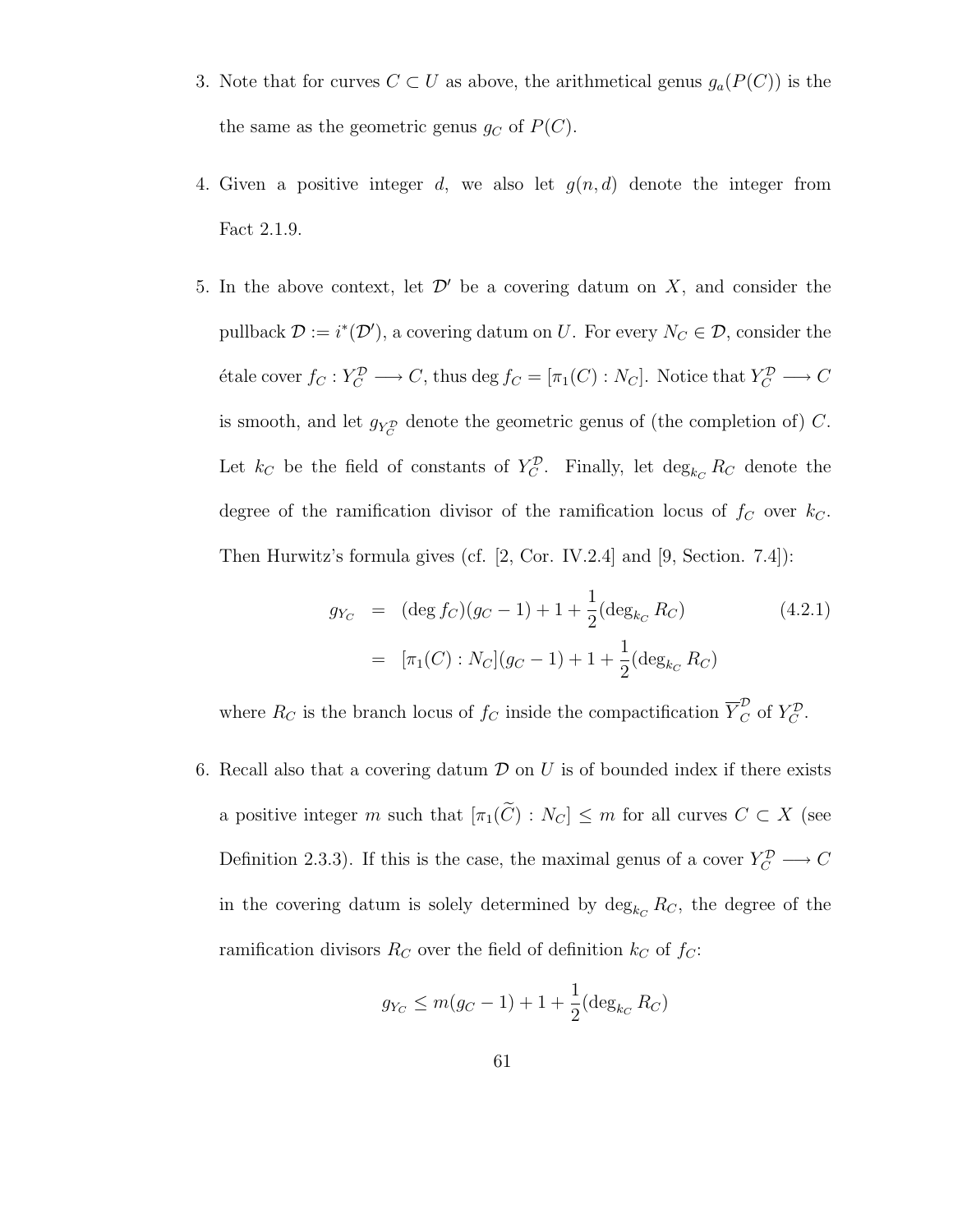3. Note that for curves $C \subset U$ as above, the arithmetical genus $g_a(P(C))$ is the the same as the geometric genus $g_C$ of $P(C)$.

4. Given a positive integer $d$, we also let $g(n,d)$ denote the integer from Fact 2.1.9.

5. In the above context, let $\mathcal{D}'$ be a covering datum on $X$, and consider the pullback $\mathcal{D} := i^*(\mathcal{D}')$, a covering datum on $U$. For every $N_C \in \mathcal{D}$, consider the étale cover $f_C : Y_C^{\mathcal{D}} \longrightarrow C$, thus $\deg f_C = [\pi_1(C) : N_C]$. Notice that $Y_C^{\mathcal{D}} \longrightarrow C$ is smooth, and let $g_{Y_C^{\mathcal{D}}}$ denote the geometric genus of (the completion of) $C$. Let $k_C$ be the field of constants of $Y_C^{\mathcal{D}}$. Finally, let $\deg_{k_C} R_C$ denote the degree of the ramification divisor of the ramification locus of $f_C$ over $k_C$. Then Hurwitz's formula gives (cf. [2, Cor. IV.2.4] and [9, Section. 7.4]):

$$
\begin{aligned}
g_{Y_C} &= (\deg f_C)(g_C - 1) + 1 + \frac{1}{2}(\deg_{k_C} R_C) \qquad (4.2.1)\\
&= [\pi_1(C) : N_C](g_C - 1) + 1 + \frac{1}{2}(\deg_{k_C} R_C)
\end{aligned}
$$

where $R_C$ is the branch locus of $f_C$ inside the compactification $\overline{Y}_C^{\mathcal{D}}$ of $Y_C^{\mathcal{D}}$.

6. Recall also that a covering datum $\mathcal{D}$ on $U$ is of bounded index if there exists a positive integer $m$ such that $[\pi_1(\widetilde{C}) : N_C] \leq m$ for all curves $C \subset X$ (see Definition 2.3.3). If this is the case, the maximal genus of a cover $Y_C^{\mathcal{D}} \longrightarrow C$ in the covering datum is solely determined by $\deg_{k_C} R_C$, the degree of the ramification divisors $R_C$ over the field of definition $k_C$ of $f_C$:

$$
g_{Y_C} \leq m(g_C - 1) + 1 + \frac{1}{2}(\deg_{k_C} R_C)
$$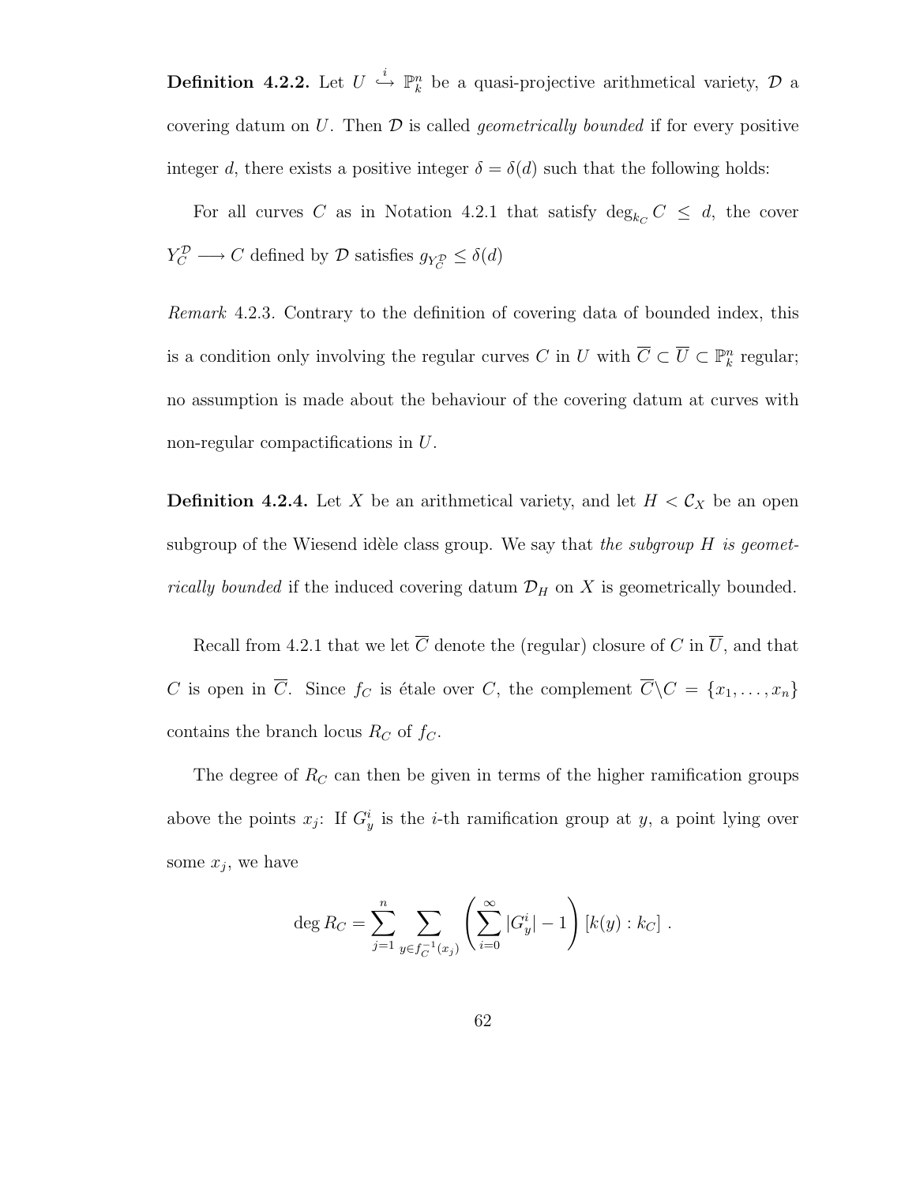**Definition 4.2.2.** Let $U \overset{i}{\hookrightarrow} \mathbb{P}^n_k$ be a quasi-projective arithmetical variety, $\mathcal{D}$ a covering datum on $U$. Then $\mathcal{D}$ is called *geometrically bounded* if for every positive integer $d$, there exists a positive integer $\delta = \delta(d)$ such that the following holds:

For all curves $C$ as in Notation 4.2.1 that satisfy $\deg_{k_C} C \leq d$, the cover $Y^{\mathcal{D}}_C \longrightarrow C$ defined by $\mathcal{D}$ satisfies $g_{Y^{\mathcal{D}}_C} \leq \delta(d)$

*Remark* 4.2.3. Contrary to the definition of covering data of bounded index, this is a condition only involving the regular curves $C$ in $U$ with $\overline{C} \subset \overline{U} \subset \mathbb{P}^n_k$ regular; no assumption is made about the behaviour of the covering datum at curves with non-regular compactifications in $U$.

**Definition 4.2.4.** Let $X$ be an arithmetical variety, and let $H < \mathcal{C}_X$ be an open subgroup of the Wiesend idèle class group. We say that *the subgroup $H$ is geometrically bounded* if the induced covering datum $\mathcal{D}_H$ on $X$ is geometrically bounded.

Recall from 4.2.1 that we let $\overline{C}$ denote the (regular) closure of $C$ in $\overline{U}$, and that $C$ is open in $\overline{C}$. Since $f_C$ is étale over $C$, the complement $\overline{C} \backslash C = \{x_1, \ldots, x_n\}$ contains the branch locus $R_C$ of $f_C$.

The degree of $R_C$ can then be given in terms of the higher ramification groups above the points $x_j$: If $G^i_y$ is the $i$-th ramification group at $y$, a point lying over some $x_j$, we have

$$\deg R_C = \sum_{j=1}^{n} \sum_{y \in f_C^{-1}(x_j)} \left( \sum_{i=0}^{\infty} |G^i_y| - 1 \right) [k(y) : k_C] \ .$$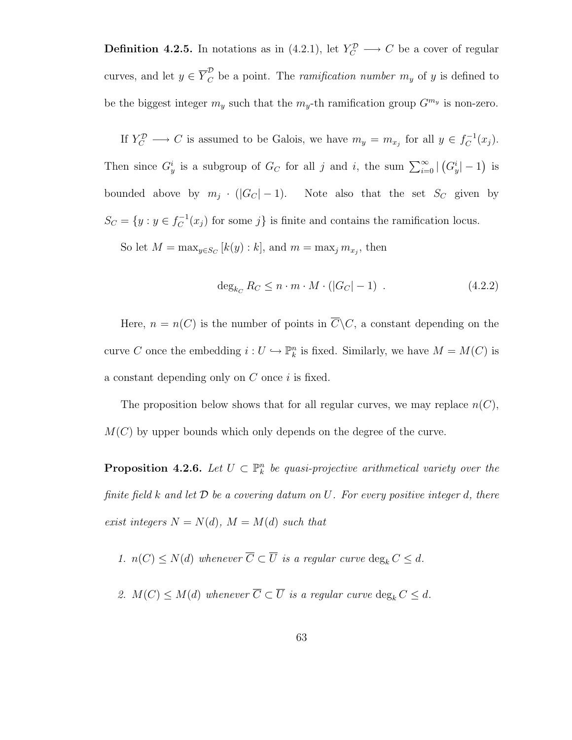**Definition 4.2.5.** In notations as in (4.2.1), let $Y_C^{\mathcal{D}} \longrightarrow C$ be a cover of regular curves, and let $y \in \overline{Y}_C^{\mathcal{D}}$ be a point. The *ramification number* $m_y$ of $y$ is defined to be the biggest integer $m_y$ such that the $m_y$-th ramification group $G^{m_y}$ is non-zero.

If $Y_C^{\mathcal{D}} \longrightarrow C$ is assumed to be Galois, we have $m_y = m_{x_j}$ for all $y \in f_C^{-1}(x_j)$. Then since $G_y^i$ is a subgroup of $G_C$ for all $j$ and $i$, the sum $\sum_{i=0}^{\infty} |\left(G_y^i| - 1\right)$ is bounded above by $m_j \cdot (|G_C| - 1)$. Note also that the set $S_C$ given by $S_C = \{y : y \in f_C^{-1}(x_j) \text{ for some } j\}$ is finite and contains the ramification locus.

So let $M = \max_{y \in S_C} [k(y) : k]$, and $m = \max_j m_{x_j}$, then

$$\deg_{k_C} R_C \leq n \cdot m \cdot M \cdot (|G_C| - 1) \ . \tag{4.2.2}$$

Here, $n = n(C)$ is the number of points in $\overline{C} \backslash C$, a constant depending on the curve $C$ once the embedding $i : U \hookrightarrow \mathbb{P}_k^n$ is fixed. Similarly, we have $M = M(C)$ is a constant depending only on $C$ once $i$ is fixed.

The proposition below shows that for all regular curves, we may replace $n(C)$, $M(C)$ by upper bounds which only depends on the degree of the curve.

**Proposition 4.2.6.** *Let $U \subset \mathbb{P}_k^n$ be quasi-projective arithmetical variety over the finite field $k$ and let $\mathcal{D}$ be a covering datum on $U$. For every positive integer $d$, there exist integers $N = N(d)$, $M = M(d)$ such that*

1. *$n(C) \leq N(d)$ whenever $\overline{C} \subset \overline{U}$ is a regular curve $\deg_k C \leq d$.*
2. *$M(C) \leq M(d)$ whenever $\overline{C} \subset \overline{U}$ is a regular curve $\deg_k C \leq d$.*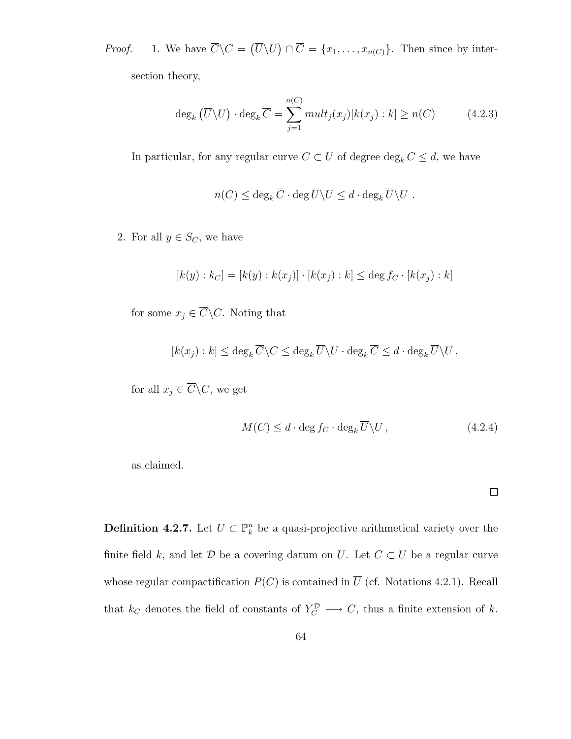*Proof.* 1. We have $\overline{C}\backslash C = \left(\overline{U}\backslash U\right) \cap \overline{C} = \{x_1, \ldots, x_{n(C)}\}$. Then since by intersection theory,

$$\deg_k\left(\overline{U}\backslash U\right) \cdot \deg_k \overline{C} = \sum_{j=1}^{n(C)} mult_j(x_j)[k(x_j):k] \geq n(C) \tag{4.2.3}$$

In particular, for any regular curve $C \subset U$ of degree $\deg_k C \leq d$, we have

$$n(C) \leq \deg_k \overline{C} \cdot \deg \overline{U}\backslash U \leq d \cdot \deg_k \overline{U}\backslash U \ .$$

2. For all $y \in S_C$, we have

$$[k(y):k_C] = [k(y):k(x_j)] \cdot [k(x_j):k] \leq \deg f_C \cdot [k(x_j):k]$$

for some $x_j \in \overline{C}\backslash C$. Noting that

$$[k(x_j):k] \leq \deg_k \overline{C}\backslash C \leq \deg_k \overline{U}\backslash U \cdot \deg_k \overline{C} \leq d \cdot \deg_k \overline{U}\backslash U \, ,$$

for all $x_j \in \overline{C}\backslash C$, we get

$$M(C) \leq d \cdot \deg f_C \cdot \deg_k \overline{U}\backslash U \, , \tag{4.2.4}$$

as claimed.

$\square$

**Definition 4.2.7.** Let $U \subset \mathbb{P}_k^n$ be a quasi-projective arithmetical variety over the finite field $k$, and let $\mathcal{D}$ be a covering datum on $U$. Let $C \subset U$ be a regular curve whose regular compactification $P(C)$ is contained in $\overline{U}$ (cf. Notations 4.2.1). Recall that $k_C$ denotes the field of constants of $Y_C^{\mathcal{D}} \longrightarrow C$, thus a finite extension of $k$.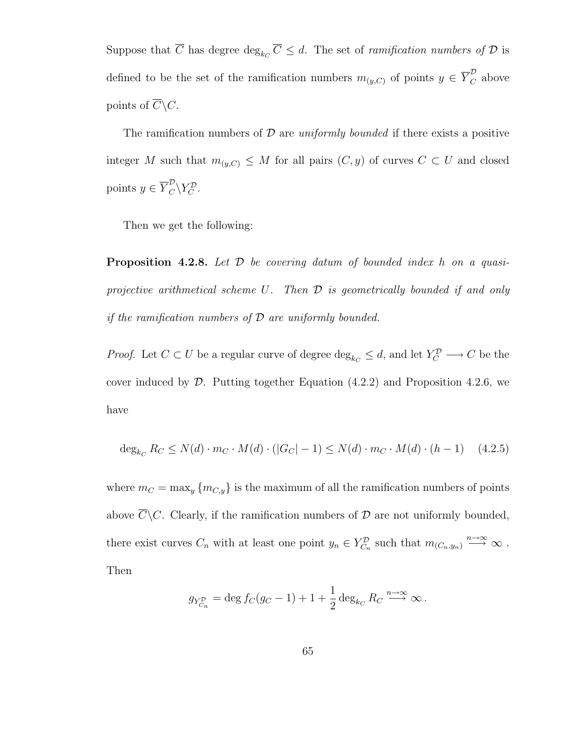Suppose that $\overline{C}$ has degree $\deg_{k_C} \overline{C} \leq d$. The set of *ramification numbers of $\mathcal{D}$* is defined to be the set of the ramification numbers $m_{(y,C)}$ of points $y \in \overline{Y}_C^{\mathcal{D}}$ above points of $\overline{C} \backslash C$.

The ramification numbers of $\mathcal{D}$ are *uniformly bounded* if there exists a positive integer $M$ such that $m_{(y,C)} \leq M$ for all pairs $(C, y)$ of curves $C \subset U$ and closed points $y \in \overline{Y}_C^{\mathcal{D}} \backslash Y_C^{\mathcal{D}}$.

Then we get the following:

**Proposition 4.2.8.** *Let $\mathcal{D}$ be covering datum of bounded index $h$ on a quasi-projective arithmetical scheme $U$. Then $\mathcal{D}$ is geometrically bounded if and only if the ramification numbers of $\mathcal{D}$ are uniformly bounded.*

*Proof.* Let $C \subset U$ be a regular curve of degree $\deg_{k_C} \leq d$, and let $Y_C^{\mathcal{D}} \longrightarrow C$ be the cover induced by $\mathcal{D}$. Putting together Equation (4.2.2) and Proposition 4.2.6, we have

$$\deg_{k_C} R_C \leq N(d) \cdot m_C \cdot M(d) \cdot (|G_C| - 1) \leq N(d) \cdot m_C \cdot M(d) \cdot (h - 1) \quad (4.2.5)$$

where $m_C = \max_y \{m_{C,y}\}$ is the maximum of all the ramification numbers of points above $\overline{C} \backslash C$. Clearly, if the ramification numbers of $\mathcal{D}$ are not uniformly bounded, there exist curves $C_n$ with at least one point $y_n \in Y_{C_n}^{\mathcal{D}}$ such that $m_{(C_n, y_n)} \overset{n\to\infty}{\longrightarrow} \infty$ . Then

$$g_{Y_{C_n}^{\mathcal{D}}} = \deg f_C (g_C - 1) + 1 + \frac{1}{2} \deg_{k_C} R_C \overset{n\to\infty}{\longrightarrow} \infty \, .$$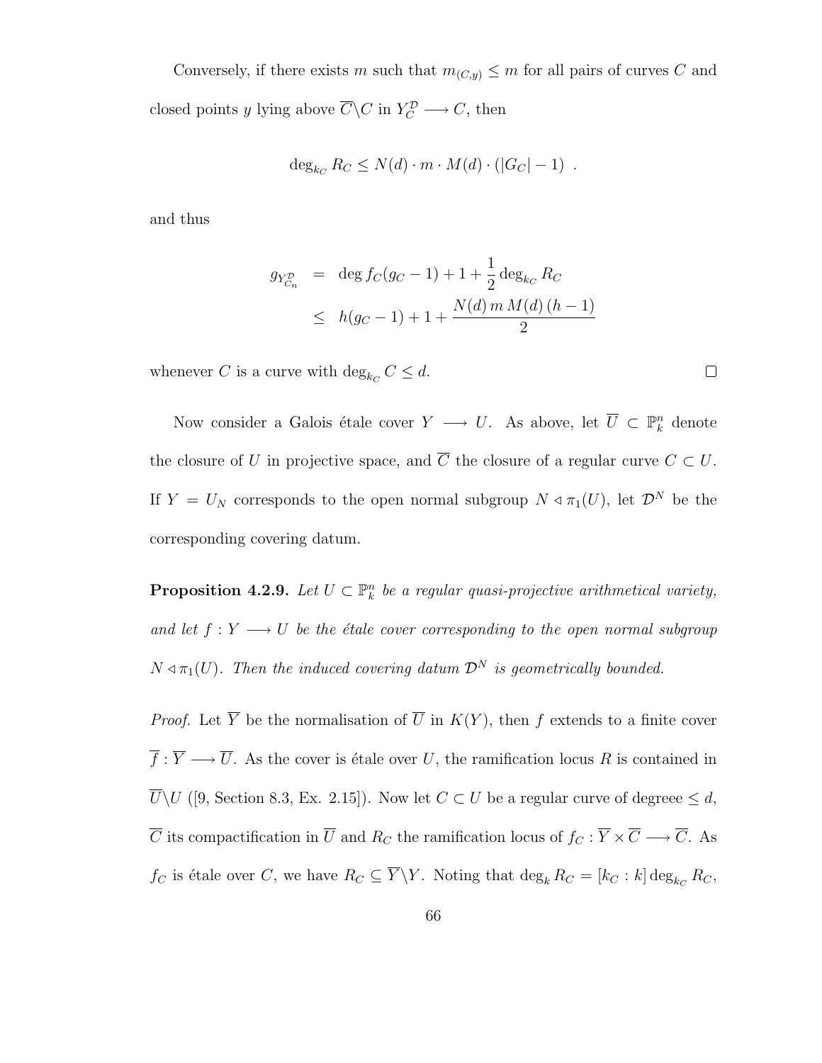Conversely, if there exists $m$ such that $m_{(C,y)} \leq m$ for all pairs of curves $C$ and closed points $y$ lying above $\overline{C} \backslash C$ in $Y_C^{\mathcal{D}} \longrightarrow C$, then

$$\deg_{k_C} R_C \leq N(d) \cdot m \cdot M(d) \cdot (|G_C| - 1) \ .$$

and thus

$$\begin{aligned} g_{Y_{C_n}^{\mathcal{D}}} &= \deg f_C(g_C - 1) + 1 + \frac{1}{2} \deg_{k_C} R_C \\ &\leq h(g_C - 1) + 1 + \frac{N(d)\, m\, M(d)\, (h-1)}{2} \end{aligned}$$

whenever $C$ is a curve with $\deg_{k_C} C \leq d$. $\square$

Now consider a Galois étale cover $Y \longrightarrow U$. As above, let $\overline{U} \subset \mathbb{P}_k^n$ denote the closure of $U$ in projective space, and $\overline{C}$ the closure of a regular curve $C \subset U$. If $Y = U_N$ corresponds to the open normal subgroup $N \triangleleft \pi_1(U)$, let $\mathcal{D}^N$ be the corresponding covering datum.

**Proposition 4.2.9.** *Let $U \subset \mathbb{P}_k^n$ be a regular quasi-projective arithmetical variety, and let $f : Y \longrightarrow U$ be the étale cover corresponding to the open normal subgroup $N \triangleleft \pi_1(U)$. Then the induced covering datum $\mathcal{D}^N$ is geometrically bounded.*

*Proof.* Let $\overline{Y}$ be the normalisation of $\overline{U}$ in $K(Y)$, then $f$ extends to a finite cover $\overline{f} : \overline{Y} \longrightarrow \overline{U}$. As the cover is étale over $U$, the ramification locus $R$ is contained in $\overline{U} \backslash U$ ([9, Section 8.3, Ex. 2.15]). Now let $C \subset U$ be a regular curve of degreee $\leq d$, $\overline{C}$ its compactification in $\overline{U}$ and $R_C$ the ramification locus of $f_C : \overline{Y} \times \overline{C} \longrightarrow \overline{C}$. As $f_C$ is étale over $C$, we have $R_C \subseteq \overline{Y} \backslash Y$. Noting that $\deg_k R_C = [k_C : k] \deg_{k_C} R_C$,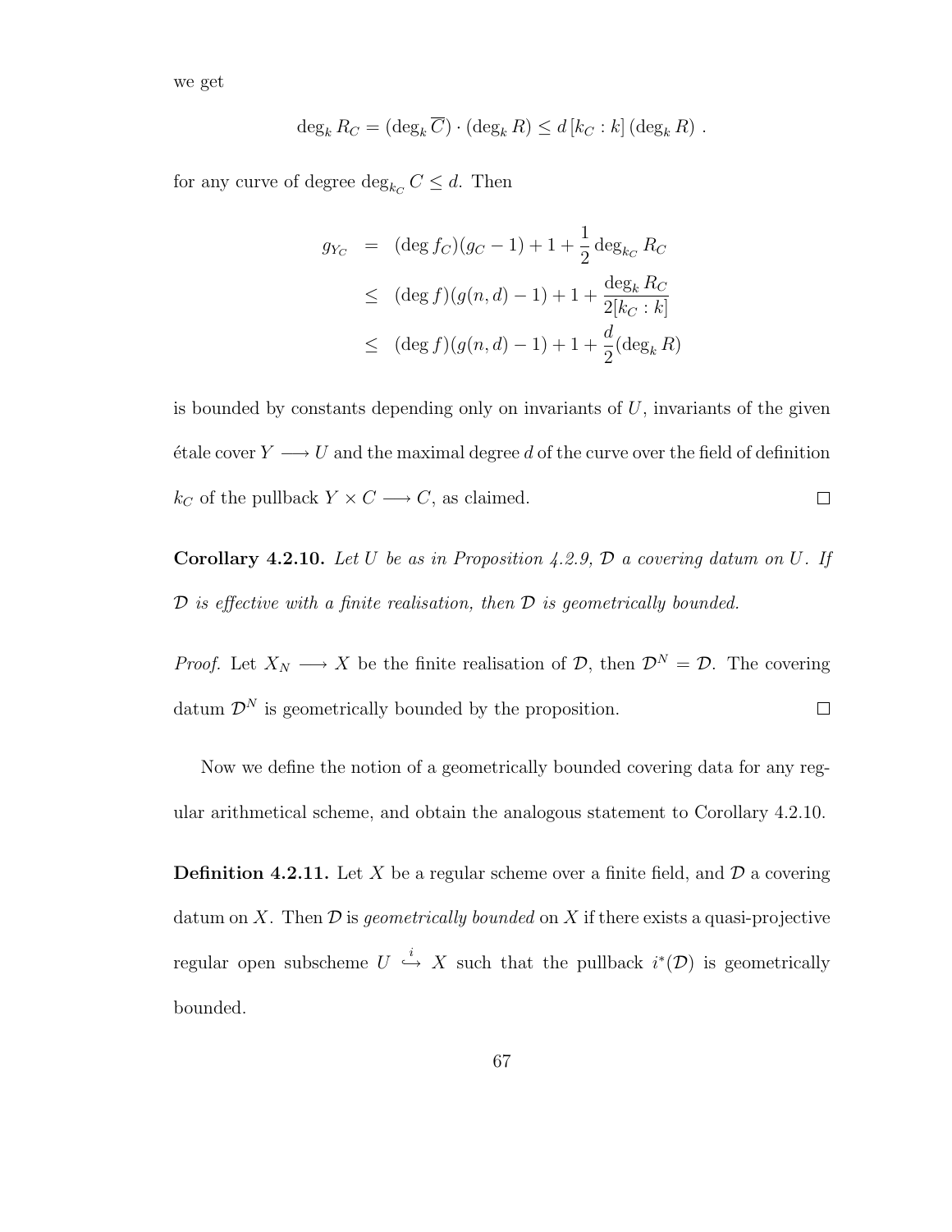we get

$$\deg_k R_C = (\deg_k \overline{C}) \cdot (\deg_k R) \leq d\,[k_C : k]\,(\deg_k R)\ .$$

for any curve of degree $\deg_{k_C} C \leq d$. Then

$$\begin{aligned}
g_{Y_C} &= (\deg f_C)(g_C - 1) + 1 + \frac{1}{2}\deg_{k_C} R_C \\
&\leq (\deg f)(g(n,d) - 1) + 1 + \frac{\deg_k R_C}{2[k_C : k]} \\
&\leq (\deg f)(g(n,d) - 1) + 1 + \frac{d}{2}(\deg_k R)
\end{aligned}$$

is bounded by constants depending only on invariants of $U$, invariants of the given étale cover $Y \longrightarrow U$ and the maximal degree $d$ of the curve over the field of definition $k_C$ of the pullback $Y \times C \longrightarrow C$, as claimed. □

**Corollary 4.2.10.** *Let $U$ be as in Proposition 4.2.9, $\mathcal{D}$ a covering datum on $U$. If $\mathcal{D}$ is effective with a finite realisation, then $\mathcal{D}$ is geometrically bounded.*

*Proof.* Let $X_N \longrightarrow X$ be the finite realisation of $\mathcal{D}$, then $\mathcal{D}^N = \mathcal{D}$. The covering datum $\mathcal{D}^N$ is geometrically bounded by the proposition. □

Now we define the notion of a geometrically bounded covering data for any regular arithmetical scheme, and obtain the analogous statement to Corollary 4.2.10.

**Definition 4.2.11.** Let $X$ be a regular scheme over a finite field, and $\mathcal{D}$ a covering datum on $X$. Then $\mathcal{D}$ is *geometrically bounded* on $X$ if there exists a quasi-projective regular open subscheme $U \overset{i}{\hookrightarrow} X$ such that the pullback $i^*(\mathcal{D})$ is geometrically bounded.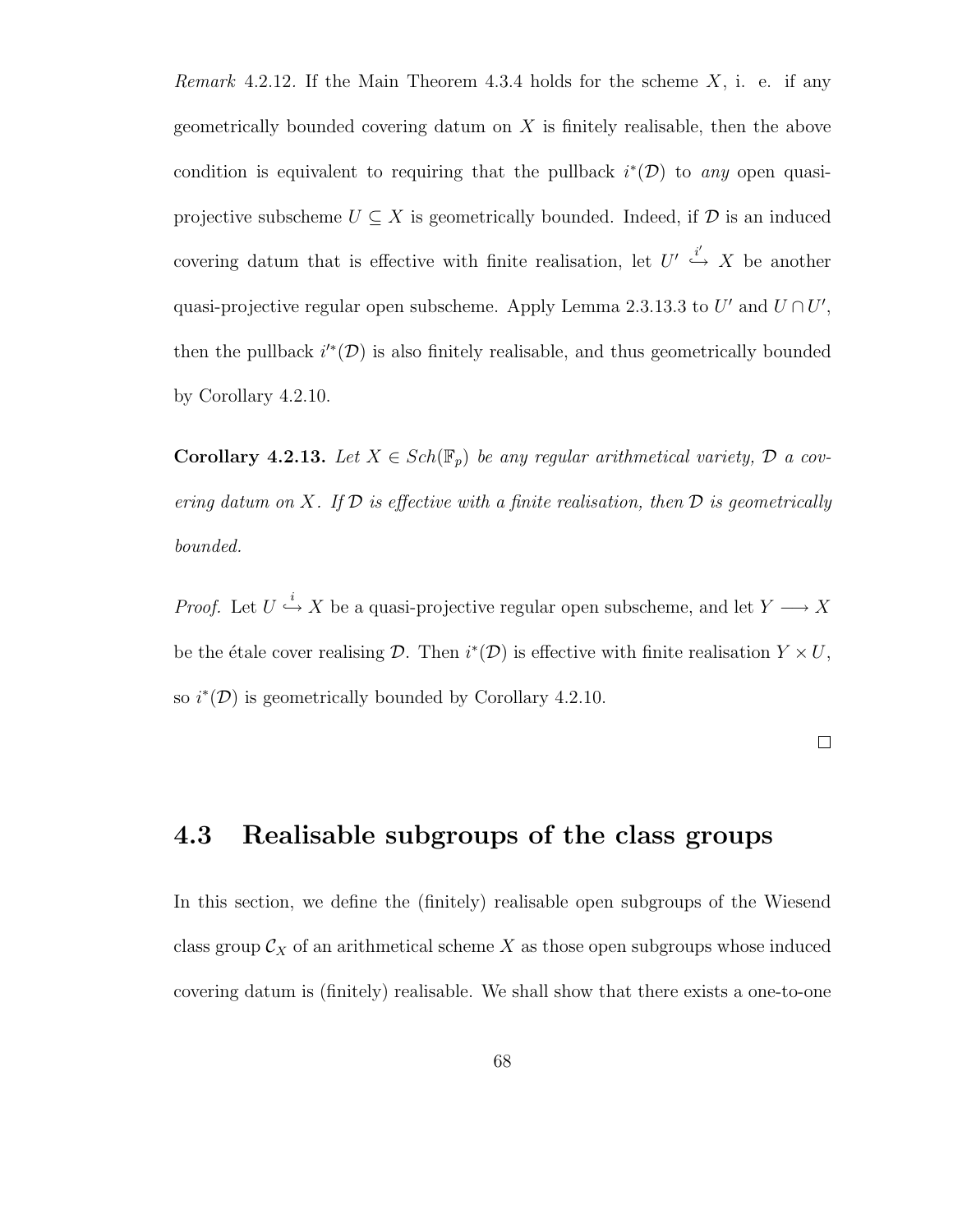*Remark* 4.2.12. If the Main Theorem 4.3.4 holds for the scheme $X$, i. e. if any geometrically bounded covering datum on $X$ is finitely realisable, then the above condition is equivalent to requiring that the pullback $i^*(\mathcal{D})$ to *any* open quasi-projective subscheme $U \subseteq X$ is geometrically bounded. Indeed, if $\mathcal{D}$ is an induced covering datum that is effective with finite realisation, let $U' \overset{i'}{\hookrightarrow} X$ be another quasi-projective regular open subscheme. Apply Lemma 2.3.13.3 to $U'$ and $U \cap U'$, then the pullback $i'^*(\mathcal{D})$ is also finitely realisable, and thus geometrically bounded by Corollary 4.2.10.

**Corollary 4.2.13.** *Let $X \in Sch(\mathbb{F}_p)$ be any regular arithmetical variety, $\mathcal{D}$ a covering datum on $X$. If $\mathcal{D}$ is effective with a finite realisation, then $\mathcal{D}$ is geometrically bounded.*

*Proof.* Let $U \overset{i}{\hookrightarrow} X$ be a quasi-projective regular open subscheme, and let $Y \longrightarrow X$ be the étale cover realising $\mathcal{D}$. Then $i^*(\mathcal{D})$ is effective with finite realisation $Y \times U$, so $i^*(\mathcal{D})$ is geometrically bounded by Corollary 4.2.10. □

## 4.3 Realisable subgroups of the class groups

In this section, we define the (finitely) realisable open subgroups of the Wiesend class group $\mathcal{C}_X$ of an arithmetical scheme $X$ as those open subgroups whose induced covering datum is (finitely) realisable. We shall show that there exists a one-to-one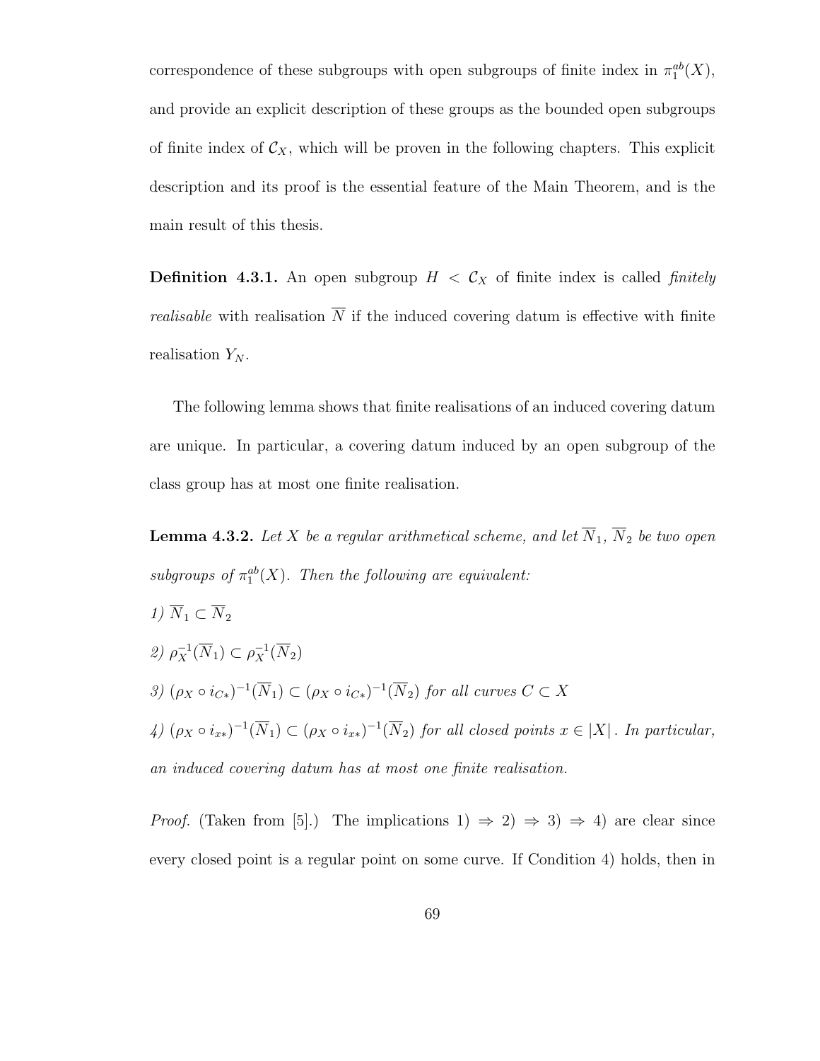correspondence of these subgroups with open subgroups of finite index in $\pi_1^{ab}(X)$, and provide an explicit description of these groups as the bounded open subgroups of finite index of $\mathcal{C}_X$, which will be proven in the following chapters. This explicit description and its proof is the essential feature of the Main Theorem, and is the main result of this thesis.

**Definition 4.3.1.** An open subgroup $H < \mathcal{C}_X$ of finite index is called *finitely realisable* with realisation $\overline{N}$ if the induced covering datum is effective with finite realisation $Y_N$.

The following lemma shows that finite realisations of an induced covering datum are unique. In particular, a covering datum induced by an open subgroup of the class group has at most one finite realisation.

**Lemma 4.3.2.** *Let $X$ be a regular arithmetical scheme, and let $\overline{N}_1$, $\overline{N}_2$ be two open subgroups of $\pi_1^{ab}(X)$. Then the following are equivalent:*

*1) $\overline{N}_1 \subset \overline{N}_2$*

*2) $\rho_X^{-1}(\overline{N}_1) \subset \rho_X^{-1}(\overline{N}_2)$*

*3) $(\rho_X \circ i_{C*})^{-1}(\overline{N}_1) \subset (\rho_X \circ i_{C*})^{-1}(\overline{N}_2)$ for all curves $C \subset X$*

*4) $(\rho_X \circ i_{x*})^{-1}(\overline{N}_1) \subset (\rho_X \circ i_{x*})^{-1}(\overline{N}_2)$ for all closed points $x \in |X|$. In particular, an induced covering datum has at most one finite realisation.*

*Proof.* (Taken from [5].) The implications 1) $\Rightarrow$ 2) $\Rightarrow$ 3) $\Rightarrow$ 4) are clear since every closed point is a regular point on some curve. If Condition 4) holds, then in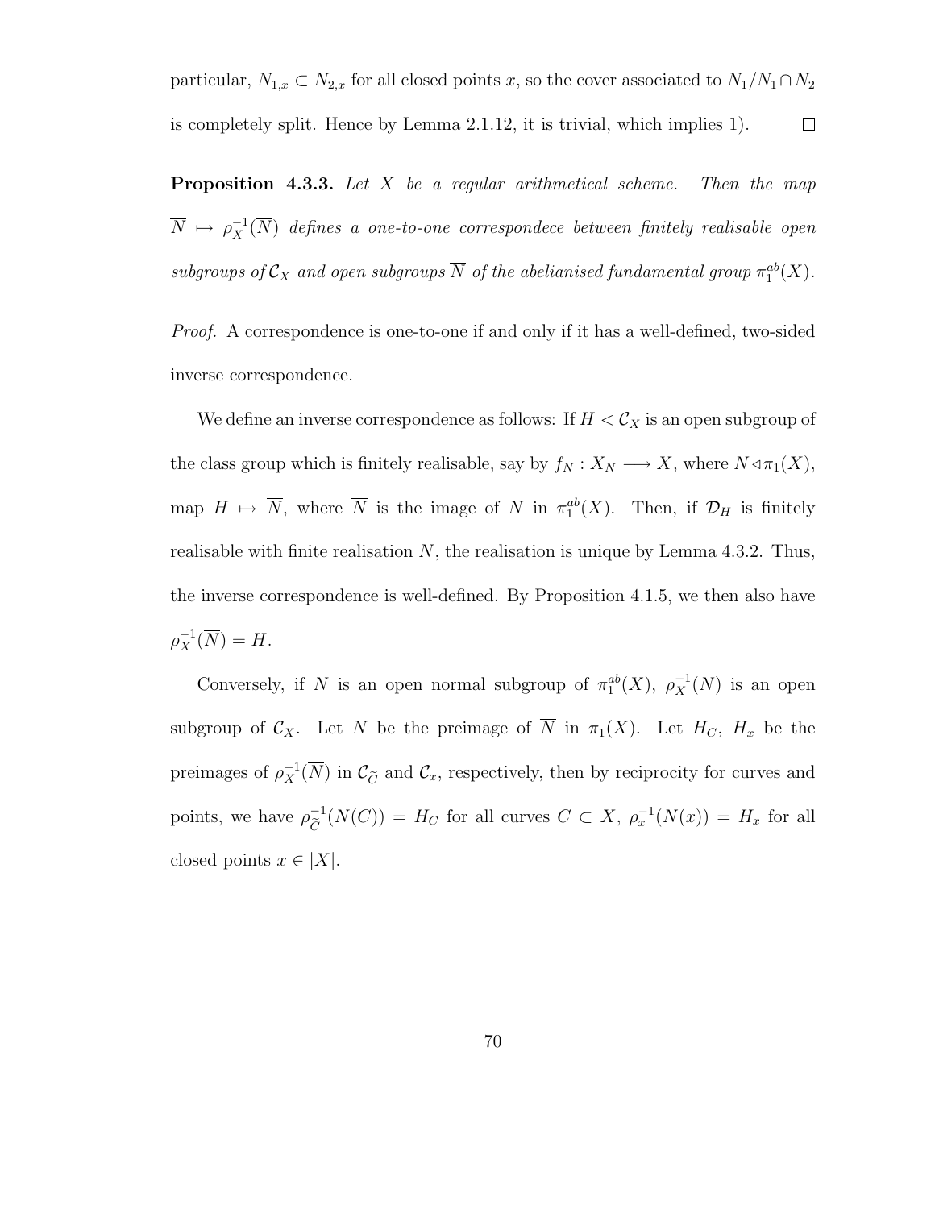particular, $N_{1,x} \subset N_{2,x}$ for all closed points $x$, so the cover associated to $N_1/N_1 \cap N_2$ is completely split. Hence by Lemma 2.1.12, it is trivial, which implies 1). $\square$

**Proposition 4.3.3.** *Let $X$ be a regular arithmetical scheme. Then the map $\overline{N} \mapsto \rho_X^{-1}(\overline{N})$ defines a one-to-one correspondece between finitely realisable open subgroups of $\mathcal{C}_X$ and open subgroups $\overline{N}$ of the abelianised fundamental group $\pi_1^{ab}(X)$.*

*Proof.* A correspondence is one-to-one if and only if it has a well-defined, two-sided inverse correspondence.

We define an inverse correspondence as follows: If $H < \mathcal{C}_X$ is an open subgroup of the class group which is finitely realisable, say by $f_N : X_N \longrightarrow X$, where $N \lhd \pi_1(X)$, map $H \mapsto \overline{N}$, where $\overline{N}$ is the image of $N$ in $\pi_1^{ab}(X)$. Then, if $\mathcal{D}_H$ is finitely realisable with finite realisation $N$, the realisation is unique by Lemma 4.3.2. Thus, the inverse correspondence is well-defined. By Proposition 4.1.5, we then also have $\rho_X^{-1}(\overline{N}) = H$.

Conversely, if $\overline{N}$ is an open normal subgroup of $\pi_1^{ab}(X)$, $\rho_X^{-1}(\overline{N})$ is an open subgroup of $\mathcal{C}_X$. Let $N$ be the preimage of $\overline{N}$ in $\pi_1(X)$. Let $H_C$, $H_x$ be the preimages of $\rho_X^{-1}(\overline{N})$ in $\mathcal{C}_{\widetilde{C}}$ and $\mathcal{C}_x$, respectively, then by reciprocity for curves and points, we have $\rho_{\widetilde{C}}^{-1}(N(C)) = H_C$ for all curves $C \subset X$, $\rho_x^{-1}(N(x)) = H_x$ for all closed points $x \in |X|$.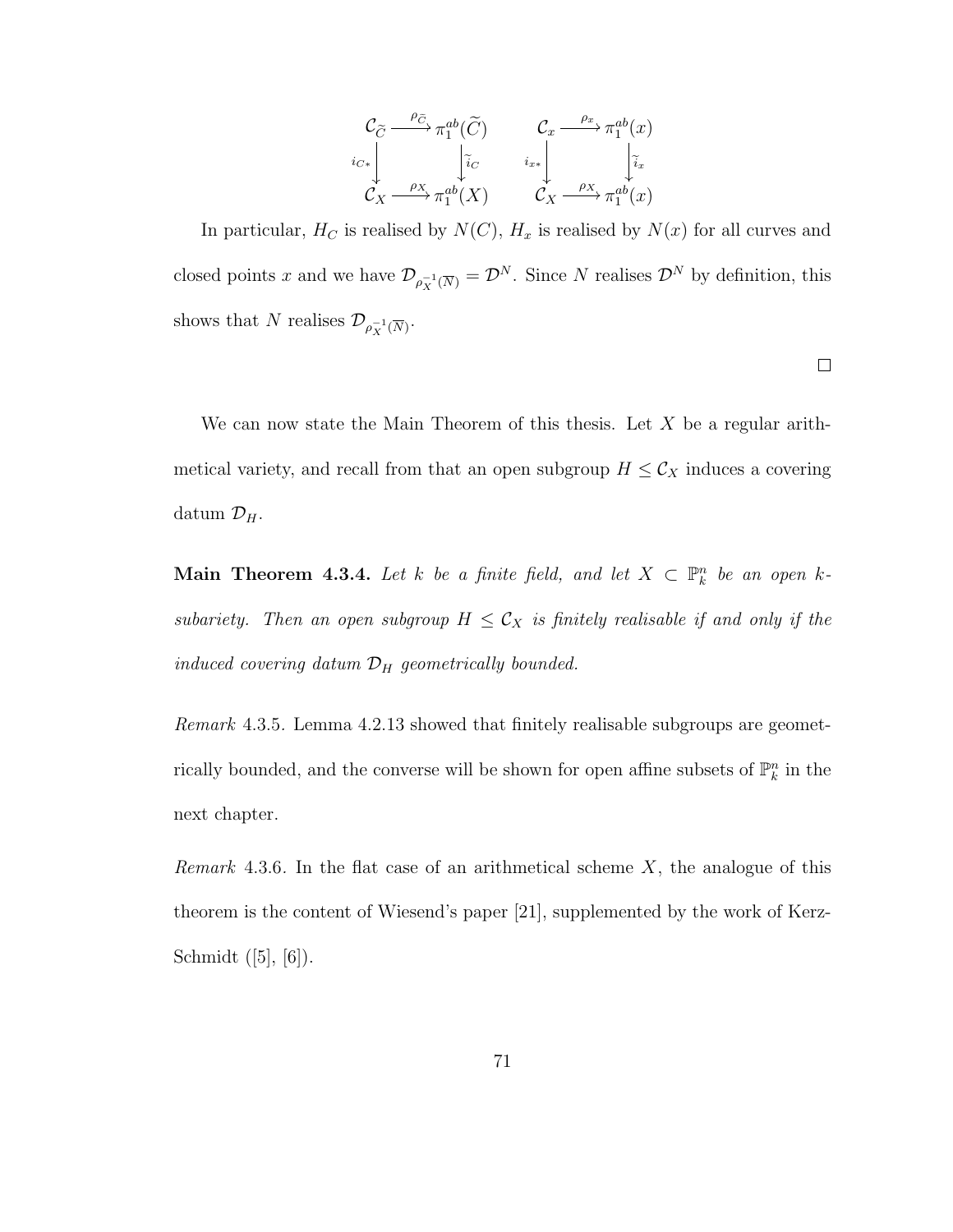$$
\begin{array}{ccc}
\mathcal{C}_{\widetilde{C}} & \xrightarrow{\rho_{\widetilde{C}}} & \pi_1^{ab}(\widetilde{C}) \\
{\scriptstyle i_{C*}}\downarrow & & \downarrow{\scriptstyle \widetilde{i}_C} \\
\mathcal{C}_X & \xrightarrow{\rho_X} & \pi_1^{ab}(X)
\end{array}
\qquad
\begin{array}{ccc}
\mathcal{C}_x & \xrightarrow{\rho_x} & \pi_1^{ab}(x) \\
{\scriptstyle i_{x*}}\downarrow & & \downarrow{\scriptstyle \widetilde{i}_x} \\
\mathcal{C}_X & \xrightarrow{\rho_X} & \pi_1^{ab}(x)
\end{array}
$$

In particular, $H_C$ is realised by $N(C)$, $H_x$ is realised by $N(x)$ for all curves and closed points $x$ and we have $\mathcal{D}_{\rho_X^{-1}(\overline{N})} = \mathcal{D}^N$. Since $N$ realises $\mathcal{D}^N$ by definition, this shows that $N$ realises $\mathcal{D}_{\rho_X^{-1}(\overline{N})}$.

□

We can now state the Main Theorem of this thesis. Let $X$ be a regular arithmetical variety, and recall from that an open subgroup $H \leq \mathcal{C}_X$ induces a covering datum $\mathcal{D}_H$.

**Main Theorem 4.3.4.** *Let $k$ be a finite field, and let $X \subset \mathbb{P}_k^n$ be an open $k$-subariety. Then an open subgroup $H \leq \mathcal{C}_X$ is finitely realisable if and only if the induced covering datum $\mathcal{D}_H$ geometrically bounded.*

*Remark* 4.3.5. Lemma 4.2.13 showed that finitely realisable subgroups are geometrically bounded, and the converse will be shown for open affine subsets of $\mathbb{P}_k^n$ in the next chapter.

*Remark* 4.3.6. In the flat case of an arithmetical scheme $X$, the analogue of this theorem is the content of Wiesend's paper [21], supplemented by the work of Kerz-Schmidt ([5], [6]).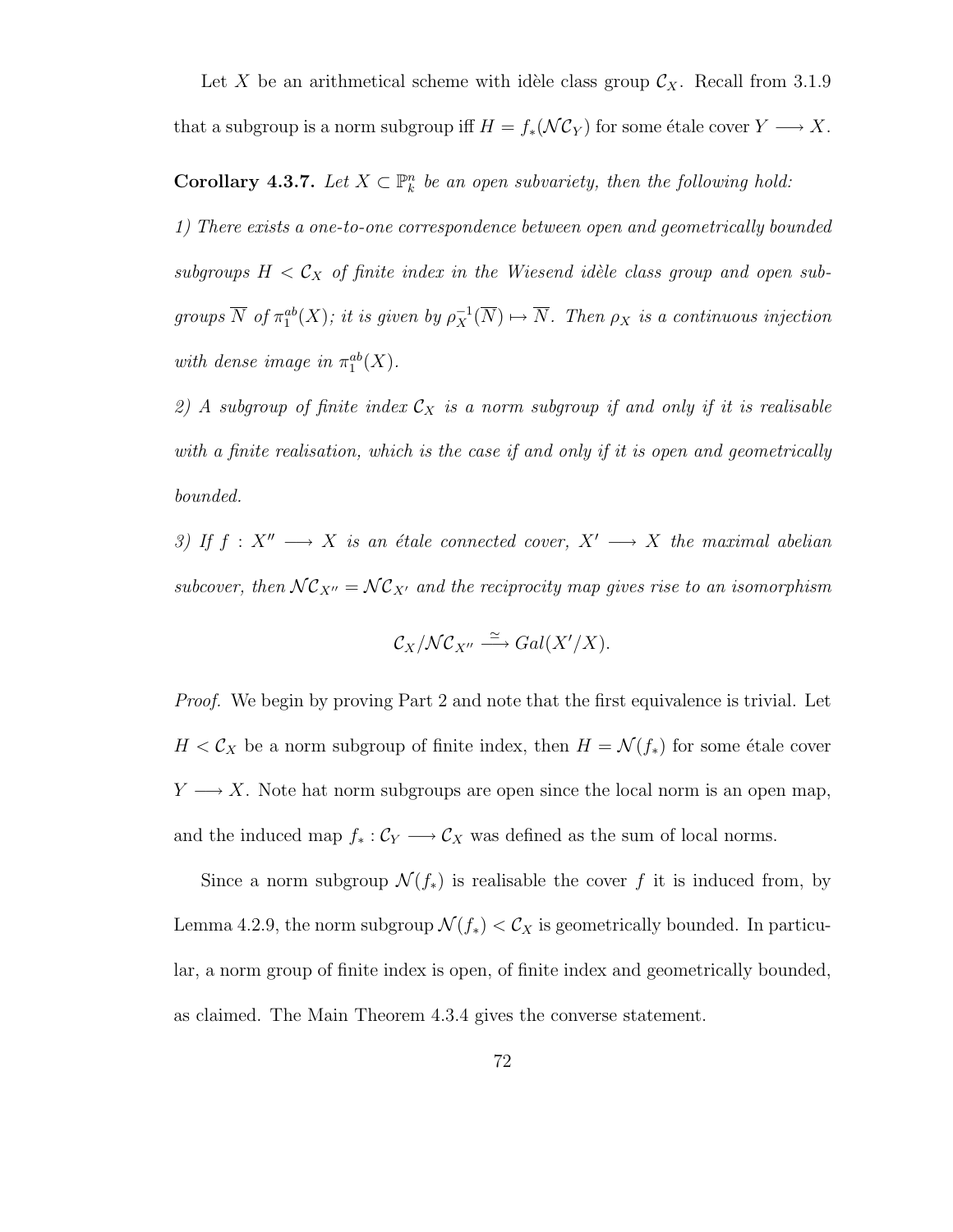Let $X$ be an arithmetical scheme with idèle class group $\mathcal{C}_X$. Recall from 3.1.9 that a subgroup is a norm subgroup iff $H = f_*(\mathcal{N}\mathcal{C}_Y)$ for some étale cover $Y \longrightarrow X$.

**Corollary 4.3.7.** *Let $X \subset \mathbb{P}^n_k$ be an open subvariety, then the following hold:*

*1) There exists a one-to-one correspondence between open and geometrically bounded subgroups $H < \mathcal{C}_X$ of finite index in the Wiesend idèle class group and open subgroups $\overline{N}$ of $\pi_1^{ab}(X)$; it is given by $\rho_X^{-1}(\overline{N}) \mapsto \overline{N}$. Then $\rho_X$ is a continuous injection with dense image in $\pi_1^{ab}(X)$.*

*2) A subgroup of finite index $\mathcal{C}_X$ is a norm subgroup if and only if it is realisable with a finite realisation, which is the case if and only if it is open and geometrically bounded.*

*3) If $f : X'' \longrightarrow X$ is an étale connected cover, $X' \longrightarrow X$ the maximal abelian subcover, then $\mathcal{N}\mathcal{C}_{X''} = \mathcal{N}\mathcal{C}_{X'}$ and the reciprocity map gives rise to an isomorphism*

$$\mathcal{C}_X/\mathcal{N}\mathcal{C}_{X''} \xrightarrow{\simeq} Gal(X'/X).$$

*Proof.* We begin by proving Part 2 and note that the first equivalence is trivial. Let $H < \mathcal{C}_X$ be a norm subgroup of finite index, then $H = \mathcal{N}(f_*)$ for some étale cover $Y \longrightarrow X$. Note hat norm subgroups are open since the local norm is an open map, and the induced map $f_* : \mathcal{C}_Y \longrightarrow \mathcal{C}_X$ was defined as the sum of local norms.

Since a norm subgroup $\mathcal{N}(f_*)$ is realisable the cover $f$ it is induced from, by Lemma 4.2.9, the norm subgroup $\mathcal{N}(f_*) < \mathcal{C}_X$ is geometrically bounded. In particular, a norm group of finite index is open, of finite index and geometrically bounded, as claimed. The Main Theorem 4.3.4 gives the converse statement.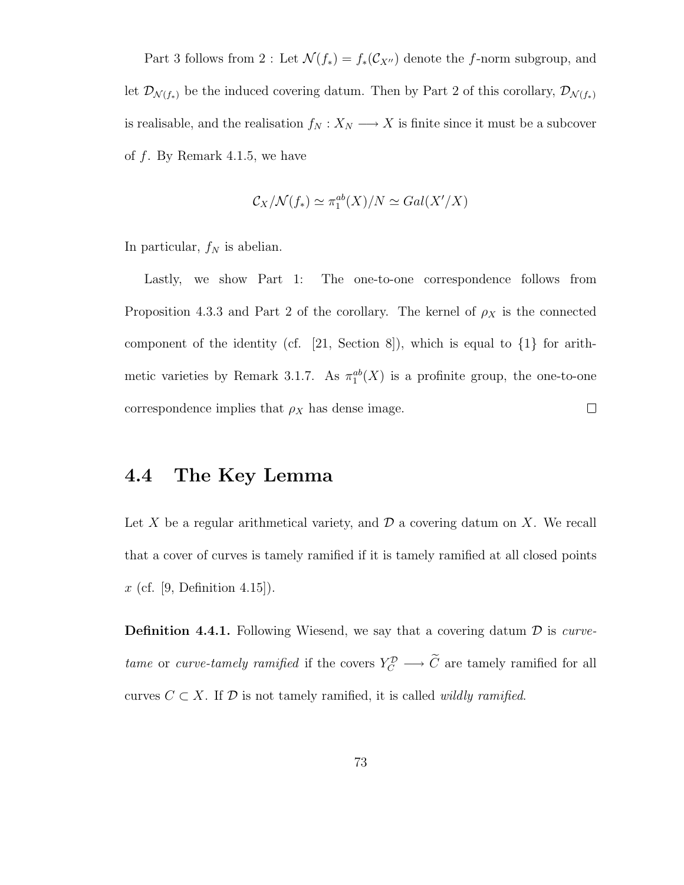Part 3 follows from 2 : Let $\mathcal{N}(f_*) = f_*(\mathcal{C}_{X''})$ denote the $f$-norm subgroup, and let $\mathcal{D}_{\mathcal{N}(f_*)}$ be the induced covering datum. Then by Part 2 of this corollary, $\mathcal{D}_{\mathcal{N}(f_*)}$ is realisable, and the realisation $f_N : X_N \longrightarrow X$ is finite since it must be a subcover of $f$. By Remark 4.1.5, we have

$$\mathcal{C}_X/\mathcal{N}(f_*) \simeq \pi_1^{ab}(X)/N \simeq Gal(X'/X)$$

In particular, $f_N$ is abelian.

Lastly, we show Part 1: The one-to-one correspondence follows from Proposition 4.3.3 and Part 2 of the corollary. The kernel of $\rho_X$ is the connected component of the identity (cf. [21, Section 8]), which is equal to $\{1\}$ for arithmetic varieties by Remark 3.1.7. As $\pi_1^{ab}(X)$ is a profinite group, the one-to-one correspondence implies that $\rho_X$ has dense image. □

## 4.4 The Key Lemma

Let $X$ be a regular arithmetical variety, and $\mathcal{D}$ a covering datum on $X$. We recall that a cover of curves is tamely ramified if it is tamely ramified at all closed points $x$ (cf. [9, Definition 4.15]).

**Definition 4.4.1.** Following Wiesend, we say that a covering datum $\mathcal{D}$ is *curve-tame* or *curve-tamely ramified* if the covers $Y_C^{\mathcal{D}} \longrightarrow \widetilde{C}$ are tamely ramified for all curves $C \subset X$. If $\mathcal{D}$ is not tamely ramified, it is called *wildly ramified*.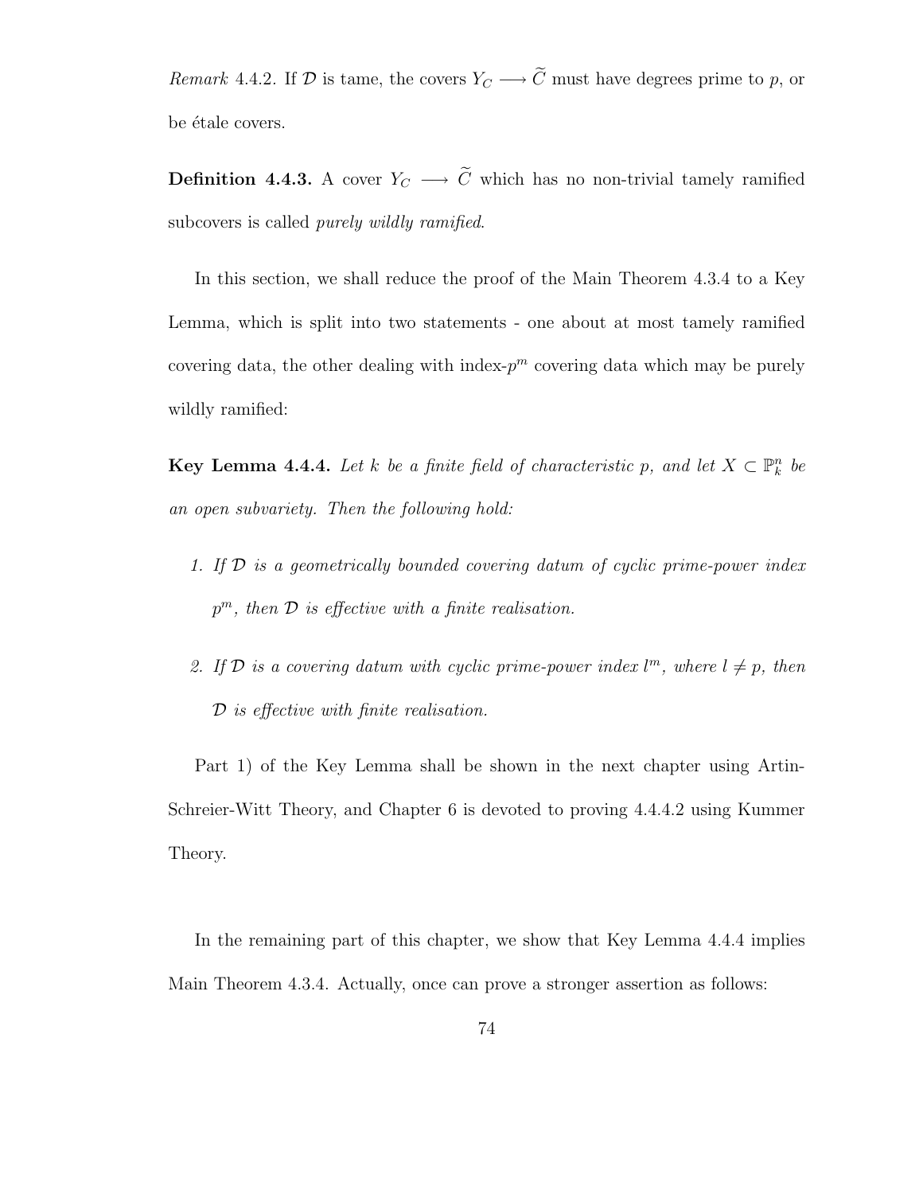*Remark* 4.4.2. If $\mathcal{D}$ is tame, the covers $Y_C \longrightarrow \widetilde{C}$ must have degrees prime to $p$, or be étale covers.

**Definition 4.4.3.** A cover $Y_C \longrightarrow \widetilde{C}$ which has no non-trivial tamely ramified subcovers is called *purely wildly ramified*.

In this section, we shall reduce the proof of the Main Theorem 4.3.4 to a Key Lemma, which is split into two statements - one about at most tamely ramified covering data, the other dealing with index-$p^m$ covering data which may be purely wildly ramified:

**Key Lemma 4.4.4.** *Let $k$ be a finite field of characteristic $p$, and let $X \subset \mathbb{P}^n_k$ be an open subvariety. Then the following hold:*

1. *If $\mathcal{D}$ is a geometrically bounded covering datum of cyclic prime-power index $p^m$, then $\mathcal{D}$ is effective with a finite realisation.*
2. *If $\mathcal{D}$ is a covering datum with cyclic prime-power index $l^m$, where $l \neq p$, then $\mathcal{D}$ is effective with finite realisation.*

Part 1) of the Key Lemma shall be shown in the next chapter using Artin-Schreier-Witt Theory, and Chapter 6 is devoted to proving 4.4.4.2 using Kummer Theory.

In the remaining part of this chapter, we show that Key Lemma 4.4.4 implies Main Theorem 4.3.4. Actually, once can prove a stronger assertion as follows: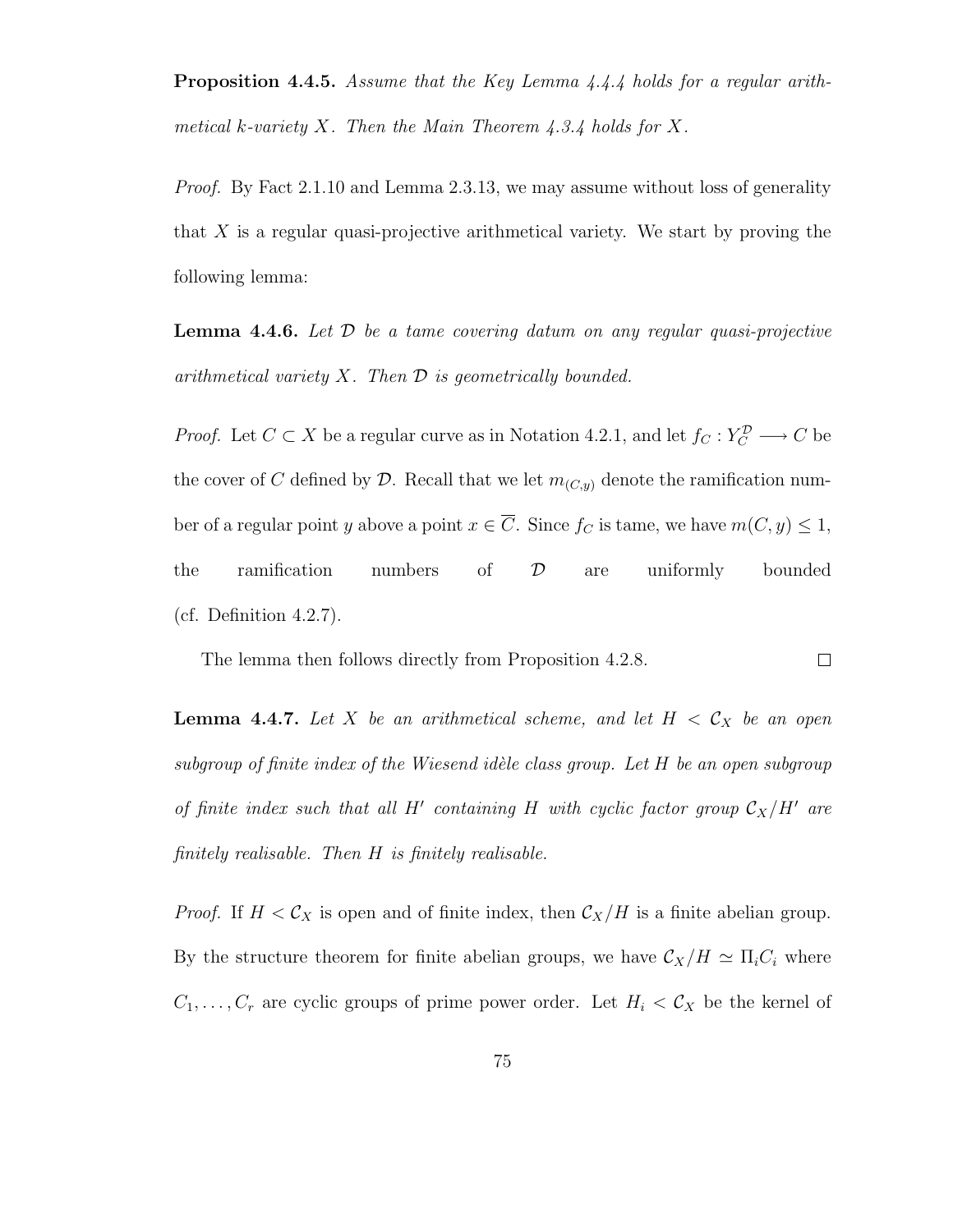**Proposition 4.4.5.** *Assume that the Key Lemma 4.4.4 holds for a regular arithmetical k-variety $X$. Then the Main Theorem 4.3.4 holds for $X$.*

*Proof.* By Fact 2.1.10 and Lemma 2.3.13, we may assume without loss of generality that $X$ is a regular quasi-projective arithmetical variety. We start by proving the following lemma:

**Lemma 4.4.6.** *Let $\mathcal{D}$ be a tame covering datum on any regular quasi-projective arithmetical variety $X$. Then $\mathcal{D}$ is geometrically bounded.*

*Proof.* Let $C \subset X$ be a regular curve as in Notation 4.2.1, and let $f_C : Y_C^{\mathcal{D}} \longrightarrow C$ be the cover of $C$ defined by $\mathcal{D}$. Recall that we let $m_{(C,y)}$ denote the ramification number of a regular point $y$ above a point $x \in \overline{C}$. Since $f_C$ is tame, we have $m(C,y) \leq 1$, the ramification numbers of $\mathcal{D}$ are uniformly bounded (cf. Definition 4.2.7).

The lemma then follows directly from Proposition 4.2.8. $\square$

**Lemma 4.4.7.** *Let $X$ be an arithmetical scheme, and let $H < \mathcal{C}_X$ be an open subgroup of finite index of the Wiesend idèle class group. Let $H$ be an open subgroup of finite index such that all $H'$ containing $H$ with cyclic factor group $\mathcal{C}_X/H'$ are finitely realisable. Then $H$ is finitely realisable.*

*Proof.* If $H < \mathcal{C}_X$ is open and of finite index, then $\mathcal{C}_X/H$ is a finite abelian group. By the structure theorem for finite abelian groups, we have $\mathcal{C}_X/H \simeq \Pi_i C_i$ where $C_1, \ldots, C_r$ are cyclic groups of prime power order. Let $H_i < \mathcal{C}_X$ be the kernel of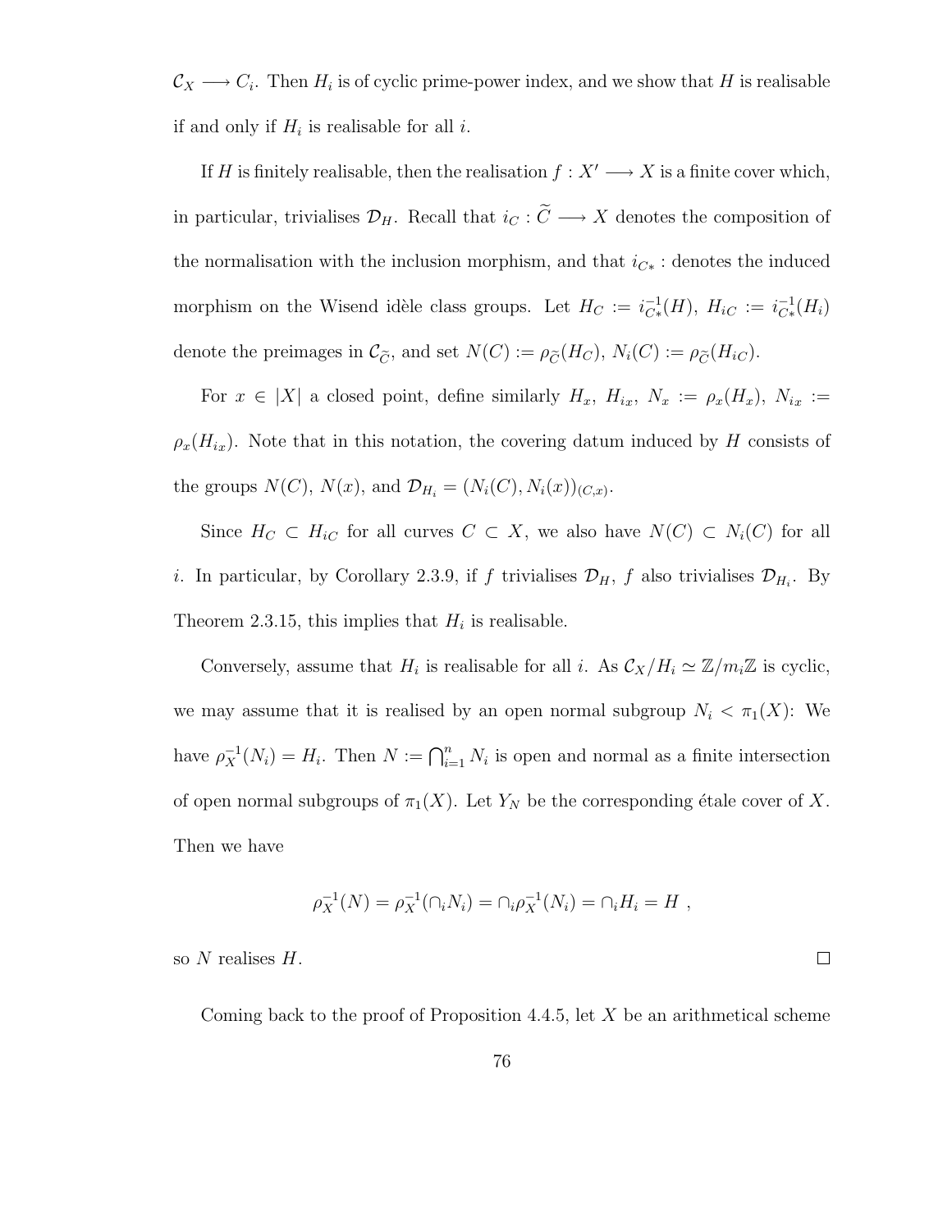$\mathcal{C}_X \longrightarrow C_i$. Then $H_i$ is of cyclic prime-power index, and we show that $H$ is realisable if and only if $H_i$ is realisable for all $i$.

If $H$ is finitely realisable, then the realisation $f : X' \longrightarrow X$ is a finite cover which, in particular, trivialises $\mathcal{D}_H$. Recall that $i_C : \widetilde{C} \longrightarrow X$ denotes the composition of the normalisation with the inclusion morphism, and that $i_{C*}$ : denotes the induced morphism on the Wisend idèle class groups. Let $H_C := i_{C*}^{-1}(H)$, $H_{iC} := i_{C*}^{-1}(H_i)$ denote the preimages in $\mathcal{C}_{\widetilde{C}}$, and set $N(C) := \rho_{\widetilde{C}}(H_C)$, $N_i(C) := \rho_{\widetilde{C}}(H_{iC})$.

For $x \in |X|$ a closed point, define similarly $H_x$, $H_{ix}$, $N_x := \rho_x(H_x)$, $N_{ix} := \rho_x(H_{ix})$. Note that in this notation, the covering datum induced by $H$ consists of the groups $N(C)$, $N(x)$, and $\mathcal{D}_{H_i} = (N_i(C), N_i(x))_{(C,x)}$.

Since $H_C \subset H_{iC}$ for all curves $C \subset X$, we also have $N(C) \subset N_i(C)$ for all $i$. In particular, by Corollary 2.3.9, if $f$ trivialises $\mathcal{D}_H$, $f$ also trivialises $\mathcal{D}_{H_i}$. By Theorem 2.3.15, this implies that $H_i$ is realisable.

Conversely, assume that $H_i$ is realisable for all $i$. As $\mathcal{C}_X/H_i \simeq \mathbb{Z}/m_i\mathbb{Z}$ is cyclic, we may assume that it is realised by an open normal subgroup $N_i < \pi_1(X)$: We have $\rho_X^{-1}(N_i) = H_i$. Then $N := \bigcap_{i=1}^n N_i$ is open and normal as a finite intersection of open normal subgroups of $\pi_1(X)$. Let $Y_N$ be the corresponding étale cover of $X$. Then we have

$$\rho_X^{-1}(N) = \rho_X^{-1}(\cap_i N_i) = \cap_i \rho_X^{-1}(N_i) = \cap_i H_i = H \ ,$$

so $N$ realises $H$. $\square$

Coming back to the proof of Proposition 4.4.5, let $X$ be an arithmetical scheme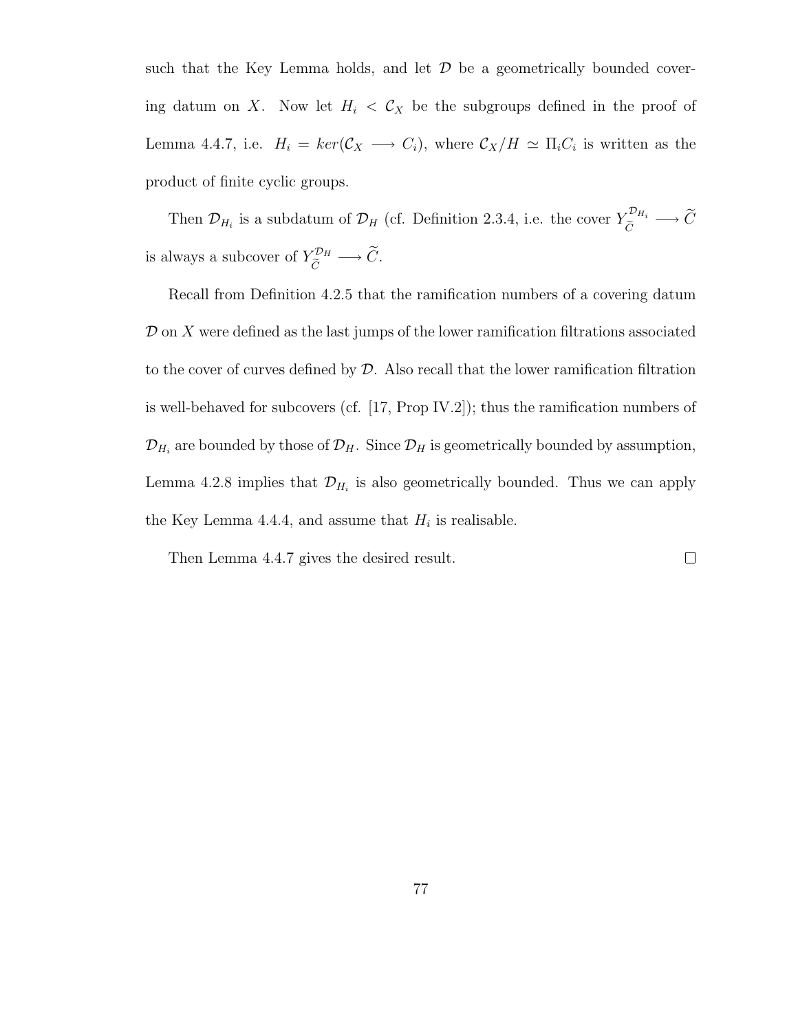such that the Key Lemma holds, and let $\mathcal{D}$ be a geometrically bounded covering datum on $X$. Now let $H_i < \mathcal{C}_X$ be the subgroups defined in the proof of Lemma 4.4.7, i.e. $H_i = ker(\mathcal{C}_X \longrightarrow C_i)$, where $\mathcal{C}_X/H \simeq \Pi_i C_i$ is written as the product of finite cyclic groups.

Then $\mathcal{D}_{H_i}$ is a subdatum of $\mathcal{D}_H$ (cf. Definition 2.3.4, i.e. the cover $Y_{\widetilde{C}}^{\mathcal{D}_{H_i}} \longrightarrow \widetilde{C}$ is always a subcover of $Y_{\widetilde{C}}^{\mathcal{D}_H} \longrightarrow \widetilde{C}$.

Recall from Definition 4.2.5 that the ramification numbers of a covering datum $\mathcal{D}$ on $X$ were defined as the last jumps of the lower ramification filtrations associated to the cover of curves defined by $\mathcal{D}$. Also recall that the lower ramification filtration is well-behaved for subcovers (cf. [17, Prop IV.2]); thus the ramification numbers of $\mathcal{D}_{H_i}$ are bounded by those of $\mathcal{D}_H$. Since $\mathcal{D}_H$ is geometrically bounded by assumption, Lemma 4.2.8 implies that $\mathcal{D}_{H_i}$ is also geometrically bounded. Thus we can apply the Key Lemma 4.4.4, and assume that $H_i$ is realisable.

Then Lemma 4.4.7 gives the desired result. □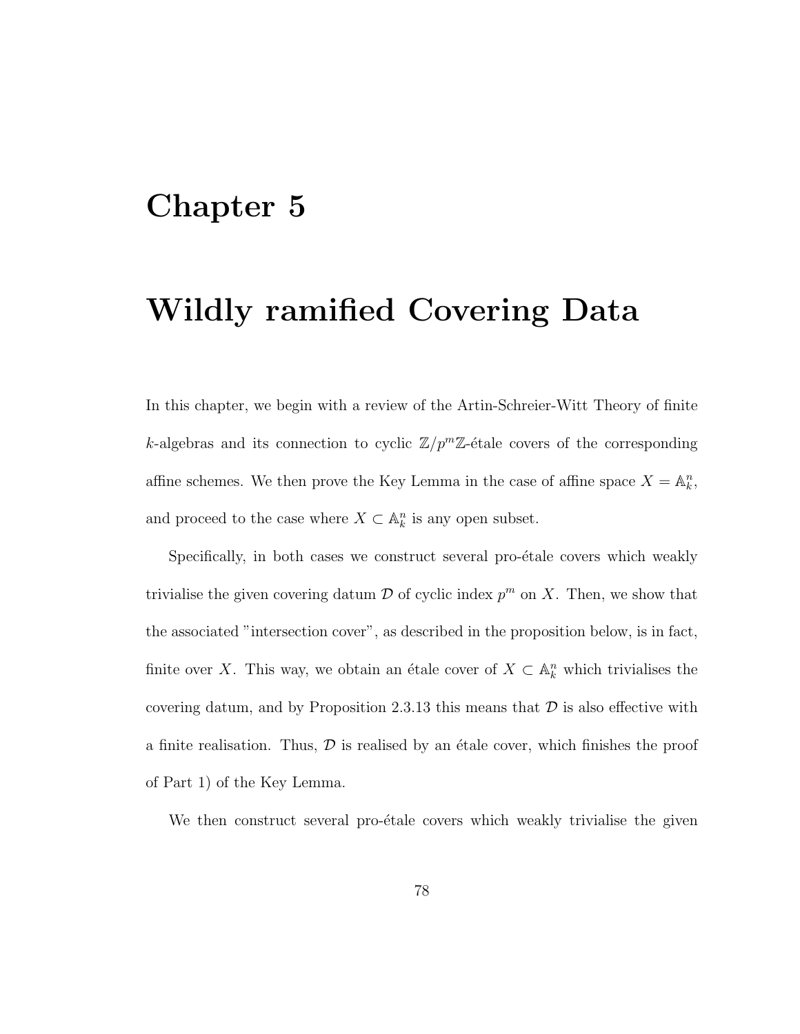# Chapter 5

# Wildly ramified Covering Data

In this chapter, we begin with a review of the Artin-Schreier-Witt Theory of finite $k$-algebras and its connection to cyclic $\mathbb{Z}/p^m\mathbb{Z}$-étale covers of the corresponding affine schemes. We then prove the Key Lemma in the case of affine space $X = \mathbb{A}^n_k$, and proceed to the case where $X \subset \mathbb{A}^n_k$ is any open subset.

Specifically, in both cases we construct several pro-étale covers which weakly trivialise the given covering datum $\mathcal{D}$ of cyclic index $p^m$ on $X$. Then, we show that the associated "intersection cover", as described in the proposition below, is in fact, finite over $X$. This way, we obtain an étale cover of $X \subset \mathbb{A}^n_k$ which trivialises the covering datum, and by Proposition 2.3.13 this means that $\mathcal{D}$ is also effective with a finite realisation. Thus, $\mathcal{D}$ is realised by an étale cover, which finishes the proof of Part 1) of the Key Lemma.

We then construct several pro-étale covers which weakly trivialise the given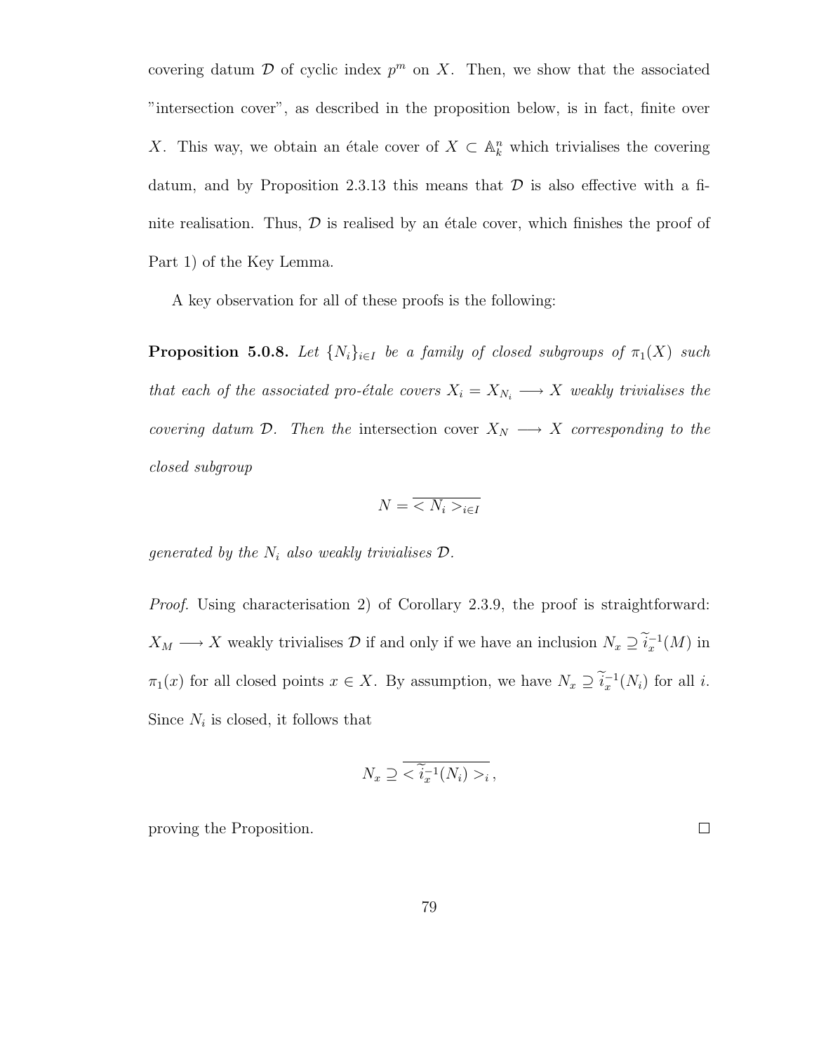covering datum $\mathcal{D}$ of cyclic index $p^m$ on $X$. Then, we show that the associated "intersection cover", as described in the proposition below, is in fact, finite over $X$. This way, we obtain an étale cover of $X \subset \mathbb{A}_k^n$ which trivialises the covering datum, and by Proposition 2.3.13 this means that $\mathcal{D}$ is also effective with a finite realisation. Thus, $\mathcal{D}$ is realised by an étale cover, which finishes the proof of Part 1) of the Key Lemma.

A key observation for all of these proofs is the following:

**Proposition 5.0.8.** *Let $\{N_i\}_{i \in I}$ be a family of closed subgroups of $\pi_1(X)$ such that each of the associated pro-étale covers $X_i = X_{N_i} \longrightarrow X$ weakly trivialises the covering datum $\mathcal{D}$. Then the* intersection cover *$X_N \longrightarrow X$ corresponding to the closed subgroup*

$$N = \overline{< N_i >_{i \in I}}$$

*generated by the $N_i$ also weakly trivialises $\mathcal{D}$.*

*Proof.* Using characterisation 2) of Corollary 2.3.9, the proof is straightforward: $X_M \longrightarrow X$ weakly trivialises $\mathcal{D}$ if and only if we have an inclusion $N_x \supseteq \widetilde{i}_x^{-1}(M)$ in $\pi_1(x)$ for all closed points $x \in X$. By assumption, we have $N_x \supseteq \widetilde{i}_x^{-1}(N_i)$ for all $i$. Since $N_i$ is closed, it follows that

$$N_x \supseteq \overline{< \widetilde{i}_x^{-1}(N_i) >_i},$$

proving the Proposition. $\square$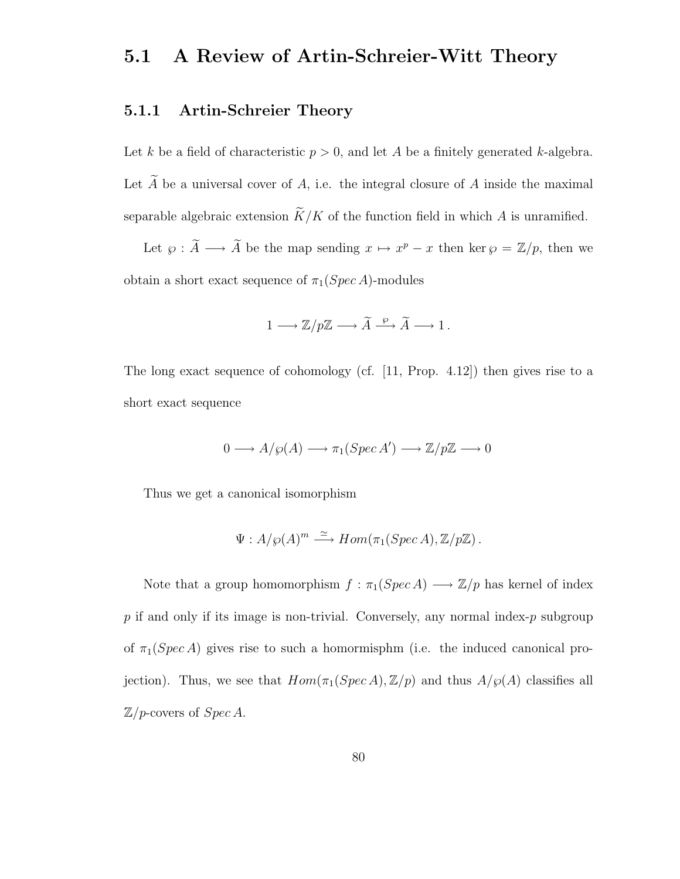## 5.1 A Review of Artin-Schreier-Witt Theory

### 5.1.1 Artin-Schreier Theory

Let $k$ be a field of characteristic $p > 0$, and let $A$ be a finitely generated $k$-algebra. Let $\widetilde{A}$ be a universal cover of $A$, i.e. the integral closure of $A$ inside the maximal separable algebraic extension $\widetilde{K}/K$ of the function field in which $A$ is unramified.

Let $\wp : \widetilde{A} \longrightarrow \widetilde{A}$ be the map sending $x \mapsto x^p - x$ then $\ker \wp = \mathbb{Z}/p$, then we obtain a short exact sequence of $\pi_1(Spec\, A)$-modules

$$1 \longrightarrow \mathbb{Z}/p\mathbb{Z} \longrightarrow \widetilde{A} \xrightarrow{\wp} \widetilde{A} \longrightarrow 1\,.$$

The long exact sequence of cohomology (cf. [11, Prop. 4.12]) then gives rise to a short exact sequence

$$0 \longrightarrow A/\wp(A) \longrightarrow \pi_1(Spec\, A') \longrightarrow \mathbb{Z}/p\mathbb{Z} \longrightarrow 0$$

Thus we get a canonical isomorphism

$$\Psi : A/\wp(A)^m \xrightarrow{\simeq} Hom(\pi_1(Spec\, A), \mathbb{Z}/p\mathbb{Z})\,.$$

Note that a group homomorphism $f : \pi_1(Spec\, A) \longrightarrow \mathbb{Z}/p$ has kernel of index $p$ if and only if its image is non-trivial. Conversely, any normal index-$p$ subgroup of $\pi_1(Spec\, A)$ gives rise to such a homormisphm (i.e. the induced canonical projection). Thus, we see that $Hom(\pi_1(Spec\, A), \mathbb{Z}/p)$ and thus $A/\wp(A)$ classifies all $\mathbb{Z}/p$-covers of $Spec\, A$.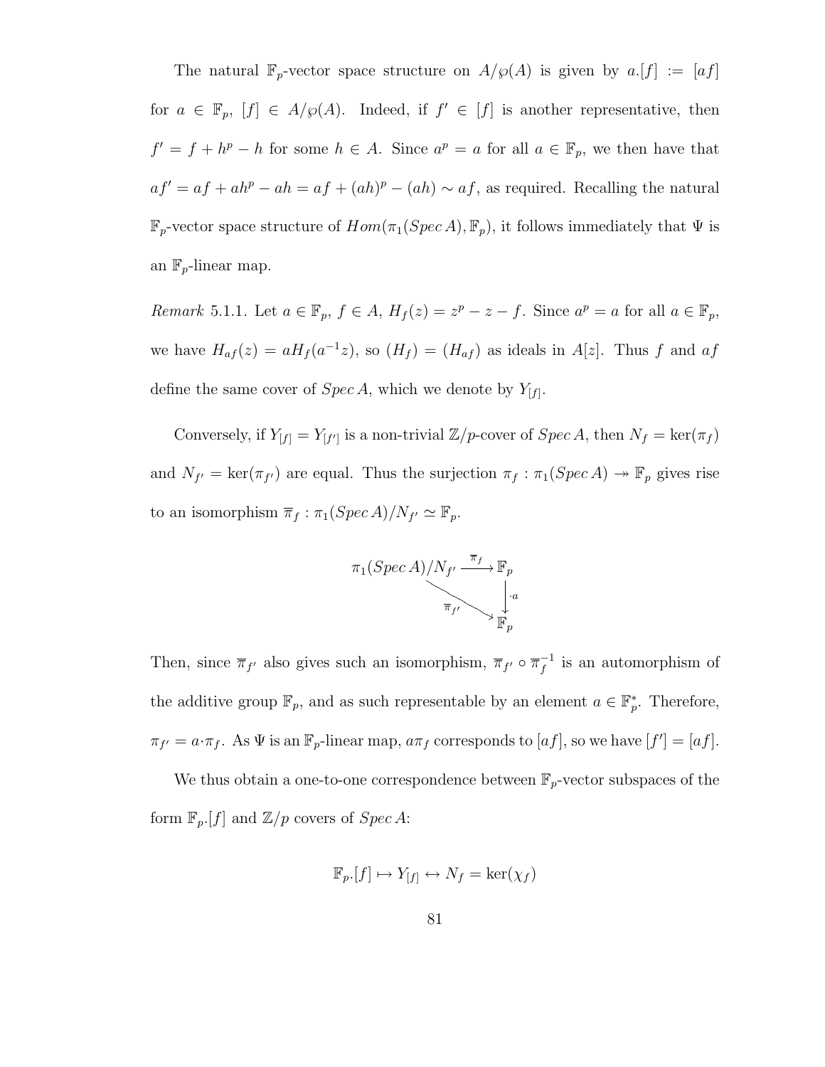The natural $\mathbb{F}_p$-vector space structure on $A/\wp(A)$ is given by $a.[f] := [af]$ for $a \in \mathbb{F}_p$, $[f] \in A/\wp(A)$. Indeed, if $f' \in [f]$ is another representative, then $f' = f + h^p - h$ for some $h \in A$. Since $a^p = a$ for all $a \in \mathbb{F}_p$, we then have that $af' = af + ah^p - ah = af + (ah)^p - (ah) \sim af$, as required. Recalling the natural $\mathbb{F}_p$-vector space structure of $Hom(\pi_1(Spec\, A), \mathbb{F}_p)$, it follows immediately that $\Psi$ is an $\mathbb{F}_p$-linear map.

*Remark* 5.1.1. Let $a \in \mathbb{F}_p$, $f \in A$, $H_f(z) = z^p - z - f$. Since $a^p = a$ for all $a \in \mathbb{F}_p$, we have $H_{af}(z) = aH_f(a^{-1}z)$, so $(H_f) = (H_{af})$ as ideals in $A[z]$. Thus $f$ and $af$ define the same cover of $Spec\, A$, which we denote by $Y_{[f]}$.

Conversely, if $Y_{[f]} = Y_{[f']}$ is a non-trivial $\mathbb{Z}/p$-cover of $Spec\, A$, then $N_f = \ker(\pi_f)$ and $N_{f'} = \ker(\pi_{f'})$ are equal. Thus the surjection $\pi_f : \pi_1(Spec\, A) \twoheadrightarrow \mathbb{F}_p$ gives rise to an isomorphism $\overline{\pi}_f : \pi_1(Spec\, A)/N_{f'} \simeq \mathbb{F}_p$.

$$\begin{array}{ccc} \pi_1(Spec\, A)/N_{f'} & \xrightarrow{\overline{\pi}_f} & \mathbb{F}_p \\ & \searrow^{\overline{\pi}_{f'}} & \downarrow{\cdot a} \\ & & \mathbb{F}_p \end{array}$$

Then, since $\overline{\pi}_{f'}$ also gives such an isomorphism, $\overline{\pi}_{f'} \circ \overline{\pi}_f^{-1}$ is an automorphism of the additive group $\mathbb{F}_p$, and as such representable by an element $a \in \mathbb{F}_p^*$. Therefore, $\pi_{f'} = a \cdot \pi_f$. As $\Psi$ is an $\mathbb{F}_p$-linear map, $a\pi_f$ corresponds to $[af]$, so we have $[f'] = [af]$.

We thus obtain a one-to-one correspondence between $\mathbb{F}_p$-vector subspaces of the form $\mathbb{F}_p.[f]$ and $\mathbb{Z}/p$ covers of $Spec\, A$:

$$\mathbb{F}_p.[f] \mapsto Y_{[f]} \leftrightarrow N_f = \ker(\chi_f)$$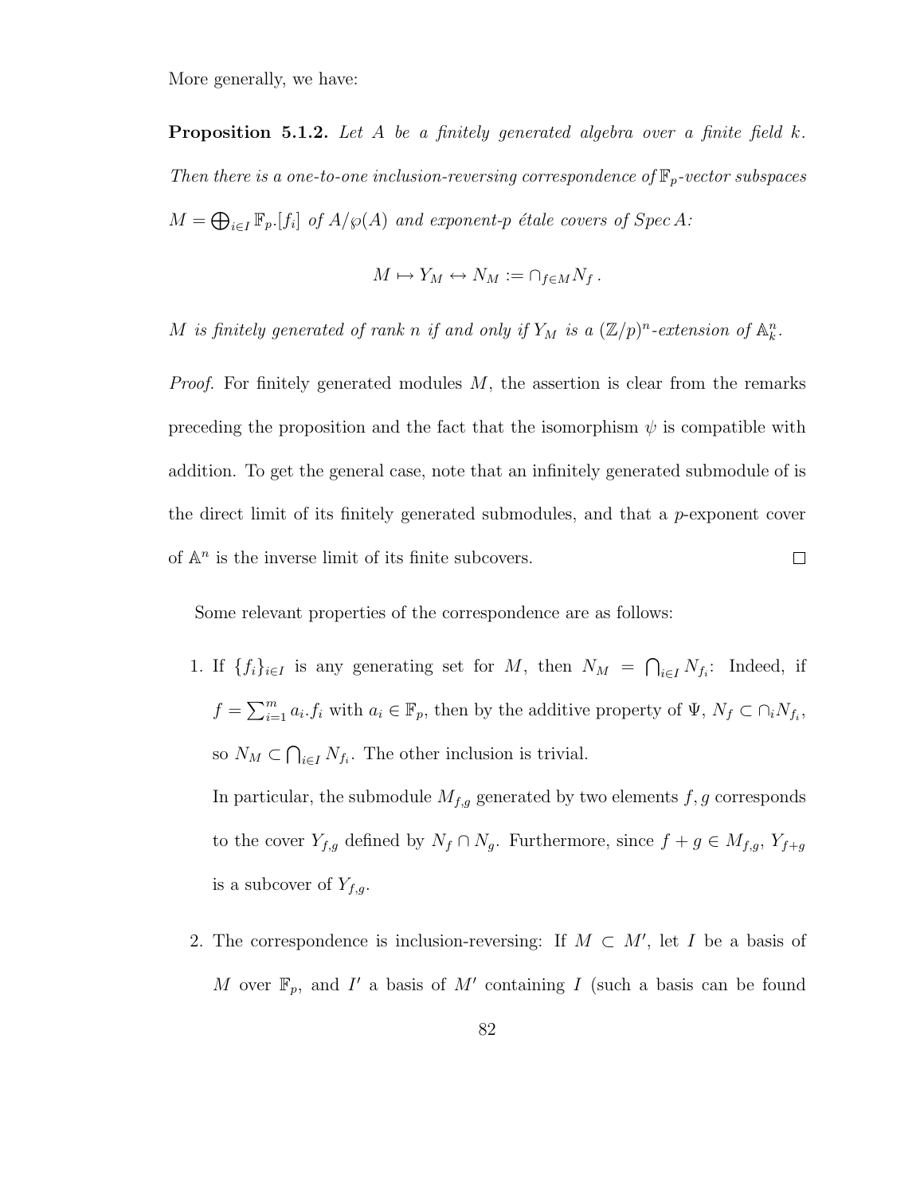More generally, we have:

**Proposition 5.1.2.** *Let $A$ be a finitely generated algebra over a finite field $k$. Then there is a one-to-one inclusion-reversing correspondence of $\mathbb{F}_p$-vector subspaces $M = \bigoplus_{i \in I} \mathbb{F}_p.[f_i]$ of $A/\wp(A)$ and exponent-p étale covers of Spec A:*

$$M \mapsto Y_M \leftrightarrow N_M := \cap_{f \in M} N_f \, .$$

*$M$ is finitely generated of rank $n$ if and only if $Y_M$ is a $(\mathbb{Z}/p)^n$-extension of $\mathbb{A}^n_k$.*

*Proof.* For finitely generated modules $M$, the assertion is clear from the remarks preceding the proposition and the fact that the isomorphism $\psi$ is compatible with addition. To get the general case, note that an infinitely generated submodule of is the direct limit of its finitely generated submodules, and that a $p$-exponent cover of $\mathbb{A}^n$ is the inverse limit of its finite subcovers. $\square$

Some relevant properties of the correspondence are as follows:

1. If $\{f_i\}_{i \in I}$ is any generating set for $M$, then $N_M = \bigcap_{i \in I} N_{f_i}$: Indeed, if $f = \sum_{i=1}^m a_i.f_i$ with $a_i \in \mathbb{F}_p$, then by the additive property of $\Psi$, $N_f \subset \cap_i N_{f_i}$, so $N_M \subset \bigcap_{i \in I} N_{f_i}$. The other inclusion is trivial.

   In particular, the submodule $M_{f,g}$ generated by two elements $f, g$ corresponds to the cover $Y_{f,g}$ defined by $N_f \cap N_g$. Furthermore, since $f + g \in M_{f,g}$, $Y_{f+g}$ is a subcover of $Y_{f,g}$.

2. The correspondence is inclusion-reversing: If $M \subset M'$, let $I$ be a basis of $M$ over $\mathbb{F}_p$, and $I'$ a basis of $M'$ containing $I$ (such a basis can be found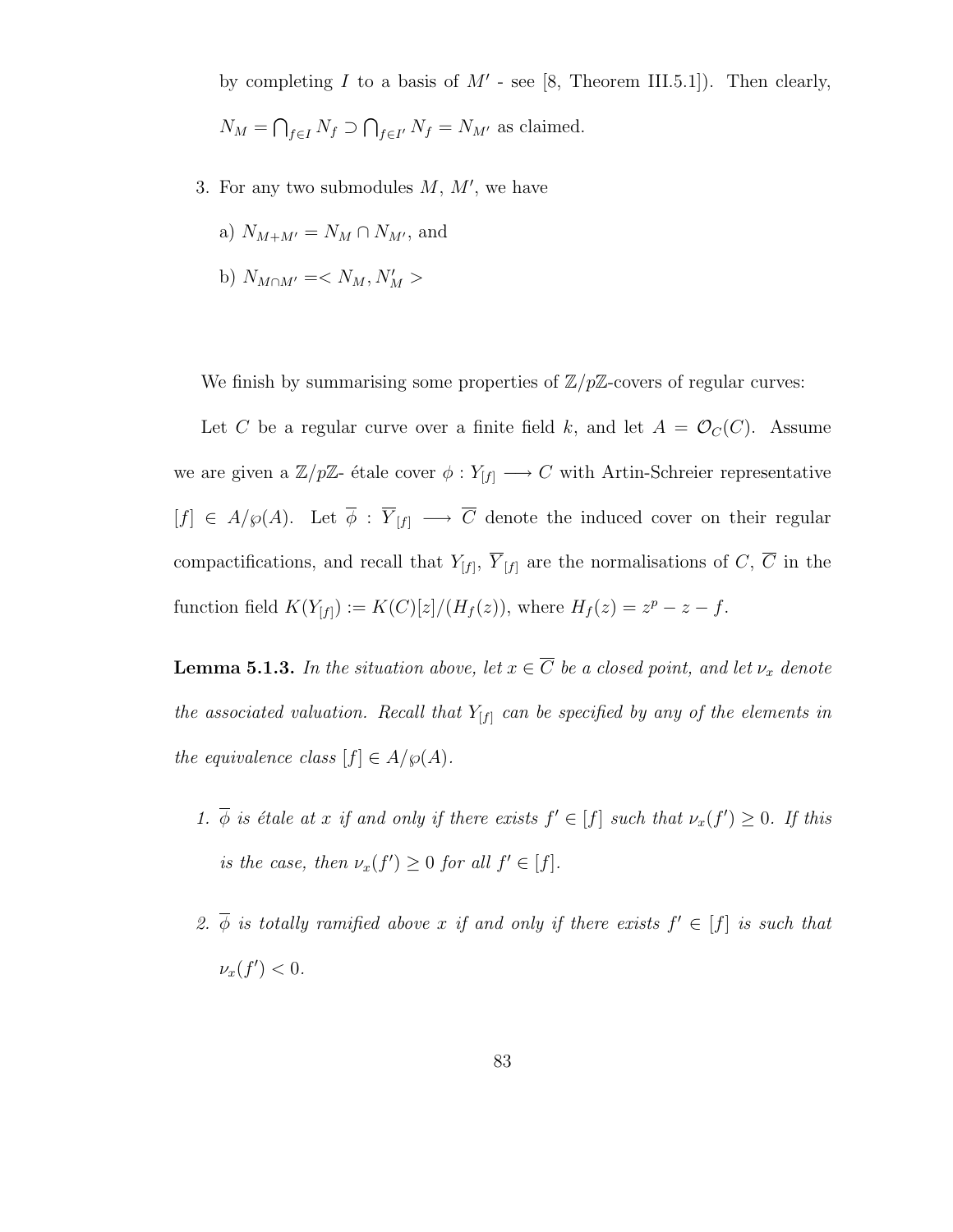by completing $I$ to a basis of $M'$ - see [8, Theorem III.5.1]). Then clearly, $N_M = \bigcap_{f \in I} N_f \supset \bigcap_{f \in I'} N_f = N_{M'}$ as claimed.

3. For any two submodules $M$, $M'$, we have

   a) $N_{M+M'} = N_M \cap N_{M'}$, and

   b) $N_{M \cap M'} =< N_M, N'_M >$

We finish by summarising some properties of $\mathbb{Z}/p\mathbb{Z}$-covers of regular curves:

Let $C$ be a regular curve over a finite field $k$, and let $A = \mathcal{O}_C(C)$. Assume we are given a $\mathbb{Z}/p\mathbb{Z}$- étale cover $\phi : Y_{[f]} \longrightarrow C$ with Artin-Schreier representative $[f] \in A/\wp(A)$. Let $\overline{\phi} : \overline{Y}_{[f]} \longrightarrow \overline{C}$ denote the induced cover on their regular compactifications, and recall that $Y_{[f]}$, $\overline{Y}_{[f]}$ are the normalisations of $C$, $\overline{C}$ in the function field $K(Y_{[f]}) := K(C)[z]/(H_f(z))$, where $H_f(z) = z^p - z - f$.

**Lemma 5.1.3.** *In the situation above, let $x \in \overline{C}$ be a closed point, and let $\nu_x$ denote the associated valuation. Recall that $Y_{[f]}$ can be specified by any of the elements in the equivalence class $[f] \in A/\wp(A)$.*

1. *$\overline{\phi}$ is étale at $x$ if and only if there exists $f' \in [f]$ such that $\nu_x(f') \geq 0$. If this is the case, then $\nu_x(f') \geq 0$ for all $f' \in [f]$.*

2. *$\overline{\phi}$ is totally ramified above $x$ if and only if there exists $f' \in [f]$ is such that $\nu_x(f') < 0$.*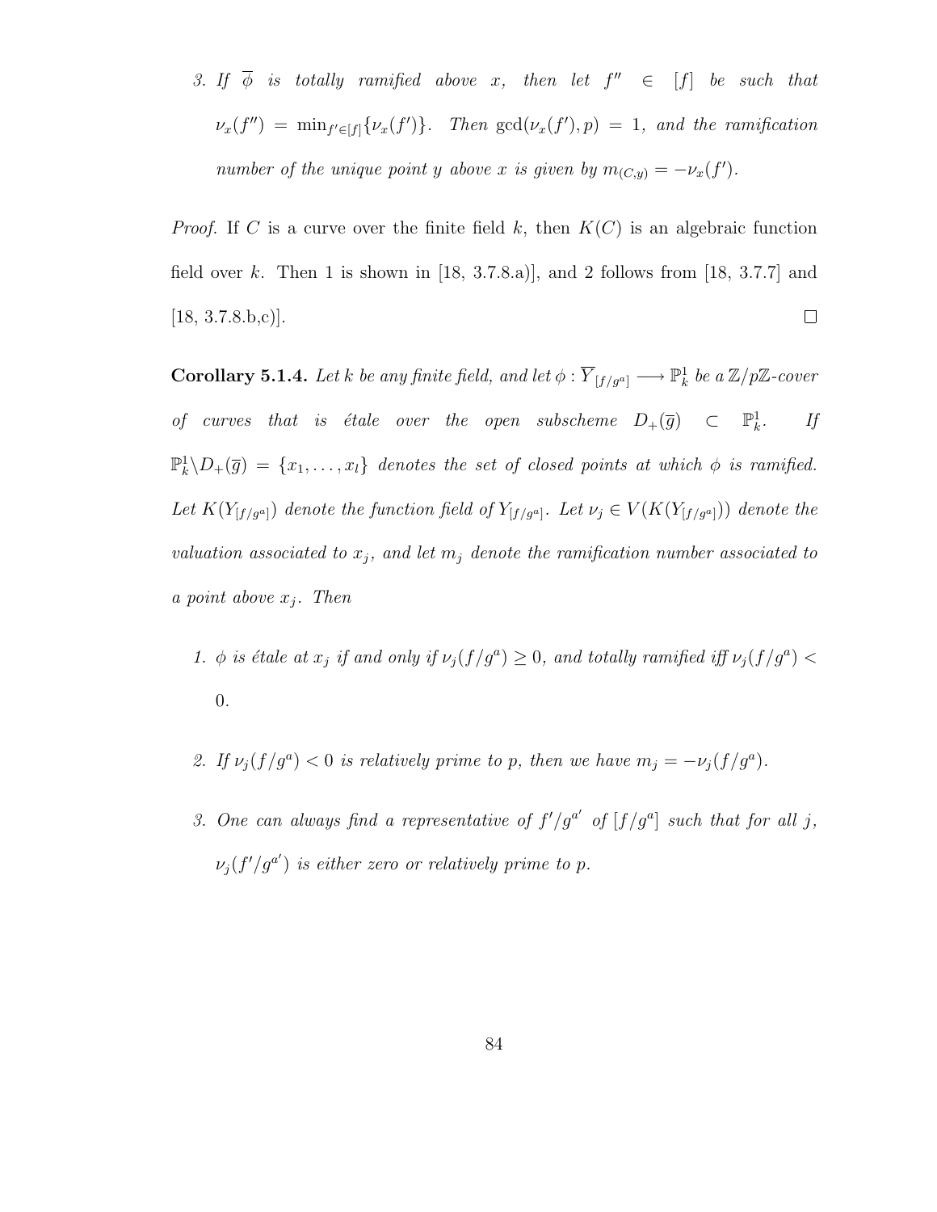3. *If $\overline{\phi}$ is totally ramified above $x$, then let $f'' \in [f]$ be such that $\nu_x(f'') = \min_{f' \in [f]}\{\nu_x(f')\}$. Then $\gcd(\nu_x(f'), p) = 1$, and the ramification number of the unique point $y$ above $x$ is given by $m_{(C,y)} = -\nu_x(f')$.*

*Proof.* If $C$ is a curve over the finite field $k$, then $K(C)$ is an algebraic function field over $k$. Then 1 is shown in [18, 3.7.8.a)], and 2 follows from [18, 3.7.7] and [18, 3.7.8.b,c)]. $\square$

**Corollary 5.1.4.** *Let $k$ be any finite field, and let $\phi : \overline{Y}_{[f/g^a]} \longrightarrow \mathbb{P}^1_k$ be a $\mathbb{Z}/p\mathbb{Z}$-cover of curves that is étale over the open subscheme $D_+(\overline{g}) \subset \mathbb{P}^1_k$. If $\mathbb{P}^1_k \backslash D_+(\overline{g}) = \{x_1, \ldots, x_l\}$ denotes the set of closed points at which $\phi$ is ramified. Let $K(Y_{[f/g^a]})$ denote the function field of $Y_{[f/g^a]}$. Let $\nu_j \in V(K(Y_{[f/g^a]}))$ denote the valuation associated to $x_j$, and let $m_j$ denote the ramification number associated to a point above $x_j$. Then*

1. *$\phi$ is étale at $x_j$ if and only if $\nu_j(f/g^a) \geq 0$, and totally ramified iff $\nu_j(f/g^a) < 0$.*

2. *If $\nu_j(f/g^a) < 0$ is relatively prime to $p$, then we have $m_j = -\nu_j(f/g^a)$.*

3. *One can always find a representative of $f'/g^{a'}$ of $[f/g^a]$ such that for all $j$, $\nu_j(f'/g^{a'})$ is either zero or relatively prime to $p$.*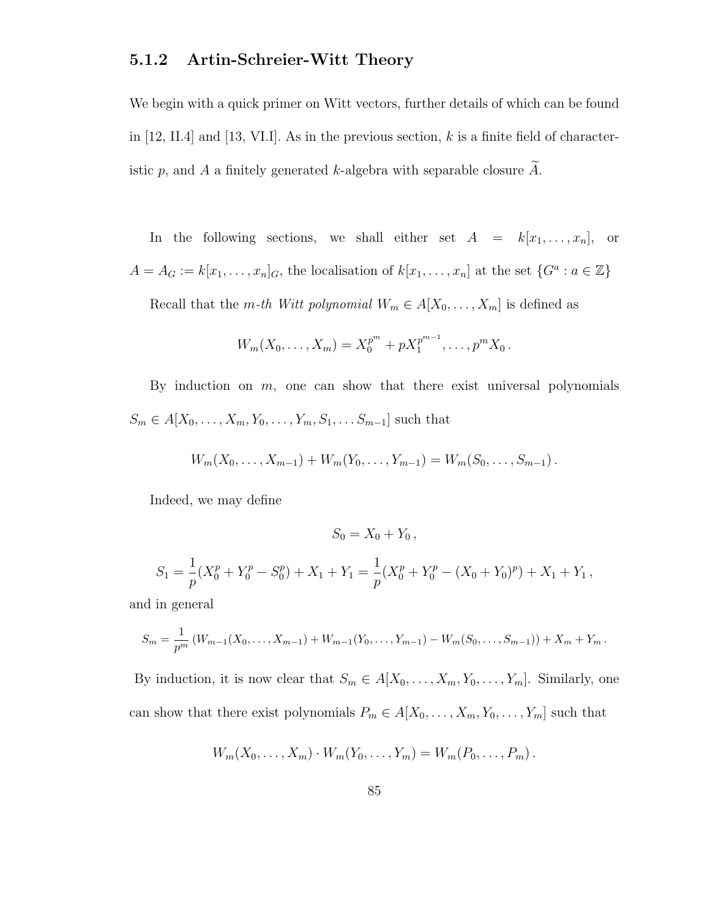### 5.1.2 Artin-Schreier-Witt Theory

We begin with a quick primer on Witt vectors, further details of which can be found in [12, II.4] and [13, VI.I]. As in the previous section, $k$ is a finite field of characteristic $p$, and $A$ a finitely generated $k$-algebra with separable closure $\widetilde{A}$.

In the following sections, we shall either set $A = k[x_1, \ldots, x_n]$, or $A = A_G := k[x_1, \ldots, x_n]_G$, the localisation of $k[x_1, \ldots, x_n]$ at the set $\{G^a : a \in \mathbb{Z}\}$

Recall that the *m-th Witt polynomial* $W_m \in A[X_0, \ldots, X_m]$ is defined as

$$W_m(X_0, \ldots, X_m) = X_0^{p^m} + pX_1^{p^{m-1}}, \ldots, p^m X_0 \,.$$

By induction on $m$, one can show that there exist universal polynomials $S_m \in A[X_0, \ldots, X_m, Y_0, \ldots, Y_m, S_1, \ldots S_{m-1}]$ such that

$$W_m(X_0, \ldots, X_{m-1}) + W_m(Y_0, \ldots, Y_{m-1}) = W_m(S_0, \ldots, S_{m-1}) \,.$$

Indeed, we may define

$$S_0 = X_0 + Y_0 \,,$$

$$S_1 = \frac{1}{p}(X_0^p + Y_0^p - S_0^p) + X_1 + Y_1 = \frac{1}{p}(X_0^p + Y_0^p - (X_0 + Y_0)^p) + X_1 + Y_1 \,,$$

and in general

$$S_m = \frac{1}{p^m}\left(W_{m-1}(X_0, \ldots, X_{m-1}) + W_{m-1}(Y_0, \ldots, Y_{m-1}) - W_m(S_0, \ldots, S_{m-1})\right) + X_m + Y_m \,.$$

By induction, it is now clear that $S_m \in A[X_0, \ldots, X_m, Y_0, \ldots, Y_m]$. Similarly, one can show that there exist polynomials $P_m \in A[X_0, \ldots, X_m, Y_0, \ldots, Y_m]$ such that

$$W_m(X_0, \ldots, X_m) \cdot W_m(Y_0, \ldots, Y_m) = W_m(P_0, \ldots, P_m) \,.$$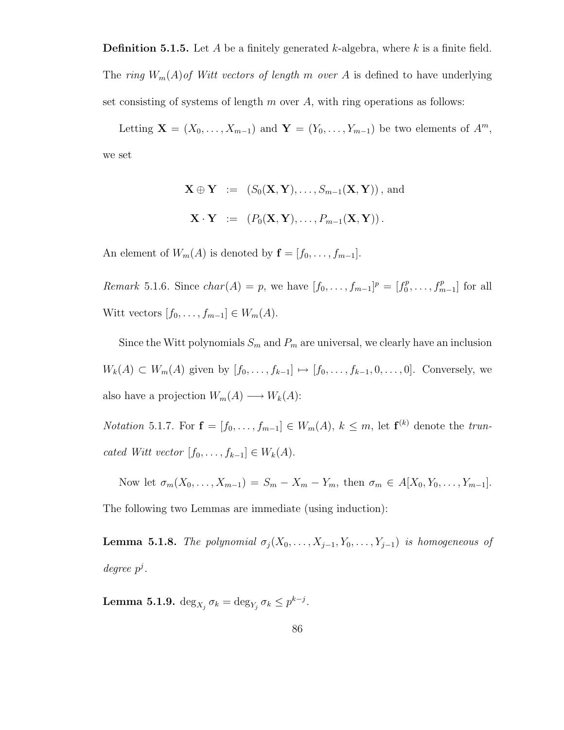**Definition 5.1.5.** Let $A$ be a finitely generated $k$-algebra, where $k$ is a finite field. The *ring* $W_m(A)$ *of Witt vectors of length* $m$ *over* $A$ is defined to have underlying set consisting of systems of length $m$ over $A$, with ring operations as follows:

Letting $\mathbf{X} = (X_0, \ldots, X_{m-1})$ and $\mathbf{Y} = (Y_0, \ldots, Y_{m-1})$ be two elements of $A^m$, we set

$$\begin{aligned}
\mathbf{X} \oplus \mathbf{Y} &:= (S_0(\mathbf{X}, \mathbf{Y}), \ldots, S_{m-1}(\mathbf{X}, \mathbf{Y})) \text{, and} \\
\mathbf{X} \cdot \mathbf{Y} &:= (P_0(\mathbf{X}, \mathbf{Y}), \ldots, P_{m-1}(\mathbf{X}, \mathbf{Y})).
\end{aligned}$$

An element of $W_m(A)$ is denoted by $\mathbf{f} = [f_0, \ldots, f_{m-1}]$.

*Remark* 5.1.6. Since $char(A) = p$, we have $[f_0, \ldots, f_{m-1}]^p = [f_0^p, \ldots, f_{m-1}^p]$ for all Witt vectors $[f_0, \ldots, f_{m-1}] \in W_m(A)$.

Since the Witt polynomials $S_m$ and $P_m$ are universal, we clearly have an inclusion $W_k(A) \subset W_m(A)$ given by $[f_0, \ldots, f_{k-1}] \mapsto [f_0, \ldots, f_{k-1}, 0, \ldots, 0]$. Conversely, we also have a projection $W_m(A) \longrightarrow W_k(A)$:

*Notation* 5.1.7. For $\mathbf{f} = [f_0, \ldots, f_{m-1}] \in W_m(A)$, $k \leq m$, let $\mathbf{f}^{(k)}$ denote the *truncated Witt vector* $[f_0, \ldots, f_{k-1}] \in W_k(A)$.

Now let $\sigma_m(X_0, \ldots, X_{m-1}) = S_m - X_m - Y_m$, then $\sigma_m \in A[X_0, Y_0, \ldots, Y_{m-1}]$. The following two Lemmas are immediate (using induction):

**Lemma 5.1.8.** *The polynomial* $\sigma_j(X_0, \ldots, X_{j-1}, Y_0, \ldots, Y_{j-1})$ *is homogeneous of degree* $p^j$.

**Lemma 5.1.9.** $\deg_{X_j} \sigma_k = \deg_{Y_j} \sigma_k \leq p^{k-j}$.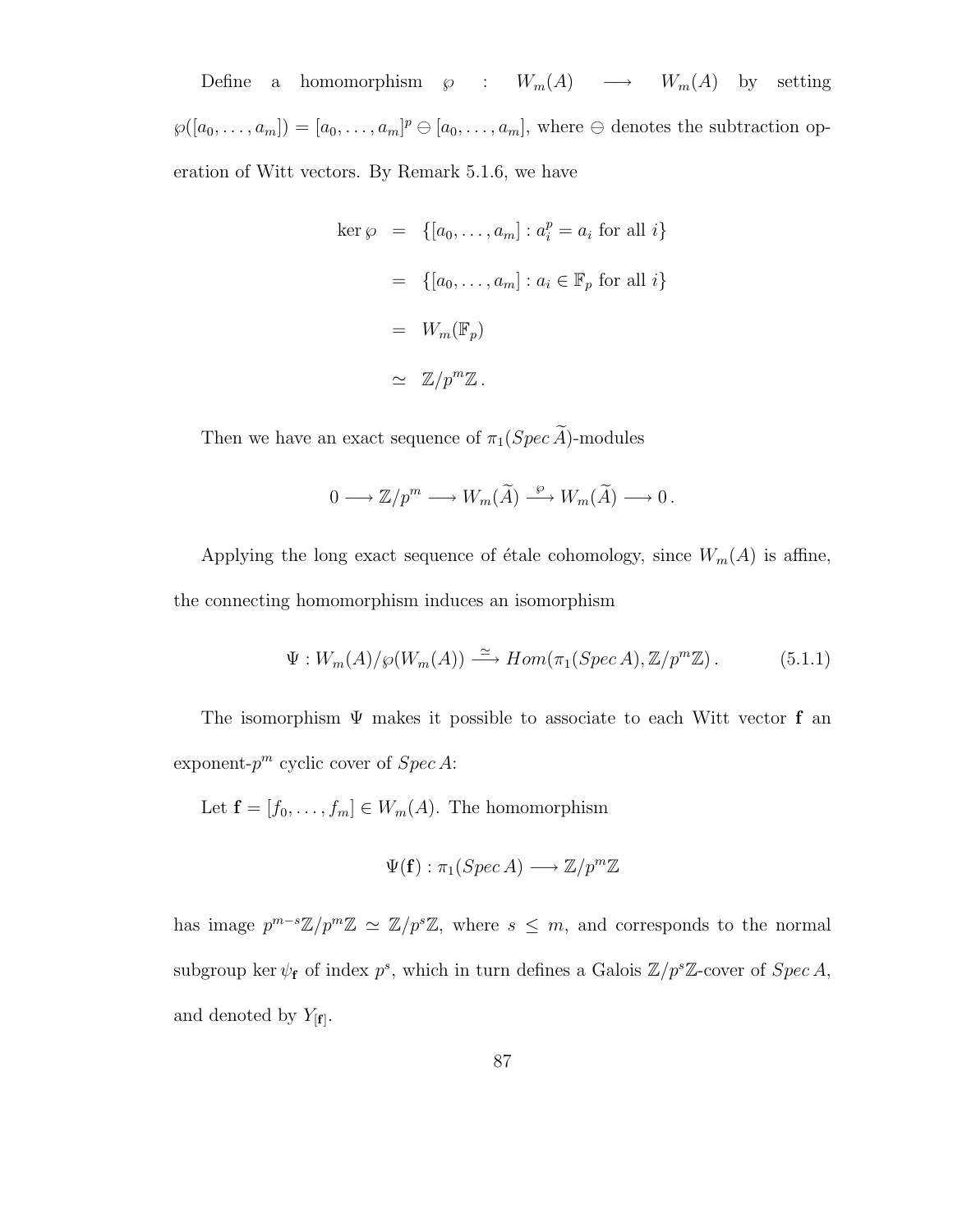Define a homomorphism $\wp : W_m(A) \longrightarrow W_m(A)$ by setting $\wp([a_0, \ldots, a_m]) = [a_0, \ldots, a_m]^p \ominus [a_0, \ldots, a_m]$, where $\ominus$ denotes the subtraction operation of Witt vectors. By Remark 5.1.6, we have

$$
\begin{aligned}
\ker \wp &= \{[a_0, \ldots, a_m] : a_i^p = a_i \text{ for all } i\} \\
&= \{[a_0, \ldots, a_m] : a_i \in \mathbb{F}_p \text{ for all } i\} \\
&= W_m(\mathbb{F}_p) \\
&\simeq \mathbb{Z}/p^m\mathbb{Z}\,.
\end{aligned}
$$

Then we have an exact sequence of $\pi_1(Spec\,\widetilde{A})$-modules

$$
0 \longrightarrow \mathbb{Z}/p^m \longrightarrow W_m(\widetilde{A}) \xrightarrow{\wp} W_m(\widetilde{A}) \longrightarrow 0\,.
$$

Applying the long exact sequence of étale cohomology, since $W_m(A)$ is affine, the connecting homomorphism induces an isomorphism

$$
\Psi : W_m(A)/\wp(W_m(A)) \xrightarrow{\simeq} Hom(\pi_1(Spec\,A), \mathbb{Z}/p^m\mathbb{Z})\,. \tag{5.1.1}
$$

The isomorphism $\Psi$ makes it possible to associate to each Witt vector $\mathbf{f}$ an exponent-$p^m$ cyclic cover of $Spec\,A$:

Let $\mathbf{f} = [f_0, \ldots, f_m] \in W_m(A)$. The homomorphism

$$
\Psi(\mathbf{f}) : \pi_1(Spec\,A) \longrightarrow \mathbb{Z}/p^m\mathbb{Z}
$$

has image $p^{m-s}\mathbb{Z}/p^m\mathbb{Z} \simeq \mathbb{Z}/p^s\mathbb{Z}$, where $s \leq m$, and corresponds to the normal subgroup $\ker \psi_{\mathbf{f}}$ of index $p^s$, which in turn defines a Galois $\mathbb{Z}/p^s\mathbb{Z}$-cover of $Spec\,A$, and denoted by $Y_{[\mathbf{f}]}$.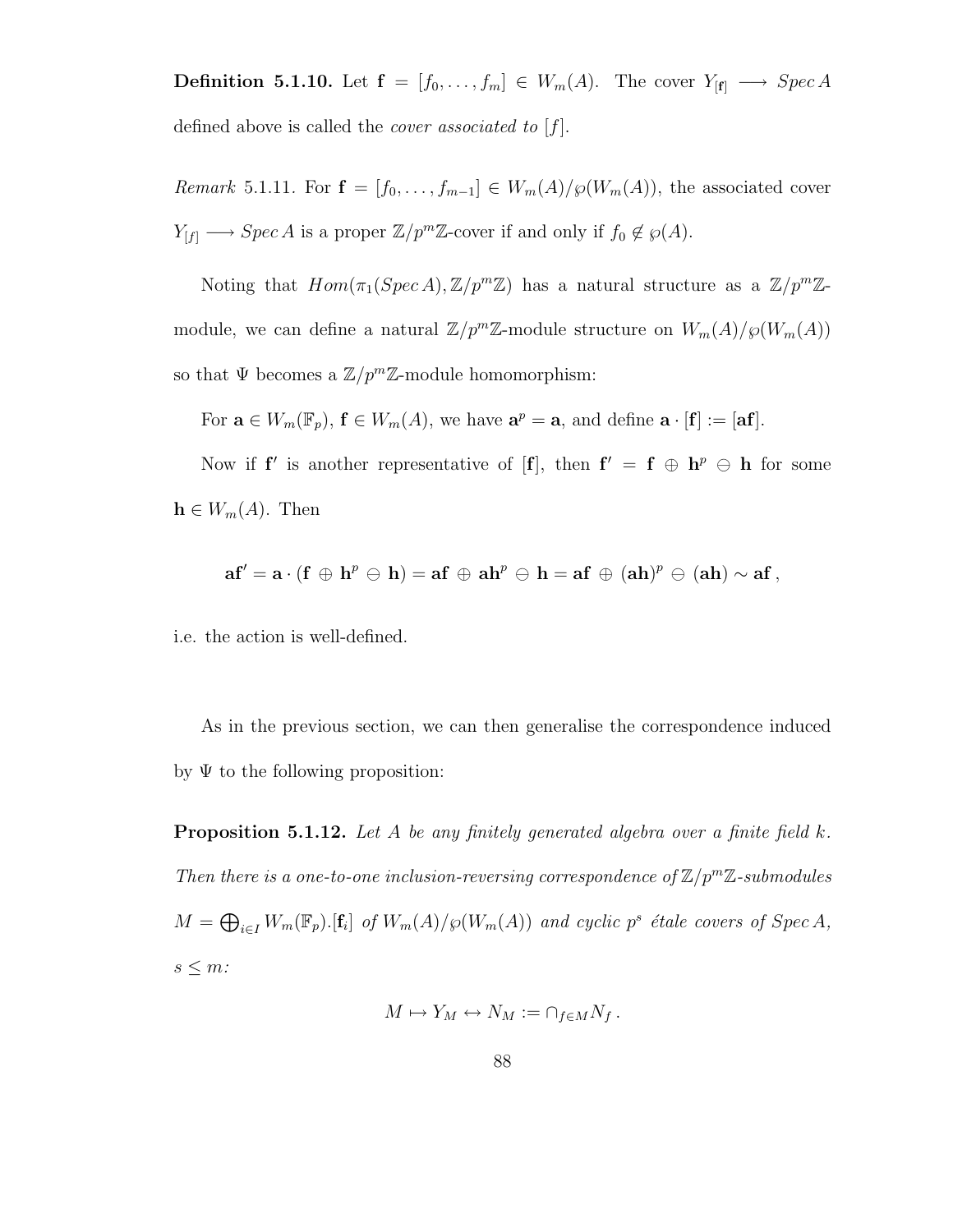**Definition 5.1.10.** Let $\mathbf{f} = [f_0, \ldots, f_m] \in W_m(A)$. The cover $Y_{[\mathbf{f}]} \longrightarrow Spec\, A$ defined above is called the *cover associated to* $[f]$.

*Remark* 5.1.11. For $\mathbf{f} = [f_0, \ldots, f_{m-1}] \in W_m(A)/\wp(W_m(A))$, the associated cover $Y_{[f]} \longrightarrow Spec\, A$ is a proper $\mathbb{Z}/p^m\mathbb{Z}$-cover if and only if $f_0 \notin \wp(A)$.

Noting that $Hom(\pi_1(Spec\, A), \mathbb{Z}/p^m\mathbb{Z})$ has a natural structure as a $\mathbb{Z}/p^m\mathbb{Z}$-module, we can define a natural $\mathbb{Z}/p^m\mathbb{Z}$-module structure on $W_m(A)/\wp(W_m(A))$ so that $\Psi$ becomes a $\mathbb{Z}/p^m\mathbb{Z}$-module homomorphism:

For $\mathbf{a} \in W_m(\mathbb{F}_p)$, $\mathbf{f} \in W_m(A)$, we have $\mathbf{a}^p = \mathbf{a}$, and define $\mathbf{a} \cdot [\mathbf{f}] := [\mathbf{af}]$.

Now if $\mathbf{f}'$ is another representative of $[\mathbf{f}]$, then $\mathbf{f}' = \mathbf{f} \oplus \mathbf{h}^p \ominus \mathbf{h}$ for some $\mathbf{h} \in W_m(A)$. Then

$$\mathbf{af}' = \mathbf{a} \cdot (\mathbf{f} \oplus \mathbf{h}^p \ominus \mathbf{h}) = \mathbf{af} \oplus \mathbf{ah}^p \ominus \mathbf{h} = \mathbf{af} \oplus (\mathbf{ah})^p \ominus (\mathbf{ah}) \sim \mathbf{af}\,,$$

i.e. the action is well-defined.

As in the previous section, we can then generalise the correspondence induced by $\Psi$ to the following proposition:

**Proposition 5.1.12.** *Let $A$ be any finitely generated algebra over a finite field $k$. Then there is a one-to-one inclusion-reversing correspondence of $\mathbb{Z}/p^m\mathbb{Z}$-submodules $M = \bigoplus_{i \in I} W_m(\mathbb{F}_p).[\mathbf{f}_i]$ of $W_m(A)/\wp(W_m(A))$ and cyclic $p^s$ étale covers of $Spec\, A$, $s \leq m$:*

$$M \mapsto Y_M \leftrightarrow N_M := \cap_{f \in M} N_f\,.$$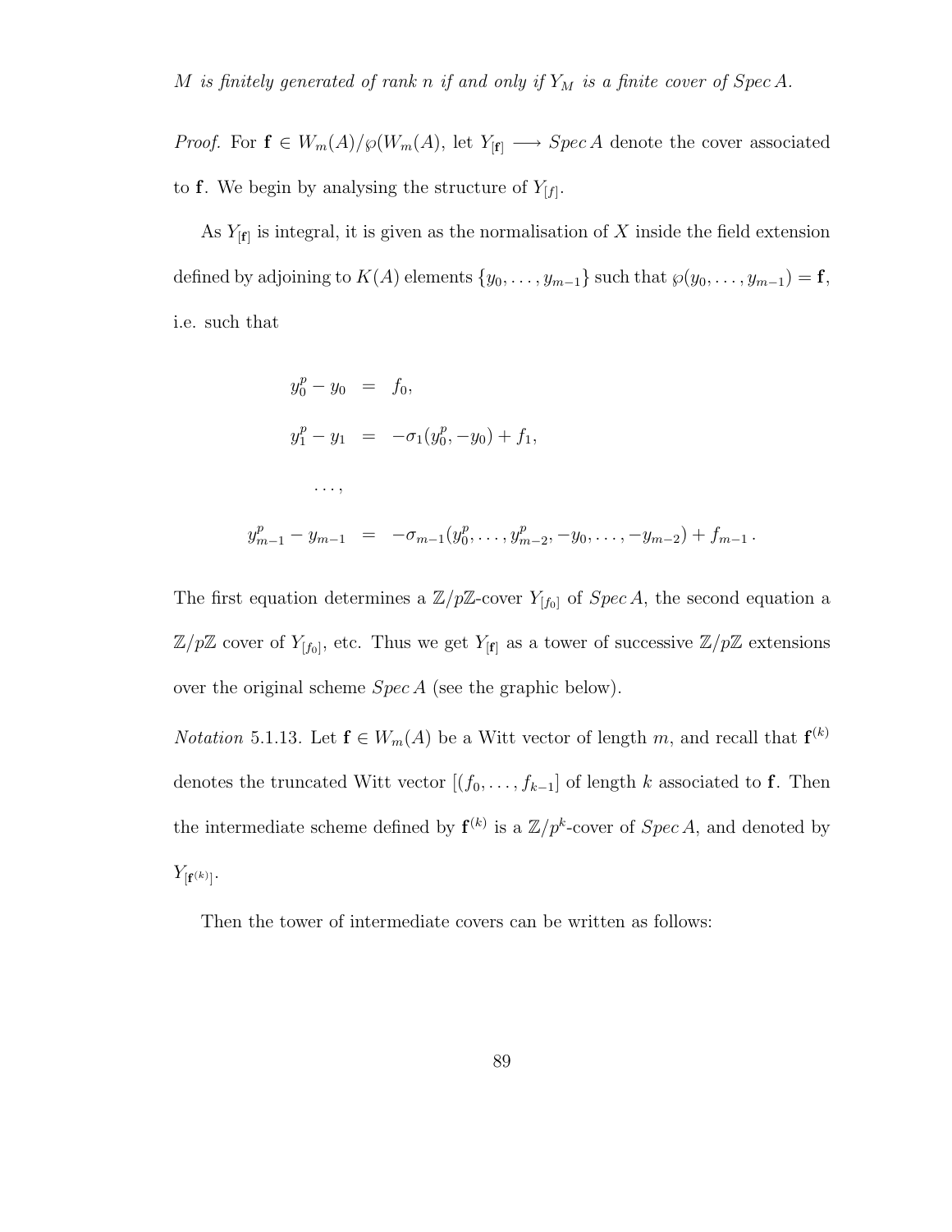*$M$ is finitely generated of rank $n$ if and only if $Y_M$ is a finite cover of $Spec\, A$.*

*Proof.* For $\mathbf{f} \in W_m(A)/\wp(W_m(A)$, let $Y_{[\mathbf{f}]} \longrightarrow Spec\, A$ denote the cover associated to $\mathbf{f}$. We begin by analysing the structure of $Y_{[f]}$.

As $Y_{[\mathbf{f}]}$ is integral, it is given as the normalisation of $X$ inside the field extension defined by adjoining to $K(A)$ elements $\{y_0, \ldots, y_{m-1}\}$ such that $\wp(y_0, \ldots, y_{m-1}) = \mathbf{f}$, i.e. such that

$$
\begin{aligned}
y_0^p - y_0 &= f_0, \\
y_1^p - y_1 &= -\sigma_1(y_0^p, -y_0) + f_1, \\
&\ldots, \\
y_{m-1}^p - y_{m-1} &= -\sigma_{m-1}(y_0^p, \ldots, y_{m-2}^p, -y_0, \ldots, -y_{m-2}) + f_{m-1}\,.
\end{aligned}
$$

The first equation determines a $\mathbb{Z}/p\mathbb{Z}$-cover $Y_{[f_0]}$ of $Spec\, A$, the second equation a $\mathbb{Z}/p\mathbb{Z}$ cover of $Y_{[f_0]}$, etc. Thus we get $Y_{[\mathbf{f}]}$ as a tower of successive $\mathbb{Z}/p\mathbb{Z}$ extensions over the original scheme $Spec\, A$ (see the graphic below).

*Notation* 5.1.13. Let $\mathbf{f} \in W_m(A)$ be a Witt vector of length $m$, and recall that $\mathbf{f}^{(k)}$ denotes the truncated Witt vector $[(f_0, \ldots, f_{k-1}]$ of length $k$ associated to $\mathbf{f}$. Then the intermediate scheme defined by $\mathbf{f}^{(k)}$ is a $\mathbb{Z}/p^k$-cover of $Spec\, A$, and denoted by $Y_{[\mathbf{f}^{(k)}]}$.

Then the tower of intermediate covers can be written as follows: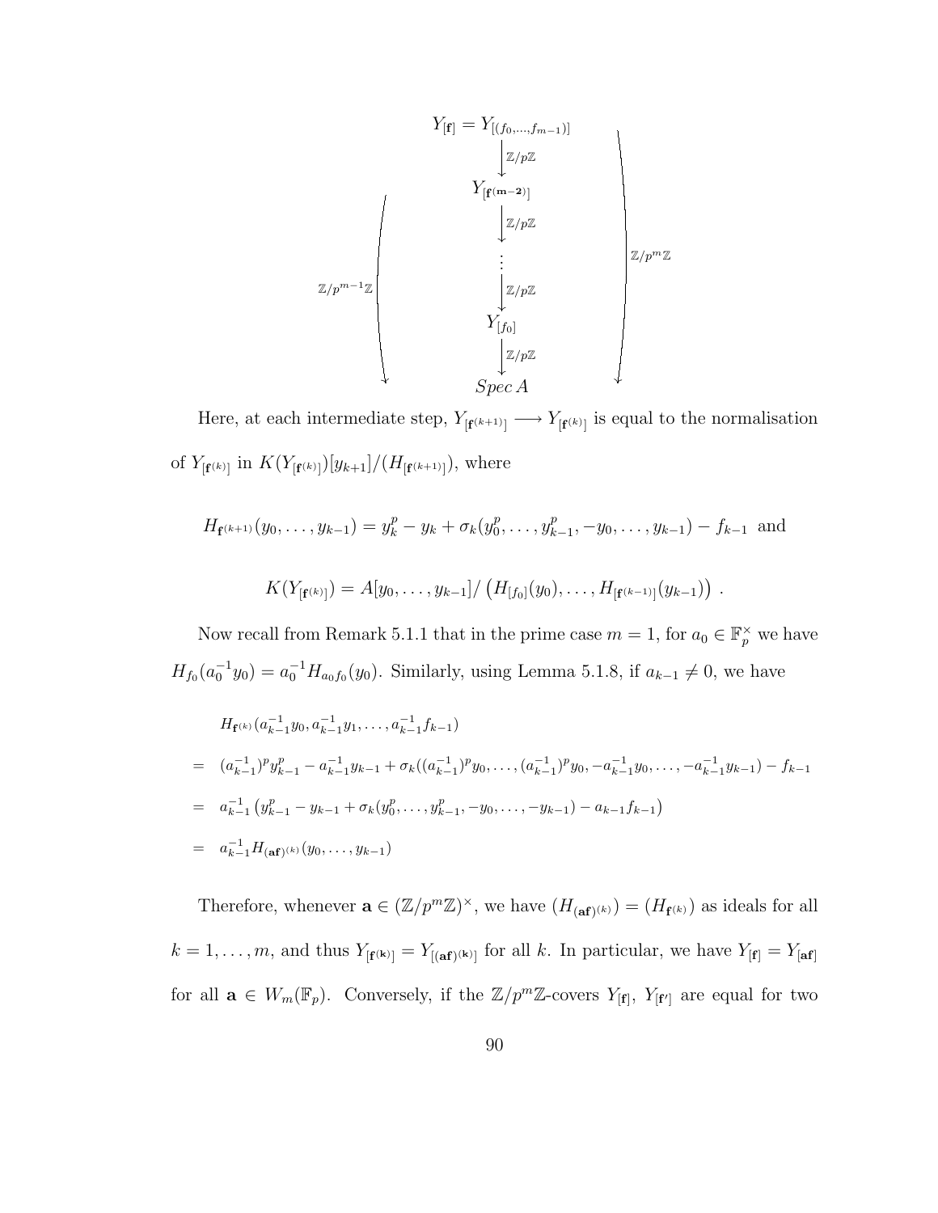$$
\begin{array}{c}
Y_{[\mathbf{f}]} = Y_{[(f_0,\ldots,f_{m-1})]} \\
\Big\downarrow \mathbb{Z}/p\mathbb{Z} \\
Y_{[\mathbf{f}^{(\mathbf{m-2})}]} \\
\Big\downarrow \mathbb{Z}/p\mathbb{Z} \\
\vdots \\
\Big\downarrow \mathbb{Z}/p\mathbb{Z} \\
Y_{[f_0]} \\
\Big\downarrow \mathbb{Z}/p\mathbb{Z} \\
Spec\, A
\end{array}
\qquad
\begin{array}{l}
Y_{[\mathbf{f}^{(\mathbf{m-2})}]} \xrightarrow{\mathbb{Z}/p^{m-1}\mathbb{Z}} Spec\, A \\
Y_{[\mathbf{f}]} \xrightarrow{\mathbb{Z}/p^{m}\mathbb{Z}} Spec\, A
\end{array}
$$

Here, at each intermediate step, $Y_{[\mathbf{f}^{(k+1)}]} \longrightarrow Y_{[\mathbf{f}^{(k)}]}$ is equal to the normalisation of $Y_{[\mathbf{f}^{(k)}]}$ in $K(Y_{[\mathbf{f}^{(k)}]})[y_{k+1}]/(H_{[\mathbf{f}^{(k+1)}]})$, where

$$H_{\mathbf{f}^{(k+1)}}(y_0,\ldots,y_{k-1}) = y_k^p - y_k + \sigma_k(y_0^p,\ldots,y_{k-1}^p,-y_0,\ldots,y_{k-1}) - f_{k-1} \text{ and}$$

$$K(Y_{[\mathbf{f}^{(k)}]}) = A[y_0,\ldots,y_{k-1}]/\left(H_{[f_0]}(y_0),\ldots,H_{[\mathbf{f}^{(k-1)}]}(y_{k-1})\right).$$

Now recall from Remark 5.1.1 that in the prime case $m = 1$, for $a_0 \in \mathbb{F}_p^\times$ we have $H_{f_0}(a_0^{-1}y_0) = a_0^{-1}H_{a_0 f_0}(y_0)$. Similarly, using Lemma 5.1.8, if $a_{k-1} \neq 0$, we have

$$
\begin{aligned}
& H_{\mathbf{f}^{(k)}}(a_{k-1}^{-1}y_0, a_{k-1}^{-1}y_1,\ldots,a_{k-1}^{-1}f_{k-1}) \\
= \;& (a_{k-1}^{-1})^p y_{k-1}^p - a_{k-1}^{-1}y_{k-1} + \sigma_k((a_{k-1}^{-1})^p y_0,\ldots,(a_{k-1}^{-1})^p y_0, -a_{k-1}^{-1}y_0,\ldots,-a_{k-1}^{-1}y_{k-1}) - f_{k-1} \\
= \;& a_{k-1}^{-1}\left(y_{k-1}^p - y_{k-1} + \sigma_k(y_0^p,\ldots,y_{k-1}^p,-y_0,\ldots,-y_{k-1}) - a_{k-1}f_{k-1}\right) \\
= \;& a_{k-1}^{-1}H_{(\mathbf{af})^{(k)}}(y_0,\ldots,y_{k-1})
\end{aligned}
$$

Therefore, whenever $\mathbf{a} \in (\mathbb{Z}/p^m\mathbb{Z})^\times$, we have $(H_{(\mathbf{af})^{(k)}}) = (H_{\mathbf{f}^{(k)}})$ as ideals for all $k = 1,\ldots,m$, and thus $Y_{[\mathbf{f}^{(\mathbf{k})}]} = Y_{[(\mathbf{af})^{(\mathbf{k})}]}$ for all $k$. In particular, we have $Y_{[\mathbf{f}]} = Y_{[\mathbf{af}]}$ for all $\mathbf{a} \in W_m(\mathbb{F}_p)$. Conversely, if the $\mathbb{Z}/p^m\mathbb{Z}$-covers $Y_{[\mathbf{f}]}$, $Y_{[\mathbf{f}']}$ are equal for two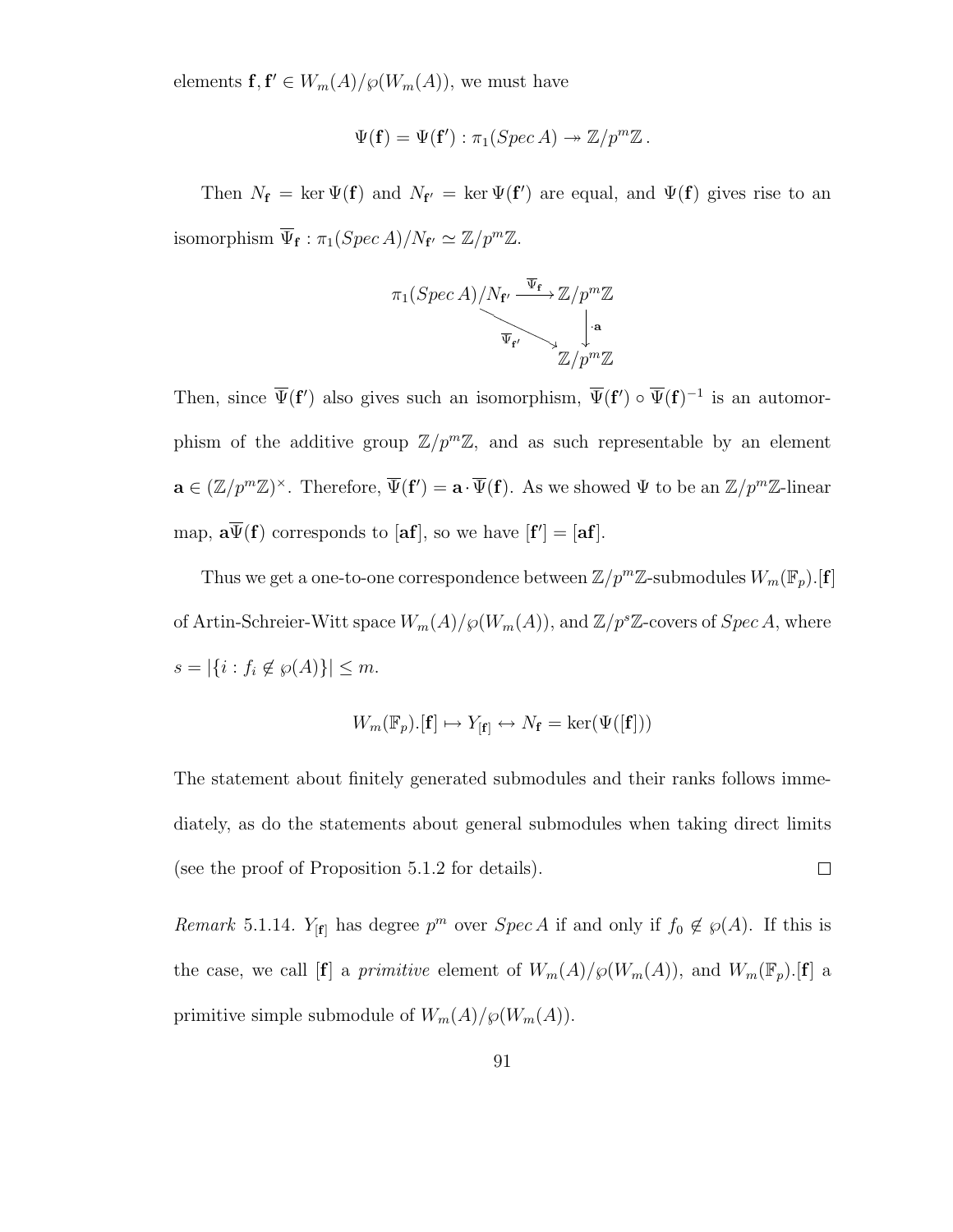elements $\mathbf{f}, \mathbf{f}' \in W_m(A)/\wp(W_m(A))$, we must have

$$\Psi(\mathbf{f}) = \Psi(\mathbf{f}') : \pi_1(Spec\, A) \twoheadrightarrow \mathbb{Z}/p^m\mathbb{Z}\,.$$

Then $N_{\mathbf{f}} = \ker \Psi(\mathbf{f})$ and $N_{\mathbf{f}'} = \ker \Psi(\mathbf{f}')$ are equal, and $\Psi(\mathbf{f})$ gives rise to an isomorphism $\overline{\Psi}_{\mathbf{f}} : \pi_1(Spec\, A)/N_{\mathbf{f}'} \simeq \mathbb{Z}/p^m\mathbb{Z}$.

$$\begin{array}{ccc} \pi_1(Spec\, A)/N_{\mathbf{f}'} & \xrightarrow{\overline{\Psi}_{\mathbf{f}}} & \mathbb{Z}/p^m\mathbb{Z} \\ & \searrow^{\overline{\Psi}_{\mathbf{f}'}} & \downarrow \cdot \mathbf{a} \\ & & \mathbb{Z}/p^m\mathbb{Z} \end{array}$$

Then, since $\overline{\Psi}(\mathbf{f}')$ also gives such an isomorphism, $\overline{\Psi}(\mathbf{f}') \circ \overline{\Psi}(\mathbf{f})^{-1}$ is an automorphism of the additive group $\mathbb{Z}/p^m\mathbb{Z}$, and as such representable by an element $\mathbf{a} \in (\mathbb{Z}/p^m\mathbb{Z})^\times$. Therefore, $\overline{\Psi}(\mathbf{f}') = \mathbf{a} \cdot \overline{\Psi}(\mathbf{f})$. As we showed $\Psi$ to be an $\mathbb{Z}/p^m\mathbb{Z}$-linear map, $\mathbf{a}\overline{\Psi}(\mathbf{f})$ corresponds to $[\mathbf{af}]$, so we have $[\mathbf{f}'] = [\mathbf{af}]$.

Thus we get a one-to-one correspondence between $\mathbb{Z}/p^m\mathbb{Z}$-submodules $W_m(\mathbb{F}_p).[\mathbf{f}]$ of Artin-Schreier-Witt space $W_m(A)/\wp(W_m(A))$, and $\mathbb{Z}/p^s\mathbb{Z}$-covers of $Spec\, A$, where $s = |\{i : f_i \notin \wp(A)\}| \leq m$.

$$W_m(\mathbb{F}_p).[\mathbf{f}] \mapsto Y_{[\mathbf{f}]} \leftrightarrow N_{\mathbf{f}} = \ker(\Psi([\mathbf{f}]))$$

The statement about finitely generated submodules and their ranks follows immediately, as do the statements about general submodules when taking direct limits (see the proof of Proposition 5.1.2 for details). ∎

*Remark* 5.1.14. $Y_{[\mathbf{f}]}$ has degree $p^m$ over $Spec\, A$ if and only if $f_0 \notin \wp(A)$. If this is the case, we call $[\mathbf{f}]$ a *primitive* element of $W_m(A)/\wp(W_m(A))$, and $W_m(\mathbb{F}_p).[\mathbf{f}]$ a primitive simple submodule of $W_m(A)/\wp(W_m(A))$.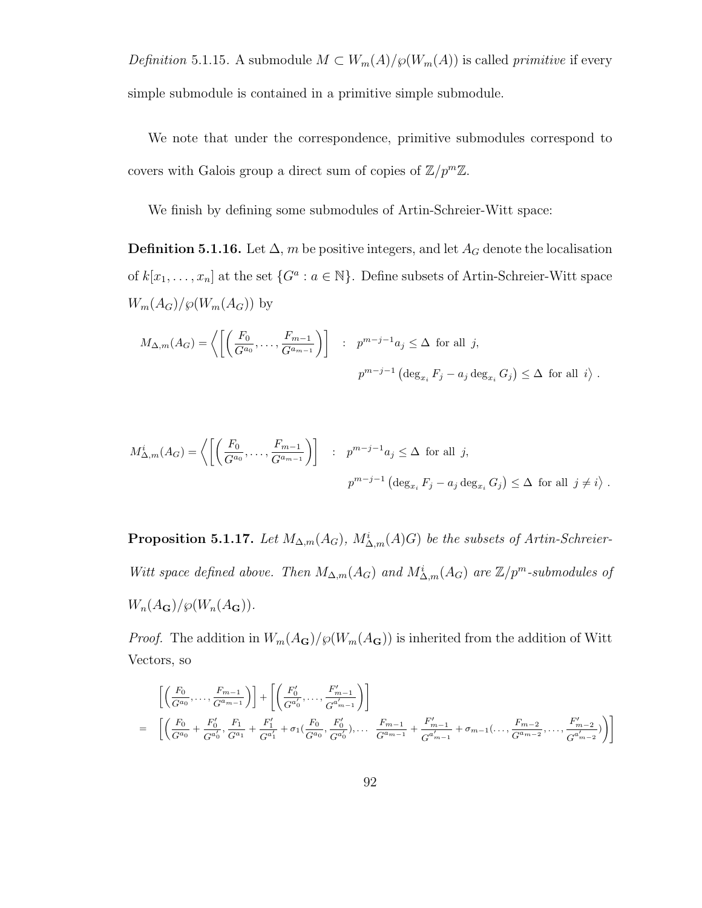*Definition* 5.1.15. A submodule $M \subset W_m(A)/\wp(W_m(A))$ is called *primitive* if every simple submodule is contained in a primitive simple submodule.

We note that under the correspondence, primitive submodules correspond to covers with Galois group a direct sum of copies of $\mathbb{Z}/p^m\mathbb{Z}$.

We finish by defining some submodules of Artin-Schreier-Witt space:

**Definition 5.1.16.** Let $\Delta$, $m$ be positive integers, and let $A_G$ denote the localisation of $k[x_1, \ldots, x_n]$ at the set $\{G^a : a \in \mathbb{N}\}$. Define subsets of Artin-Schreier-Witt space $W_m(A_G)/\wp(W_m(A_G))$ by

$$M_{\Delta,m}(A_G) = \left\langle \left[ \left( \frac{F_0}{G^{a_0}}, \ldots, \frac{F_{m-1}}{G^{a_{m-1}}} \right) \right] \quad : \quad p^{m-j-1} a_j \leq \Delta \text{ for all } j, \right.$$
$$\left. p^{m-j-1} \left( \deg_{x_i} F_j - a_j \deg_{x_i} G_j \right) \leq \Delta \text{ for all } i \right\rangle .$$

$$M^i_{\Delta,m}(A_G) = \left\langle \left[ \left( \frac{F_0}{G^{a_0}}, \ldots, \frac{F_{m-1}}{G^{a_{m-1}}} \right) \right] \quad : \quad p^{m-j-1} a_j \leq \Delta \text{ for all } j, \right.$$
$$\left. p^{m-j-1} \left( \deg_{x_i} F_j - a_j \deg_{x_i} G_j \right) \leq \Delta \text{ for all } j \neq i \right\rangle .$$

**Proposition 5.1.17.** *Let $M_{\Delta,m}(A_G)$, $M^i_{\Delta,m}(A)G)$ be the subsets of Artin-Schreier-Witt space defined above. Then $M_{\Delta,m}(A_G)$ and $M^i_{\Delta,m}(A_G)$ are $\mathbb{Z}/p^m$-submodules of $W_n(A_{\mathbf{G}})/\wp(W_n(A_{\mathbf{G}}))$.*

*Proof.* The addition in $W_m(A_{\mathbf{G}})/\wp(W_m(A_{\mathbf{G}}))$ is inherited from the addition of Witt Vectors, so

$$\begin{aligned}
& \left[ \left( \tfrac{F_0}{G^{a_0}}, \ldots, \tfrac{F_{m-1}}{G^{a_{m-1}}} \right) \right] + \left[ \left( \tfrac{F'_0}{G^{a'_0}}, \ldots, \tfrac{F'_{m-1}}{G^{a'_{m-1}}} \right) \right] \\
= \quad & \left[ \left( \tfrac{F_0}{G^{a_0}} + \tfrac{F'_0}{G^{a'_0}}, \tfrac{F_1}{G^{a_1}} + \tfrac{F'_1}{G^{a'_1}} + \sigma_1\left(\tfrac{F_0}{G^{a_0}}, \tfrac{F'_0}{G^{a'_0}}\right), \ldots \; \tfrac{F_{m-1}}{G^{a_{m-1}}} + \tfrac{F'_{m-1}}{G^{a'_{m-1}}} + \sigma_{m-1}\left(\ldots, \tfrac{F_{m-2}}{G^{a_{m-2}}}, \ldots, \tfrac{F'_{m-2}}{G^{a'_{m-2}}}\right) \right) \right]
\end{aligned}$$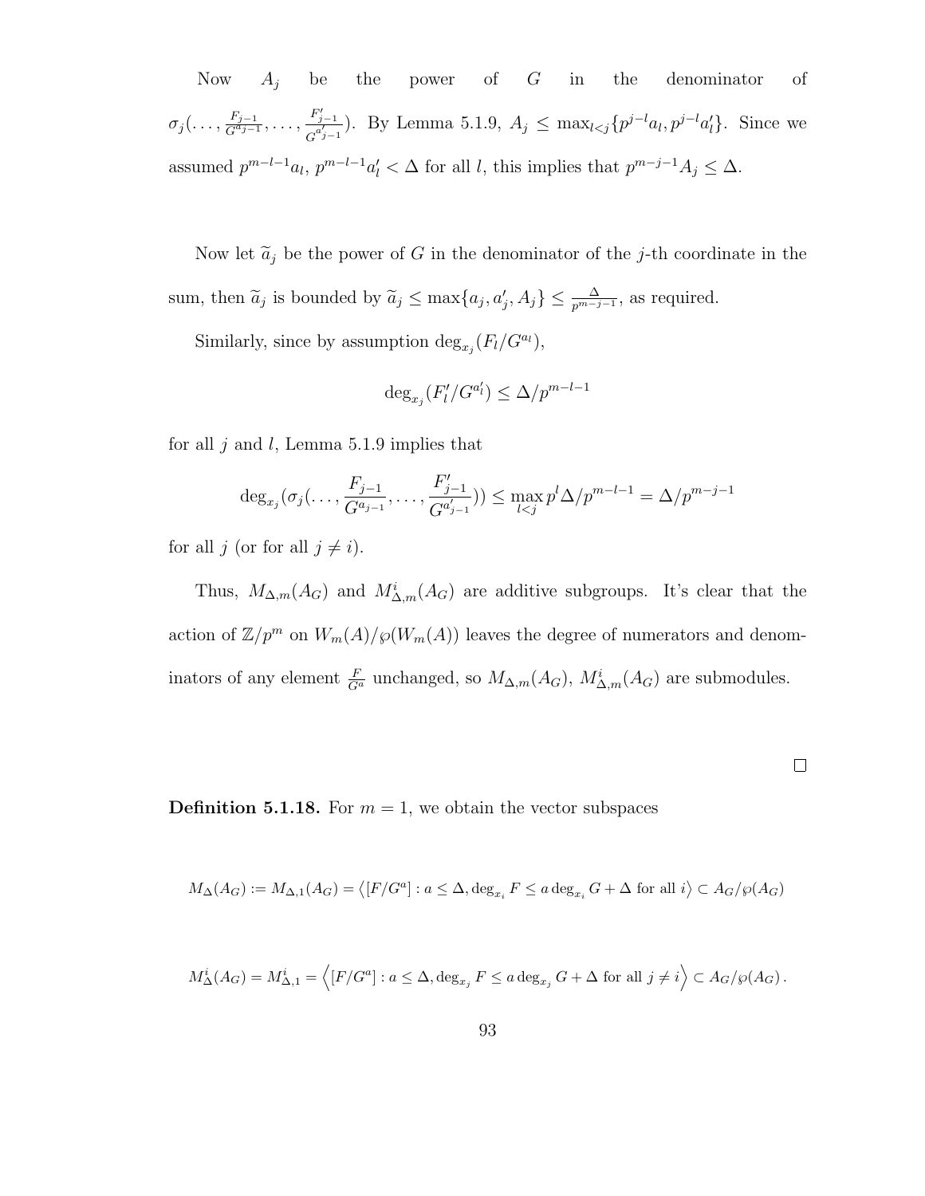Now $A_j$ be the power of $G$ in the denominator of $\sigma_j(\ldots, \frac{F_{j-1}}{G^{a_{j-1}}}, \ldots, \frac{F'_{j-1}}{G^{a'_{j-1}}})$. By Lemma 5.1.9, $A_j \leq \max_{l<j}\{p^{j-l}a_l, p^{j-l}a'_l\}$. Since we assumed $p^{m-l-1}a_l$, $p^{m-l-1}a'_l < \Delta$ for all $l$, this implies that $p^{m-j-1}A_j \leq \Delta$.

Now let $\widetilde{a}_j$ be the power of $G$ in the denominator of the $j$-th coordinate in the sum, then $\widetilde{a}_j$ is bounded by $\widetilde{a}_j \leq \max\{a_j, a'_j, A_j\} \leq \frac{\Delta}{p^{m-j-1}}$, as required.

Similarly, since by assumption $\deg_{x_j}(F_l/G^{a_l})$,

$$\deg_{x_j}(F'_l/G^{a'_l}) \leq \Delta/p^{m-l-1}$$

for all $j$ and $l$, Lemma 5.1.9 implies that

$$\deg_{x_j}(\sigma_j(\ldots, \frac{F_{j-1}}{G^{a_{j-1}}}, \ldots, \frac{F'_{j-1}}{G^{a'_{j-1}}})) \leq \max_{l<j} p^l \Delta/p^{m-l-1} = \Delta/p^{m-j-1}$$

for all $j$ (or for all $j \neq i$).

Thus, $M_{\Delta,m}(A_G)$ and $M^i_{\Delta,m}(A_G)$ are additive subgroups. It's clear that the action of $\mathbb{Z}/p^m$ on $W_m(A)/\wp(W_m(A))$ leaves the degree of numerators and denominators of any element $\frac{F}{G^a}$ unchanged, so $M_{\Delta,m}(A_G)$, $M^i_{\Delta,m}(A_G)$ are submodules.

$\square$

**Definition 5.1.18.** For $m = 1$, we obtain the vector subspaces

$$M_\Delta(A_G) := M_{\Delta,1}(A_G) = \left\langle [F/G^a] : a \leq \Delta, \deg_{x_i} F \leq a \deg_{x_i} G + \Delta \text{ for all } i \right\rangle \subset A_G/\wp(A_G)$$

$$M^i_\Delta(A_G) = M^i_{\Delta,1} = \left\langle [F/G^a] : a \leq \Delta, \deg_{x_j} F \leq a \deg_{x_j} G + \Delta \text{ for all } j \neq i \right\rangle \subset A_G/\wp(A_G).$$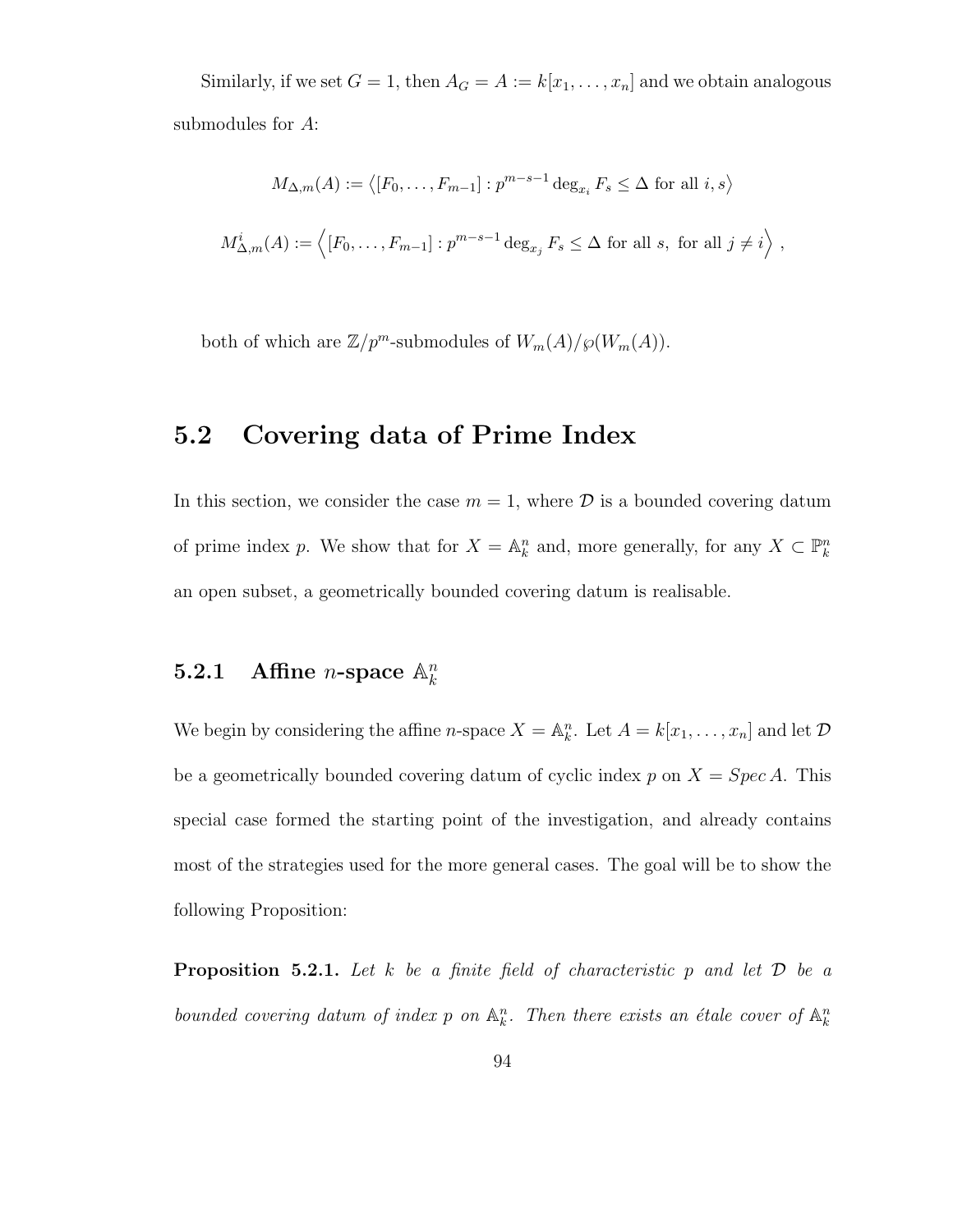Similarly, if we set $G = 1$, then $A_G = A := k[x_1, \ldots, x_n]$ and we obtain analogous submodules for $A$:

$$M_{\Delta,m}(A) := \langle [F_0, \ldots, F_{m-1}] : p^{m-s-1} \deg_{x_i} F_s \leq \Delta \text{ for all } i, s \rangle$$

$$M^i_{\Delta,m}(A) := \left\langle [F_0, \ldots, F_{m-1}] : p^{m-s-1} \deg_{x_j} F_s \leq \Delta \text{ for all } s, \text{ for all } j \neq i \right\rangle ,$$

both of which are $\mathbb{Z}/p^m$-submodules of $W_m(A)/\wp(W_m(A))$.

## 5.2 Covering data of Prime Index

In this section, we consider the case $m = 1$, where $\mathcal{D}$ is a bounded covering datum of prime index $p$. We show that for $X = \mathbb{A}^n_k$ and, more generally, for any $X \subset \mathbb{P}^n_k$ an open subset, a geometrically bounded covering datum is realisable.

### 5.2.1 Affine $n$-space $\mathbb{A}^n_k$

We begin by considering the affine $n$-space $X = \mathbb{A}^n_k$. Let $A = k[x_1, \ldots, x_n]$ and let $\mathcal{D}$ be a geometrically bounded covering datum of cyclic index $p$ on $X = Spec\, A$. This special case formed the starting point of the investigation, and already contains most of the strategies used for the more general cases. The goal will be to show the following Proposition:

**Proposition 5.2.1.** *Let $k$ be a finite field of characteristic $p$ and let $\mathcal{D}$ be a bounded covering datum of index $p$ on $\mathbb{A}^n_k$. Then there exists an étale cover of $\mathbb{A}^n_k$*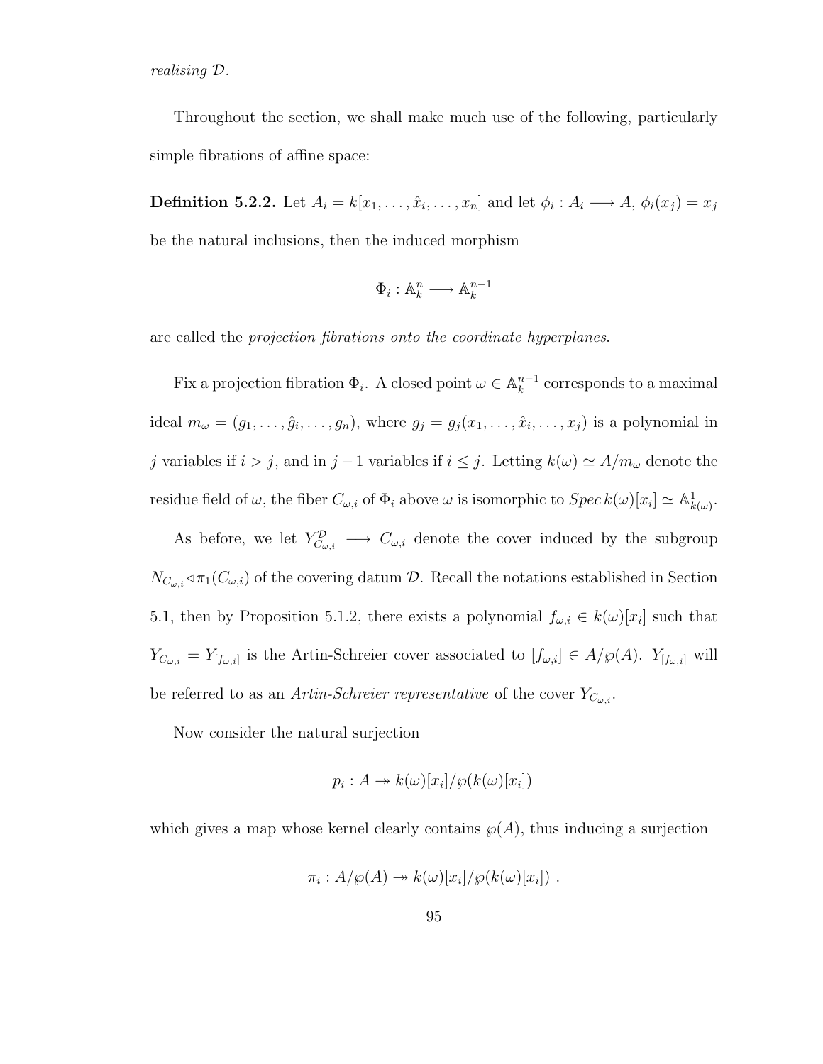*realising* $\mathcal{D}$.

Throughout the section, we shall make much use of the following, particularly simple fibrations of affine space:

**Definition 5.2.2.** Let $A_i = k[x_1, \ldots, \hat{x}_i, \ldots, x_n]$ and let $\phi_i : A_i \longrightarrow A$, $\phi_i(x_j) = x_j$ be the natural inclusions, then the induced morphism

$$\Phi_i : \mathbb{A}^n_k \longrightarrow \mathbb{A}^{n-1}_k$$

are called the *projection fibrations onto the coordinate hyperplanes*.

Fix a projection fibration $\Phi_i$. A closed point $\omega \in \mathbb{A}^{n-1}_k$ corresponds to a maximal ideal $m_\omega = (g_1, \ldots, \hat{g}_i, \ldots, g_n)$, where $g_j = g_j(x_1, \ldots, \hat{x}_i, \ldots, x_j)$ is a polynomial in $j$ variables if $i > j$, and in $j-1$ variables if $i \leq j$. Letting $k(\omega) \simeq A/m_\omega$ denote the residue field of $\omega$, the fiber $C_{\omega,i}$ of $\Phi_i$ above $\omega$ is isomorphic to $Spec\, k(\omega)[x_i] \simeq \mathbb{A}^1_{k(\omega)}$.

As before, we let $Y^{\mathcal{D}}_{C_{\omega,i}} \longrightarrow C_{\omega,i}$ denote the cover induced by the subgroup $N_{C_{\omega,i}} \triangleleft \pi_1(C_{\omega,i})$ of the covering datum $\mathcal{D}$. Recall the notations established in Section 5.1, then by Proposition 5.1.2, there exists a polynomial $f_{\omega,i} \in k(\omega)[x_i]$ such that $Y_{C_{\omega,i}} = Y_{[f_{\omega,i}]}$ is the Artin-Schreier cover associated to $[f_{\omega,i}] \in A/\wp(A)$. $Y_{[f_{\omega,i}]}$ will be referred to as an *Artin-Schreier representative* of the cover $Y_{C_{\omega,i}}$.

Now consider the natural surjection

$$p_i : A \twoheadrightarrow k(\omega)[x_i]/\wp(k(\omega)[x_i])$$

which gives a map whose kernel clearly contains $\wp(A)$, thus inducing a surjection

$$\pi_i : A/\wp(A) \twoheadrightarrow k(\omega)[x_i]/\wp(k(\omega)[x_i]) \ .$$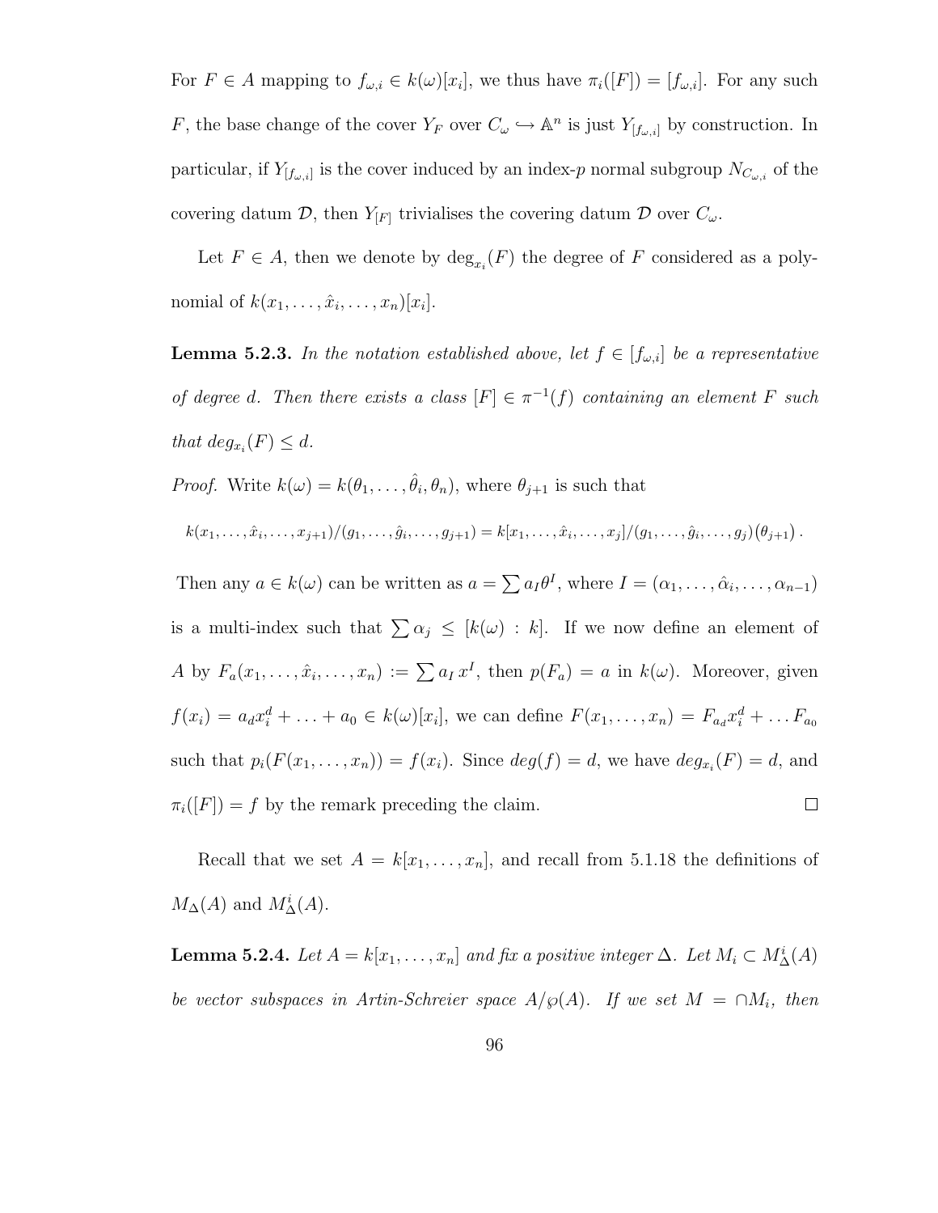For $F \in A$ mapping to $f_{\omega,i} \in k(\omega)[x_i]$, we thus have $\pi_i([F]) = [f_{\omega,i}]$. For any such $F$, the base change of the cover $Y_F$ over $C_\omega \hookrightarrow \mathbb{A}^n$ is just $Y_{[f_{\omega,i}]}$ by construction. In particular, if $Y_{[f_{\omega,i}]}$ is the cover induced by an index-$p$ normal subgroup $N_{C_{\omega,i}}$ of the covering datum $\mathcal{D}$, then $Y_{[F]}$ trivialises the covering datum $\mathcal{D}$ over $C_\omega$.

Let $F \in A$, then we denote by $\deg_{x_i}(F)$ the degree of $F$ considered as a polynomial of $k(x_1, \ldots, \hat{x}_i, \ldots, x_n)[x_i]$.

**Lemma 5.2.3.** *In the notation established above, let $f \in [f_{\omega,i}]$ be a representative of degree $d$. Then there exists a class $[F] \in \pi^{-1}(f)$ containing an element $F$ such that $deg_{x_i}(F) \leq d$.*

*Proof.* Write $k(\omega) = k(\theta_1, \ldots, \hat{\theta}_i, \theta_n)$, where $\theta_{j+1}$ is such that

$$k(x_1, \ldots, \hat{x}_i, \ldots, x_{j+1})/(g_1, \ldots, \hat{g}_i, \ldots, g_{j+1}) = k[x_1, \ldots, \hat{x}_i, \ldots, x_j]/(g_1, \ldots, \hat{g}_i, \ldots, g_j)(\theta_{j+1}) \,.$$

Then any $a \in k(\omega)$ can be written as $a = \sum a_I \theta^I$, where $I = (\alpha_1, \ldots, \hat{\alpha}_i, \ldots, \alpha_{n-1})$ is a multi-index such that $\sum \alpha_j \leq [k(\omega) : k]$. If we now define an element of $A$ by $F_a(x_1, \ldots, \hat{x}_i, \ldots, x_n) := \sum a_I \, x^I$, then $p(F_a) = a$ in $k(\omega)$. Moreover, given $f(x_i) = a_d x_i^d + \ldots + a_0 \in k(\omega)[x_i]$, we can define $F(x_1, \ldots, x_n) = F_{a_d} x_i^d + \ldots F_{a_0}$ such that $p_i(F(x_1, \ldots, x_n)) = f(x_i)$. Since $deg(f) = d$, we have $deg_{x_i}(F) = d$, and $\pi_i([F]) = f$ by the remark preceding the claim. $\square$

Recall that we set $A = k[x_1, \ldots, x_n]$, and recall from 5.1.18 the definitions of $M_\Delta(A)$ and $M_\Delta^i(A)$.

**Lemma 5.2.4.** *Let $A = k[x_1, \ldots, x_n]$ and fix a positive integer $\Delta$. Let $M_i \subset M_\Delta^i(A)$ be vector subspaces in Artin-Schreier space $A/\wp(A)$. If we set $M = \cap M_i$, then*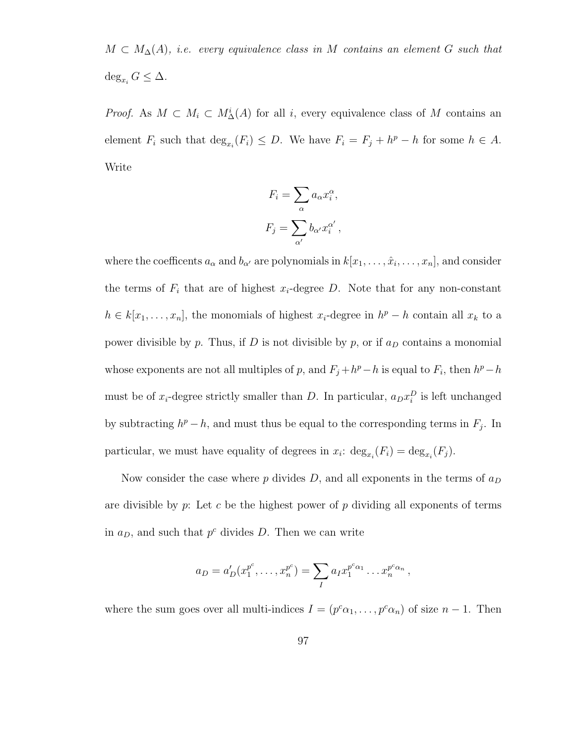$M \subset M_\Delta(A)$*, i.e. every equivalence class in* $M$ *contains an element* $G$ *such that* $\deg_{x_i} G \leq \Delta$*.*

*Proof.* As $M \subset M_i \subset M^i_\Delta(A)$ for all $i$, every equivalence class of $M$ contains an element $F_i$ such that $\deg_{x_i}(F_i) \leq D$. We have $F_i = F_j + h^p - h$ for some $h \in A$. Write

$$F_i = \sum_\alpha a_\alpha x_i^\alpha,$$

$$F_j = \sum_{\alpha'} b_{\alpha'} x_i^{\alpha'},$$

where the coefficents $a_\alpha$ and $b_{\alpha'}$ are polynomials in $k[x_1, \ldots, \hat{x}_i, \ldots, x_n]$, and consider the terms of $F_i$ that are of highest $x_i$-degree $D$. Note that for any non-constant $h \in k[x_1, \ldots, x_n]$, the monomials of highest $x_i$-degree in $h^p - h$ contain all $x_k$ to a power divisible by $p$. Thus, if $D$ is not divisible by $p$, or if $a_D$ contains a monomial whose exponents are not all multiples of $p$, and $F_j + h^p - h$ is equal to $F_i$, then $h^p - h$ must be of $x_i$-degree strictly smaller than $D$. In particular, $a_D x_i^D$ is left unchanged by subtracting $h^p - h$, and must thus be equal to the corresponding terms in $F_j$. In particular, we must have equality of degrees in $x_i$: $\deg_{x_i}(F_i) = \deg_{x_i}(F_j)$.

Now consider the case where $p$ divides $D$, and all exponents in the terms of $a_D$ are divisible by $p$: Let $c$ be the highest power of $p$ dividing all exponents of terms in $a_D$, and such that $p^c$ divides $D$. Then we can write

$$a_D = a'_D(x_1^{p^c}, \ldots, x_n^{p^c}) = \sum_I a_I x_1^{p^c\alpha_1} \ldots x_n^{p^c\alpha_n},$$

where the sum goes over all multi-indices $I = (p^c\alpha_1, \ldots, p^c\alpha_n)$ of size $n-1$. Then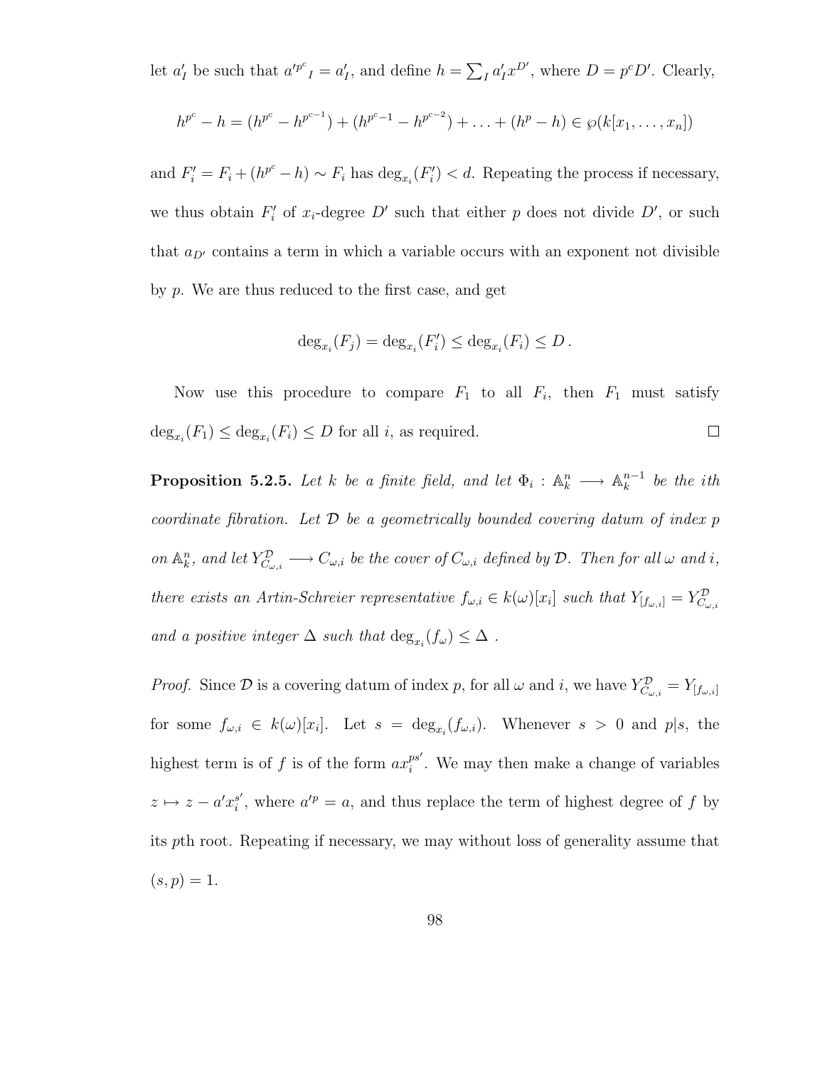let $a'_I$ be such that ${a'^{p^c}}_I = a'_I$, and define $h = \sum_I a'_I x^{D'}$, where $D = p^c D'$. Clearly,

$$h^{p^c} - h = (h^{p^c} - h^{p^{c-1}}) + (h^{p^{c-1}} - h^{p^{c-2}}) + \ldots + (h^p - h) \in \wp(k[x_1, \ldots, x_n])$$

and $F'_i = F_i + (h^{p^c} - h) \sim F_i$ has $\deg_{x_i}(F'_i) < d$. Repeating the process if necessary, we thus obtain $F'_i$ of $x_i$-degree $D'$ such that either $p$ does not divide $D'$, or such that $a_{D'}$ contains a term in which a variable occurs with an exponent not divisible by $p$. We are thus reduced to the first case, and get

$$\deg_{x_i}(F_j) = \deg_{x_i}(F'_i) \leq \deg_{x_i}(F_i) \leq D\,.$$

Now use this procedure to compare $F_1$ to all $F_i$, then $F_1$ must satisfy $\deg_{x_i}(F_1) \leq \deg_{x_i}(F_i) \leq D$ for all $i$, as required. □

**Proposition 5.2.5.** *Let $k$ be a finite field, and let $\Phi_i : \mathbb{A}^n_k \longrightarrow \mathbb{A}^{n-1}_k$ be the ith coordinate fibration. Let $\mathcal{D}$ be a geometrically bounded covering datum of index $p$ on $\mathbb{A}^n_k$, and let $Y^{\mathcal{D}}_{C_{\omega,i}} \longrightarrow C_{\omega,i}$ be the cover of $C_{\omega,i}$ defined by $\mathcal{D}$. Then for all $\omega$ and $i$, there exists an Artin-Schreier representative $f_{\omega,i} \in k(\omega)[x_i]$ such that $Y_{[f_{\omega,i}]} = Y^{\mathcal{D}}_{C_{\omega,i}}$ and a positive integer $\Delta$ such that $\deg_{x_i}(f_\omega) \leq \Delta$ .*

*Proof.* Since $\mathcal{D}$ is a covering datum of index $p$, for all $\omega$ and $i$, we have $Y^{\mathcal{D}}_{C_{\omega,i}} = Y_{[f_{\omega,i}]}$ for some $f_{\omega,i} \in k(\omega)[x_i]$. Let $s = \deg_{x_i}(f_{\omega,i})$. Whenever $s > 0$ and $p|s$, the highest term is of $f$ is of the form $ax_i^{ps'}$. We may then make a change of variables $z \mapsto z - a'x_i^{s'}$, where $a'^p = a$, and thus replace the term of highest degree of $f$ by its $p$th root. Repeating if necessary, we may without loss of generality assume that $(s, p) = 1$.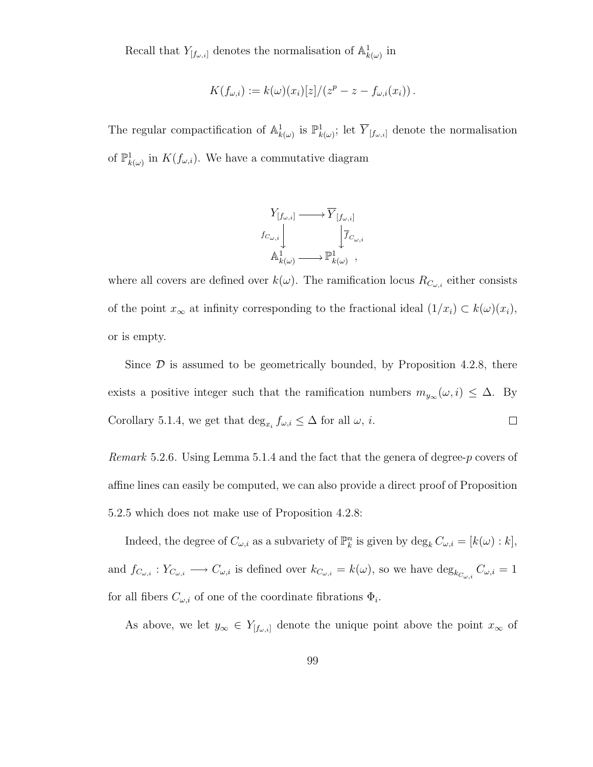Recall that $Y_{[f_{\omega,i}]}$ denotes the normalisation of $\mathbb{A}^1_{k(\omega)}$ in

$$K(f_{\omega,i}) := k(\omega)(x_i)[z]/(z^p - z - f_{\omega,i}(x_i)) .$$

The regular compactification of $\mathbb{A}^1_{k(\omega)}$ is $\mathbb{P}^1_{k(\omega)}$; let $\overline{Y}_{[f_{\omega,i}]}$ denote the normalisation of $\mathbb{P}^1_{k(\omega)}$ in $K(f_{\omega,i})$. We have a commutative diagram

$$\begin{array}{ccc} Y_{[f_{\omega,i}]} & \longrightarrow & \overline{Y}_{[f_{\omega,i}]} \\ {\scriptstyle f_{C_{\omega,i}}} \downarrow & & \downarrow {\scriptstyle \overline{f}_{C_{\omega,i}}} \\ \mathbb{A}^1_{k(\omega)} & \longrightarrow & \mathbb{P}^1_{k(\omega)} \end{array} ,$$

where all covers are defined over $k(\omega)$. The ramification locus $R_{C_{\omega,i}}$ either consists of the point $x_\infty$ at infinity corresponding to the fractional ideal $(1/x_i) \subset k(\omega)(x_i)$, or is empty.

Since $\mathcal{D}$ is assumed to be geometrically bounded, by Proposition 4.2.8, there exists a positive integer such that the ramification numbers $m_{y_\infty}(\omega, i) \leq \Delta$. By Corollary 5.1.4, we get that $\deg_{x_i} f_{\omega,i} \leq \Delta$ for all $\omega$, $i$. $\square$

*Remark* 5.2.6. Using Lemma 5.1.4 and the fact that the genera of degree-$p$ covers of affine lines can easily be computed, we can also provide a direct proof of Proposition 5.2.5 which does not make use of Proposition 4.2.8:

Indeed, the degree of $C_{\omega,i}$ as a subvariety of $\mathbb{P}^n_k$ is given by $\deg_k C_{\omega,i} = [k(\omega) : k]$, and $f_{C_{\omega,i}} : Y_{C_{\omega,i}} \longrightarrow C_{\omega,i}$ is defined over $k_{C_{\omega,i}} = k(\omega)$, so we have $\deg_{k_{C_{\omega,i}}} C_{\omega,i} = 1$ for all fibers $C_{\omega,i}$ of one of the coordinate fibrations $\Phi_i$.

As above, we let $y_\infty \in Y_{[f_{\omega,i}]}$ denote the unique point above the point $x_\infty$ of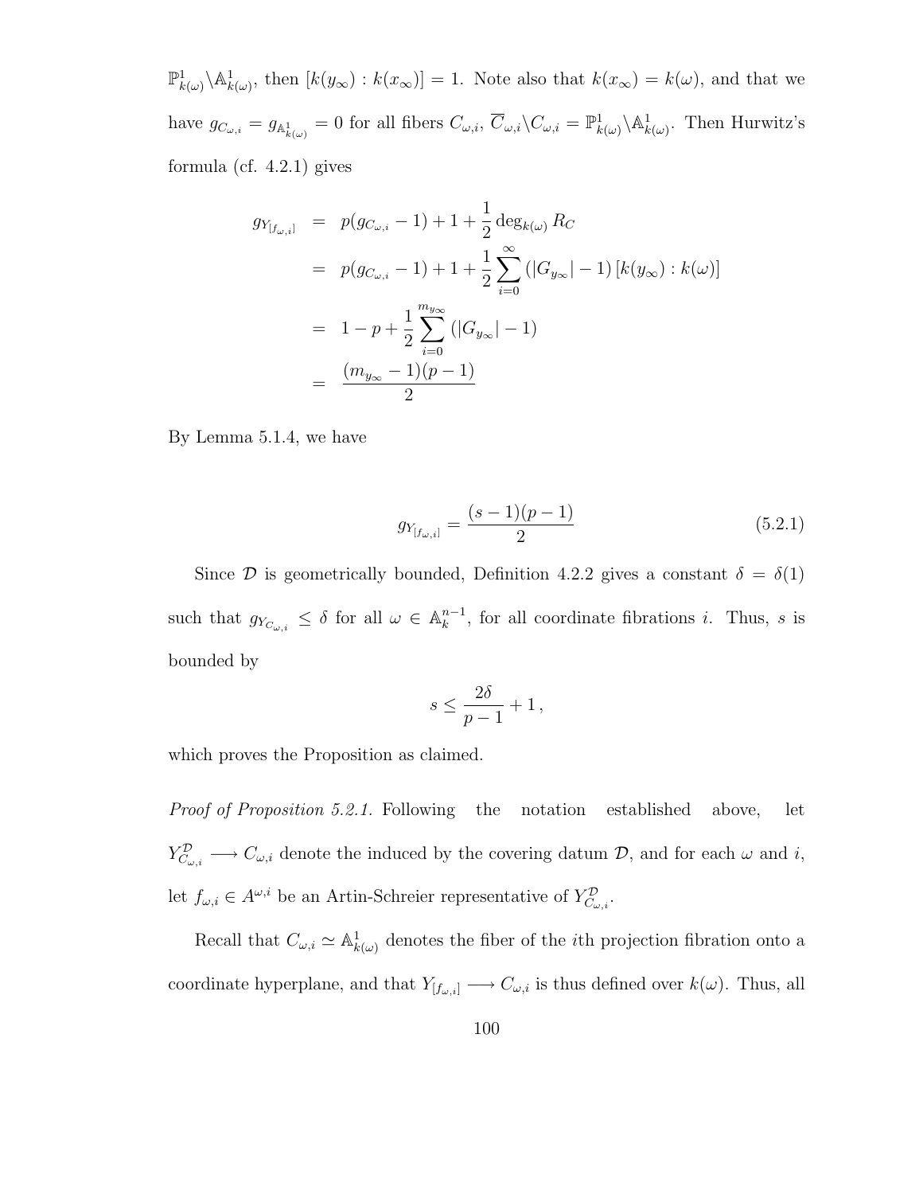$\mathbb{P}^1_{k(\omega)} \backslash \mathbb{A}^1_{k(\omega)}$, then $[k(y_\infty) : k(x_\infty)] = 1$. Note also that $k(x_\infty) = k(\omega)$, and that we have $g_{C_{\omega,i}} = g_{\mathbb{A}^1_{k(\omega)}} = 0$ for all fibers $C_{\omega,i}$, $\overline{C}_{\omega,i} \backslash C_{\omega,i} = \mathbb{P}^1_{k(\omega)} \backslash \mathbb{A}^1_{k(\omega)}$. Then Hurwitz's formula (cf. 4.2.1) gives

$$
\begin{aligned}
g_{Y_{[f_{\omega,i}]}} &= p(g_{C_{\omega,i}} - 1) + 1 + \frac{1}{2} \deg_{k(\omega)} R_C \\
&= p(g_{C_{\omega,i}} - 1) + 1 + \frac{1}{2} \sum_{i=0}^{\infty} \left( |G_{y_\infty}| - 1 \right) [k(y_\infty) : k(\omega)] \\
&= 1 - p + \frac{1}{2} \sum_{i=0}^{m_{y_\infty}} \left( |G_{y_\infty}| - 1 \right) \\
&= \frac{(m_{y_\infty} - 1)(p-1)}{2}
\end{aligned}
$$

By Lemma 5.1.4, we have

$$
g_{Y_{[f_{\omega,i}]}} = \frac{(s-1)(p-1)}{2} \tag{5.2.1}
$$

Since $\mathcal{D}$ is geometrically bounded, Definition 4.2.2 gives a constant $\delta = \delta(1)$ such that $g_{Y_{C_{\omega,i}}} \leq \delta$ for all $\omega \in \mathbb{A}^{n-1}_k$, for all coordinate fibrations $i$. Thus, $s$ is bounded by

$$
s \leq \frac{2\delta}{p-1} + 1 \,,
$$

which proves the Proposition as claimed.

*Proof of Proposition 5.2.1.* Following the notation established above, let $Y^{\mathcal{D}}_{C_{\omega,i}} \longrightarrow C_{\omega,i}$ denote the induced by the covering datum $\mathcal{D}$, and for each $\omega$ and $i$, let $f_{\omega,i} \in A^{\omega,i}$ be an Artin-Schreier representative of $Y^{\mathcal{D}}_{C_{\omega,i}}$.

Recall that $C_{\omega,i} \simeq \mathbb{A}^1_{k(\omega)}$ denotes the fiber of the $i$th projection fibration onto a coordinate hyperplane, and that $Y_{[f_{\omega,i}]} \longrightarrow C_{\omega,i}$ is thus defined over $k(\omega)$. Thus, all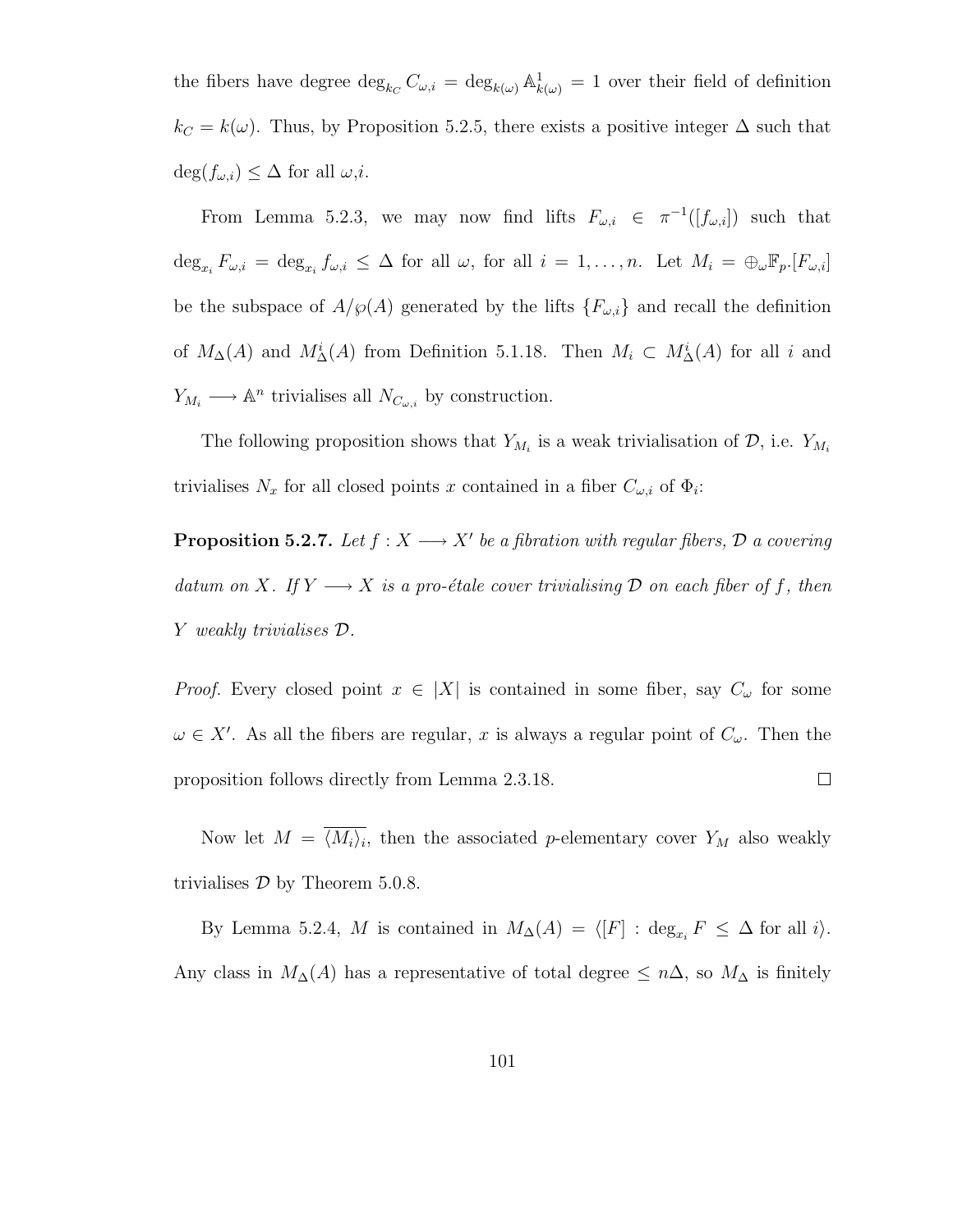the fibers have degree $\deg_{k_C} C_{\omega,i} = \deg_{k(\omega)} \mathbb{A}^1_{k(\omega)} = 1$ over their field of definition $k_C = k(\omega)$. Thus, by Proposition 5.2.5, there exists a positive integer $\Delta$ such that $\deg(f_{\omega,i}) \leq \Delta$ for all $\omega$,$i$.

From Lemma 5.2.3, we may now find lifts $F_{\omega,i} \in \pi^{-1}([f_{\omega,i}])$ such that $\deg_{x_i} F_{\omega,i} = \deg_{x_i} f_{\omega,i} \leq \Delta$ for all $\omega$, for all $i = 1, \ldots, n$. Let $M_i = \oplus_\omega \mathbb{F}_p.[F_{\omega,i}]$ be the subspace of $A/\wp(A)$ generated by the lifts $\{F_{\omega,i}\}$ and recall the definition of $M_\Delta(A)$ and $M^i_\Delta(A)$ from Definition 5.1.18. Then $M_i \subset M^i_\Delta(A)$ for all $i$ and $Y_{M_i} \longrightarrow \mathbb{A}^n$ trivialises all $N_{C_{\omega,i}}$ by construction.

The following proposition shows that $Y_{M_i}$ is a weak trivialisation of $\mathcal{D}$, i.e. $Y_{M_i}$ trivialises $N_x$ for all closed points $x$ contained in a fiber $C_{\omega,i}$ of $\Phi_i$:

**Proposition 5.2.7.** *Let $f : X \longrightarrow X'$ be a fibration with regular fibers, $\mathcal{D}$ a covering datum on $X$. If $Y \longrightarrow X$ is a pro-étale cover trivialising $\mathcal{D}$ on each fiber of $f$, then $Y$ weakly trivialises $\mathcal{D}$.*

*Proof.* Every closed point $x \in |X|$ is contained in some fiber, say $C_\omega$ for some $\omega \in X'$. As all the fibers are regular, $x$ is always a regular point of $C_\omega$. Then the proposition follows directly from Lemma 2.3.18. $\square$

Now let $M = \overline{\langle M_i \rangle_i}$, then the associated $p$-elementary cover $Y_M$ also weakly trivialises $\mathcal{D}$ by Theorem 5.0.8.

By Lemma 5.2.4, $M$ is contained in $M_\Delta(A) = \langle [F] : \deg_{x_i} F \leq \Delta \text{ for all } i \rangle$. Any class in $M_\Delta(A)$ has a representative of total degree $\leq n\Delta$, so $M_\Delta$ is finitely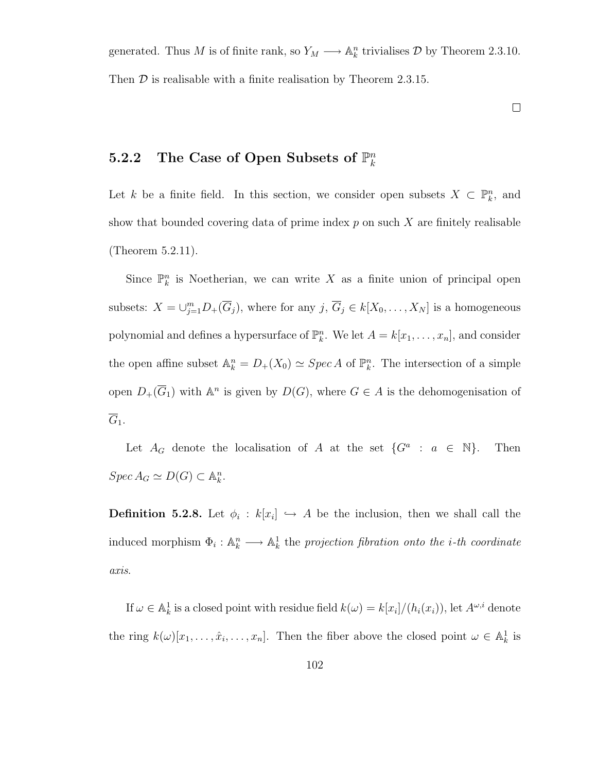generated. Thus $M$ is of finite rank, so $Y_M \longrightarrow \mathbb{A}^n_k$ trivialises $\mathcal{D}$ by Theorem 2.3.10. Then $\mathcal{D}$ is realisable with a finite realisation by Theorem 2.3.15.

□

### 5.2.2 The Case of Open Subsets of $\mathbb{P}^n_k$

Let $k$ be a finite field. In this section, we consider open subsets $X \subset \mathbb{P}^n_k$, and show that bounded covering data of prime index $p$ on such $X$ are finitely realisable (Theorem 5.2.11).

Since $\mathbb{P}^n_k$ is Noetherian, we can write $X$ as a finite union of principal open subsets: $X = \cup_{j=1}^m D_+(\overline{G}_j)$, where for any $j$, $\overline{G}_j \in k[X_0, \ldots, X_N]$ is a homogeneous polynomial and defines a hypersurface of $\mathbb{P}^n_k$. We let $A = k[x_1, \ldots, x_n]$, and consider the open affine subset $\mathbb{A}^n_k = D_+(X_0) \simeq Spec\, A$ of $\mathbb{P}^n_k$. The intersection of a simple open $D_+(\overline{G}_1)$ with $\mathbb{A}^n$ is given by $D(G)$, where $G \in A$ is the dehomogenisation of $\overline{G}_1$.

Let $A_G$ denote the localisation of $A$ at the set $\{G^a : a \in \mathbb{N}\}$. Then $Spec\, A_G \simeq D(G) \subset \mathbb{A}^n_k$.

**Definition 5.2.8.** Let $\phi_i : k[x_i] \hookrightarrow A$ be the inclusion, then we shall call the induced morphism $\Phi_i : \mathbb{A}^n_k \longrightarrow \mathbb{A}^1_k$ the *projection fibration onto the i-th coordinate axis.*

If $\omega \in \mathbb{A}^1_k$ is a closed point with residue field $k(\omega) = k[x_i]/(h_i(x_i))$, let $A^{\omega,i}$ denote the ring $k(\omega)[x_1, \ldots, \hat{x}_i, \ldots, x_n]$. Then the fiber above the closed point $\omega \in \mathbb{A}^1_k$ is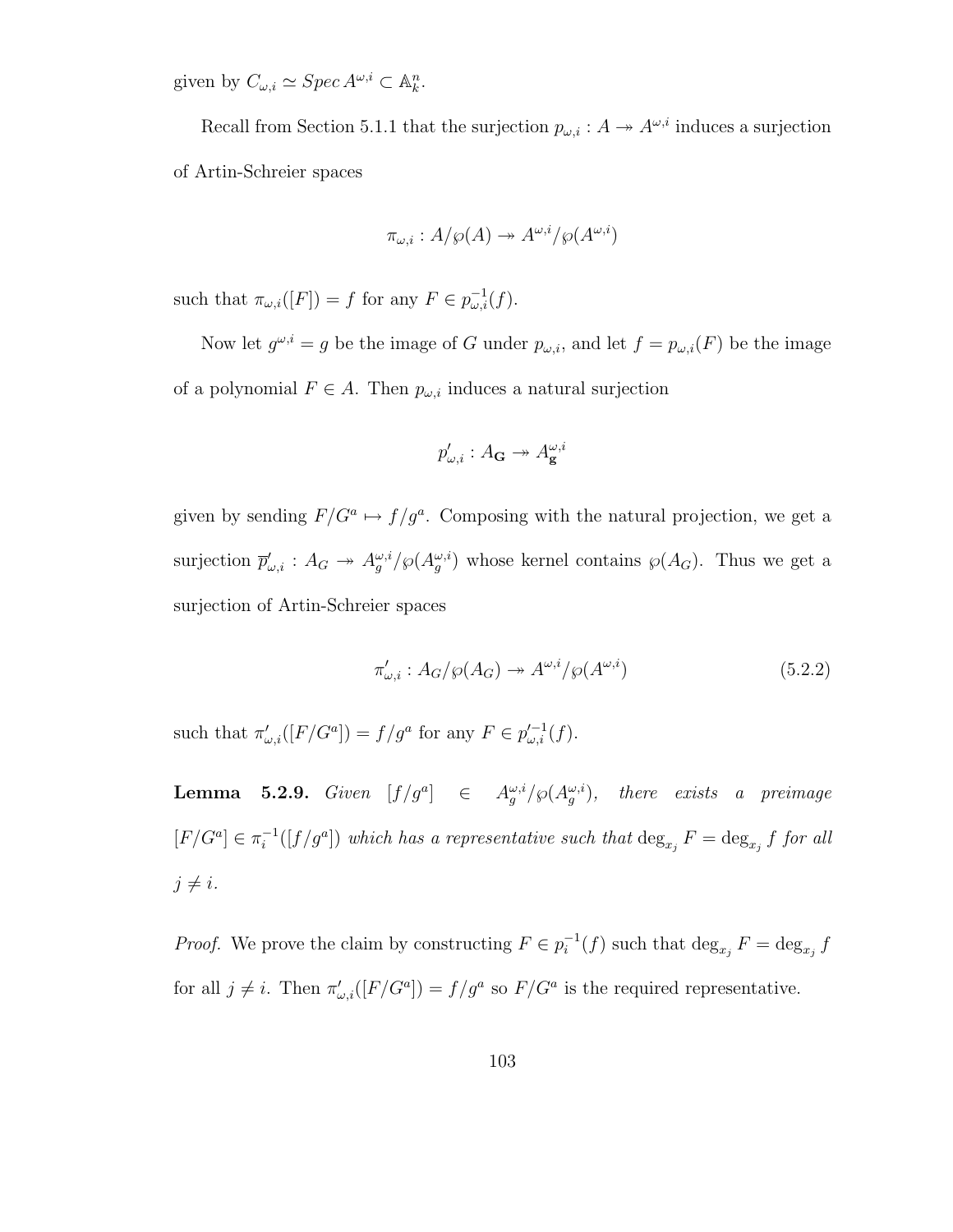given by $C_{\omega,i} \simeq Spec\, A^{\omega,i} \subset \mathbb{A}^n_k$.

Recall from Section 5.1.1 that the surjection $p_{\omega,i} : A \twoheadrightarrow A^{\omega,i}$ induces a surjection of Artin-Schreier spaces

$$\pi_{\omega,i} : A/\wp(A) \twoheadrightarrow A^{\omega,i}/\wp(A^{\omega,i})$$

such that $\pi_{\omega,i}([F]) = f$ for any $F \in p^{-1}_{\omega,i}(f)$.

Now let $g^{\omega,i} = g$ be the image of $G$ under $p_{\omega,i}$, and let $f = p_{\omega,i}(F)$ be the image of a polynomial $F \in A$. Then $p_{\omega,i}$ induces a natural surjection

$$p'_{\omega,i} : A_{\mathbf{G}} \twoheadrightarrow A^{\omega,i}_{\mathbf{g}}$$

given by sending $F/G^a \mapsto f/g^a$. Composing with the natural projection, we get a surjection $\overline{p}'_{\omega,i} : A_G \twoheadrightarrow A^{\omega,i}_g/\wp(A^{\omega,i}_g)$ whose kernel contains $\wp(A_G)$. Thus we get a surjection of Artin-Schreier spaces

$$\pi'_{\omega,i} : A_G/\wp(A_G) \twoheadrightarrow A^{\omega,i}/\wp(A^{\omega,i}) \tag{5.2.2}$$

such that $\pi'_{\omega,i}([F/G^a]) = f/g^a$ for any $F \in p'^{-1}_{\omega,i}(f)$.

**Lemma 5.2.9.** *Given* $[f/g^a] \in A^{\omega,i}_g/\wp(A^{\omega,i}_g)$, *there exists a preimage* $[F/G^a] \in \pi_i^{-1}([f/g^a])$ *which has a representative such that* $\deg_{x_j} F = \deg_{x_j} f$ *for all* $j \neq i$.

*Proof.* We prove the claim by constructing $F \in p_i^{-1}(f)$ such that $\deg_{x_j} F = \deg_{x_j} f$ for all $j \neq i$. Then $\pi'_{\omega,i}([F/G^a]) = f/g^a$ so $F/G^a$ is the required representative.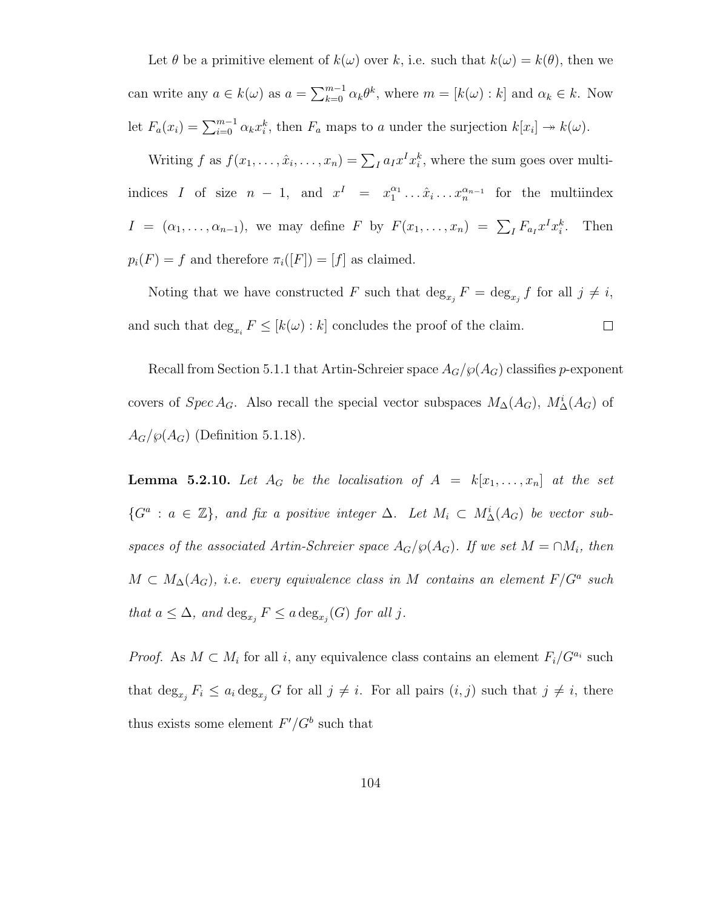Let $\theta$ be a primitive element of $k(\omega)$ over $k$, i.e. such that $k(\omega) = k(\theta)$, then we can write any $a \in k(\omega)$ as $a = \sum_{k=0}^{m-1} \alpha_k \theta^k$, where $m = [k(\omega) : k]$ and $\alpha_k \in k$. Now let $F_a(x_i) = \sum_{i=0}^{m-1} \alpha_k x_i^k$, then $F_a$ maps to $a$ under the surjection $k[x_i] \twoheadrightarrow k(\omega)$.

Writing $f$ as $f(x_1, \ldots, \hat{x}_i, \ldots, x_n) = \sum_I a_I x^I x_i^k$, where the sum goes over multiindices $I$ of size $n-1$, and $x^I = x_1^{\alpha_1} \ldots \hat{x}_i \ldots x_n^{\alpha_{n-1}}$ for the multiindex $I = (\alpha_1, \ldots, \alpha_{n-1})$, we may define $F$ by $F(x_1, \ldots, x_n) = \sum_I F_{a_I} x^I x_i^k$. Then $p_i(F) = f$ and therefore $\pi_i([F]) = [f]$ as claimed.

Noting that we have constructed $F$ such that $\deg_{x_j} F = \deg_{x_j} f$ for all $j \neq i$, and such that $\deg_{x_i} F \leq [k(\omega) : k]$ concludes the proof of the claim. $\square$

Recall from Section 5.1.1 that Artin-Schreier space $A_G/\wp(A_G)$ classifies $p$-exponent covers of $Spec\, A_G$. Also recall the special vector subspaces $M_\Delta(A_G)$, $M_\Delta^i(A_G)$ of $A_G/\wp(A_G)$ (Definition 5.1.18).

**Lemma 5.2.10.** *Let $A_G$ be the localisation of $A = k[x_1, \ldots, x_n]$ at the set $\{G^a : a \in \mathbb{Z}\}$, and fix a positive integer $\Delta$. Let $M_i \subset M_\Delta^i(A_G)$ be vector subspaces of the associated Artin-Schreier space $A_G/\wp(A_G)$. If we set $M = \cap M_i$, then $M \subset M_\Delta(A_G)$, i.e. every equivalence class in $M$ contains an element $F/G^a$ such that $a \leq \Delta$, and $\deg_{x_j} F \leq a \deg_{x_j}(G)$ for all $j$.*

*Proof.* As $M \subset M_i$ for all $i$, any equivalence class contains an element $F_i/G^{a_i}$ such that $\deg_{x_j} F_i \leq a_i \deg_{x_j} G$ for all $j \neq i$. For all pairs $(i, j)$ such that $j \neq i$, there thus exists some element $F'/G^b$ such that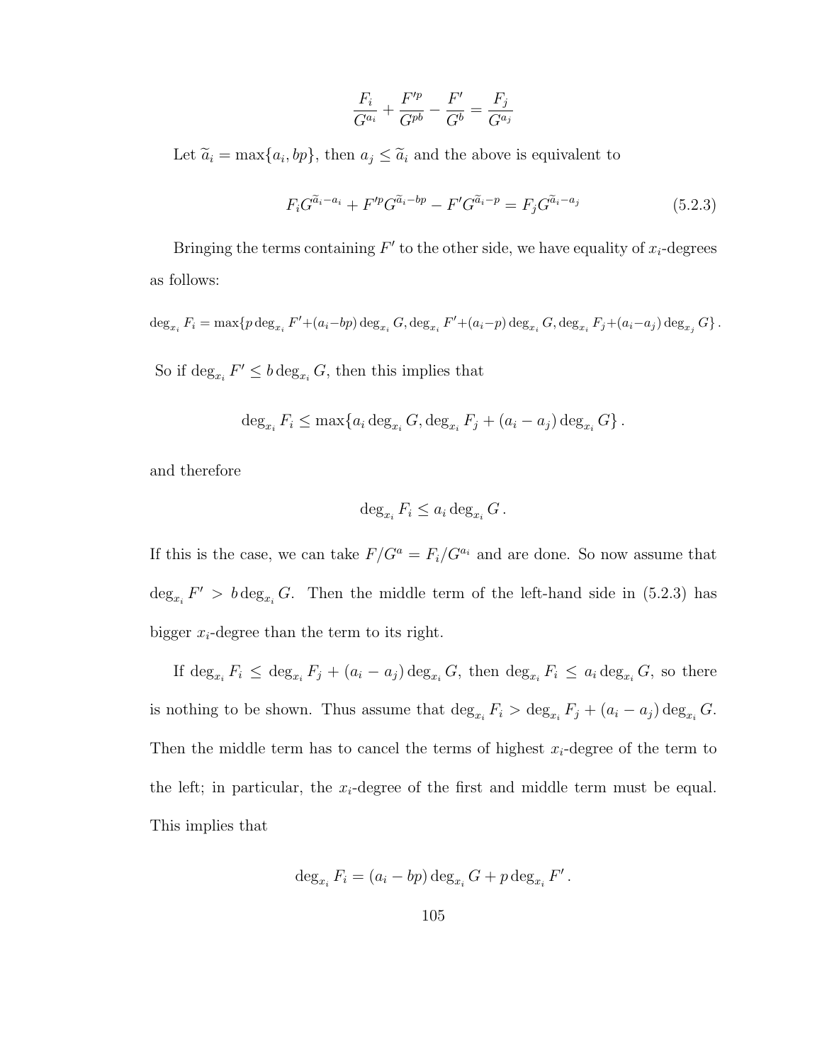$$\frac{F_i}{G^{a_i}} + \frac{F'^p}{G^{pb}} - \frac{F'}{G^b} = \frac{F_j}{G^{a_j}}$$

Let $\widetilde{a}_i = \max\{a_i, bp\}$, then $a_j \leq \widetilde{a}_i$ and the above is equivalent to

$$F_i G^{\widetilde{a}_i - a_i} + F'^p G^{\widetilde{a}_i - bp} - F' G^{\widetilde{a}_i - p} = F_j G^{\widetilde{a}_i - a_j} \tag{5.2.3}$$

Bringing the terms containing $F'$ to the other side, we have equality of $x_i$-degrees as follows:

$$\deg_{x_i} F_i = \max\{p \deg_{x_i} F' + (a_i - bp) \deg_{x_i} G, \deg_{x_i} F' + (a_i - p) \deg_{x_i} G, \deg_{x_i} F_j + (a_i - a_j) \deg_{x_j} G\}.$$

So if $\deg_{x_i} F' \leq b \deg_{x_i} G$, then this implies that

$$\deg_{x_i} F_i \leq \max\{a_i \deg_{x_i} G, \deg_{x_i} F_j + (a_i - a_j) \deg_{x_i} G\}.$$

and therefore

$$\deg_{x_i} F_i \leq a_i \deg_{x_i} G.$$

If this is the case, we can take $F/G^a = F_i/G^{a_i}$ and are done. So now assume that $\deg_{x_i} F' > b \deg_{x_i} G$. Then the middle term of the left-hand side in (5.2.3) has bigger $x_i$-degree than the term to its right.

If $\deg_{x_i} F_i \leq \deg_{x_i} F_j + (a_i - a_j) \deg_{x_i} G$, then $\deg_{x_i} F_i \leq a_i \deg_{x_i} G$, so there is nothing to be shown. Thus assume that $\deg_{x_i} F_i > \deg_{x_i} F_j + (a_i - a_j) \deg_{x_i} G$. Then the middle term has to cancel the terms of highest $x_i$-degree of the term to the left; in particular, the $x_i$-degree of the first and middle term must be equal. This implies that

$$\deg_{x_i} F_i = (a_i - bp) \deg_{x_i} G + p \deg_{x_i} F'.$$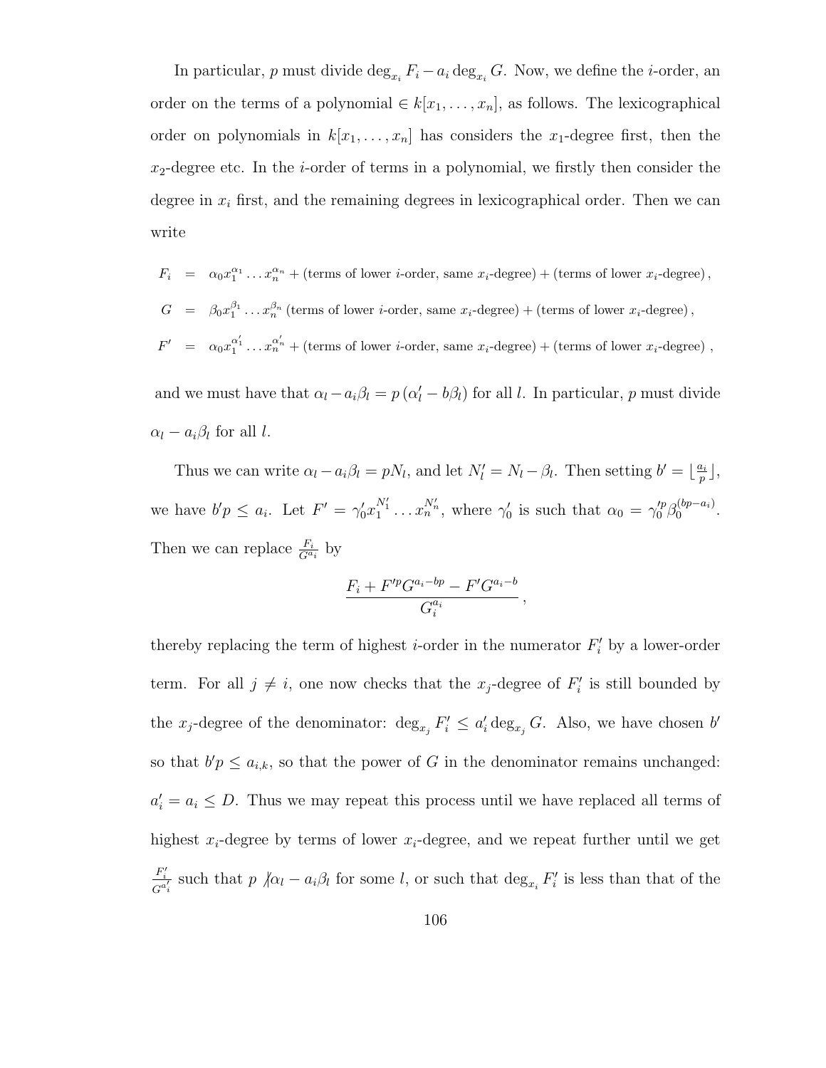In particular, $p$ must divide $\deg_{x_i} F_i - a_i \deg_{x_i} G$. Now, we define the $i$-order, an order on the terms of a polynomial $\in k[x_1, \ldots, x_n]$, as follows. The lexicographical order on polynomials in $k[x_1, \ldots, x_n]$ has considers the $x_1$-degree first, then the $x_2$-degree etc. In the $i$-order of terms in a polynomial, we firstly then consider the degree in $x_i$ first, and the remaining degrees in lexicographical order. Then we can write

$$
\begin{aligned}
F_i &= \alpha_0 x_1^{\alpha_1} \ldots x_n^{\alpha_n} + (\text{terms of lower } i\text{-order, same } x_i\text{-degree}) + (\text{terms of lower } x_i\text{-degree}), \\
G &= \beta_0 x_1^{\beta_1} \ldots x_n^{\beta_n} \, (\text{terms of lower } i\text{-order, same } x_i\text{-degree}) + (\text{terms of lower } x_i\text{-degree}), \\
F' &= \alpha_0 x_1^{\alpha_1'} \ldots x_n^{\alpha_n'} + (\text{terms of lower } i\text{-order, same } x_i\text{-degree}) + (\text{terms of lower } x_i\text{-degree})\ ,
\end{aligned}
$$

and we must have that $\alpha_l - a_i \beta_l = p\left(\alpha_l' - b\beta_l\right)$ for all $l$. In particular, $p$ must divide $\alpha_l - a_i\beta_l$ for all $l$.

Thus we can write $\alpha_l - a_i\beta_l = pN_l$, and let $N_l' = N_l - \beta_l$. Then setting $b' = \lfloor \frac{a_i}{p} \rfloor$, we have $b'p \leq a_i$. Let $F' = \gamma_0' x_1^{N_1'} \ldots x_n^{N_n'}$, where $\gamma_0'$ is such that $\alpha_0 = \gamma_0'^p \beta_0^{(bp - a_i)}$. Then we can replace $\frac{F_i}{G^{a_i}}$ by

$$
\frac{F_i + F'^p G^{a_i - bp} - F' G^{a_i - b}}{G_i^{a_i}}\ ,
$$

thereby replacing the term of highest $i$-order in the numerator $F_i'$ by a lower-order term. For all $j \neq i$, one now checks that the $x_j$-degree of $F_i'$ is still bounded by the $x_j$-degree of the denominator: $\deg_{x_j} F_i' \leq a_i' \deg_{x_j} G$. Also, we have chosen $b'$ so that $b'p \leq a_{i,k}$, so that the power of $G$ in the denominator remains unchanged: $a_i' = a_i \leq D$. Thus we may repeat this process until we have replaced all terms of highest $x_i$-degree by terms of lower $x_i$-degree, and we repeat further until we get $\frac{F_i'}{G^{a_i'}}$ such that $p \not| \alpha_l - a_i\beta_l$ for some $l$, or such that $\deg_{x_i} F_i'$ is less than that of the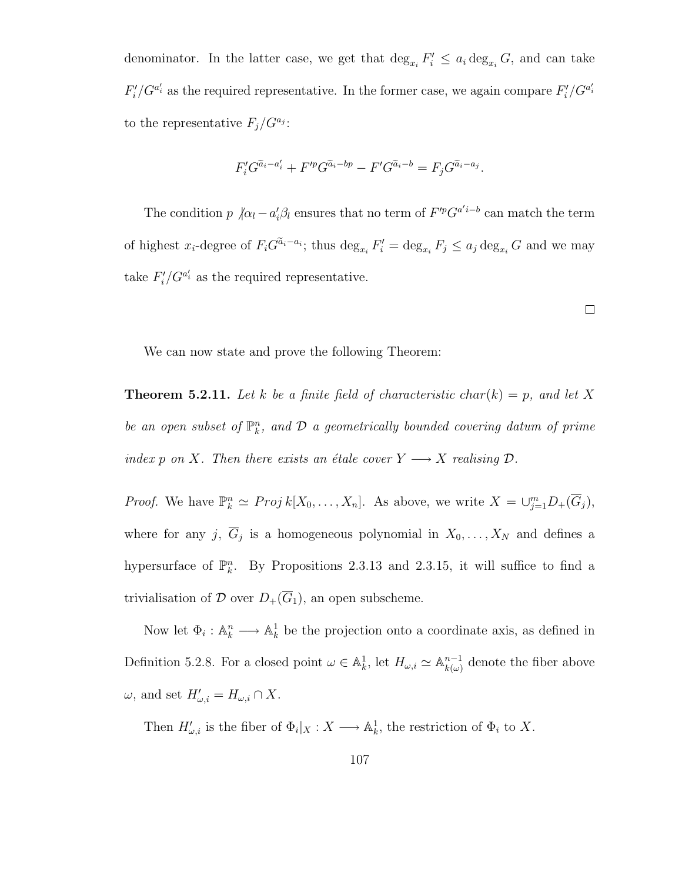denominator. In the latter case, we get that $\deg_{x_i} F'_i \leq a_i \deg_{x_i} G$, and can take $F'_i/G^{a'_i}$ as the required representative. In the former case, we again compare $F'_i/G^{a'_i}$ to the representative $F_j/G^{a_j}$:

$$F'_i G^{\tilde{a}_i - a'_i} + F'^p G^{\tilde{a}_i - bp} - F' G^{\tilde{a}_i - b} = F_j G^{\tilde{a}_i - a_j}.$$

The condition $p \not| \alpha_l - a'_i \beta_l$ ensures that no term of $F'^p G^{a' i - b}$ can match the term of highest $x_i$-degree of $F_i G^{\tilde{a}_i - a_i}$; thus $\deg_{x_i} F'_i = \deg_{x_i} F_j \leq a_j \deg_{x_i} G$ and we may take $F'_i/G^{a'_i}$ as the required representative.

□

We can now state and prove the following Theorem:

**Theorem 5.2.11.** *Let $k$ be a finite field of characteristic $char(k) = p$, and let $X$ be an open subset of $\mathbb{P}^n_k$, and $\mathcal{D}$ a geometrically bounded covering datum of prime index $p$ on $X$. Then there exists an étale cover $Y \longrightarrow X$ realising $\mathcal{D}$.*

*Proof.* We have $\mathbb{P}^n_k \simeq Proj\, k[X_0, \ldots, X_n]$. As above, we write $X = \cup_{j=1}^m D_+(\overline{G}_j)$, where for any $j$, $\overline{G}_j$ is a homogeneous polynomial in $X_0, \ldots, X_N$ and defines a hypersurface of $\mathbb{P}^n_k$. By Propositions 2.3.13 and 2.3.15, it will suffice to find a trivialisation of $\mathcal{D}$ over $D_+(\overline{G}_1)$, an open subscheme.

Now let $\Phi_i : \mathbb{A}^n_k \longrightarrow \mathbb{A}^1_k$ be the projection onto a coordinate axis, as defined in Definition 5.2.8. For a closed point $\omega \in \mathbb{A}^1_k$, let $H_{\omega,i} \simeq \mathbb{A}^{n-1}_{k(\omega)}$ denote the fiber above $\omega$, and set $H'_{\omega,i} = H_{\omega,i} \cap X$.

Then $H'_{\omega,i}$ is the fiber of $\Phi_i|_X : X \longrightarrow \mathbb{A}^1_k$, the restriction of $\Phi_i$ to $X$.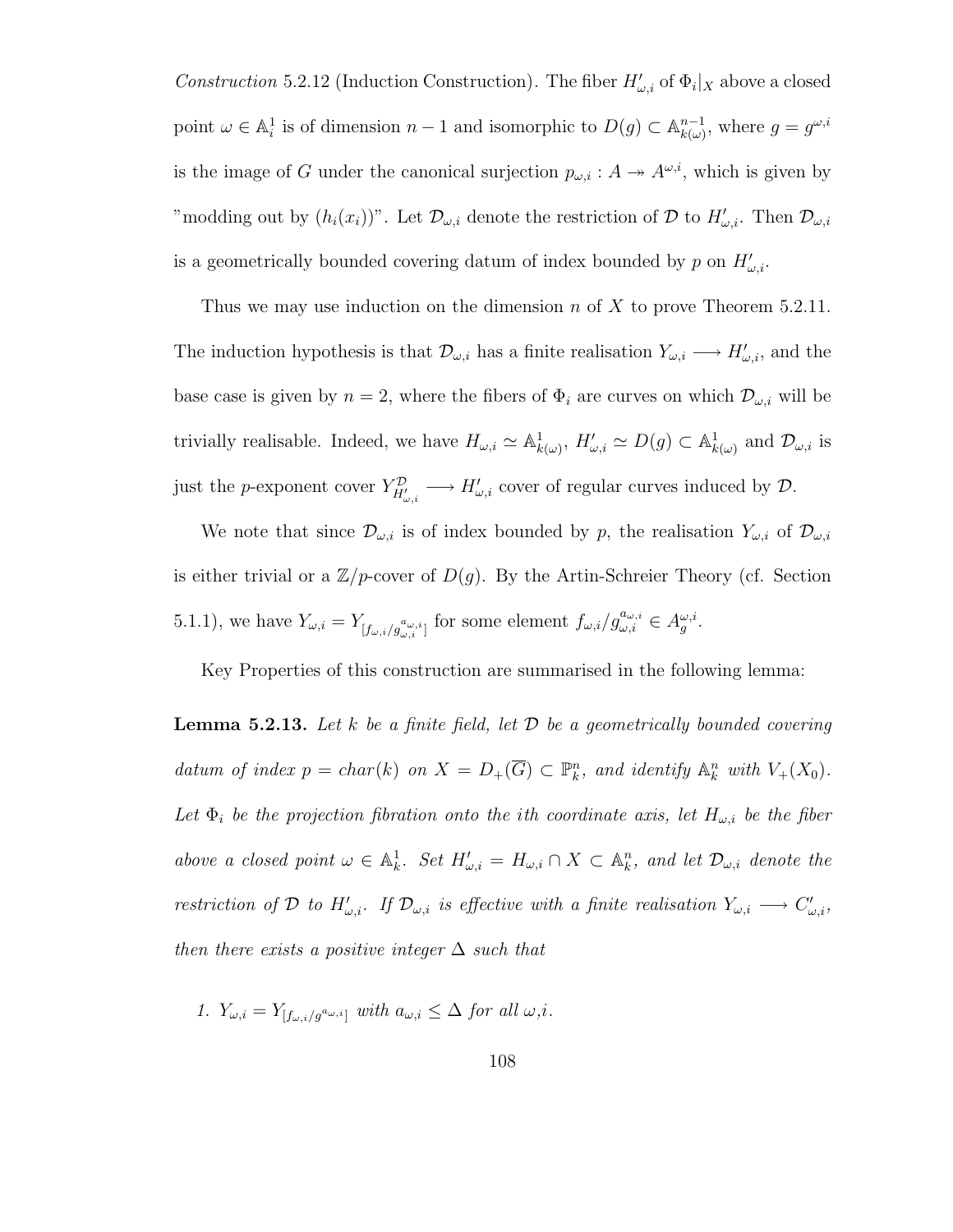*Construction* 5.2.12 (Induction Construction). The fiber $H'_{\omega,i}$ of $\Phi_i|_X$ above a closed point $\omega \in \mathbb{A}^1_i$ is of dimension $n-1$ and isomorphic to $D(g) \subset \mathbb{A}^{n-1}_{k(\omega)}$, where $g = g^{\omega,i}$ is the image of $G$ under the canonical surjection $p_{\omega,i} : A \twoheadrightarrow A^{\omega,i}$, which is given by "modding out by $(h_i(x_i))$". Let $\mathcal{D}_{\omega,i}$ denote the restriction of $\mathcal{D}$ to $H'_{\omega,i}$. Then $\mathcal{D}_{\omega,i}$ is a geometrically bounded covering datum of index bounded by $p$ on $H'_{\omega,i}$.

Thus we may use induction on the dimension $n$ of $X$ to prove Theorem 5.2.11. The induction hypothesis is that $\mathcal{D}_{\omega,i}$ has a finite realisation $Y_{\omega,i} \longrightarrow H'_{\omega,i}$, and the base case is given by $n = 2$, where the fibers of $\Phi_i$ are curves on which $\mathcal{D}_{\omega,i}$ will be trivially realisable. Indeed, we have $H_{\omega,i} \simeq \mathbb{A}^1_{k(\omega)}$, $H'_{\omega,i} \simeq D(g) \subset \mathbb{A}^1_{k(\omega)}$ and $\mathcal{D}_{\omega,i}$ is just the $p$-exponent cover $Y^{\mathcal{D}}_{H'_{\omega,i}} \longrightarrow H'_{\omega,i}$ cover of regular curves induced by $\mathcal{D}$.

We note that since $\mathcal{D}_{\omega,i}$ is of index bounded by $p$, the realisation $Y_{\omega,i}$ of $\mathcal{D}_{\omega,i}$ is either trivial or a $\mathbb{Z}/p$-cover of $D(g)$. By the Artin-Schreier Theory (cf. Section 5.1.1), we have $Y_{\omega,i} = Y_{[f_{\omega,i}/g^{a_{\omega,i}}_{\omega,i}]}$ for some element $f_{\omega,i}/g^{a_{\omega,i}}_{\omega,i} \in A^{\omega,i}_g$.

Key Properties of this construction are summarised in the following lemma:

**Lemma 5.2.13.** *Let $k$ be a finite field, let $\mathcal{D}$ be a geometrically bounded covering datum of index $p = char(k)$ on $X = D_+(\overline{G}) \subset \mathbb{P}^n_k$, and identify $\mathbb{A}^n_k$ with $V_+(X_0)$. Let $\Phi_i$ be the projection fibration onto the ith coordinate axis, let $H_{\omega,i}$ be the fiber above a closed point $\omega \in \mathbb{A}^1_k$. Set $H'_{\omega,i} = H_{\omega,i} \cap X \subset \mathbb{A}^n_k$, and let $\mathcal{D}_{\omega,i}$ denote the restriction of $\mathcal{D}$ to $H'_{\omega,i}$. If $\mathcal{D}_{\omega,i}$ is effective with a finite realisation $Y_{\omega,i} \longrightarrow C'_{\omega,i}$, then there exists a positive integer $\Delta$ such that*

1. *$Y_{\omega,i} = Y_{[f_{\omega,i}/g^{a_{\omega,i}}]}$ with $a_{\omega,i} \leq \Delta$ for all $\omega$,$i$.*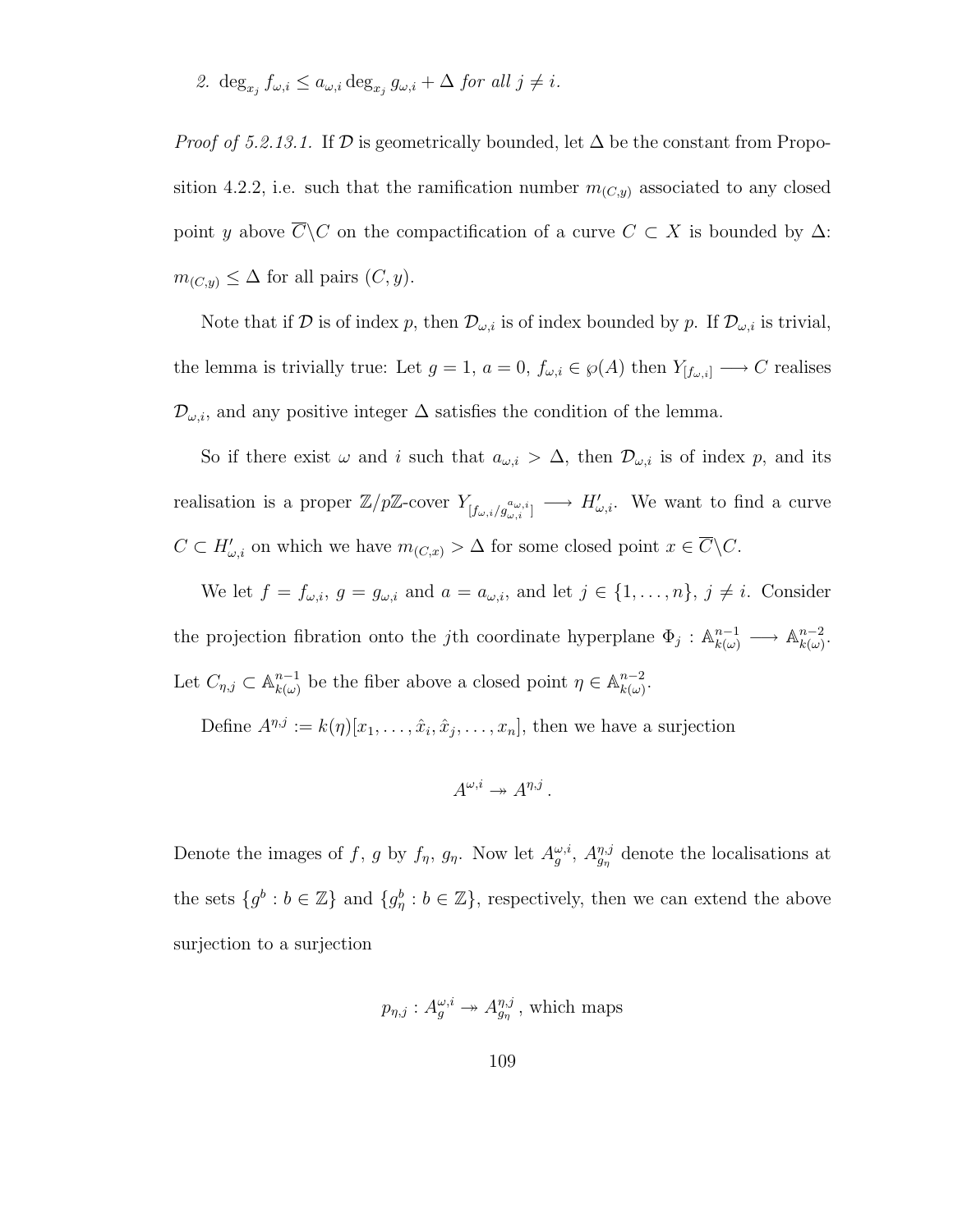2. $\deg_{x_j} f_{\omega,i} \leq a_{\omega,i} \deg_{x_j} g_{\omega,i} + \Delta$ *for all* $j \neq i$.

*Proof of 5.2.13.1.* If $\mathcal{D}$ is geometrically bounded, let $\Delta$ be the constant from Proposition 4.2.2, i.e. such that the ramification number $m_{(C,y)}$ associated to any closed point $y$ above $\overline{C}\backslash C$ on the compactification of a curve $C \subset X$ is bounded by $\Delta$: $m_{(C,y)} \leq \Delta$ for all pairs $(C, y)$.

Note that if $\mathcal{D}$ is of index $p$, then $\mathcal{D}_{\omega,i}$ is of index bounded by $p$. If $\mathcal{D}_{\omega,i}$ is trivial, the lemma is trivially true: Let $g = 1$, $a = 0$, $f_{\omega,i} \in \wp(A)$ then $Y_{[f_{\omega,i}]} \longrightarrow C$ realises $\mathcal{D}_{\omega,i}$, and any positive integer $\Delta$ satisfies the condition of the lemma.

So if there exist $\omega$ and $i$ such that $a_{\omega,i} > \Delta$, then $\mathcal{D}_{\omega,i}$ is of index $p$, and its realisation is a proper $\mathbb{Z}/p\mathbb{Z}$-cover $Y_{[f_{\omega,i}/g_{\omega,i}^{a_{\omega,i}}]} \longrightarrow H'_{\omega,i}$. We want to find a curve $C \subset H'_{\omega,i}$ on which we have $m_{(C,x)} > \Delta$ for some closed point $x \in \overline{C}\backslash C$.

We let $f = f_{\omega,i}$, $g = g_{\omega,i}$ and $a = a_{\omega,i}$, and let $j \in \{1, \ldots, n\}$, $j \neq i$. Consider the projection fibration onto the $j$th coordinate hyperplane $\Phi_j : \mathbb{A}^{n-1}_{k(\omega)} \longrightarrow \mathbb{A}^{n-2}_{k(\omega)}$. Let $C_{\eta,j} \subset \mathbb{A}^{n-1}_{k(\omega)}$ be the fiber above a closed point $\eta \in \mathbb{A}^{n-2}_{k(\omega)}$.

Define $A^{\eta,j} := k(\eta)[x_1, \ldots, \hat{x}_i, \hat{x}_j, \ldots, x_n]$, then we have a surjection

$$A^{\omega,i} \twoheadrightarrow A^{\eta,j}\,.$$

Denote the images of $f$, $g$ by $f_\eta$, $g_\eta$. Now let $A^{\omega,i}_g$, $A^{\eta,j}_{g_\eta}$ denote the localisations at the sets $\{g^b : b \in \mathbb{Z}\}$ and $\{g_\eta^b : b \in \mathbb{Z}\}$, respectively, then we can extend the above surjection to a surjection

$$p_{\eta,j} : A^{\omega,i}_g \twoheadrightarrow A^{\eta,j}_{g_\eta}\,, \text{ which maps}$$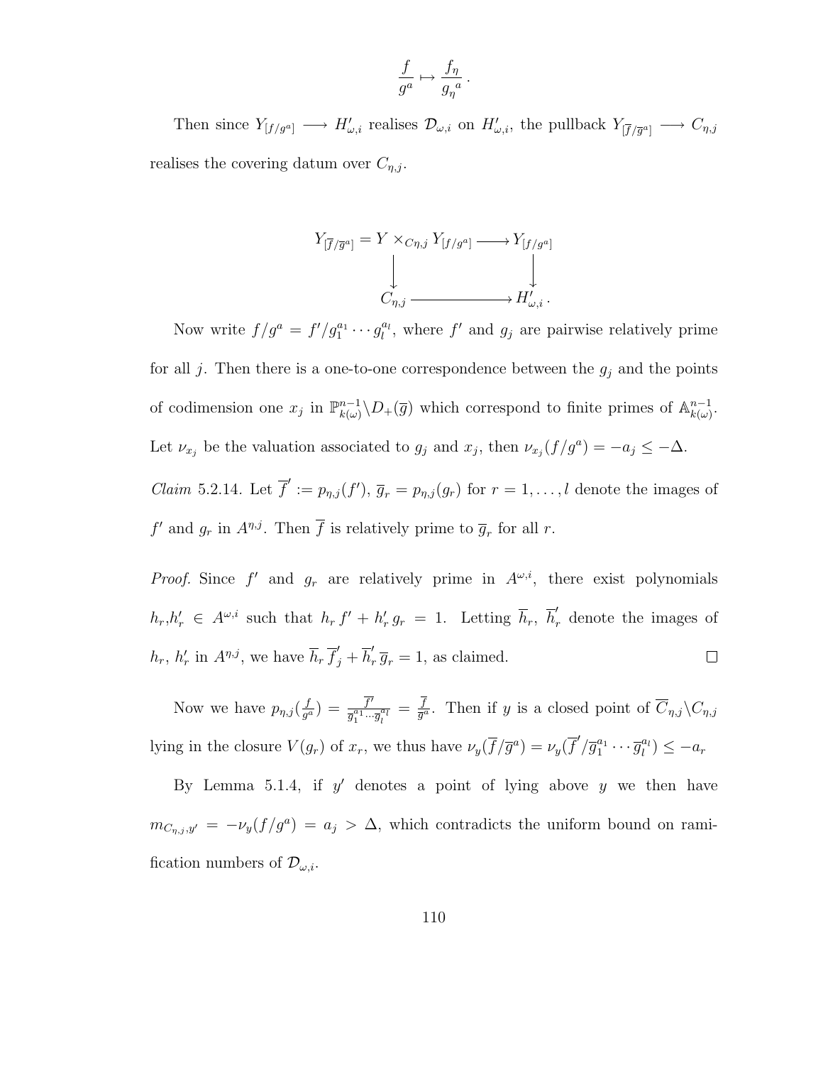$$\frac{f}{g^a} \mapsto \frac{f_\eta}{{g_\eta}^a}\,.$$

Then since $Y_{[f/g^a]} \longrightarrow H'_{\omega,i}$ realises $\mathcal{D}_{\omega,i}$ on $H'_{\omega,i}$, the pullback $Y_{[\overline{f}/\overline{g}^a]} \longrightarrow C_{\eta,j}$ realises the covering datum over $C_{\eta,j}$.

$$\begin{array}{ccc}
Y_{[\overline{f}/\overline{g}^a]} = Y \times_{C\eta,j} Y_{[f/g^a]} & \longrightarrow & Y_{[f/g^a]} \\
\downarrow & & \downarrow \\
C_{\eta,j} & \longrightarrow & H'_{\omega,i}\,.
\end{array}$$

Now write $f/g^a = f'/g_1^{a_1}\cdots g_l^{a_l}$, where $f'$ and $g_j$ are pairwise relatively prime for all $j$. Then there is a one-to-one correspondence between the $g_j$ and the points of codimension one $x_j$ in $\mathbb{P}^{n-1}_{k(\omega)}\backslash D_+(\overline{g})$ which correspond to finite primes of $\mathbb{A}^{n-1}_{k(\omega)}$. Let $\nu_{x_j}$ be the valuation associated to $g_j$ and $x_j$, then $\nu_{x_j}(f/g^a) = -a_j \leq -\Delta$.

*Claim* 5.2.14. Let $\overline{f}' := p_{\eta,j}(f')$, $\overline{g}_r = p_{\eta,j}(g_r)$ for $r = 1, \ldots, l$ denote the images of $f'$ and $g_r$ in $A^{\eta,j}$. Then $\overline{f}$ is relatively prime to $\overline{g}_r$ for all $r$.

*Proof.* Since $f'$ and $g_r$ are relatively prime in $A^{\omega,i}$, there exist polynomials $h_r, h'_r \in A^{\omega,i}$ such that $h_r\, f' + h'_r\, g_r = 1$. Letting $\overline{h}_r$, $\overline{h}'_r$ denote the images of $h_r$, $h'_r$ in $A^{\eta,j}$, we have $\overline{h}_r\, \overline{f}'_j + \overline{h}'_r\, \overline{g}_r = 1$, as claimed. $\square$

Now we have $p_{\eta,j}(\frac{f}{g^a}) = \frac{\overline{f'}}{\overline{g}_1^{a_1}\cdots\overline{g}_l^{a_l}} = \frac{\overline{f}}{\overline{g}^a}$. Then if $y$ is a closed point of $\overline{C}_{\eta,j}\backslash C_{\eta,j}$ lying in the closure $V(g_r)$ of $x_r$, we thus have $\nu_y(\overline{f}/\overline{g}^a) = \nu_y(\overline{f}'/\overline{g}_1^{a_1}\cdots\overline{g}_l^{a_l}) \leq -a_r$

By Lemma 5.1.4, if $y'$ denotes a point of lying above $y$ we then have $m_{C_{\eta,j},y'} = -\nu_y(f/g^a) = a_j > \Delta$, which contradicts the uniform bound on ramification numbers of $\mathcal{D}_{\omega,i}$.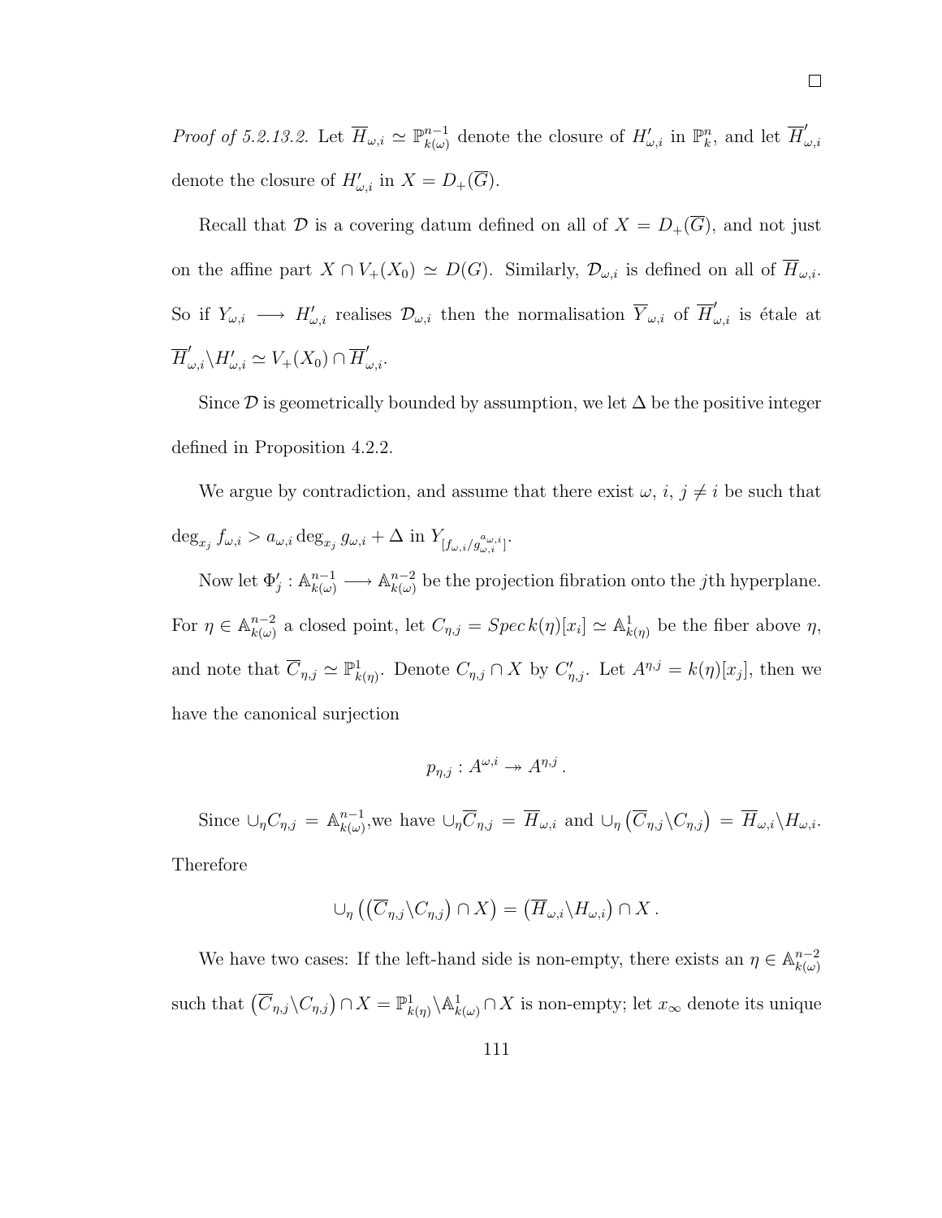$\square$

*Proof of 5.2.13.2.* Let $\overline{H}_{\omega,i} \simeq \mathbb{P}^{n-1}_{k(\omega)}$ denote the closure of $H'_{\omega,i}$ in $\mathbb{P}^n_k$, and let $\overline{H}'_{\omega,i}$ denote the closure of $H'_{\omega,i}$ in $X = D_+(\overline{G})$.

Recall that $\mathcal{D}$ is a covering datum defined on all of $X = D_+(\overline{G})$, and not just on the affine part $X \cap V_+(X_0) \simeq D(G)$. Similarly, $\mathcal{D}_{\omega,i}$ is defined on all of $\overline{H}_{\omega,i}$. So if $Y_{\omega,i} \longrightarrow H'_{\omega,i}$ realises $\mathcal{D}_{\omega,i}$ then the normalisation $\overline{Y}_{\omega,i}$ of $\overline{H}'_{\omega,i}$ is étale at $\overline{H}'_{\omega,i} \backslash H'_{\omega,i} \simeq V_+(X_0) \cap \overline{H}'_{\omega,i}$.

Since $\mathcal{D}$ is geometrically bounded by assumption, we let $\Delta$ be the positive integer defined in Proposition 4.2.2.

We argue by contradiction, and assume that there exist $\omega$, $i$, $j \neq i$ be such that $\deg_{x_j} f_{\omega,i} > a_{\omega,i} \deg_{x_j} g_{\omega,i} + \Delta$ in $Y_{[f_{\omega,i}/g_{\omega,i}^{a_{\omega,i}}]}$.

Now let $\Phi'_j : \mathbb{A}^{n-1}_{k(\omega)} \longrightarrow \mathbb{A}^{n-2}_{k(\omega)}$ be the projection fibration onto the $j$th hyperplane. For $\eta \in \mathbb{A}^{n-2}_{k(\omega)}$ a closed point, let $C_{\eta,j} = Spec\, k(\eta)[x_i] \simeq \mathbb{A}^1_{k(\eta)}$ be the fiber above $\eta$, and note that $\overline{C}_{\eta,j} \simeq \mathbb{P}^1_{k(\eta)}$. Denote $C_{\eta,j} \cap X$ by $C'_{\eta,j}$. Let $A^{\eta,j} = k(\eta)[x_j]$, then we have the canonical surjection

$$p_{\eta,j} : A^{\omega,i} \twoheadrightarrow A^{\eta,j} .$$

Since $\cup_\eta C_{\eta,j} = \mathbb{A}^{n-1}_{k(\omega)}$,we have $\cup_\eta \overline{C}_{\eta,j} = \overline{H}_{\omega,i}$ and $\cup_\eta \left(\overline{C}_{\eta,j} \backslash C_{\eta,j}\right) = \overline{H}_{\omega,i} \backslash H_{\omega,i}$. Therefore

$$\cup_\eta \left(\left(\overline{C}_{\eta,j} \backslash C_{\eta,j}\right) \cap X\right) = \left(\overline{H}_{\omega,i} \backslash H_{\omega,i}\right) \cap X .$$

We have two cases: If the left-hand side is non-empty, there exists an $\eta \in \mathbb{A}^{n-2}_{k(\omega)}$ such that $\left(\overline{C}_{\eta,j} \backslash C_{\eta,j}\right) \cap X = \mathbb{P}^1_{k(\eta)} \backslash \mathbb{A}^1_{k(\omega)} \cap X$ is non-empty; let $x_\infty$ denote its unique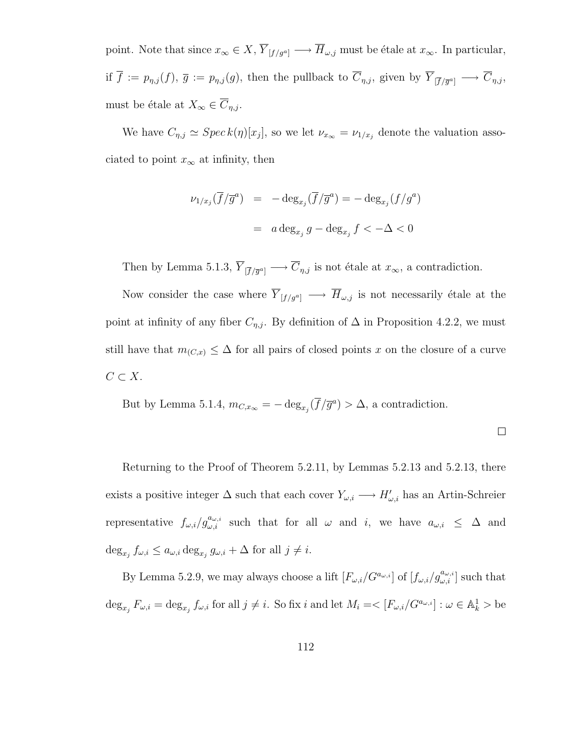point. Note that since $x_\infty \in X$, $\overline{Y}_{[f/g^a]} \longrightarrow \overline{H}_{\omega,j}$ must be étale at $x_\infty$. In particular, if $\overline{f} := p_{\eta,j}(f)$, $\overline{g} := p_{\eta,j}(g)$, then the pullback to $\overline{C}_{\eta,j}$, given by $\overline{Y}_{[\overline{f}/\overline{g}^a]} \longrightarrow \overline{C}_{\eta,j}$, must be étale at $X_\infty \in \overline{C}_{\eta,j}$.

We have $C_{\eta,j} \simeq Spec\, k(\eta)[x_j]$, so we let $\nu_{x_\infty} = \nu_{1/x_j}$ denote the valuation associated to point $x_\infty$ at infinity, then

$$
\begin{aligned}
\nu_{1/x_j}(\overline{f}/\overline{g}^a) &= -\deg_{x_j}(\overline{f}/\overline{g}^a) = -\deg_{x_j}(f/g^a) \\
&= a \deg_{x_j} g - \deg_{x_j} f < -\Delta < 0
\end{aligned}
$$

Then by Lemma 5.1.3, $\overline{Y}_{[\overline{f}/\overline{g}^a]} \longrightarrow \overline{C}_{\eta,j}$ is not étale at $x_\infty$, a contradiction.

Now consider the case where $\overline{Y}_{[f/g^a]} \longrightarrow \overline{H}_{\omega,j}$ is not necessarily étale at the point at infinity of any fiber $C_{\eta,j}$. By definition of $\Delta$ in Proposition 4.2.2, we must still have that $m_{(C,x)} \leq \Delta$ for all pairs of closed points $x$ on the closure of a curve $C \subset X$.

But by Lemma 5.1.4, $m_{C,x_\infty} = -\deg_{x_j}(\overline{f}/\overline{g}^a) > \Delta$, a contradiction.

$\square$

Returning to the Proof of Theorem 5.2.11, by Lemmas 5.2.13 and 5.2.13, there exists a positive integer $\Delta$ such that each cover $Y_{\omega,i} \longrightarrow H'_{\omega,i}$ has an Artin-Schreier representative $f_{\omega,i}/g_{\omega,i}^{a_{\omega,i}}$ such that for all $\omega$ and $i$, we have $a_{\omega,i} \leq \Delta$ and $\deg_{x_j} f_{\omega,i} \leq a_{\omega,i} \deg_{x_j} g_{\omega,i} + \Delta$ for all $j \neq i$.

By Lemma 5.2.9, we may always choose a lift $[F_{\omega,i}/G^{a_{\omega,i}}]$ of $[f_{\omega,i}/g_{\omega,i}^{a_{\omega,i}}]$ such that $\deg_{x_j} F_{\omega,i} = \deg_{x_j} f_{\omega,i}$ for all $j \neq i$. So fix $i$ and let $M_i =< [F_{\omega,i}/G^{a_{\omega,i}}] : \omega \in \mathbb{A}^1_k >$ be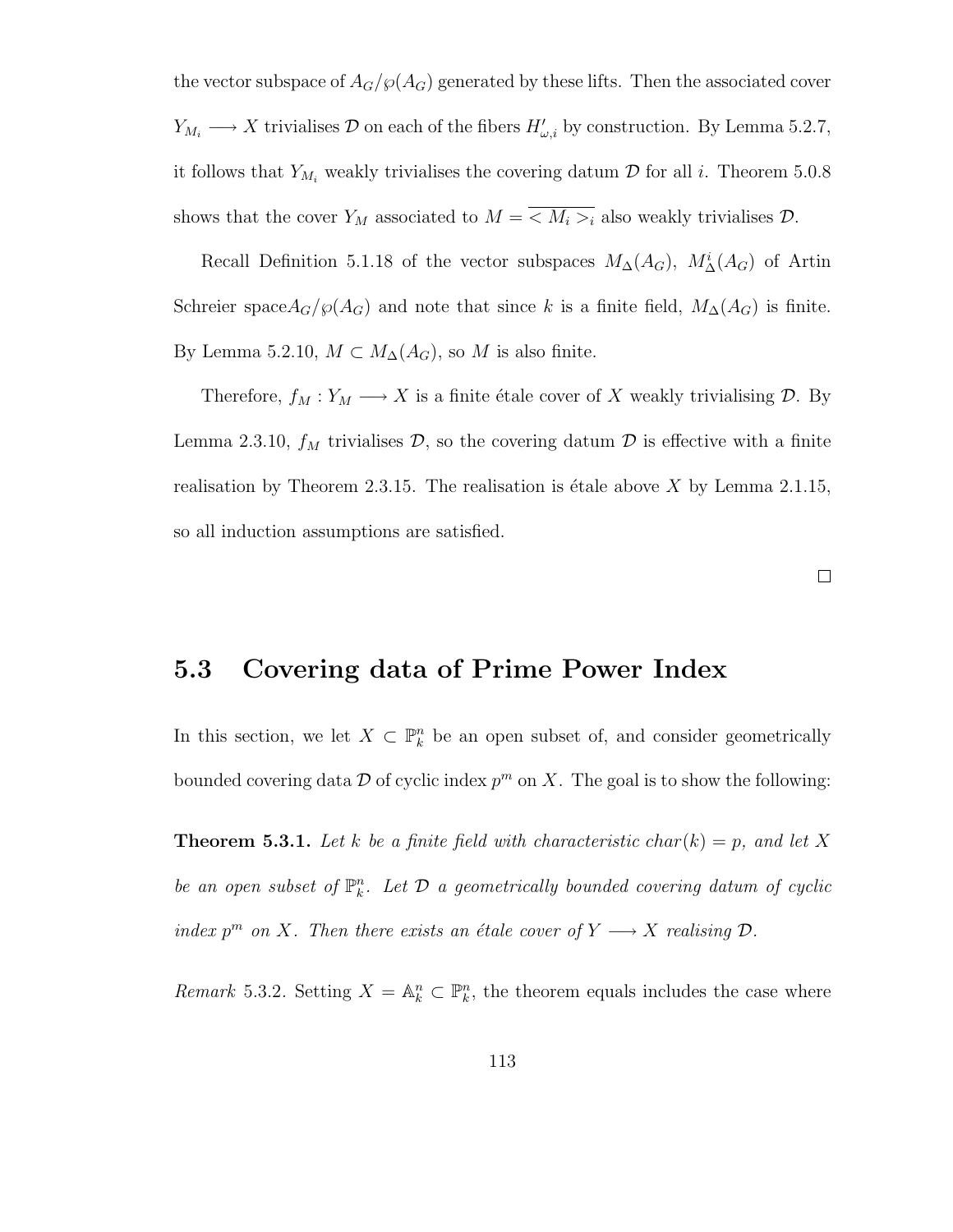the vector subspace of $A_G/\wp(A_G)$ generated by these lifts. Then the associated cover $Y_{M_i} \longrightarrow X$ trivialises $\mathcal{D}$ on each of the fibers $H'_{\omega,i}$ by construction. By Lemma 5.2.7, it follows that $Y_{M_i}$ weakly trivialises the covering datum $\mathcal{D}$ for all $i$. Theorem 5.0.8 shows that the cover $Y_M$ associated to $M = \overline{< M_i >_i}$ also weakly trivialises $\mathcal{D}$.

Recall Definition 5.1.18 of the vector subspaces $M_\Delta(A_G)$, $M^i_\Delta(A_G)$ of Artin Schreier space$A_G/\wp(A_G)$ and note that since $k$ is a finite field, $M_\Delta(A_G)$ is finite. By Lemma 5.2.10, $M \subset M_\Delta(A_G)$, so $M$ is also finite.

Therefore, $f_M : Y_M \longrightarrow X$ is a finite étale cover of $X$ weakly trivialising $\mathcal{D}$. By Lemma 2.3.10, $f_M$ trivialises $\mathcal{D}$, so the covering datum $\mathcal{D}$ is effective with a finite realisation by Theorem 2.3.15. The realisation is étale above $X$ by Lemma 2.1.15, so all induction assumptions are satisfied.

□

## 5.3 Covering data of Prime Power Index

In this section, we let $X \subset \mathbb{P}^n_k$ be an open subset of, and consider geometrically bounded covering data $\mathcal{D}$ of cyclic index $p^m$ on $X$. The goal is to show the following:

**Theorem 5.3.1.** *Let $k$ be a finite field with characteristic $char(k) = p$, and let $X$ be an open subset of $\mathbb{P}^n_k$. Let $\mathcal{D}$ a geometrically bounded covering datum of cyclic index $p^m$ on $X$. Then there exists an étale cover of $Y \longrightarrow X$ realising $\mathcal{D}$.*

*Remark* 5.3.2. Setting $X = \mathbb{A}^n_k \subset \mathbb{P}^n_k$, the theorem equals includes the case where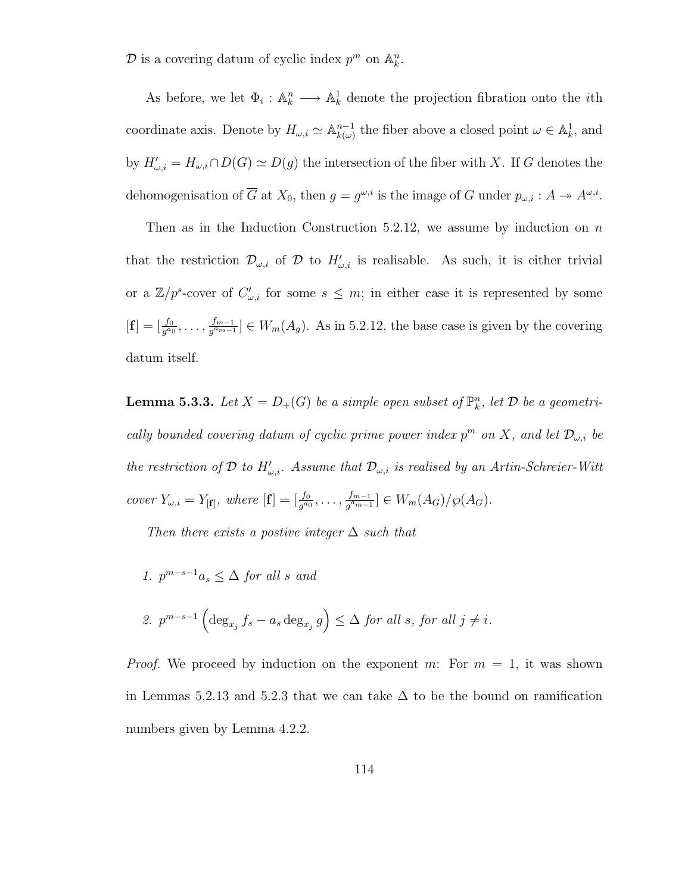$\mathcal{D}$ is a covering datum of cyclic index $p^m$ on $\mathbb{A}^n_k$.

As before, we let $\Phi_i : \mathbb{A}^n_k \longrightarrow \mathbb{A}^1_k$ denote the projection fibration onto the $i$th coordinate axis. Denote by $H_{\omega,i} \simeq \mathbb{A}^{n-1}_{k(\omega)}$ the fiber above a closed point $\omega \in \mathbb{A}^1_k$, and by $H'_{\omega,i} = H_{\omega,i} \cap D(G) \simeq D(g)$ the intersection of the fiber with $X$. If $G$ denotes the dehomogenisation of $\overline{G}$ at $X_0$, then $g = g^{\omega,i}$ is the image of $G$ under $p_{\omega,i} : A \twoheadrightarrow A^{\omega,i}$.

Then as in the Induction Construction 5.2.12, we assume by induction on $n$ that the restriction $\mathcal{D}_{\omega,i}$ of $\mathcal{D}$ to $H'_{\omega,i}$ is realisable. As such, it is either trivial or a $\mathbb{Z}/p^s$-cover of $C'_{\omega,i}$ for some $s \leq m$; in either case it is represented by some $[\mathbf{f}] = [\frac{f_0}{g^{a_0}}, \ldots, \frac{f_{m-1}}{g^{a_{m-1}}}] \in W_m(A_g)$. As in 5.2.12, the base case is given by the covering datum itself.

**Lemma 5.3.3.** *Let $X = D_+(G)$ be a simple open subset of $\mathbb{P}^n_k$, let $\mathcal{D}$ be a geometrically bounded covering datum of cyclic prime power index $p^m$ on $X$, and let $\mathcal{D}_{\omega,i}$ be the restriction of $\mathcal{D}$ to $H'_{\omega,i}$. Assume that $\mathcal{D}_{\omega,i}$ is realised by an Artin-Schreier-Witt cover $Y_{\omega,i} = Y_{[\mathbf{f}]}$, where $[\mathbf{f}] = [\frac{f_0}{g^{a_0}}, \ldots, \frac{f_{m-1}}{g^{a_{m-1}}}] \in W_m(A_G)/\wp(A_G)$.*

*Then there exists a postive integer $\Delta$ such that*

1. *$p^{m-s-1} a_s \leq \Delta$ for all $s$ and*

2. *$p^{m-s-1}\left(\deg_{x_j} f_s - a_s \deg_{x_j} g\right) \leq \Delta$ for all $s$, for all $j \neq i$.*

*Proof.* We proceed by induction on the exponent $m$: For $m = 1$, it was shown in Lemmas 5.2.13 and 5.2.3 that we can take $\Delta$ to be the bound on ramification numbers given by Lemma 4.2.2.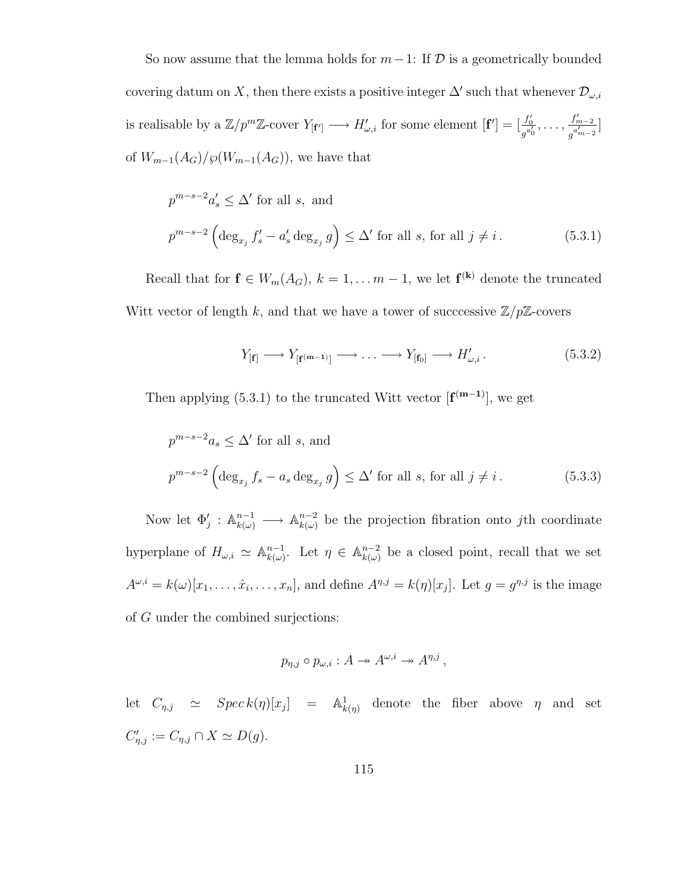So now assume that the lemma holds for $m-1$: If $\mathcal{D}$ is a geometrically bounded covering datum on $X$, then there exists a positive integer $\Delta'$ such that whenever $\mathcal{D}_{\omega,i}$ is realisable by a $\mathbb{Z}/p^m\mathbb{Z}$-cover $Y_{[\mathbf{f}']} \longrightarrow H'_{\omega,i}$ for some element $[\mathbf{f}'] = [\frac{f'_0}{g^{a'_0}}, \ldots, \frac{f'_{m-2}}{g^{a'_{m-2}}}]$ of $W_{m-1}(A_G)/\wp(W_{m-1}(A_G))$, we have that

$$
\begin{aligned}
&p^{m-s-2}a'_s \leq \Delta' \text{ for all } s, \text{ and} \\
&p^{m-s-2}\left(\deg_{x_j} f'_s - a'_s \deg_{x_j} g\right) \leq \Delta' \text{ for all } s, \text{ for all } j \neq i\,. \qquad (5.3.1)
\end{aligned}
$$

Recall that for $\mathbf{f} \in W_m(A_G)$, $k = 1, \ldots m-1$, we let $\mathbf{f^{(k)}}$ denote the truncated Witt vector of length $k$, and that we have a tower of succcessive $\mathbb{Z}/p\mathbb{Z}$-covers

$$
Y_{[\mathbf{f}]} \longrightarrow Y_{[\mathbf{f^{(m-1)}}]} \longrightarrow \ldots \longrightarrow Y_{[\mathbf{f_0}]} \longrightarrow H'_{\omega,i}\,. \qquad (5.3.2)
$$

Then applying (5.3.1) to the truncated Witt vector $[\mathbf{f^{(m-1)}}]$, we get

$$
\begin{aligned}
&p^{m-s-2}a_s \leq \Delta' \text{ for all } s, \text{ and} \\
&p^{m-s-2}\left(\deg_{x_j} f_s - a_s \deg_{x_j} g\right) \leq \Delta' \text{ for all } s, \text{ for all } j \neq i\,. \qquad (5.3.3)
\end{aligned}
$$

Now let $\Phi'_j : \mathbb{A}^{n-1}_{k(\omega)} \longrightarrow \mathbb{A}^{n-2}_{k(\omega)}$ be the projection fibration onto $j$th coordinate hyperplane of $H_{\omega,i} \simeq \mathbb{A}^{n-1}_{k(\omega)}$. Let $\eta \in \mathbb{A}^{n-2}_{k(\omega)}$ be a closed point, recall that we set $A^{\omega,i} = k(\omega)[x_1, \ldots, \hat{x}_i, \ldots, x_n]$, and define $A^{\eta,j} = k(\eta)[x_j]$. Let $g = g^{\eta,j}$ is the image of $G$ under the combined surjections:

$$
p_{\eta,j} \circ p_{\omega,i} : A \twoheadrightarrow A^{\omega,i} \twoheadrightarrow A^{\eta,j}\,,
$$

let $C_{\eta,j} \simeq Spec\, k(\eta)[x_j] = \mathbb{A}^1_{k(\eta)}$ denote the fiber above $\eta$ and set $C'_{\eta,j} := C_{\eta,j} \cap X \simeq D(g)$.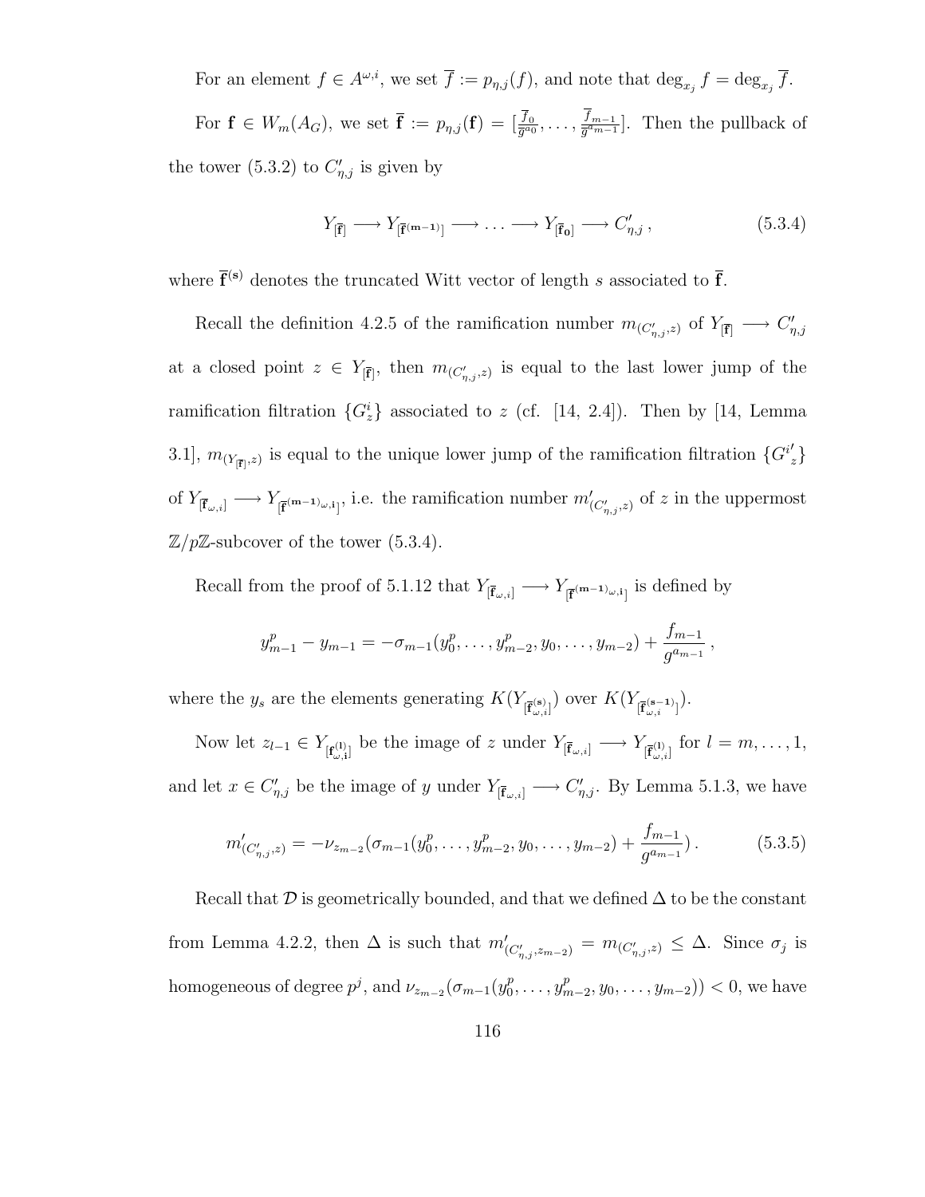For an element $f \in A^{\omega,i}$, we set $\overline{f} := p_{\eta,j}(f)$, and note that $\deg_{x_j} f = \deg_{x_j} \overline{f}$.

For $\mathbf{f} \in W_m(A_G)$, we set $\overline{\mathbf{f}} := p_{\eta,j}(\mathbf{f}) = [\frac{\overline{f}_0}{\overline{g}^{a_0}}, \ldots, \frac{\overline{f}_{m-1}}{\overline{g}^{a_{m-1}}}]$. Then the pullback of the tower (5.3.2) to $C'_{\eta,j}$ is given by

$$Y_{[\overline{\mathbf{f}}]} \longrightarrow Y_{[\overline{\mathbf{f}}^{(\mathbf{m-1})}]} \longrightarrow \ldots \longrightarrow Y_{[\overline{\mathbf{f}}_{\mathbf{0}}]} \longrightarrow C'_{\eta,j}\,, \tag{5.3.4}$$

where $\overline{\mathbf{f}}^{(\mathbf{s})}$ denotes the truncated Witt vector of length $s$ associated to $\overline{\mathbf{f}}$.

Recall the definition 4.2.5 of the ramification number $m_{(C'_{\eta,j},z)}$ of $Y_{[\overline{\mathbf{f}}]} \longrightarrow C'_{\eta,j}$ at a closed point $z \in Y_{[\overline{\mathbf{f}}]}$, then $m_{(C'_{\eta,j},z)}$ is equal to the last lower jump of the ramification filtration $\{G^i_z\}$ associated to $z$ (cf. [14, 2.4]). Then by [14, Lemma 3.1], $m_{(Y_{[\overline{\mathbf{f}}]},z)}$ is equal to the unique lower jump of the ramification filtration $\{G^{i'}_z\}$ of $Y_{[\overline{\mathbf{f}}_{\omega,i}]} \longrightarrow Y_{[\overline{\mathbf{f}}^{(\mathbf{m-1})}{}_{\omega,\mathbf{i}}]}$, i.e. the ramification number $m'_{(C'_{\eta,j},z)}$ of $z$ in the uppermost $\mathbb{Z}/p\mathbb{Z}$-subcover of the tower (5.3.4).

Recall from the proof of 5.1.12 that $Y_{[\overline{\mathbf{f}}_{\omega,i}]} \longrightarrow Y_{[\overline{\mathbf{f}}^{(\mathbf{m-1})}{}_{\omega,\mathbf{i}}]}$ is defined by

$$y^p_{m-1} - y_{m-1} = -\sigma_{m-1}(y^p_0, \ldots, y^p_{m-2}, y_0, \ldots, y_{m-2}) + \frac{f_{m-1}}{g^{a_{m-1}}}\,,$$

where the $y_s$ are the elements generating $K(Y_{[\overline{\mathbf{f}}^{(\mathbf{s})}_{\omega,i}]})$ over $K(Y_{[\overline{\mathbf{f}}^{(\mathbf{s-1})}_{\omega,i}]})$.

Now let $z_{l-1} \in Y_{[\mathbf{f}^{(\mathbf{l})}_{\omega,\mathbf{i}}]}$ be the image of $z$ under $Y_{[\overline{\mathbf{f}}_{\omega,i}]} \longrightarrow Y_{[\overline{\mathbf{f}}^{(\mathbf{l})}_{\omega,i}]}$ for $l = m, \ldots, 1$, and let $x \in C'_{\eta,j}$ be the image of $y$ under $Y_{[\overline{\mathbf{f}}_{\omega,i}]} \longrightarrow C'_{\eta,j}$. By Lemma 5.1.3, we have

$$m'_{(C'_{\eta,j},z)} = -\nu_{z_{m-2}}(\sigma_{m-1}(y^p_0, \ldots, y^p_{m-2}, y_0, \ldots, y_{m-2}) + \frac{f_{m-1}}{g^{a_{m-1}}})\,. \tag{5.3.5}$$

Recall that $\mathcal{D}$ is geometrically bounded, and that we defined $\Delta$ to be the constant from Lemma 4.2.2, then $\Delta$ is such that $m'_{(C'_{\eta,j},z_{m-2})} = m_{(C'_{\eta,j},z)} \leq \Delta$. Since $\sigma_j$ is homogeneous of degree $p^j$, and $\nu_{z_{m-2}}(\sigma_{m-1}(y^p_0, \ldots, y^p_{m-2}, y_0, \ldots, y_{m-2})) < 0$, we have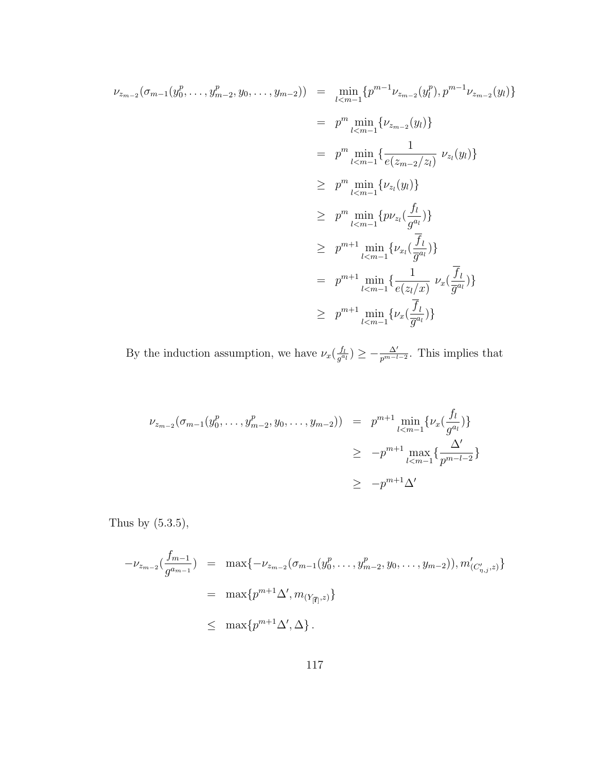$$
\begin{aligned}
\nu_{z_{m-2}}(\sigma_{m-1}(y_0^p,\dots,y_{m-2}^p,y_0,\dots,y_{m-2})) &= \min_{l<m-1}\{p^{m-1}\nu_{z_{m-2}}(y_l^p), p^{m-1}\nu_{z_{m-2}}(y_l)\} \\
&= p^m \min_{l<m-1}\{\nu_{z_{m-2}}(y_l)\} \\
&= p^m \min_{l<m-1}\{\frac{1}{e(z_{m-2}/z_l)}\ \nu_{z_l}(y_l)\} \\
&\geq p^m \min_{l<m-1}\{\nu_{z_l}(y_l)\} \\
&\geq p^m \min_{l<m-1}\{p\nu_{z_l}(\frac{f_l}{g^{a_l}})\} \\
&\geq p^{m+1} \min_{l<m-1}\{\nu_{x_l}(\frac{\overline{f}_l}{\overline{g}^{a_l}})\} \\
&= p^{m+1} \min_{l<m-1}\{\frac{1}{e(z_l/x)}\ \nu_x(\frac{\overline{f}_l}{\overline{g}^{a_l}})\} \\
&\geq p^{m+1} \min_{l<m-1}\{\nu_x(\frac{\overline{f}_l}{\overline{g}^{a_l}})\}
\end{aligned}
$$

By the induction assumption, we have $\nu_x(\frac{f_l}{g^{a_l}}) \geq -\frac{\Delta'}{p^{m-l-2}}$. This implies that

$$
\begin{aligned}
\nu_{z_{m-2}}(\sigma_{m-1}(y_0^p,\dots,y_{m-2}^p,y_0,\dots,y_{m-2})) &= p^{m+1} \min_{l<m-1}\{\nu_x(\frac{f_l}{g^{a_l}})\} \\
&\geq -p^{m+1} \max_{l<m-1}\{\frac{\Delta'}{p^{m-l-2}}\} \\
&\geq -p^{m+1}\Delta'
\end{aligned}
$$

Thus by (5.3.5),

$$
\begin{aligned}
-\nu_{z_{m-2}}(\frac{f_{m-1}}{g^{a_{m-1}}}) &= \max\{-\nu_{z_{m-2}}(\sigma_{m-1}(y_0^p,\dots,y_{m-2}^p,y_0,\dots,y_{m-2})), m'_{(C'_{\eta,j},z)}\} \\
&= \max\{p^{m+1}\Delta', m_{(Y_{[\mathbf{f}]},z)}\} \\
&\leq \max\{p^{m+1}\Delta', \Delta\}\,.
\end{aligned}
$$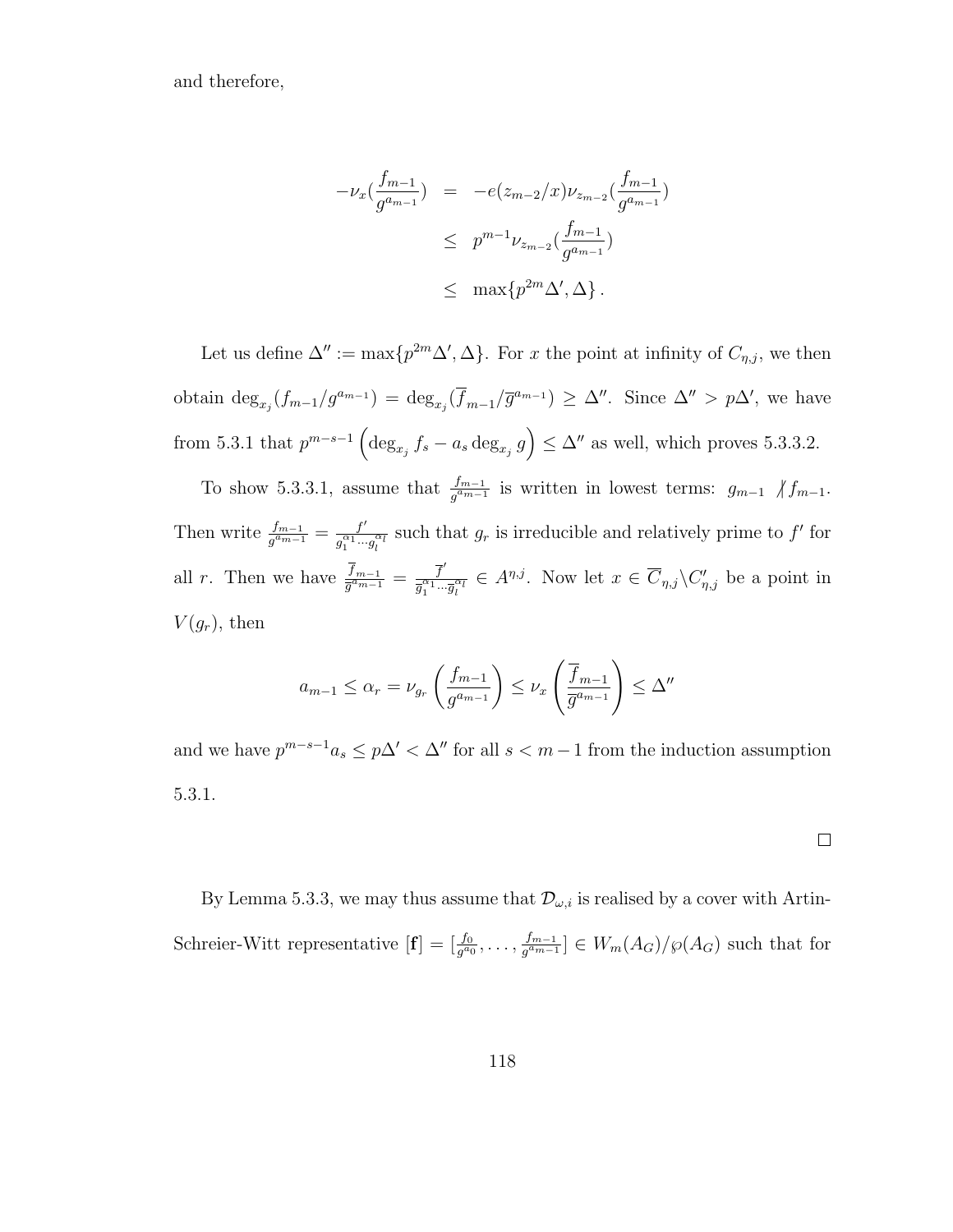and therefore,

$$
\begin{aligned}
-\nu_x(\frac{f_{m-1}}{g^{a_{m-1}}}) &= -e(z_{m-2}/x)\nu_{z_{m-2}}(\frac{f_{m-1}}{g^{a_{m-1}}}) \\
&\leq p^{m-1}\nu_{z_{m-2}}(\frac{f_{m-1}}{g^{a_{m-1}}}) \\
&\leq \max\{p^{2m}\Delta', \Delta\}\,.
\end{aligned}
$$

Let us define $\Delta'' := \max\{p^{2m}\Delta', \Delta\}$. For $x$ the point at infinity of $C_{\eta,j}$, we then obtain $\deg_{x_j}(f_{m-1}/g^{a_{m-1}}) = \deg_{x_j}(\overline{f}_{m-1}/\overline{g}^{a_{m-1}}) \geq \Delta''$. Since $\Delta'' > p\Delta'$, we have from 5.3.1 that $p^{m-s-1}\left(\deg_{x_j} f_s - a_s \deg_{x_j} g\right) \leq \Delta''$ as well, which proves 5.3.3.2.

To show 5.3.3.1, assume that $\frac{f_{m-1}}{g^{a_{m-1}}}$ is written in lowest terms: $g_{m-1} \not| f_{m-1}$. Then write $\frac{f_{m-1}}{g^{a_{m-1}}} = \frac{f'}{g_1^{\alpha_1}\cdots g_l^{\alpha_l}}$ such that $g_r$ is irreducible and relatively prime to $f'$ for all $r$. Then we have $\frac{\overline{f}_{m-1}}{\overline{g}^{a_{m-1}}} = \frac{\overline{f}'}{\overline{g}_1^{\alpha_1}\cdots \overline{g}_l^{\alpha_l}} \in A^{\eta,j}$. Now let $x \in \overline{C}_{\eta,j}\backslash C'_{\eta,j}$ be a point in $V(g_r)$, then

$$
a_{m-1} \leq \alpha_r = \nu_{g_r}\left(\frac{f_{m-1}}{g^{a_{m-1}}}\right) \leq \nu_x\left(\frac{\overline{f}_{m-1}}{\overline{g}^{a_{m-1}}}\right) \leq \Delta''
$$

and we have $p^{m-s-1}a_s \leq p\Delta' < \Delta''$ for all $s < m-1$ from the induction assumption 5.3.1.

□

By Lemma 5.3.3, we may thus assume that $\mathcal{D}_{\omega,i}$ is realised by a cover with Artin-Schreier-Witt representative $[\mathbf{f}] = [\frac{f_0}{g^{a_0}}, \ldots, \frac{f_{m-1}}{g^{a_{m-1}}}] \in W_m(A_G)/\wp(A_G)$ such that for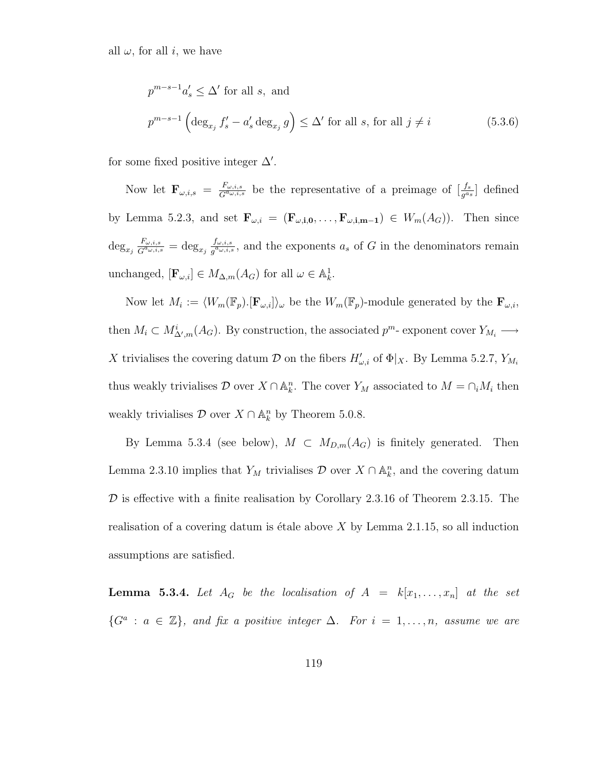all $\omega$, for all $i$, we have

$$
\begin{aligned}
&p^{m-s-1} a'_s \leq \Delta' \text{ for all } s, \text{ and} \\
&p^{m-s-1} \left( \deg_{x_j} f'_s - a'_s \deg_{x_j} g \right) \leq \Delta' \text{ for all } s, \text{ for all } j \neq i
\end{aligned}
\tag{5.3.6}
$$

for some fixed positive integer $\Delta'$.

Now let $\mathbf{F}_{\omega,i,s} = \frac{F_{\omega,i,s}}{G^{a_{\omega,i,s}}}$ be the representative of a preimage of $[\frac{f_s}{g^{a_s}}]$ defined by Lemma 5.2.3, and set $\mathbf{F}_{\omega,i} = (\mathbf{F}_{\omega,\mathbf{i},\mathbf{0}}, \ldots, \mathbf{F}_{\omega,\mathbf{i},\mathbf{m-1}}) \in W_m(A_G))$. Then since $\deg_{x_j} \frac{F_{\omega,i,s}}{G^{a_{\omega,i,s}}} = \deg_{x_j} \frac{f_{\omega,i,s}}{g^{a_{\omega,i,s}}}$, and the exponents $a_s$ of $G$ in the denominators remain unchanged, $[\mathbf{F}_{\omega,i}] \in M_{\Delta,m}(A_G)$ for all $\omega \in \mathbb{A}^1_k$.

Now let $M_i := \langle W_m(\mathbb{F}_p).[\mathbf{F}_{\omega,i}] \rangle_\omega$ be the $W_m(\mathbb{F}_p)$-module generated by the $\mathbf{F}_{\omega,i}$, then $M_i \subset M^i_{\Delta',m}(A_G)$. By construction, the associated $p^m$- exponent cover $Y_{M_i} \longrightarrow X$ trivialises the covering datum $\mathcal{D}$ on the fibers $H'_{\omega,i}$ of $\Phi|_X$. By Lemma 5.2.7, $Y_{M_i}$ thus weakly trivialises $\mathcal{D}$ over $X \cap \mathbb{A}^n_k$. The cover $Y_M$ associated to $M = \cap_i M_i$ then weakly trivialises $\mathcal{D}$ over $X \cap \mathbb{A}^n_k$ by Theorem 5.0.8.

By Lemma 5.3.4 (see below), $M \subset M_{D,m}(A_G)$ is finitely generated. Then Lemma 2.3.10 implies that $Y_M$ trivialises $\mathcal{D}$ over $X \cap \mathbb{A}^n_k$, and the covering datum $\mathcal{D}$ is effective with a finite realisation by Corollary 2.3.16 of Theorem 2.3.15. The realisation of a covering datum is étale above $X$ by Lemma 2.1.15, so all induction assumptions are satisfied.

**Lemma 5.3.4.** *Let $A_G$ be the localisation of $A = k[x_1, \ldots, x_n]$ at the set $\{G^a : a \in \mathbb{Z}\}$, and fix a positive integer $\Delta$. For $i = 1, \ldots, n$, assume we are*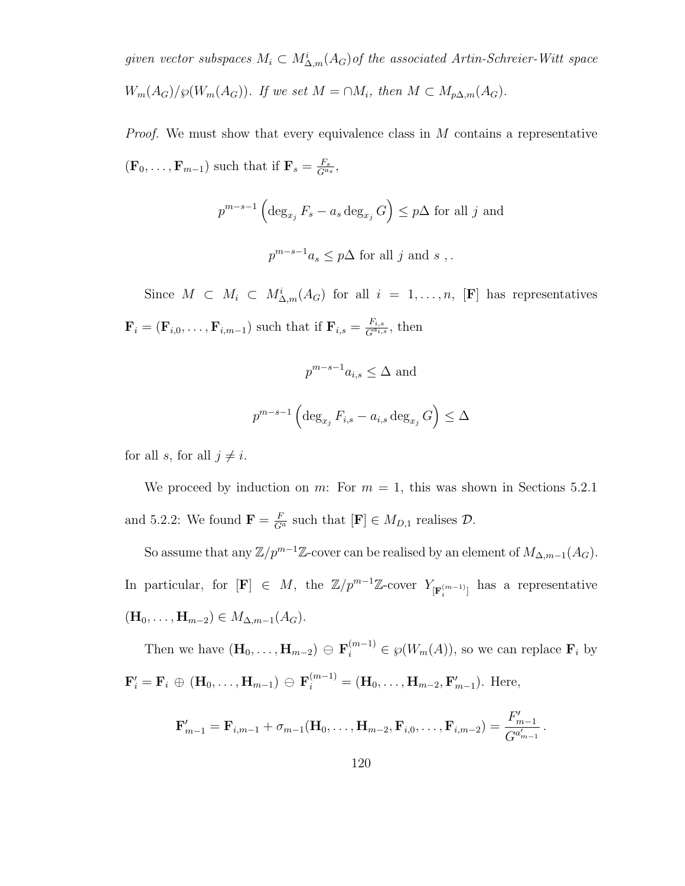*given vector subspaces $M_i \subset M^i_{\Delta,m}(A_G)$ of the associated Artin-Schreier-Witt space $W_m(A_G)/\wp(W_m(A_G))$. If we set $M = \cap M_i$, then $M \subset M_{p\Delta,m}(A_G)$.*

*Proof.* We must show that every equivalence class in $M$ contains a representative $(\mathbf{F}_0, \ldots, \mathbf{F}_{m-1})$ such that if $\mathbf{F}_s = \frac{F_s}{G^{a_s}}$,

$$p^{m-s-1}\left(\deg_{x_j} F_s - a_s \deg_{x_j} G\right) \leq p\Delta \text{ for all } j \text{ and}$$

$$p^{m-s-1} a_s \leq p\Delta \text{ for all } j \text{ and } s \ ,.$$

Since $M \subset M_i \subset M^i_{\Delta,m}(A_G)$ for all $i = 1, \ldots, n$, $[\mathbf{F}]$ has representatives $\mathbf{F}_i = (\mathbf{F}_{i,0}, \ldots, \mathbf{F}_{i,m-1})$ such that if $\mathbf{F}_{i,s} = \frac{F_{i,s}}{G^{a_{i,s}}}$, then

$$p^{m-s-1} a_{i,s} \leq \Delta \text{ and}$$

$$p^{m-s-1}\left(\deg_{x_j} F_{i,s} - a_{i,s} \deg_{x_j} G\right) \leq \Delta$$

for all $s$, for all $j \neq i$.

We proceed by induction on $m$: For $m = 1$, this was shown in Sections 5.2.1 and 5.2.2: We found $\mathbf{F} = \frac{F}{G^a}$ such that $[\mathbf{F}] \in M_{D,1}$ realises $\mathcal{D}$.

So assume that any $\mathbb{Z}/p^{m-1}\mathbb{Z}$-cover can be realised by an element of $M_{\Delta,m-1}(A_G)$. In particular, for $[\mathbf{F}] \in M$, the $\mathbb{Z}/p^{m-1}\mathbb{Z}$-cover $Y_{[\mathbf{F}_i^{(m-1)}]}$ has a representative $(\mathbf{H}_0, \ldots, \mathbf{H}_{m-2}) \in M_{\Delta,m-1}(A_G)$.

Then we have $(\mathbf{H}_0, \ldots, \mathbf{H}_{m-2}) \ominus \mathbf{F}_i^{(m-1)} \in \wp(W_m(A))$, so we can replace $\mathbf{F}_i$ by $\mathbf{F}'_i = \mathbf{F}_i \oplus (\mathbf{H}_0, \ldots, \mathbf{H}_{m-1}) \ominus \mathbf{F}_i^{(m-1)} = (\mathbf{H}_0, \ldots, \mathbf{H}_{m-2}, \mathbf{F}'_{m-1})$. Here,

$$\mathbf{F}'_{m-1} = \mathbf{F}_{i,m-1} + \sigma_{m-1}(\mathbf{H}_0, \ldots, \mathbf{H}_{m-2}, \mathbf{F}_{i,0}, \ldots, \mathbf{F}_{i,m-2}) = \frac{F'_{m-1}}{G^{a'_{m-1}}}\,.$$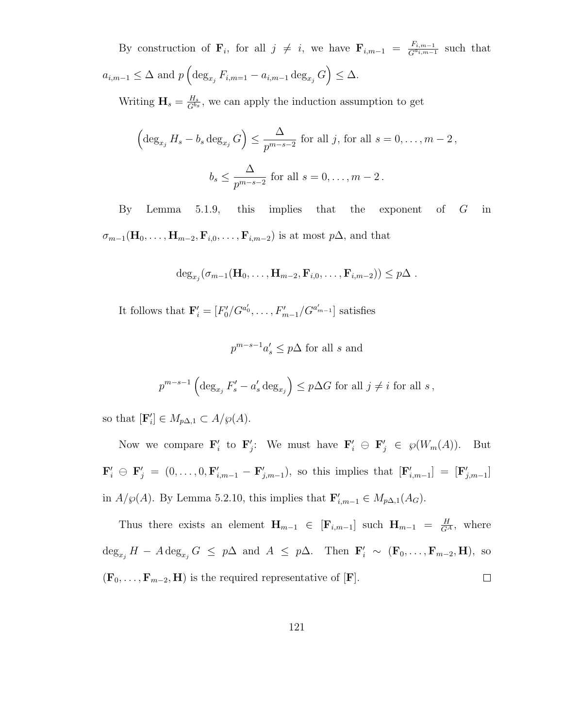By construction of $\mathbf{F}_i$, for all $j \neq i$, we have $\mathbf{F}_{i,m-1} = \frac{F_{i,m-1}}{G^{a_{i,m-1}}}$ such that $a_{i,m-1} \leq \Delta$ and $p\left(\deg_{x_j} F_{i,m=1} - a_{i,m-1}\deg_{x_j} G\right) \leq \Delta$.

Writing $\mathbf{H}_s = \frac{H_s}{G^{b_s}}$, we can apply the induction assumption to get

$$\left(\deg_{x_j} H_s - b_s \deg_{x_j} G\right) \leq \frac{\Delta}{p^{m-s-2}} \text{ for all } j, \text{ for all } s = 0, \ldots, m-2\,,$$

$$b_s \leq \frac{\Delta}{p^{m-s-2}} \text{ for all } s = 0, \ldots, m-2\,.$$

By Lemma 5.1.9, this implies that the exponent of $G$ in $\sigma_{m-1}(\mathbf{H}_0, \ldots, \mathbf{H}_{m-2}, \mathbf{F}_{i,0}, \ldots, \mathbf{F}_{i,m-2})$ is at most $p\Delta$, and that

$$\deg_{x_j}(\sigma_{m-1}(\mathbf{H}_0, \ldots, \mathbf{H}_{m-2}, \mathbf{F}_{i,0}, \ldots, \mathbf{F}_{i,m-2})) \leq p\Delta\ .$$

It follows that $\mathbf{F}'_i = [F'_0/G^{a'_0}, \ldots, F'_{m-1}/G^{a'_{m-1}}]$ satisfies

$$p^{m-s-1}a'_s \leq p\Delta \text{ for all } s \text{ and}$$

$$p^{m-s-1}\left(\deg_{x_j} F'_s - a'_s \deg_{x_j}\right) \leq p\Delta G \text{ for all } j \neq i \text{ for all } s\,,$$

so that $[\mathbf{F}'_i] \in M_{p\Delta,1} \subset A/\wp(A)$.

Now we compare $\mathbf{F}'_i$ to $\mathbf{F}'_j$: We must have $\mathbf{F}'_i \ominus \mathbf{F}'_j \in \wp(W_m(A))$. But $\mathbf{F}'_i \ominus \mathbf{F}'_j = (0, \ldots, 0, \mathbf{F}'_{i,m-1} - \mathbf{F}'_{j,m-1})$, so this implies that $[\mathbf{F}'_{i,m-1}] = [\mathbf{F}'_{j,m-1}]$ in $A/\wp(A)$. By Lemma 5.2.10, this implies that $\mathbf{F}'_{i,m-1} \in M_{p\Delta,1}(A_G)$.

Thus there exists an element $\mathbf{H}_{m-1} \in [\mathbf{F}_{i,m-1}]$ such $\mathbf{H}_{m-1} = \frac{H}{G^A}$, where $\deg_{x_j} H - A\deg_{x_j} G \leq p\Delta$ and $A \leq p\Delta$. Then $\mathbf{F}'_i \sim (\mathbf{F}_0, \ldots, \mathbf{F}_{m-2}, \mathbf{H})$, so $(\mathbf{F}_0, \ldots, \mathbf{F}_{m-2}, \mathbf{H})$ is the required representative of $[\mathbf{F}]$. □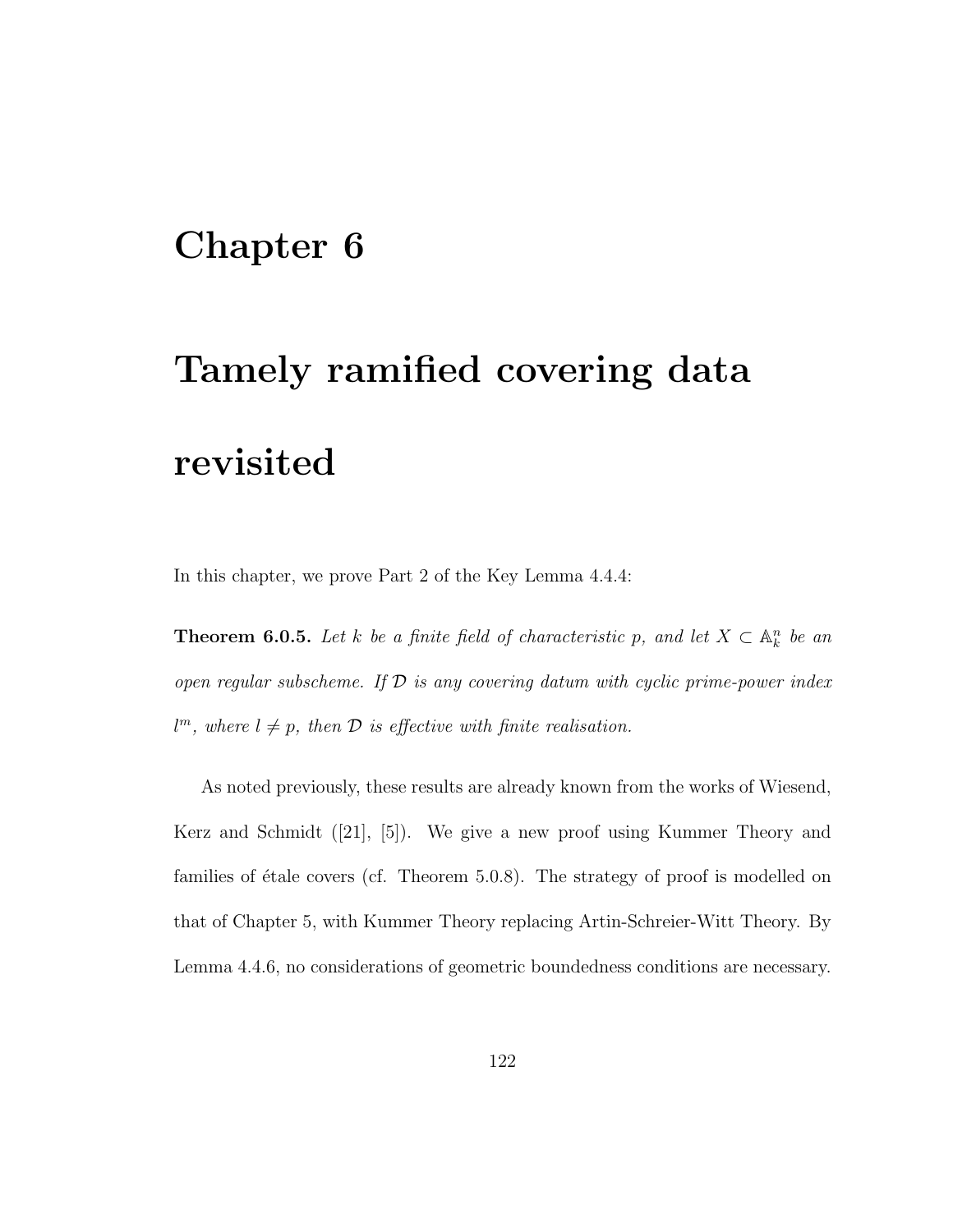# Chapter 6

# Tamely ramified covering data revisited

In this chapter, we prove Part 2 of the Key Lemma 4.4.4:

**Theorem 6.0.5.** *Let $k$ be a finite field of characteristic $p$, and let $X \subset \mathbb{A}^n_k$ be an open regular subscheme. If $\mathcal{D}$ is any covering datum with cyclic prime-power index $l^m$, where $l \neq p$, then $\mathcal{D}$ is effective with finite realisation.*

As noted previously, these results are already known from the works of Wiesend, Kerz and Schmidt ([21], [5]). We give a new proof using Kummer Theory and families of étale covers (cf. Theorem 5.0.8). The strategy of proof is modelled on that of Chapter 5, with Kummer Theory replacing Artin-Schreier-Witt Theory. By Lemma 4.4.6, no considerations of geometric boundedness conditions are necessary.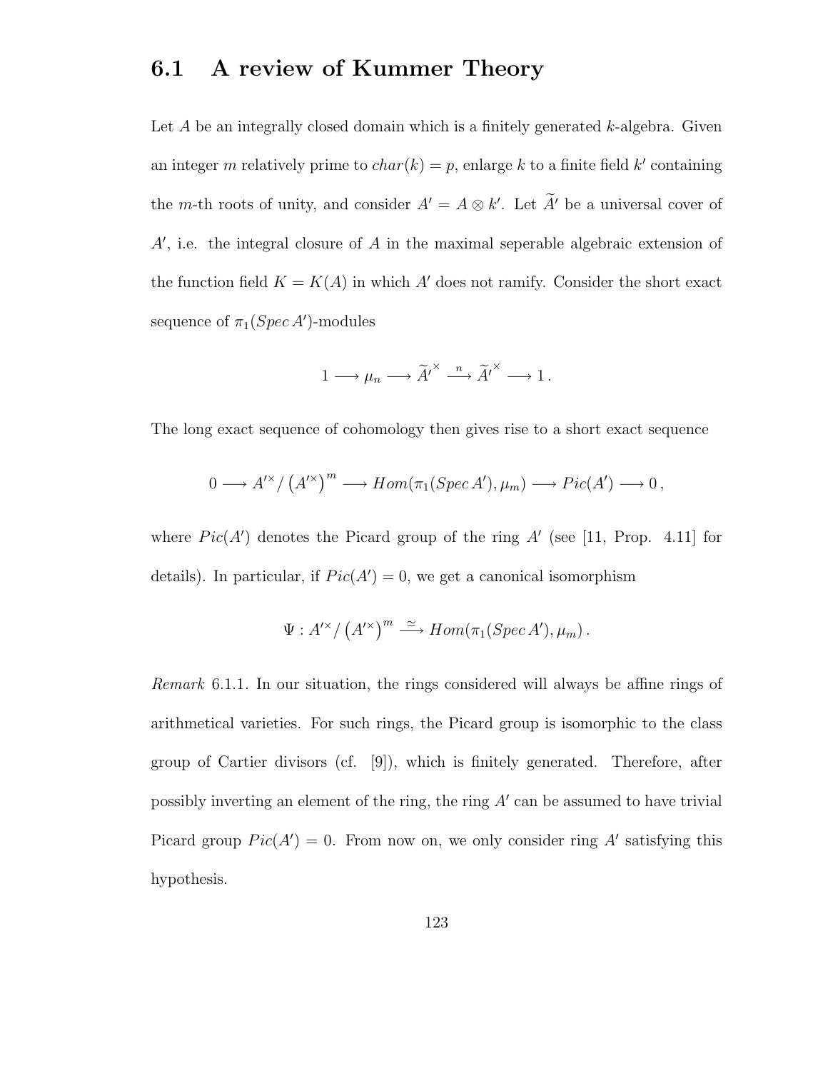## 6.1 A review of Kummer Theory

Let $A$ be an integrally closed domain which is a finitely generated $k$-algebra. Given an integer $m$ relatively prime to $char(k) = p$, enlarge $k$ to a finite field $k'$ containing the $m$-th roots of unity, and consider $A' = A \otimes k'$. Let $\widetilde{A}'$ be a universal cover of $A'$, i.e. the integral closure of $A$ in the maximal seperable algebraic extension of the function field $K = K(A)$ in which $A'$ does not ramify. Consider the short exact sequence of $\pi_1(Spec\, A')$-modules

$$1 \longrightarrow \mu_n \longrightarrow \widetilde{A'}^{\times} \xrightarrow{\ n\ } \widetilde{A'}^{\times} \longrightarrow 1\,.$$

The long exact sequence of cohomology then gives rise to a short exact sequence

$$0 \longrightarrow A'^{\times} / \left(A'^{\times}\right)^m \longrightarrow Hom(\pi_1(Spec\, A'), \mu_m) \longrightarrow Pic(A') \longrightarrow 0\,,$$

where $Pic(A')$ denotes the Picard group of the ring $A'$ (see [11, Prop. 4.11] for details). In particular, if $Pic(A') = 0$, we get a canonical isomorphism

$$\Psi : A'^{\times} / \left(A'^{\times}\right)^m \xrightarrow{\ \simeq\ } Hom(\pi_1(Spec\, A'), \mu_m)\,.$$

*Remark* 6.1.1. In our situation, the rings considered will always be affine rings of arithmetical varieties. For such rings, the Picard group is isomorphic to the class group of Cartier divisors (cf. [9]), which is finitely generated. Therefore, after possibly inverting an element of the ring, the ring $A'$ can be assumed to have trivial Picard group $Pic(A') = 0$. From now on, we only consider ring $A'$ satisfying this hypothesis.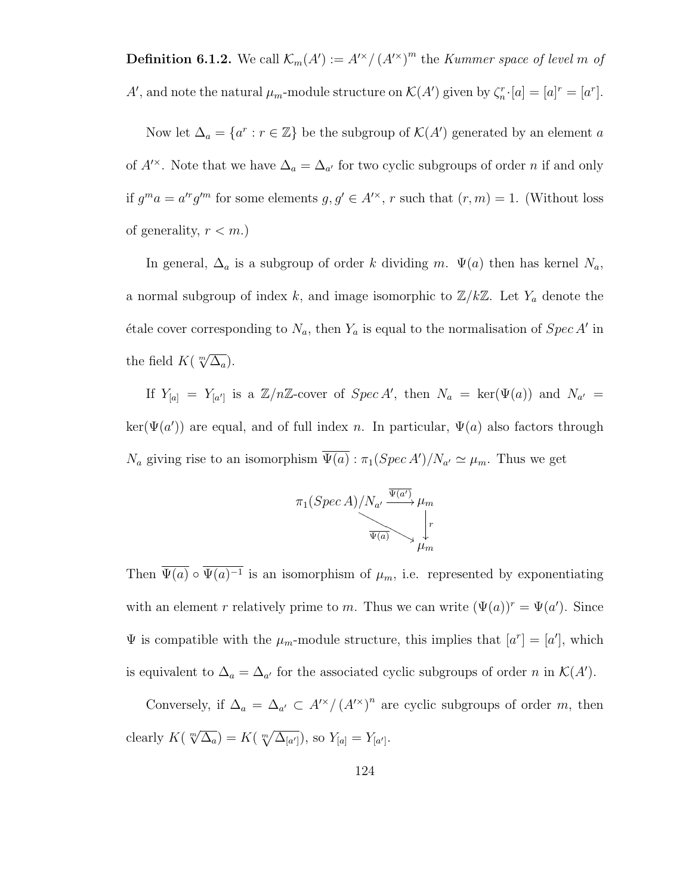**Definition 6.1.2.** We call $\mathcal{K}_m(A') := A'^{\times} / (A'^{\times})^m$ the *Kummer space of level $m$ of $A'$*, and note the natural $\mu_m$-module structure on $\mathcal{K}(A')$ given by $\zeta_n^r \cdot [a] = [a]^r = [a^r]$.

Now let $\Delta_a = \{a^r : r \in \mathbb{Z}\}$ be the subgroup of $\mathcal{K}(A')$ generated by an element $a$ of $A'^{\times}$. Note that we have $\Delta_a = \Delta_{a'}$ for two cyclic subgroups of order $n$ if and only if $g^m a = a'^r g'^m$ for some elements $g, g' \in A'^{\times}$, $r$ such that $(r, m) = 1$. (Without loss of generality, $r < m$.)

In general, $\Delta_a$ is a subgroup of order $k$ dividing $m$. $\Psi(a)$ then has kernel $N_a$, a normal subgroup of index $k$, and image isomorphic to $\mathbb{Z}/k\mathbb{Z}$. Let $Y_a$ denote the étale cover corresponding to $N_a$, then $Y_a$ is equal to the normalisation of $Spec\, A'$ in the field $K(\sqrt[m]{\Delta_a})$.

If $Y_{[a]} = Y_{[a']}$ is a $\mathbb{Z}/n\mathbb{Z}$-cover of $Spec\, A'$, then $N_a = \ker(\Psi(a))$ and $N_{a'} = \ker(\Psi(a'))$ are equal, and of full index $n$. In particular, $\Psi(a)$ also factors through $N_a$ giving rise to an isomorphism $\overline{\Psi(a)} : \pi_1(Spec\, A')/N_{a'} \simeq \mu_m$. Thus we get

$$\begin{array}{ccc} \pi_1(Spec\, A)/N_{a'} & \xrightarrow{\overline{\Psi(a')}} & \mu_m \\ & \searrow^{\overline{\Psi(a)}} & \downarrow r \\ & & \mu_m \end{array}$$

Then $\overline{\Psi(a)} \circ \overline{\Psi(a)^{-1}}$ is an isomorphism of $\mu_m$, i.e. represented by exponentiating with an element $r$ relatively prime to $m$. Thus we can write $(\Psi(a))^r = \Psi(a')$. Since $\Psi$ is compatible with the $\mu_m$-module structure, this implies that $[a^r] = [a']$, which is equivalent to $\Delta_a = \Delta_{a'}$ for the associated cyclic subgroups of order $n$ in $\mathcal{K}(A')$.

Conversely, if $\Delta_a = \Delta_{a'} \subset A'^{\times} / (A'^{\times})^n$ are cyclic subgroups of order $m$, then clearly $K(\sqrt[m]{\Delta_a}) = K(\sqrt[m]{\Delta_{[a']}})$, so $Y_{[a]} = Y_{[a']}$.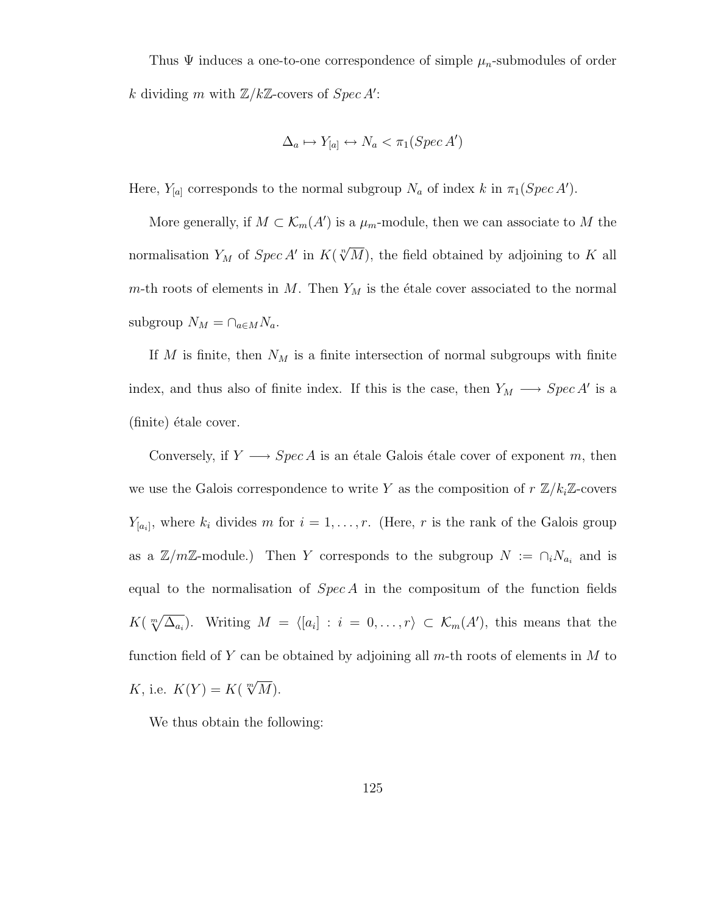Thus $\Psi$ induces a one-to-one correspondence of simple $\mu_n$-submodules of order $k$ dividing $m$ with $\mathbb{Z}/k\mathbb{Z}$-covers of $Spec\, A'$:

$$\Delta_a \mapsto Y_{[a]} \leftrightarrow N_a < \pi_1(Spec\, A')$$

Here, $Y_{[a]}$ corresponds to the normal subgroup $N_a$ of index $k$ in $\pi_1(Spec\, A')$.

More generally, if $M \subset \mathcal{K}_m(A')$ is a $\mu_m$-module, then we can associate to $M$ the normalisation $Y_M$ of $Spec\, A'$ in $K(\sqrt[n]{M})$, the field obtained by adjoining to $K$ all $m$-th roots of elements in $M$. Then $Y_M$ is the étale cover associated to the normal subgroup $N_M = \cap_{a \in M} N_a$.

If $M$ is finite, then $N_M$ is a finite intersection of normal subgroups with finite index, and thus also of finite index. If this is the case, then $Y_M \longrightarrow Spec\, A'$ is a (finite) étale cover.

Conversely, if $Y \longrightarrow Spec\, A$ is an étale Galois étale cover of exponent $m$, then we use the Galois correspondence to write $Y$ as the composition of $r$ $\mathbb{Z}/k_i\mathbb{Z}$-covers $Y_{[a_i]}$, where $k_i$ divides $m$ for $i = 1, \ldots, r$. (Here, $r$ is the rank of the Galois group as a $\mathbb{Z}/m\mathbb{Z}$-module.) Then $Y$ corresponds to the subgroup $N := \cap_i N_{a_i}$ and is equal to the normalisation of $Spec\, A$ in the compositum of the function fields $K(\sqrt[m]{\Delta_{a_i}})$. Writing $M = \langle [a_i] : i = 0, \ldots, r \rangle \subset \mathcal{K}_m(A')$, this means that the function field of $Y$ can be obtained by adjoining all $m$-th roots of elements in $M$ to $K$, i.e. $K(Y) = K(\sqrt[m]{M})$.

We thus obtain the following: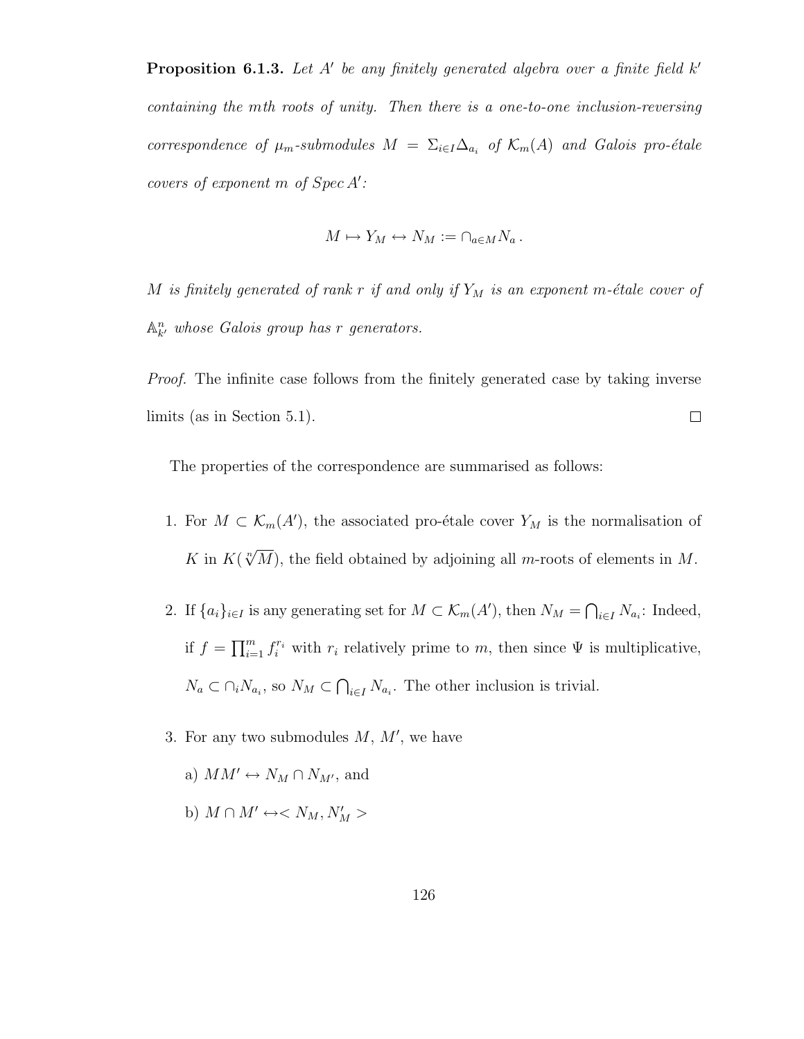**Proposition 6.1.3.** *Let $A'$ be any finitely generated algebra over a finite field $k'$ containing the $m$th roots of unity. Then there is a one-to-one inclusion-reversing correspondence of $\mu_m$-submodules $M = \Sigma_{i \in I} \Delta_{a_i}$ of $\mathcal{K}_m(A)$ and Galois pro-étale covers of exponent $m$ of Spec $A'$:*

$$M \mapsto Y_M \leftrightarrow N_M := \cap_{a \in M} N_a \,.$$

*$M$ is finitely generated of rank $r$ if and only if $Y_M$ is an exponent $m$-étale cover of $\mathbb{A}^n_{k'}$ whose Galois group has $r$ generators.*

*Proof.* The infinite case follows from the finitely generated case by taking inverse limits (as in Section 5.1). $\square$

The properties of the correspondence are summarised as follows:

1. For $M \subset \mathcal{K}_m(A')$, the associated pro-étale cover $Y_M$ is the normalisation of $K$ in $K(\sqrt[n]{M})$, the field obtained by adjoining all $m$-roots of elements in $M$.
2. If $\{a_i\}_{i \in I}$ is any generating set for $M \subset \mathcal{K}_m(A')$, then $N_M = \bigcap_{i \in I} N_{a_i}$: Indeed, if $f = \prod_{i=1}^m f_i^{r_i}$ with $r_i$ relatively prime to $m$, then since $\Psi$ is multiplicative, $N_a \subset \cap_i N_{a_i}$, so $N_M \subset \bigcap_{i \in I} N_{a_i}$. The other inclusion is trivial.
3. For any two submodules $M$, $M'$, we have

   a) $MM' \leftrightarrow N_M \cap N_{M'}$, and

   b) $M \cap M' \leftrightarrow < N_M, N'_M >$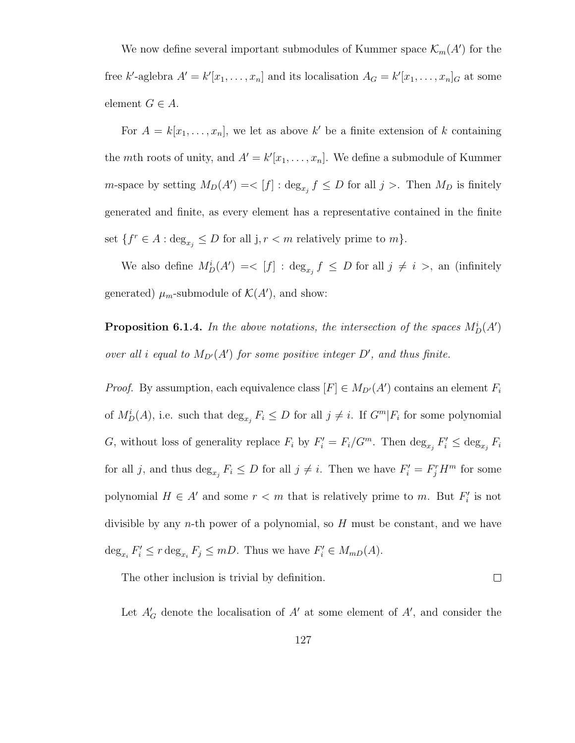We now define several important submodules of Kummer space $\mathcal{K}_m(A')$ for the free $k'$-aglebra $A' = k'[x_1, \ldots, x_n]$ and its localisation $A_G = k'[x_1, \ldots, x_n]_G$ at some element $G \in A$.

For $A = k[x_1, \ldots, x_n]$, we let as above $k'$ be a finite extension of $k$ containing the $m$th roots of unity, and $A' = k'[x_1, \ldots, x_n]$. We define a submodule of Kummer $m$-space by setting $M_D(A') =< [f] : \deg_{x_j} f \leq D \text{ for all } j >$. Then $M_D$ is finitely generated and finite, as every element has a representative contained in the finite set $\{f^r \in A : \deg_{x_j} \leq D \text{ for all j}, r < m \text{ relatively prime to } m\}$.

We also define $M_D^i(A') =< [f] : \deg_{x_j} f \leq D \text{ for all } j \neq i >$, an (infinitely generated) $\mu_m$-submodule of $\mathcal{K}(A')$, and show:

**Proposition 6.1.4.** *In the above notations, the intersection of the spaces $M_D^i(A')$ over all $i$ equal to $M_{D'}(A')$ for some positive integer $D'$, and thus finite.*

*Proof.* By assumption, each equivalence class $[F] \in M_{D'}(A')$ contains an element $F_i$ of $M_D^i(A)$, i.e. such that $\deg_{x_j} F_i \leq D$ for all $j \neq i$. If $G^m | F_i$ for some polynomial $G$, without loss of generality replace $F_i$ by $F_i' = F_i/G^m$. Then $\deg_{x_j} F_i' \leq \deg_{x_j} F_i$ for all $j$, and thus $\deg_{x_j} F_i \leq D$ for all $j \neq i$. Then we have $F_i' = F_j^r H^m$ for some polynomial $H \in A'$ and some $r < m$ that is relatively prime to $m$. But $F_i'$ is not divisible by any $n$-th power of a polynomial, so $H$ must be constant, and we have $\deg_{x_i} F_i' \leq r \deg_{x_i} F_j \leq mD$. Thus we have $F_i' \in M_{mD}(A)$.

The other inclusion is trivial by definition. $\square$

Let $A'_G$ denote the localisation of $A'$ at some element of $A'$, and consider the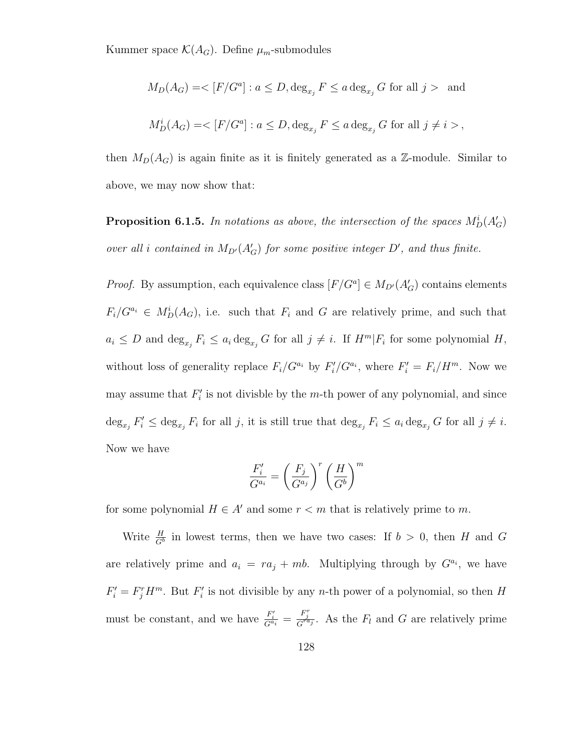Kummer space $\mathcal{K}(A_G)$. Define $\mu_m$-submodules

$$M_D(A_G) =< [F/G^a] : a \leq D, \deg_{x_j} F \leq a \deg_{x_j} G \text{ for all } j > \quad \text{and}$$

$$M_D^i(A_G) =< [F/G^a] : a \leq D, \deg_{x_j} F \leq a \deg_{x_j} G \text{ for all } j \neq i >,$$

then $M_D(A_G)$ is again finite as it is finitely generated as a $\mathbb{Z}$-module. Similar to above, we may now show that:

**Proposition 6.1.5.** *In notations as above, the intersection of the spaces $M_D^i(A'_G)$ over all $i$ contained in $M_{D'}(A'_G)$ for some positive integer $D'$, and thus finite.*

*Proof.* By assumption, each equivalence class $[F/G^a] \in M_{D'}(A'_G)$ contains elements $F_i/G^{a_i} \in M_D^i(A_G)$, i.e. such that $F_i$ and $G$ are relatively prime, and such that $a_i \leq D$ and $\deg_{x_j} F_i \leq a_i \deg_{x_j} G$ for all $j \neq i$. If $H^m | F_i$ for some polynomial $H$, without loss of generality replace $F_i/G^{a_i}$ by $F'_i/G^{a_i}$, where $F'_i = F_i/H^m$. Now we may assume that $F'_i$ is not divisble by the $m$-th power of any polynomial, and since $\deg_{x_j} F'_i \leq \deg_{x_j} F_i$ for all $j$, it is still true that $\deg_{x_j} F_i \leq a_i \deg_{x_j} G$ for all $j \neq i$. Now we have

$$\frac{F'_i}{G^{a_i}} = \left(\frac{F_j}{G^{a_j}}\right)^r \left(\frac{H}{G^b}\right)^m$$

for some polynomial $H \in A'$ and some $r < m$ that is relatively prime to $m$.

Write $\frac{H}{G^b}$ in lowest terms, then we have two cases: If $b > 0$, then $H$ and $G$ are relatively prime and $a_i = ra_j + mb$. Multiplying through by $G^{a_i}$, we have $F'_i = F_j^r H^m$. But $F'_i$ is not divisible by any $n$-th power of a polynomial, so then $H$ must be constant, and we have $\frac{F'_i}{G^{a_i}} = \frac{F_j^r}{G^{ra_j}}$. As the $F_l$ and $G$ are relatively prime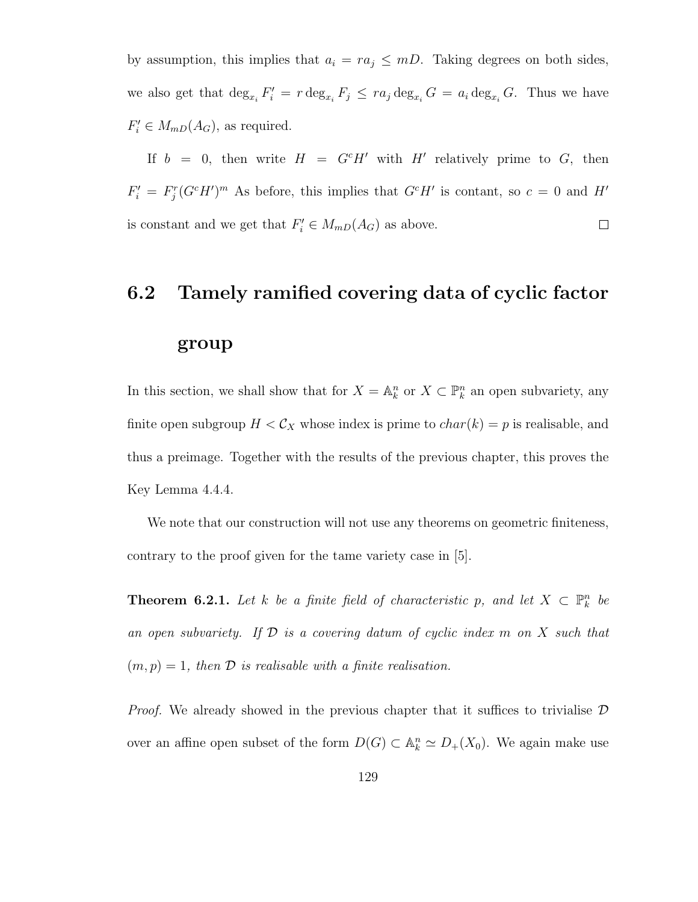by assumption, this implies that $a_i = ra_j \leq mD$. Taking degrees on both sides, we also get that $\deg_{x_i} F_i' = r \deg_{x_i} F_j \leq ra_j \deg_{x_i} G = a_i \deg_{x_i} G$. Thus we have $F_i' \in M_{mD}(A_G)$, as required.

If $b = 0$, then write $H = G^c H'$ with $H'$ relatively prime to $G$, then $F_i' = F_j^r (G^c H')^m$ As before, this implies that $G^c H'$ is contant, so $c = 0$ and $H'$ is constant and we get that $F_i' \in M_{mD}(A_G)$ as above. $\square$

## 6.2 Tamely ramified covering data of cyclic factor group

In this section, we shall show that for $X = \mathbb{A}_k^n$ or $X \subset \mathbb{P}_k^n$ an open subvariety, any finite open subgroup $H < \mathcal{C}_X$ whose index is prime to $char(k) = p$ is realisable, and thus a preimage. Together with the results of the previous chapter, this proves the Key Lemma 4.4.4.

We note that our construction will not use any theorems on geometric finiteness, contrary to the proof given for the tame variety case in [5].

**Theorem 6.2.1.** *Let $k$ be a finite field of characteristic $p$, and let $X \subset \mathbb{P}_k^n$ be an open subvariety. If $\mathcal{D}$ is a covering datum of cyclic index $m$ on $X$ such that $(m, p) = 1$, then $\mathcal{D}$ is realisable with a finite realisation.*

*Proof.* We already showed in the previous chapter that it suffices to trivialise $\mathcal{D}$ over an affine open subset of the form $D(G) \subset \mathbb{A}_k^n \simeq D_+(X_0)$. We again make use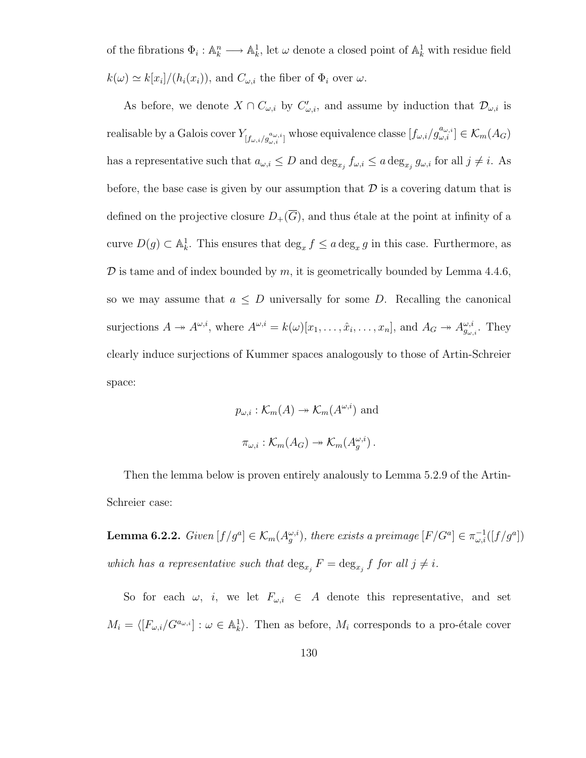of the fibrations $\Phi_i : \mathbb{A}^n_k \longrightarrow \mathbb{A}^1_k$, let $\omega$ denote a closed point of $\mathbb{A}^1_k$ with residue field $k(\omega) \simeq k[x_i]/(h_i(x_i))$, and $C_{\omega,i}$ the fiber of $\Phi_i$ over $\omega$.

As before, we denote $X \cap C_{\omega,i}$ by $C'_{\omega,i}$, and assume by induction that $\mathcal{D}_{\omega,i}$ is realisable by a Galois cover $Y_{[f_{\omega,i}/g^{a_{\omega,i}}_{\omega,i}]}$ whose equivalence classe $[f_{\omega,i}/g^{a_{\omega,i}}_{\omega,i}] \in \mathcal{K}_m(A_G)$ has a representative such that $a_{\omega,i} \leq D$ and $\deg_{x_j} f_{\omega,i} \leq a \deg_{x_j} g_{\omega,i}$ for all $j \neq i$. As before, the base case is given by our assumption that $\mathcal{D}$ is a covering datum that is defined on the projective closure $D_+(\overline{G})$, and thus étale at the point at infinity of a curve $D(g) \subset \mathbb{A}^1_k$. This ensures that $\deg_x f \leq a \deg_x g$ in this case. Furthermore, as $\mathcal{D}$ is tame and of index bounded by $m$, it is geometrically bounded by Lemma 4.4.6, so we may assume that $a \leq D$ universally for some $D$. Recalling the canonical surjections $A \twoheadrightarrow A^{\omega,i}$, where $A^{\omega,i} = k(\omega)[x_1, \ldots, \hat{x}_i, \ldots, x_n]$, and $A_G \twoheadrightarrow A^{\omega,i}_{g_{\omega,i}}$. They clearly induce surjections of Kummer spaces analogously to those of Artin-Schreier space:

$$p_{\omega,i} : \mathcal{K}_m(A) \twoheadrightarrow \mathcal{K}_m(A^{\omega,i}) \text{ and}$$

$$\pi_{\omega,i} : \mathcal{K}_m(A_G) \twoheadrightarrow \mathcal{K}_m(A^{\omega,i}_g)\,.$$

Then the lemma below is proven entirely analously to Lemma 5.2.9 of the Artin-Schreier case:

**Lemma 6.2.2.** *Given $[f/g^a] \in \mathcal{K}_m(A^{\omega,i}_g)$, there exists a preimage $[F/G^a] \in \pi^{-1}_{\omega,i}([f/g^a])$ which has a representative such that $\deg_{x_j} F = \deg_{x_j} f$ for all $j \neq i$.*

So for each $\omega$, $i$, we let $F_{\omega,i} \in A$ denote this representative, and set $M_i = \langle [F_{\omega,i}/G^{a_{\omega,i}}] : \omega \in \mathbb{A}^1_k \rangle$. Then as before, $M_i$ corresponds to a pro-étale cover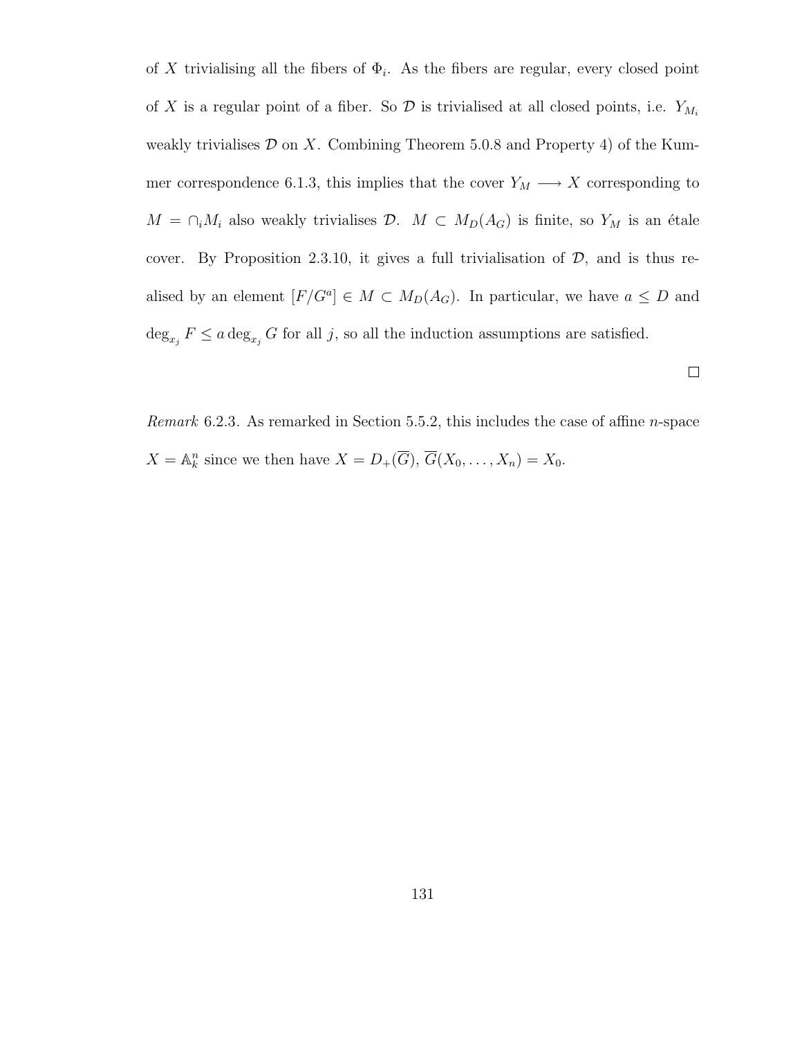of $X$ trivialising all the fibers of $\Phi_i$. As the fibers are regular, every closed point of $X$ is a regular point of a fiber. So $\mathcal{D}$ is trivialised at all closed points, i.e. $Y_{M_i}$ weakly trivialises $\mathcal{D}$ on $X$. Combining Theorem 5.0.8 and Property 4) of the Kummer correspondence 6.1.3, this implies that the cover $Y_M \longrightarrow X$ corresponding to $M = \cap_i M_i$ also weakly trivialises $\mathcal{D}$. $M \subset M_D(A_G)$ is finite, so $Y_M$ is an étale cover. By Proposition 2.3.10, it gives a full trivialisation of $\mathcal{D}$, and is thus realised by an element $[F/G^a] \in M \subset M_D(A_G)$. In particular, we have $a \leq D$ and $\deg_{x_j} F \leq a \deg_{x_j} G$ for all $j$, so all the induction assumptions are satisfied.

□

*Remark* 6.2.3. As remarked in Section 5.5.2, this includes the case of affine $n$-space $X = \mathbb{A}_k^n$ since we then have $X = D_+(\overline{G})$, $\overline{G}(X_0, \ldots, X_n) = X_0$.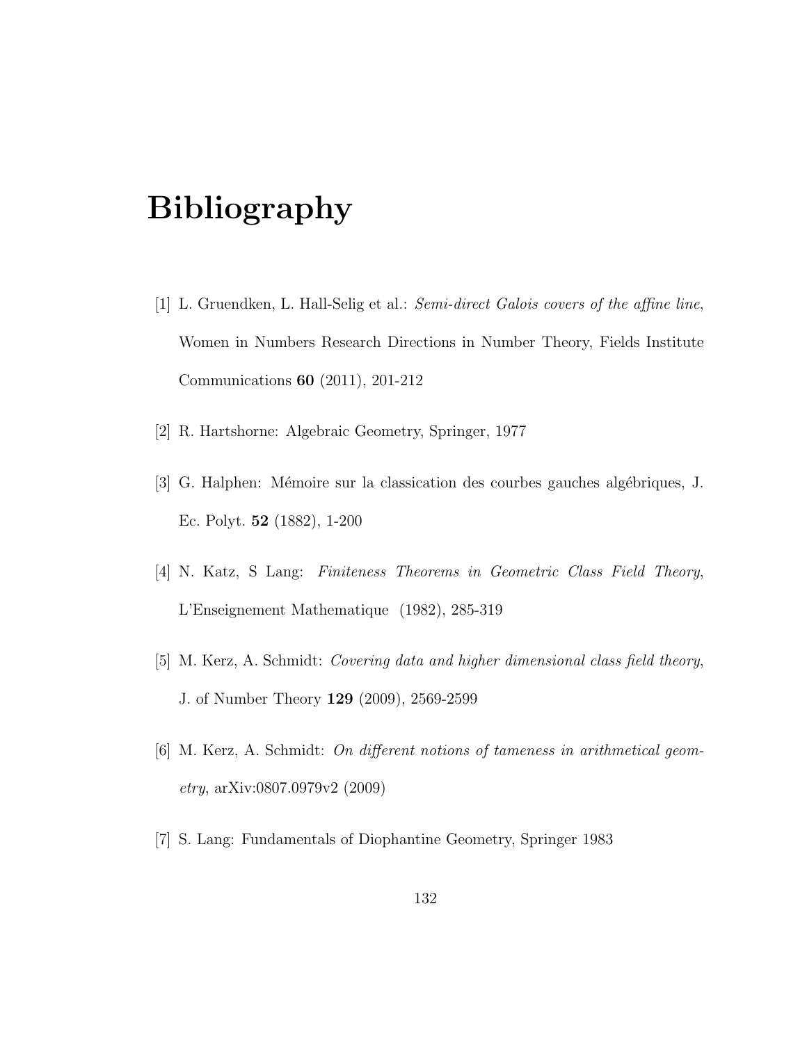# Bibliography

[1] L. Gruendken, L. Hall-Selig et al.: *Semi-direct Galois covers of the affine line*, Women in Numbers Research Directions in Number Theory, Fields Institute Communications **60** (2011), 201-212

[2] R. Hartshorne: Algebraic Geometry, Springer, 1977

[3] G. Halphen: Mémoire sur la classication des courbes gauches algébriques, J. Ec. Polyt. **52** (1882), 1-200

[4] N. Katz, S Lang: *Finiteness Theorems in Geometric Class Field Theory*, L'Enseignement Mathematique (1982), 285-319

[5] M. Kerz, A. Schmidt: *Covering data and higher dimensional class field theory*, J. of Number Theory **129** (2009), 2569-2599

[6] M. Kerz, A. Schmidt: *On different notions of tameness in arithmetical geometry*, arXiv:0807.0979v2 (2009)

[7] S. Lang: Fundamentals of Diophantine Geometry, Springer 1983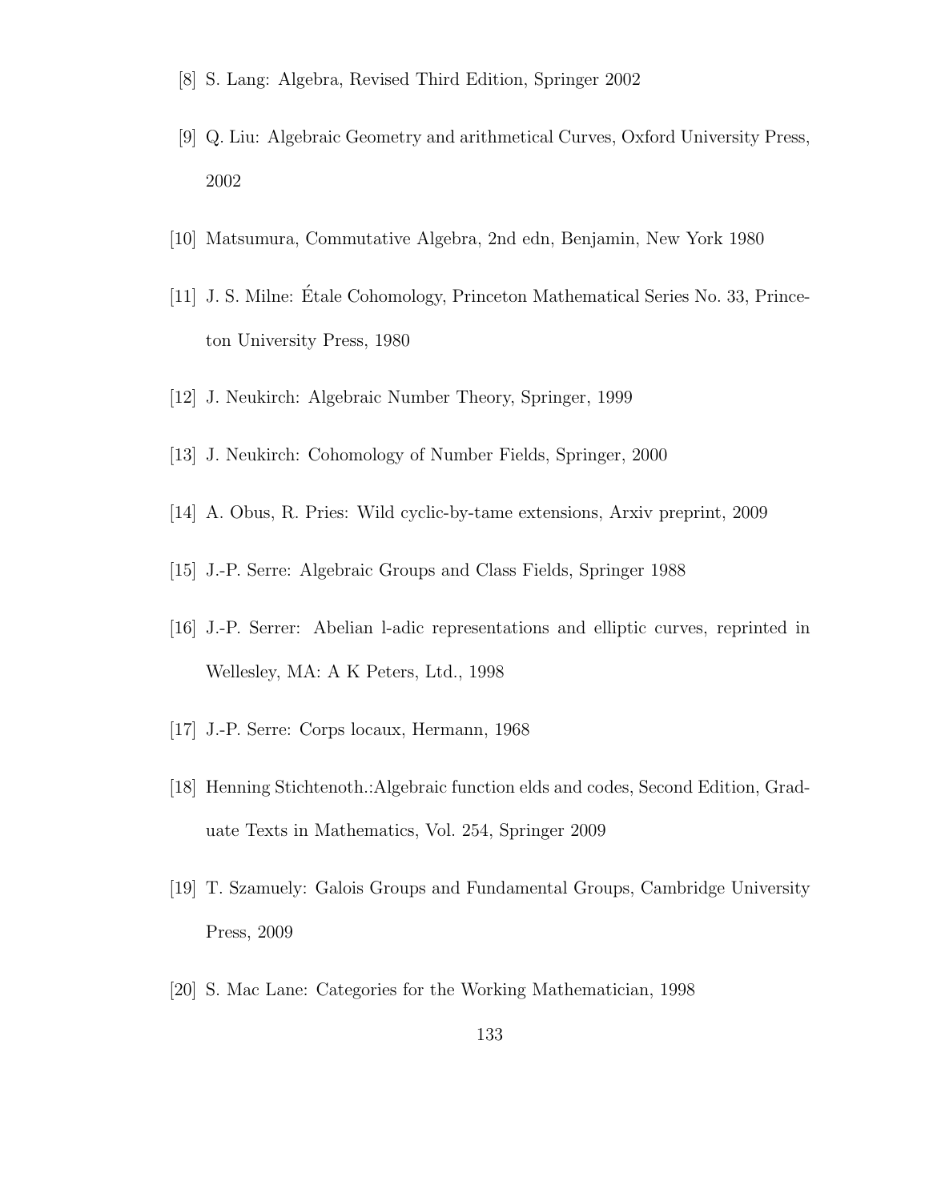[8] S. Lang: Algebra, Revised Third Edition, Springer 2002

[9] Q. Liu: Algebraic Geometry and arithmetical Curves, Oxford University Press, 2002

[10] Matsumura, Commutative Algebra, 2nd edn, Benjamin, New York 1980

[11] J. S. Milne: Étale Cohomology, Princeton Mathematical Series No. 33, Princeton University Press, 1980

[12] J. Neukirch: Algebraic Number Theory, Springer, 1999

[13] J. Neukirch: Cohomology of Number Fields, Springer, 2000

[14] A. Obus, R. Pries: Wild cyclic-by-tame extensions, Arxiv preprint, 2009

[15] J.-P. Serre: Algebraic Groups and Class Fields, Springer 1988

[16] J.-P. Serrer: Abelian l-adic representations and elliptic curves, reprinted in Wellesley, MA: A K Peters, Ltd., 1998

[17] J.-P. Serre: Corps locaux, Hermann, 1968

[18] Henning Stichtenoth.:Algebraic function elds and codes, Second Edition, Graduate Texts in Mathematics, Vol. 254, Springer 2009

[19] T. Szamuely: Galois Groups and Fundamental Groups, Cambridge University Press, 2009

[20] S. Mac Lane: Categories for the Working Mathematician, 1998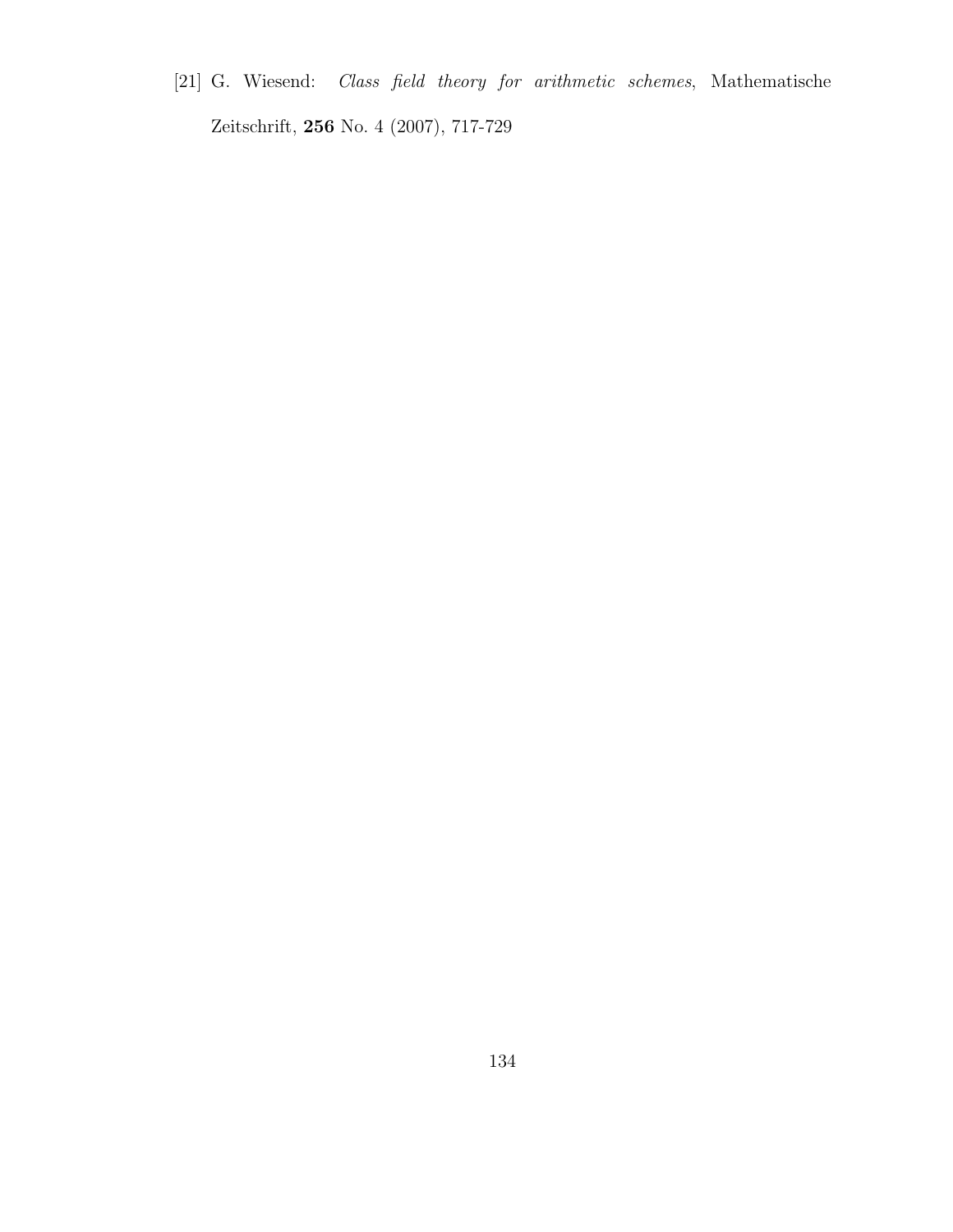[21] G. Wiesend: *Class field theory for arithmetic schemes*, Mathematische Zeitschrift, **256** No. 4 (2007), 717-729